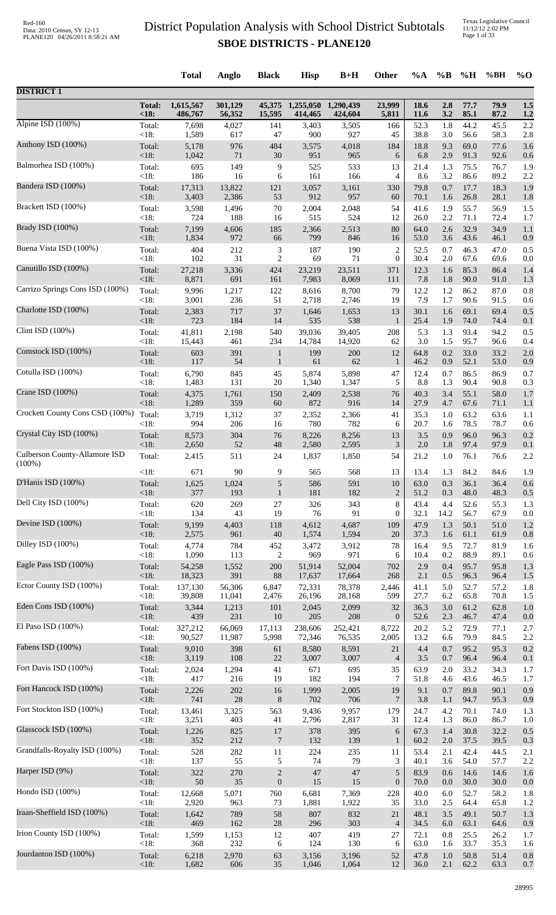# District Population Analysis with School District Subtotals

## SBOE DISTRICTS - PLANE120

| | | Total | Anglo | Black | Hisp | B+H | Other | %A | %B | %H | %BH | %O |
|---|---|---|---|---|---|---|---|---|---|---|---|---|
| **DISTRICT 1** | | | | | | | | | | | | |
| | **Total:** | **1,615,567** | **301,129** | **45,375** | **1,255,050** | **1,290,439** | **23,999** | **18.6** | **2.8** | **77.7** | **79.9** | **1.5** |
| | **<18:** | **486,767** | **56,352** | **15,595** | **414,465** | **424,604** | **5,811** | **11.6** | **3.2** | **85.1** | **87.2** | **1.2** |
| Alpine ISD (100%) | Total: | 7,698 | 4,027 | 141 | 3,403 | 3,505 | 166 | 52.3 | 1.8 | 44.2 | 45.5 | 2.2 |
| | <18: | 1,589 | 617 | 47 | 900 | 927 | 45 | 38.8 | 3.0 | 56.6 | 58.3 | 2.8 |
| Anthony ISD (100%) | Total: | 5,178 | 976 | 484 | 3,575 | 4,018 | 184 | 18.8 | 9.3 | 69.0 | 77.6 | 3.6 |
| | <18: | 1,042 | 71 | 30 | 951 | 965 | 6 | 6.8 | 2.9 | 91.3 | 92.6 | 0.6 |
| Balmorhea ISD (100%) | Total: | 695 | 149 | 9 | 525 | 533 | 13 | 21.4 | 1.3 | 75.5 | 76.7 | 1.9 |
| | <18: | 186 | 16 | 6 | 161 | 166 | 4 | 8.6 | 3.2 | 86.6 | 89.2 | 2.2 |
| Bandera ISD (100%) | Total: | 17,313 | 13,822 | 121 | 3,057 | 3,161 | 330 | 79.8 | 0.7 | 17.7 | 18.3 | 1.9 |
| | <18: | 3,403 | 2,386 | 53 | 912 | 957 | 60 | 70.1 | 1.6 | 26.8 | 28.1 | 1.8 |
| Brackett ISD (100%) | Total: | 3,598 | 1,496 | 70 | 2,004 | 2,048 | 54 | 41.6 | 1.9 | 55.7 | 56.9 | 1.5 |
| | <18: | 724 | 188 | 16 | 515 | 524 | 12 | 26.0 | 2.2 | 71.1 | 72.4 | 1.7 |
| Brady ISD (100%) | Total: | 7,199 | 4,606 | 185 | 2,366 | 2,513 | 80 | 64.0 | 2.6 | 32.9 | 34.9 | 1.1 |
| | <18: | 1,834 | 972 | 66 | 799 | 846 | 16 | 53.0 | 3.6 | 43.6 | 46.1 | 0.9 |
| Buena Vista ISD (100%) | Total: | 404 | 212 | 3 | 187 | 190 | 2 | 52.5 | 0.7 | 46.3 | 47.0 | 0.5 |
| | <18: | 102 | 31 | 2 | 69 | 71 | 0 | 30.4 | 2.0 | 67.6 | 69.6 | 0.0 |
| Canutillo ISD (100%) | Total: | 27,218 | 3,336 | 424 | 23,219 | 23,511 | 371 | 12.3 | 1.6 | 85.3 | 86.4 | 1.4 |
| | <18: | 8,871 | 691 | 161 | 7,983 | 8,069 | 111 | 7.8 | 1.8 | 90.0 | 91.0 | 1.3 |
| Carrizo Springs Cons ISD (100%) | Total: | 9,996 | 1,217 | 122 | 8,616 | 8,700 | 79 | 12.2 | 1.2 | 86.2 | 87.0 | 0.8 |
| | <18: | 3,001 | 236 | 51 | 2,718 | 2,746 | 19 | 7.9 | 1.7 | 90.6 | 91.5 | 0.6 |
| Charlotte ISD (100%) | Total: | 2,383 | 717 | 37 | 1,646 | 1,653 | 13 | 30.1 | 1.6 | 69.1 | 69.4 | 0.5 |
| | <18: | 723 | 184 | 14 | 535 | 538 | 1 | 25.4 | 1.9 | 74.0 | 74.4 | 0.1 |
| Clint ISD (100%) | Total: | 41,811 | 2,198 | 540 | 39,036 | 39,405 | 208 | 5.3 | 1.3 | 93.4 | 94.2 | 0.5 |
| | <18: | 15,443 | 461 | 234 | 14,784 | 14,920 | 62 | 3.0 | 1.5 | 95.7 | 96.6 | 0.4 |
| Comstock ISD (100%) | Total: | 603 | 391 | 1 | 199 | 200 | 12 | 64.8 | 0.2 | 33.0 | 33.2 | 2.0 |
| | <18: | 117 | 54 | 1 | 61 | 62 | 1 | 46.2 | 0.9 | 52.1 | 53.0 | 0.9 |
| Cotulla ISD (100%) | Total: | 6,790 | 845 | 45 | 5,874 | 5,898 | 47 | 12.4 | 0.7 | 86.5 | 86.9 | 0.7 |
| | <18: | 1,483 | 131 | 20 | 1,340 | 1,347 | 5 | 8.8 | 1.3 | 90.4 | 90.8 | 0.3 |
| Crane ISD (100%) | Total: | 4,375 | 1,761 | 150 | 2,409 | 2,538 | 76 | 40.3 | 3.4 | 55.1 | 58.0 | 1.7 |
| | <18: | 1,289 | 359 | 60 | 872 | 916 | 14 | 27.9 | 4.7 | 67.6 | 71.1 | 1.1 |
| Crockett County Cons CSD (100%) | Total: | 3,719 | 1,312 | 37 | 2,352 | 2,366 | 41 | 35.3 | 1.0 | 63.2 | 63.6 | 1.1 |
| | <18: | 994 | 206 | 16 | 780 | 782 | 6 | 20.7 | 1.6 | 78.5 | 78.7 | 0.6 |
| Crystal City ISD (100%) | Total: | 8,573 | 304 | 76 | 8,226 | 8,256 | 13 | 3.5 | 0.9 | 96.0 | 96.3 | 0.2 |
| | <18: | 2,650 | 52 | 48 | 2,580 | 2,595 | 3 | 2.0 | 1.8 | 97.4 | 97.9 | 0.1 |
| Culberson County-Allamore ISD (100%) | Total: | 2,415 | 511 | 24 | 1,837 | 1,850 | 54 | 21.2 | 1.0 | 76.1 | 76.6 | 2.2 |
| | <18: | 671 | 90 | 9 | 565 | 568 | 13 | 13.4 | 1.3 | 84.2 | 84.6 | 1.9 |
| D'Hanis ISD (100%) | Total: | 1,625 | 1,024 | 5 | 586 | 591 | 10 | 63.0 | 0.3 | 36.1 | 36.4 | 0.6 |
| | <18: | 377 | 193 | 1 | 181 | 182 | 2 | 51.2 | 0.3 | 48.0 | 48.3 | 0.5 |
| Dell City ISD (100%) | Total: | 620 | 269 | 27 | 326 | 343 | 8 | 43.4 | 4.4 | 52.6 | 55.3 | 1.3 |
| | <18: | 134 | 43 | 19 | 76 | 91 | 0 | 32.1 | 14.2 | 56.7 | 67.9 | 0.0 |
| Devine ISD (100%) | Total: | 9,199 | 4,403 | 118 | 4,612 | 4,687 | 109 | 47.9 | 1.3 | 50.1 | 51.0 | 1.2 |
| | <18: | 2,575 | 961 | 40 | 1,574 | 1,594 | 20 | 37.3 | 1.6 | 61.1 | 61.9 | 0.8 |
| Dilley ISD (100%) | Total: | 4,774 | 784 | 452 | 3,472 | 3,912 | 78 | 16.4 | 9.5 | 72.7 | 81.9 | 1.6 |
| | <18: | 1,090 | 113 | 2 | 969 | 971 | 6 | 10.4 | 0.2 | 88.9 | 89.1 | 0.6 |
| Eagle Pass ISD (100%) | Total: | 54,258 | 1,552 | 200 | 51,914 | 52,004 | 702 | 2.9 | 0.4 | 95.7 | 95.8 | 1.3 |
| | <18: | 18,323 | 391 | 88 | 17,637 | 17,664 | 268 | 2.1 | 0.5 | 96.3 | 96.4 | 1.5 |
| Ector County ISD (100%) | Total: | 137,130 | 56,306 | 6,847 | 72,331 | 78,378 | 2,446 | 41.1 | 5.0 | 52.7 | 57.2 | 1.8 |
| | <18: | 39,808 | 11,041 | 2,476 | 26,196 | 28,168 | 599 | 27.7 | 6.2 | 65.8 | 70.8 | 1.5 |
| Eden Cons ISD (100%) | Total: | 3,344 | 1,213 | 101 | 2,045 | 2,099 | 32 | 36.3 | 3.0 | 61.2 | 62.8 | 1.0 |
| | <18: | 439 | 231 | 10 | 205 | 208 | 0 | 52.6 | 2.3 | 46.7 | 47.4 | 0.0 |
| El Paso ISD (100%) | Total: | 327,212 | 66,069 | 17,113 | 238,606 | 252,421 | 8,722 | 20.2 | 5.2 | 72.9 | 77.1 | 2.7 |
| | <18: | 90,527 | 11,987 | 5,998 | 72,346 | 76,535 | 2,005 | 13.2 | 6.6 | 79.9 | 84.5 | 2.2 |
| Fabens ISD (100%) | Total: | 9,010 | 398 | 61 | 8,580 | 8,591 | 21 | 4.4 | 0.7 | 95.2 | 95.3 | 0.2 |
| | <18: | 3,119 | 108 | 22 | 3,007 | 3,007 | 4 | 3.5 | 0.7 | 96.4 | 96.4 | 0.1 |
| Fort Davis ISD (100%) | Total: | 2,024 | 1,294 | 41 | 671 | 695 | 35 | 63.9 | 2.0 | 33.2 | 34.3 | 1.7 |
| | <18: | 417 | 216 | 19 | 182 | 194 | 7 | 51.8 | 4.6 | 43.6 | 46.5 | 1.7 |
| Fort Hancock ISD (100%) | Total: | 2,226 | 202 | 16 | 1,999 | 2,005 | 19 | 9.1 | 0.7 | 89.8 | 90.1 | 0.9 |
| | <18: | 741 | 28 | 8 | 702 | 706 | 7 | 3.8 | 1.1 | 94.7 | 95.3 | 0.9 |
| Fort Stockton ISD (100%) | Total: | 13,461 | 3,325 | 563 | 9,436 | 9,957 | 179 | 24.7 | 4.2 | 70.1 | 74.0 | 1.3 |
| | <18: | 3,251 | 403 | 41 | 2,796 | 2,817 | 31 | 12.4 | 1.3 | 86.0 | 86.7 | 1.0 |
| Glasscock ISD (100%) | Total: | 1,226 | 825 | 17 | 378 | 395 | 6 | 67.3 | 1.4 | 30.8 | 32.2 | 0.5 |
| | <18: | 352 | 212 | 7 | 132 | 139 | 1 | 60.2 | 2.0 | 37.5 | 39.5 | 0.3 |
| Grandfalls-Royalty ISD (100%) | Total: | 528 | 282 | 11 | 224 | 235 | 11 | 53.4 | 2.1 | 42.4 | 44.5 | 2.1 |
| | <18: | 137 | 55 | 5 | 74 | 79 | 3 | 40.1 | 3.6 | 54.0 | 57.7 | 2.2 |
| Harper ISD (9%) | Total: | 322 | 270 | 2 | 47 | 47 | 5 | 83.9 | 0.6 | 14.6 | 14.6 | 1.6 |
| | <18: | 50 | 35 | 0 | 15 | 15 | 0 | 70.0 | 0.0 | 30.0 | 30.0 | 0.0 |
| Hondo ISD (100%) | Total: | 12,668 | 5,071 | 760 | 6,681 | 7,369 | 228 | 40.0 | 6.0 | 52.7 | 58.2 | 1.8 |
| | <18: | 2,920 | 963 | 73 | 1,881 | 1,922 | 35 | 33.0 | 2.5 | 64.4 | 65.8 | 1.2 |
| Iraan-Sheffield ISD (100%) | Total: | 1,642 | 789 | 58 | 807 | 832 | 21 | 48.1 | 3.5 | 49.1 | 50.7 | 1.3 |
| | <18: | 469 | 162 | 28 | 296 | 303 | 4 | 34.5 | 6.0 | 63.1 | 64.6 | 0.9 |
| Irion County ISD (100%) | Total: | 1,599 | 1,153 | 12 | 407 | 419 | 27 | 72.1 | 0.8 | 25.5 | 26.2 | 1.7 |
| | <18: | 368 | 232 | 6 | 124 | 130 | 6 | 63.0 | 1.6 | 33.7 | 35.3 | 1.6 |
| Jourdanton ISD (100%) | Total: | 6,218 | 2,970 | 63 | 3,156 | 3,196 | 52 | 47.8 | 1.0 | 50.8 | 51.4 | 0.8 |
| | <18: | 1,682 | 606 | 35 | 1,046 | 1,064 | 12 | 36.0 | 2.1 | 62.2 | 63.3 | 0.7 |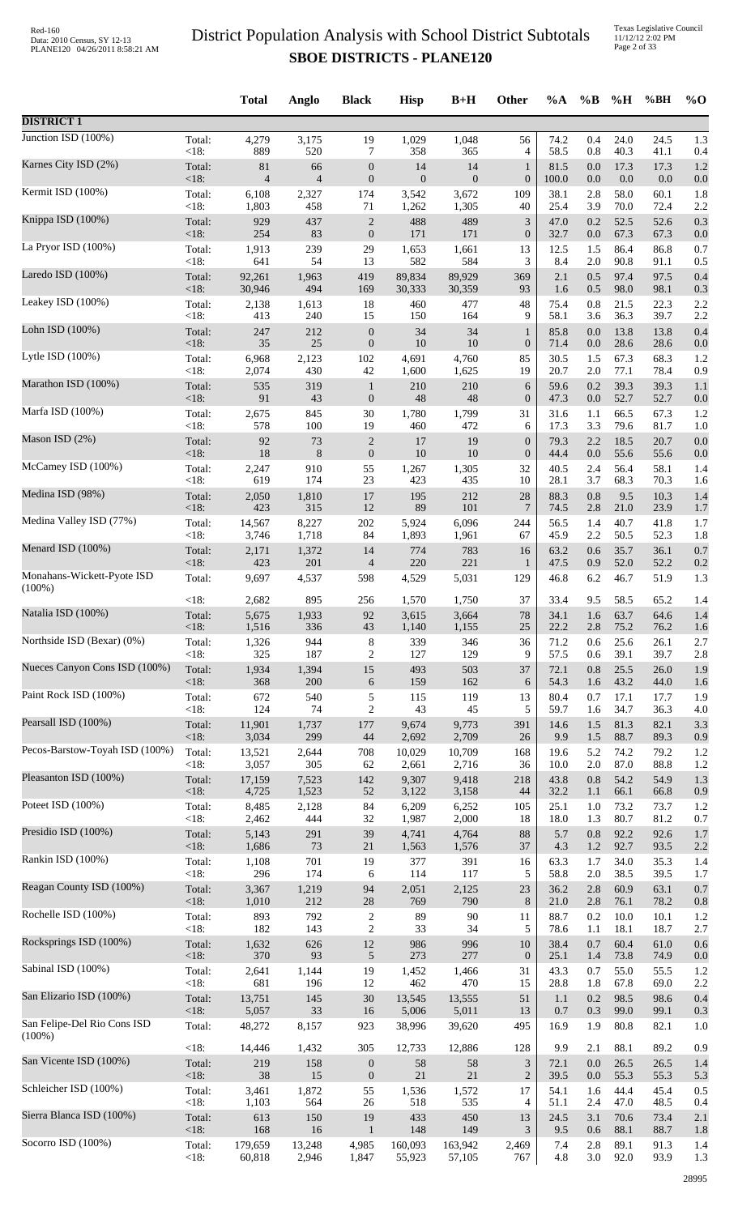# District Population Analysis with School District Subtotals

## SBOE DISTRICTS - PLANE120

Red-160
Data: 2010 Census, SY 12-13
PLANE120 04/26/2011 8:58:21 AM

Texas Legislative Council
11/12/12 2:02 PM

| | | Total | Anglo | Black | Hisp | B+H | Other | %A | %B | %H | %BH | %O |
|---|---|---|---|---|---|---|---|---|---|---|---|---|
| **DISTRICT 1** | | | | | | | | | | | | |
| Junction ISD (100%) | Total: | 4,279 | 3,175 | 19 | 1,029 | 1,048 | 56 | 74.2 | 0.4 | 24.0 | 24.5 | 1.3 |
| | <18: | 889 | 520 | 7 | 358 | 365 | 4 | 58.5 | 0.8 | 40.3 | 41.1 | 0.4 |
| Karnes City ISD (2%) | Total: | 81 | 66 | 0 | 14 | 14 | 1 | 81.5 | 0.0 | 17.3 | 17.3 | 1.2 |
| | <18: | 4 | 4 | 0 | 0 | 0 | 0 | 100.0 | 0.0 | 0.0 | 0.0 | 0.0 |
| Kermit ISD (100%) | Total: | 6,108 | 2,327 | 174 | 3,542 | 3,672 | 109 | 38.1 | 2.8 | 58.0 | 60.1 | 1.8 |
| | <18: | 1,803 | 458 | 71 | 1,262 | 1,305 | 40 | 25.4 | 3.9 | 70.0 | 72.4 | 2.2 |
| Knippa ISD (100%) | Total: | 929 | 437 | 2 | 488 | 489 | 3 | 47.0 | 0.2 | 52.5 | 52.6 | 0.3 |
| | <18: | 254 | 83 | 0 | 171 | 171 | 0 | 32.7 | 0.0 | 67.3 | 67.3 | 0.0 |
| La Pryor ISD (100%) | Total: | 1,913 | 239 | 29 | 1,653 | 1,661 | 13 | 12.5 | 1.5 | 86.4 | 86.8 | 0.7 |
| | <18: | 641 | 54 | 13 | 582 | 584 | 3 | 8.4 | 2.0 | 90.8 | 91.1 | 0.5 |
| Laredo ISD (100%) | Total: | 92,261 | 1,963 | 419 | 89,834 | 89,929 | 369 | 2.1 | 0.5 | 97.4 | 97.5 | 0.4 |
| | <18: | 30,946 | 494 | 169 | 30,333 | 30,359 | 93 | 1.6 | 0.5 | 98.0 | 98.1 | 0.3 |
| Leakey ISD (100%) | Total: | 2,138 | 1,613 | 18 | 460 | 477 | 48 | 75.4 | 0.8 | 21.5 | 22.3 | 2.2 |
| | <18: | 413 | 240 | 15 | 150 | 164 | 9 | 58.1 | 3.6 | 36.3 | 39.7 | 2.2 |
| Lohn ISD (100%) | Total: | 247 | 212 | 0 | 34 | 34 | 1 | 85.8 | 0.0 | 13.8 | 13.8 | 0.4 |
| | <18: | 35 | 25 | 0 | 10 | 10 | 0 | 71.4 | 0.0 | 28.6 | 28.6 | 0.0 |
| Lytle ISD (100%) | Total: | 6,968 | 2,123 | 102 | 4,691 | 4,760 | 85 | 30.5 | 1.5 | 67.3 | 68.3 | 1.2 |
| | <18: | 2,074 | 430 | 42 | 1,600 | 1,625 | 19 | 20.7 | 2.0 | 77.1 | 78.4 | 0.9 |
| Marathon ISD (100%) | Total: | 535 | 319 | 1 | 210 | 210 | 6 | 59.6 | 0.2 | 39.3 | 39.3 | 1.1 |
| | <18: | 91 | 43 | 0 | 48 | 48 | 0 | 47.3 | 0.0 | 52.7 | 52.7 | 0.0 |
| Marfa ISD (100%) | Total: | 2,675 | 845 | 30 | 1,780 | 1,799 | 31 | 31.6 | 1.1 | 66.5 | 67.3 | 1.2 |
| | <18: | 578 | 100 | 19 | 460 | 472 | 6 | 17.3 | 3.3 | 79.6 | 81.7 | 1.0 |
| Mason ISD (2%) | Total: | 92 | 73 | 2 | 17 | 19 | 0 | 79.3 | 2.2 | 18.5 | 20.7 | 0.0 |
| | <18: | 18 | 8 | 0 | 10 | 10 | 0 | 44.4 | 0.0 | 55.6 | 55.6 | 0.0 |
| McCamey ISD (100%) | Total: | 2,247 | 910 | 55 | 1,267 | 1,305 | 32 | 40.5 | 2.4 | 56.4 | 58.1 | 1.4 |
| | <18: | 619 | 174 | 23 | 423 | 435 | 10 | 28.1 | 3.7 | 68.3 | 70.3 | 1.6 |
| Medina ISD (98%) | Total: | 2,050 | 1,810 | 17 | 195 | 212 | 28 | 88.3 | 0.8 | 9.5 | 10.3 | 1.4 |
| | <18: | 423 | 315 | 12 | 89 | 101 | 7 | 74.5 | 2.8 | 21.0 | 23.9 | 1.7 |
| Medina Valley ISD (77%) | Total: | 14,567 | 8,227 | 202 | 5,924 | 6,096 | 244 | 56.5 | 1.4 | 40.7 | 41.8 | 1.7 |
| | <18: | 3,746 | 1,718 | 84 | 1,893 | 1,961 | 67 | 45.9 | 2.2 | 50.5 | 52.3 | 1.8 |
| Menard ISD (100%) | Total: | 2,171 | 1,372 | 14 | 774 | 783 | 16 | 63.2 | 0.6 | 35.7 | 36.1 | 0.7 |
| | <18: | 423 | 201 | 4 | 220 | 221 | 1 | 47.5 | 0.9 | 52.0 | 52.2 | 0.2 |
| Monahans-Wickett-Pyote ISD (100%) | Total: | 9,697 | 4,537 | 598 | 4,529 | 5,031 | 129 | 46.8 | 6.2 | 46.7 | 51.9 | 1.3 |
| | <18: | 2,682 | 895 | 256 | 1,570 | 1,750 | 37 | 33.4 | 9.5 | 58.5 | 65.2 | 1.4 |
| Natalia ISD (100%) | Total: | 5,675 | 1,933 | 92 | 3,615 | 3,664 | 78 | 34.1 | 1.6 | 63.7 | 64.6 | 1.4 |
| | <18: | 1,516 | 336 | 43 | 1,140 | 1,155 | 25 | 22.2 | 2.8 | 75.2 | 76.2 | 1.6 |
| Northside ISD (Bexar) (0%) | Total: | 1,326 | 944 | 8 | 339 | 346 | 36 | 71.2 | 0.6 | 25.6 | 26.1 | 2.7 |
| | <18: | 325 | 187 | 2 | 127 | 129 | 9 | 57.5 | 0.6 | 39.1 | 39.7 | 2.8 |
| Nueces Canyon Cons ISD (100%) | Total: | 1,934 | 1,394 | 15 | 493 | 503 | 37 | 72.1 | 0.8 | 25.5 | 26.0 | 1.9 |
| | <18: | 368 | 200 | 6 | 159 | 162 | 6 | 54.3 | 1.6 | 43.2 | 44.0 | 1.6 |
| Paint Rock ISD (100%) | Total: | 672 | 540 | 5 | 115 | 119 | 13 | 80.4 | 0.7 | 17.1 | 17.7 | 1.9 |
| | <18: | 124 | 74 | 2 | 43 | 45 | 5 | 59.7 | 1.6 | 34.7 | 36.3 | 4.0 |
| Pearsall ISD (100%) | Total: | 11,901 | 1,737 | 177 | 9,674 | 9,773 | 391 | 14.6 | 1.5 | 81.3 | 82.1 | 3.3 |
| | <18: | 3,034 | 299 | 44 | 2,692 | 2,709 | 26 | 9.9 | 1.5 | 88.7 | 89.3 | 0.9 |
| Pecos-Barstow-Toyah ISD (100%) | Total: | 13,521 | 2,644 | 708 | 10,029 | 10,709 | 168 | 19.6 | 5.2 | 74.2 | 79.2 | 1.2 |
| | <18: | 3,057 | 305 | 62 | 2,661 | 2,716 | 36 | 10.0 | 2.0 | 87.0 | 88.8 | 1.2 |
| Pleasanton ISD (100%) | Total: | 17,159 | 7,523 | 142 | 9,307 | 9,418 | 218 | 43.8 | 0.8 | 54.2 | 54.9 | 1.3 |
| | <18: | 4,725 | 1,523 | 52 | 3,122 | 3,158 | 44 | 32.2 | 1.1 | 66.1 | 66.8 | 0.9 |
| Poteet ISD (100%) | Total: | 8,485 | 2,128 | 84 | 6,209 | 6,252 | 105 | 25.1 | 1.0 | 73.2 | 73.7 | 1.2 |
| | <18: | 2,462 | 444 | 32 | 1,987 | 2,000 | 18 | 18.0 | 1.3 | 80.7 | 81.2 | 0.7 |
| Presidio ISD (100%) | Total: | 5,143 | 291 | 39 | 4,741 | 4,764 | 88 | 5.7 | 0.8 | 92.2 | 92.6 | 1.7 |
| | <18: | 1,686 | 73 | 21 | 1,563 | 1,576 | 37 | 4.3 | 1.2 | 92.7 | 93.5 | 2.2 |
| Rankin ISD (100%) | Total: | 1,108 | 701 | 19 | 377 | 391 | 16 | 63.3 | 1.7 | 34.0 | 35.3 | 1.4 |
| | <18: | 296 | 174 | 6 | 114 | 117 | 5 | 58.8 | 2.0 | 38.5 | 39.5 | 1.7 |
| Reagan County ISD (100%) | Total: | 3,367 | 1,219 | 94 | 2,051 | 2,125 | 23 | 36.2 | 2.8 | 60.9 | 63.1 | 0.7 |
| | <18: | 1,010 | 212 | 28 | 769 | 790 | 8 | 21.0 | 2.8 | 76.1 | 78.2 | 0.8 |
| Rochelle ISD (100%) | Total: | 893 | 792 | 2 | 89 | 90 | 11 | 88.7 | 0.2 | 10.0 | 10.1 | 1.2 |
| | <18: | 182 | 143 | 2 | 33 | 34 | 5 | 78.6 | 1.1 | 18.1 | 18.7 | 2.7 |
| Rocksprings ISD (100%) | Total: | 1,632 | 626 | 12 | 986 | 996 | 10 | 38.4 | 0.7 | 60.4 | 61.0 | 0.6 |
| | <18: | 370 | 93 | 5 | 273 | 277 | 0 | 25.1 | 1.4 | 73.8 | 74.9 | 0.0 |
| Sabinal ISD (100%) | Total: | 2,641 | 1,144 | 19 | 1,452 | 1,466 | 31 | 43.3 | 0.7 | 55.0 | 55.5 | 1.2 |
| | <18: | 681 | 196 | 12 | 462 | 470 | 15 | 28.8 | 1.8 | 67.8 | 69.0 | 2.2 |
| San Elizario ISD (100%) | Total: | 13,751 | 145 | 30 | 13,545 | 13,555 | 51 | 1.1 | 0.2 | 98.5 | 98.6 | 0.4 |
| | <18: | 5,057 | 33 | 16 | 5,006 | 5,011 | 13 | 0.7 | 0.3 | 99.0 | 99.1 | 0.3 |
| San Felipe-Del Rio Cons ISD (100%) | Total: | 48,272 | 8,157 | 923 | 38,996 | 39,620 | 495 | 16.9 | 1.9 | 80.8 | 82.1 | 1.0 |
| | <18: | 14,446 | 1,432 | 305 | 12,733 | 12,886 | 128 | 9.9 | 2.1 | 88.1 | 89.2 | 0.9 |
| San Vicente ISD (100%) | Total: | 219 | 158 | 0 | 58 | 58 | 3 | 72.1 | 0.0 | 26.5 | 26.5 | 1.4 |
| | <18: | 38 | 15 | 0 | 21 | 21 | 2 | 39.5 | 0.0 | 55.3 | 55.3 | 5.3 |
| Schleicher ISD (100%) | Total: | 3,461 | 1,872 | 55 | 1,536 | 1,572 | 17 | 54.1 | 1.6 | 44.4 | 45.4 | 0.5 |
| | <18: | 1,103 | 564 | 26 | 518 | 535 | 4 | 51.1 | 2.4 | 47.0 | 48.5 | 0.4 |
| Sierra Blanca ISD (100%) | Total: | 613 | 150 | 19 | 433 | 450 | 13 | 24.5 | 3.1 | 70.6 | 73.4 | 2.1 |
| | <18: | 168 | 16 | 1 | 148 | 149 | 3 | 9.5 | 0.6 | 88.1 | 88.7 | 1.8 |
| Socorro ISD (100%) | Total: | 179,659 | 13,248 | 4,985 | 160,093 | 163,942 | 2,469 | 7.4 | 2.8 | 89.1 | 91.3 | 1.4 |
| | <18: | 60,818 | 2,946 | 1,847 | 55,923 | 57,105 | 767 | 4.8 | 3.0 | 92.0 | 93.9 | 1.3 |

28995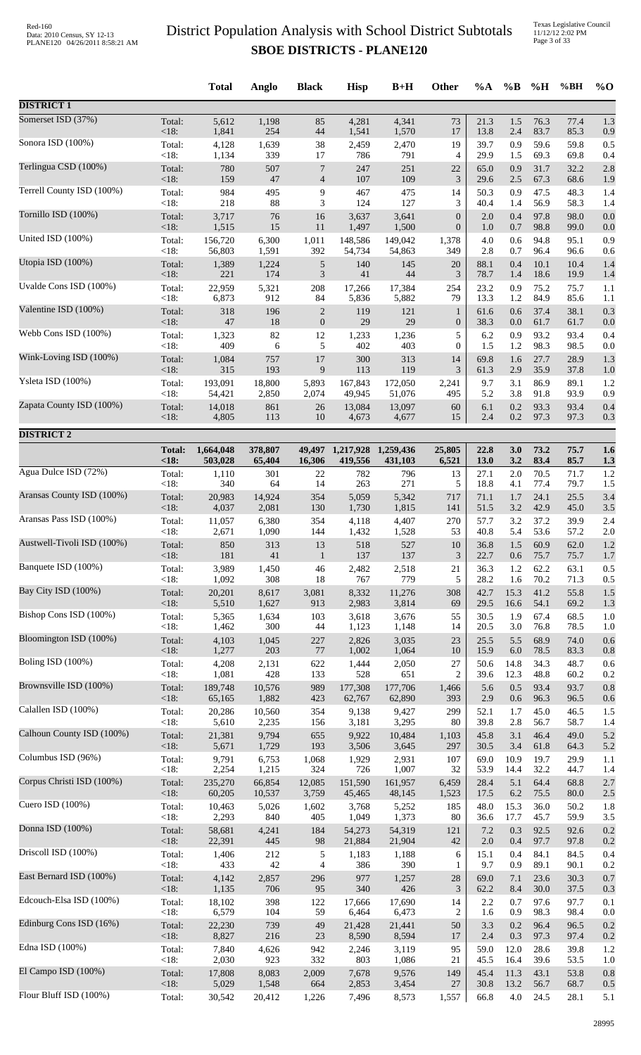# District Population Analysis with School District Subtotals

## SBOE DISTRICTS - PLANE120

| | | Total | Anglo | Black | Hisp | B+H | Other | %A | %B | %H | %BH | %O |
|---|---|---|---|---|---|---|---|---|---|---|---|---|
| **DISTRICT 1** | | | | | | | | | | | | |
| Somerset ISD (37%) | Total: | 5,612 | 1,198 | 85 | 4,281 | 4,341 | 73 | 21.3 | 1.5 | 76.3 | 77.4 | 1.3 |
| | <18: | 1,841 | 254 | 44 | 1,541 | 1,570 | 17 | 13.8 | 2.4 | 83.7 | 85.3 | 0.9 |
| Sonora ISD (100%) | Total: | 4,128 | 1,639 | 38 | 2,459 | 2,470 | 19 | 39.7 | 0.9 | 59.6 | 59.8 | 0.5 |
| | <18: | 1,134 | 339 | 17 | 786 | 791 | 4 | 29.9 | 1.5 | 69.3 | 69.8 | 0.4 |
| Terlingua CSD (100%) | Total: | 780 | 507 | 7 | 247 | 251 | 22 | 65.0 | 0.9 | 31.7 | 32.2 | 2.8 |
| | <18: | 159 | 47 | 4 | 107 | 109 | 3 | 29.6 | 2.5 | 67.3 | 68.6 | 1.9 |
| Terrell County ISD (100%) | Total: | 984 | 495 | 9 | 467 | 475 | 14 | 50.3 | 0.9 | 47.5 | 48.3 | 1.4 |
| | <18: | 218 | 88 | 3 | 124 | 127 | 3 | 40.4 | 1.4 | 56.9 | 58.3 | 1.4 |
| Tornillo ISD (100%) | Total: | 3,717 | 76 | 16 | 3,637 | 3,641 | 0 | 2.0 | 0.4 | 97.8 | 98.0 | 0.0 |
| | <18: | 1,515 | 15 | 11 | 1,497 | 1,500 | 0 | 1.0 | 0.7 | 98.8 | 99.0 | 0.0 |
| United ISD (100%) | Total: | 156,720 | 6,300 | 1,011 | 148,586 | 149,042 | 1,378 | 4.0 | 0.6 | 94.8 | 95.1 | 0.9 |
| | <18: | 56,803 | 1,591 | 392 | 54,734 | 54,863 | 349 | 2.8 | 0.7 | 96.4 | 96.6 | 0.6 |
| Utopia ISD (100%) | Total: | 1,389 | 1,224 | 5 | 140 | 145 | 20 | 88.1 | 0.4 | 10.1 | 10.4 | 1.4 |
| | <18: | 221 | 174 | 3 | 41 | 44 | 3 | 78.7 | 1.4 | 18.6 | 19.9 | 1.4 |
| Uvalde Cons ISD (100%) | Total: | 22,959 | 5,321 | 208 | 17,266 | 17,384 | 254 | 23.2 | 0.9 | 75.2 | 75.7 | 1.1 |
| | <18: | 6,873 | 912 | 84 | 5,836 | 5,882 | 79 | 13.3 | 1.2 | 84.9 | 85.6 | 1.1 |
| Valentine ISD (100%) | Total: | 318 | 196 | 2 | 119 | 121 | 1 | 61.6 | 0.6 | 37.4 | 38.1 | 0.3 |
| | <18: | 47 | 18 | 0 | 29 | 29 | 0 | 38.3 | 0.0 | 61.7 | 61.7 | 0.0 |
| Webb Cons ISD (100%) | Total: | 1,323 | 82 | 12 | 1,233 | 1,236 | 5 | 6.2 | 0.9 | 93.2 | 93.4 | 0.4 |
| | <18: | 409 | 6 | 5 | 402 | 403 | 0 | 1.5 | 1.2 | 98.3 | 98.5 | 0.0 |
| Wink-Loving ISD (100%) | Total: | 1,084 | 757 | 17 | 300 | 313 | 14 | 69.8 | 1.6 | 27.7 | 28.9 | 1.3 |
| | <18: | 315 | 193 | 9 | 113 | 119 | 3 | 61.3 | 2.9 | 35.9 | 37.8 | 1.0 |
| Ysleta ISD (100%) | Total: | 193,091 | 18,800 | 5,893 | 167,843 | 172,050 | 2,241 | 9.7 | 3.1 | 86.9 | 89.1 | 1.2 |
| | <18: | 54,421 | 2,850 | 2,074 | 49,945 | 51,076 | 495 | 5.2 | 3.8 | 91.8 | 93.9 | 0.9 |
| Zapata County ISD (100%) | Total: | 14,018 | 861 | 26 | 13,084 | 13,097 | 60 | 6.1 | 0.2 | 93.3 | 93.4 | 0.4 |
| | <18: | 4,805 | 113 | 10 | 4,673 | 4,677 | 15 | 2.4 | 0.2 | 97.3 | 97.3 | 0.3 |
| **DISTRICT 2** | | | | | | | | | | | | |
| | **Total:** | **1,664,048** | **378,807** | **49,497** | **1,217,928** | **1,259,436** | **25,805** | **22.8** | **3.0** | **73.2** | **75.7** | **1.6** |
| | **<18:** | **503,028** | **65,404** | **16,306** | **419,556** | **431,103** | **6,521** | **13.0** | **3.2** | **83.4** | **85.7** | **1.3** |
| Agua Dulce ISD (72%) | Total: | 1,110 | 301 | 22 | 782 | 796 | 13 | 27.1 | 2.0 | 70.5 | 71.7 | 1.2 |
| | <18: | 340 | 64 | 14 | 263 | 271 | 5 | 18.8 | 4.1 | 77.4 | 79.7 | 1.5 |
| Aransas County ISD (100%) | Total: | 20,983 | 14,924 | 354 | 5,059 | 5,342 | 717 | 71.1 | 1.7 | 24.1 | 25.5 | 3.4 |
| | <18: | 4,037 | 2,081 | 130 | 1,730 | 1,815 | 141 | 51.5 | 3.2 | 42.9 | 45.0 | 3.5 |
| Aransas Pass ISD (100%) | Total: | 11,057 | 6,380 | 354 | 4,118 | 4,407 | 270 | 57.7 | 3.2 | 37.2 | 39.9 | 2.4 |
| | <18: | 2,671 | 1,090 | 144 | 1,432 | 1,528 | 53 | 40.8 | 5.4 | 53.6 | 57.2 | 2.0 |
| Austwell-Tivoli ISD (100%) | Total: | 850 | 313 | 13 | 518 | 527 | 10 | 36.8 | 1.5 | 60.9 | 62.0 | 1.2 |
| | <18: | 181 | 41 | 1 | 137 | 137 | 3 | 22.7 | 0.6 | 75.7 | 75.7 | 1.7 |
| Banquete ISD (100%) | Total: | 3,989 | 1,450 | 46 | 2,482 | 2,518 | 21 | 36.3 | 1.2 | 62.2 | 63.1 | 0.5 |
| | <18: | 1,092 | 308 | 18 | 767 | 779 | 5 | 28.2 | 1.6 | 70.2 | 71.3 | 0.5 |
| Bay City ISD (100%) | Total: | 20,201 | 8,617 | 3,081 | 8,332 | 11,276 | 308 | 42.7 | 15.3 | 41.2 | 55.8 | 1.5 |
| | <18: | 5,510 | 1,627 | 913 | 2,983 | 3,814 | 69 | 29.5 | 16.6 | 54.1 | 69.2 | 1.3 |
| Bishop Cons ISD (100%) | Total: | 5,365 | 1,634 | 103 | 3,618 | 3,676 | 55 | 30.5 | 1.9 | 67.4 | 68.5 | 1.0 |
| | <18: | 1,462 | 300 | 44 | 1,123 | 1,148 | 14 | 20.5 | 3.0 | 76.8 | 78.5 | 1.0 |
| Bloomington ISD (100%) | Total: | 4,103 | 1,045 | 227 | 2,826 | 3,035 | 23 | 25.5 | 5.5 | 68.9 | 74.0 | 0.6 |
| | <18: | 1,277 | 203 | 77 | 1,002 | 1,064 | 10 | 15.9 | 6.0 | 78.5 | 83.3 | 0.8 |
| Boling ISD (100%) | Total: | 4,208 | 2,131 | 622 | 1,444 | 2,050 | 27 | 50.6 | 14.8 | 34.3 | 48.7 | 0.6 |
| | <18: | 1,081 | 428 | 133 | 528 | 651 | 2 | 39.6 | 12.3 | 48.8 | 60.2 | 0.2 |
| Brownsville ISD (100%) | Total: | 189,748 | 10,576 | 989 | 177,308 | 177,706 | 1,466 | 5.6 | 0.5 | 93.4 | 93.7 | 0.8 |
| | <18: | 65,165 | 1,882 | 423 | 62,767 | 62,890 | 393 | 2.9 | 0.6 | 96.3 | 96.5 | 0.6 |
| Calallen ISD (100%) | Total: | 20,286 | 10,560 | 354 | 9,138 | 9,427 | 299 | 52.1 | 1.7 | 45.0 | 46.5 | 1.5 |
| | <18: | 5,610 | 2,235 | 156 | 3,181 | 3,295 | 80 | 39.8 | 2.8 | 56.7 | 58.7 | 1.4 |
| Calhoun County ISD (100%) | Total: | 21,381 | 9,794 | 655 | 9,922 | 10,484 | 1,103 | 45.8 | 3.1 | 46.4 | 49.0 | 5.2 |
| | <18: | 5,671 | 1,729 | 193 | 3,506 | 3,645 | 297 | 30.5 | 3.4 | 61.8 | 64.3 | 5.2 |
| Columbus ISD (96%) | Total: | 9,791 | 6,753 | 1,068 | 1,929 | 2,931 | 107 | 69.0 | 10.9 | 19.7 | 29.9 | 1.1 |
| | <18: | 2,254 | 1,215 | 324 | 726 | 1,007 | 32 | 53.9 | 14.4 | 32.2 | 44.7 | 1.4 |
| Corpus Christi ISD (100%) | Total: | 235,270 | 66,854 | 12,085 | 151,590 | 161,957 | 6,459 | 28.4 | 5.1 | 64.4 | 68.8 | 2.7 |
| | <18: | 60,205 | 10,537 | 3,759 | 45,465 | 48,145 | 1,523 | 17.5 | 6.2 | 75.5 | 80.0 | 2.5 |
| Cuero ISD (100%) | Total: | 10,463 | 5,026 | 1,602 | 3,768 | 5,252 | 185 | 48.0 | 15.3 | 36.0 | 50.2 | 1.8 |
| | <18: | 2,293 | 840 | 405 | 1,049 | 1,373 | 80 | 36.6 | 17.7 | 45.7 | 59.9 | 3.5 |
| Donna ISD (100%) | Total: | 58,681 | 4,241 | 184 | 54,273 | 54,319 | 121 | 7.2 | 0.3 | 92.5 | 92.6 | 0.2 |
| | <18: | 22,391 | 445 | 98 | 21,884 | 21,904 | 42 | 2.0 | 0.4 | 97.7 | 97.8 | 0.2 |
| Driscoll ISD (100%) | Total: | 1,406 | 212 | 5 | 1,183 | 1,188 | 6 | 15.1 | 0.4 | 84.1 | 84.5 | 0.4 |
| | <18: | 433 | 42 | 4 | 386 | 390 | 1 | 9.7 | 0.9 | 89.1 | 90.1 | 0.2 |
| East Bernard ISD (100%) | Total: | 4,142 | 2,857 | 296 | 977 | 1,257 | 28 | 69.0 | 7.1 | 23.6 | 30.3 | 0.7 |
| | <18: | 1,135 | 706 | 95 | 340 | 426 | 3 | 62.2 | 8.4 | 30.0 | 37.5 | 0.3 |
| Edcouch-Elsa ISD (100%) | Total: | 18,102 | 398 | 122 | 17,666 | 17,690 | 14 | 2.2 | 0.7 | 97.6 | 97.7 | 0.1 |
| | <18: | 6,579 | 104 | 59 | 6,464 | 6,473 | 2 | 1.6 | 0.9 | 98.3 | 98.4 | 0.0 |
| Edinburg Cons ISD (16%) | Total: | 22,230 | 739 | 49 | 21,428 | 21,441 | 50 | 3.3 | 0.2 | 96.4 | 96.5 | 0.2 |
| | <18: | 8,827 | 216 | 23 | 8,590 | 8,594 | 17 | 2.4 | 0.3 | 97.3 | 97.4 | 0.2 |
| Edna ISD (100%) | Total: | 7,840 | 4,626 | 942 | 2,246 | 3,119 | 95 | 59.0 | 12.0 | 28.6 | 39.8 | 1.2 |
| | <18: | 2,030 | 923 | 332 | 803 | 1,086 | 21 | 45.5 | 16.4 | 39.6 | 53.5 | 1.0 |
| El Campo ISD (100%) | Total: | 17,808 | 8,083 | 2,009 | 7,678 | 9,576 | 149 | 45.4 | 11.3 | 43.1 | 53.8 | 0.8 |
| | <18: | 5,029 | 1,548 | 664 | 2,853 | 3,454 | 27 | 30.8 | 13.2 | 56.7 | 68.7 | 0.5 |
| Flour Bluff ISD (100%) | Total: | 30,542 | 20,412 | 1,226 | 7,496 | 8,573 | 1,557 | 66.8 | 4.0 | 24.5 | 28.1 | 5.1 |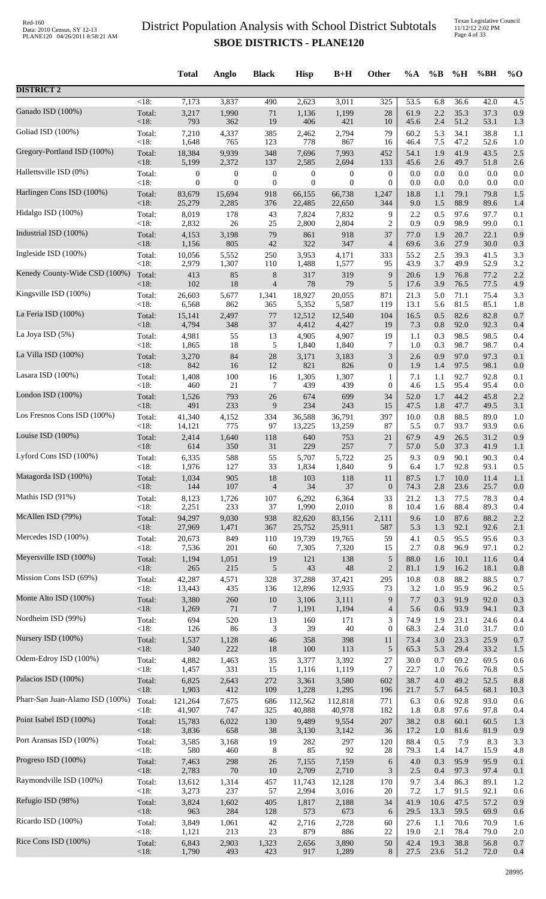# District Population Analysis with School District Subtotals

## SBOE DISTRICTS - PLANE120

|  |  | Total | Anglo | Black | Hisp | B+H | Other | %A | %B | %H | %BH | %O |
|---|---|---|---|---|---|---|---|---|---|---|---|---|
| **DISTRICT 2** |  |  |  |  |  |  |  |  |  |  |  |  |
|  | <18: | 7,173 | 3,837 | 490 | 2,623 | 3,011 | 325 | 53.5 | 6.8 | 36.6 | 42.0 | 4.5 |
| Ganado ISD (100%) | Total: | 3,217 | 1,990 | 71 | 1,136 | 1,199 | 28 | 61.9 | 2.2 | 35.3 | 37.3 | 0.9 |
|  | <18: | 793 | 362 | 19 | 406 | 421 | 10 | 45.6 | 2.4 | 51.2 | 53.1 | 1.3 |
| Goliad ISD (100%) | Total: | 7,210 | 4,337 | 385 | 2,462 | 2,794 | 79 | 60.2 | 5.3 | 34.1 | 38.8 | 1.1 |
|  | <18: | 1,648 | 765 | 123 | 778 | 867 | 16 | 46.4 | 7.5 | 47.2 | 52.6 | 1.0 |
| Gregory-Portland ISD (100%) | Total: | 18,384 | 9,939 | 348 | 7,696 | 7,993 | 452 | 54.1 | 1.9 | 41.9 | 43.5 | 2.5 |
|  | <18: | 5,199 | 2,372 | 137 | 2,585 | 2,694 | 133 | 45.6 | 2.6 | 49.7 | 51.8 | 2.6 |
| Hallettsville ISD (0%) | Total: | 0 | 0 | 0 | 0 | 0 | 0 | 0.0 | 0.0 | 0.0 | 0.0 | 0.0 |
|  | <18: | 0 | 0 | 0 | 0 | 0 | 0 | 0.0 | 0.0 | 0.0 | 0.0 | 0.0 |
| Harlingen Cons ISD (100%) | Total: | 83,679 | 15,694 | 918 | 66,155 | 66,738 | 1,247 | 18.8 | 1.1 | 79.1 | 79.8 | 1.5 |
|  | <18: | 25,279 | 2,285 | 376 | 22,485 | 22,650 | 344 | 9.0 | 1.5 | 88.9 | 89.6 | 1.4 |
| Hidalgo ISD (100%) | Total: | 8,019 | 178 | 43 | 7,824 | 7,832 | 9 | 2.2 | 0.5 | 97.6 | 97.7 | 0.1 |
|  | <18: | 2,832 | 26 | 25 | 2,800 | 2,804 | 2 | 0.9 | 0.9 | 98.9 | 99.0 | 0.1 |
| Industrial ISD (100%) | Total: | 4,153 | 3,198 | 79 | 861 | 918 | 37 | 77.0 | 1.9 | 20.7 | 22.1 | 0.9 |
|  | <18: | 1,156 | 805 | 42 | 322 | 347 | 4 | 69.6 | 3.6 | 27.9 | 30.0 | 0.3 |
| Ingleside ISD (100%) | Total: | 10,056 | 5,552 | 250 | 3,953 | 4,171 | 333 | 55.2 | 2.5 | 39.3 | 41.5 | 3.3 |
|  | <18: | 2,979 | 1,307 | 110 | 1,488 | 1,577 | 95 | 43.9 | 3.7 | 49.9 | 52.9 | 3.2 |
| Kenedy County-Wide CSD (100%) | Total: | 413 | 85 | 8 | 317 | 319 | 9 | 20.6 | 1.9 | 76.8 | 77.2 | 2.2 |
|  | <18: | 102 | 18 | 4 | 78 | 79 | 5 | 17.6 | 3.9 | 76.5 | 77.5 | 4.9 |
| Kingsville ISD (100%) | Total: | 26,603 | 5,677 | 1,341 | 18,927 | 20,055 | 871 | 21.3 | 5.0 | 71.1 | 75.4 | 3.3 |
|  | <18: | 6,568 | 862 | 365 | 5,352 | 5,587 | 119 | 13.1 | 5.6 | 81.5 | 85.1 | 1.8 |
| La Feria ISD (100%) | Total: | 15,141 | 2,497 | 77 | 12,512 | 12,540 | 104 | 16.5 | 0.5 | 82.6 | 82.8 | 0.7 |
|  | <18: | 4,794 | 348 | 37 | 4,412 | 4,427 | 19 | 7.3 | 0.8 | 92.0 | 92.3 | 0.4 |
| La Joya ISD (5%) | Total: | 4,981 | 55 | 13 | 4,905 | 4,907 | 19 | 1.1 | 0.3 | 98.5 | 98.5 | 0.4 |
|  | <18: | 1,865 | 18 | 5 | 1,840 | 1,840 | 7 | 1.0 | 0.3 | 98.7 | 98.7 | 0.4 |
| La Villa ISD (100%) | Total: | 3,270 | 84 | 28 | 3,171 | 3,183 | 3 | 2.6 | 0.9 | 97.0 | 97.3 | 0.1 |
|  | <18: | 842 | 16 | 12 | 821 | 826 | 0 | 1.9 | 1.4 | 97.5 | 98.1 | 0.0 |
| Lasara ISD (100%) | Total: | 1,408 | 100 | 16 | 1,305 | 1,307 | 1 | 7.1 | 1.1 | 92.7 | 92.8 | 0.1 |
|  | <18: | 460 | 21 | 7 | 439 | 439 | 0 | 4.6 | 1.5 | 95.4 | 95.4 | 0.0 |
| London ISD (100%) | Total: | 1,526 | 793 | 26 | 674 | 699 | 34 | 52.0 | 1.7 | 44.2 | 45.8 | 2.2 |
|  | <18: | 491 | 233 | 9 | 234 | 243 | 15 | 47.5 | 1.8 | 47.7 | 49.5 | 3.1 |
| Los Fresnos Cons ISD (100%) | Total: | 41,340 | 4,152 | 334 | 36,588 | 36,791 | 397 | 10.0 | 0.8 | 88.5 | 89.0 | 1.0 |
|  | <18: | 14,121 | 775 | 97 | 13,225 | 13,259 | 87 | 5.5 | 0.7 | 93.7 | 93.9 | 0.6 |
| Louise ISD (100%) | Total: | 2,414 | 1,640 | 118 | 640 | 753 | 21 | 67.9 | 4.9 | 26.5 | 31.2 | 0.9 |
|  | <18: | 614 | 350 | 31 | 229 | 257 | 7 | 57.0 | 5.0 | 37.3 | 41.9 | 1.1 |
| Lyford Cons ISD (100%) | Total: | 6,335 | 588 | 55 | 5,707 | 5,722 | 25 | 9.3 | 0.9 | 90.1 | 90.3 | 0.4 |
|  | <18: | 1,976 | 127 | 33 | 1,834 | 1,840 | 9 | 6.4 | 1.7 | 92.8 | 93.1 | 0.5 |
| Matagorda ISD (100%) | Total: | 1,034 | 905 | 18 | 103 | 118 | 11 | 87.5 | 1.7 | 10.0 | 11.4 | 1.1 |
|  | <18: | 144 | 107 | 4 | 34 | 37 | 0 | 74.3 | 2.8 | 23.6 | 25.7 | 0.0 |
| Mathis ISD (91%) | Total: | 8,123 | 1,726 | 107 | 6,292 | 6,364 | 33 | 21.2 | 1.3 | 77.5 | 78.3 | 0.4 |
|  | <18: | 2,251 | 233 | 37 | 1,990 | 2,010 | 8 | 10.4 | 1.6 | 88.4 | 89.3 | 0.4 |
| McAllen ISD (79%) | Total: | 94,297 | 9,030 | 938 | 82,620 | 83,156 | 2,111 | 9.6 | 1.0 | 87.6 | 88.2 | 2.2 |
|  | <18: | 27,969 | 1,471 | 367 | 25,752 | 25,911 | 587 | 5.3 | 1.3 | 92.1 | 92.6 | 2.1 |
| Mercedes ISD (100%) | Total: | 20,673 | 849 | 110 | 19,739 | 19,765 | 59 | 4.1 | 0.5 | 95.5 | 95.6 | 0.3 |
|  | <18: | 7,536 | 201 | 60 | 7,305 | 7,320 | 15 | 2.7 | 0.8 | 96.9 | 97.1 | 0.2 |
| Meyersville ISD (100%) | Total: | 1,194 | 1,051 | 19 | 121 | 138 | 5 | 88.0 | 1.6 | 10.1 | 11.6 | 0.4 |
|  | <18: | 265 | 215 | 5 | 43 | 48 | 2 | 81.1 | 1.9 | 16.2 | 18.1 | 0.8 |
| Mission Cons ISD (69%) | Total: | 42,287 | 4,571 | 328 | 37,288 | 37,421 | 295 | 10.8 | 0.8 | 88.2 | 88.5 | 0.7 |
|  | <18: | 13,443 | 435 | 136 | 12,896 | 12,935 | 73 | 3.2 | 1.0 | 95.9 | 96.2 | 0.5 |
| Monte Alto ISD (100%) | Total: | 3,380 | 260 | 10 | 3,106 | 3,111 | 9 | 7.7 | 0.3 | 91.9 | 92.0 | 0.3 |
|  | <18: | 1,269 | 71 | 7 | 1,191 | 1,194 | 4 | 5.6 | 0.6 | 93.9 | 94.1 | 0.3 |
| Nordheim ISD (99%) | Total: | 694 | 520 | 13 | 160 | 171 | 3 | 74.9 | 1.9 | 23.1 | 24.6 | 0.4 |
|  | <18: | 126 | 86 | 3 | 39 | 40 | 0 | 68.3 | 2.4 | 31.0 | 31.7 | 0.0 |
| Nursery ISD (100%) | Total: | 1,537 | 1,128 | 46 | 358 | 398 | 11 | 73.4 | 3.0 | 23.3 | 25.9 | 0.7 |
|  | <18: | 340 | 222 | 18 | 100 | 113 | 5 | 65.3 | 5.3 | 29.4 | 33.2 | 1.5 |
| Odem-Edroy ISD (100%) | Total: | 4,882 | 1,463 | 35 | 3,377 | 3,392 | 27 | 30.0 | 0.7 | 69.2 | 69.5 | 0.6 |
|  | <18: | 1,457 | 331 | 15 | 1,116 | 1,119 | 7 | 22.7 | 1.0 | 76.6 | 76.8 | 0.5 |
| Palacios ISD (100%) | Total: | 6,825 | 2,643 | 272 | 3,361 | 3,580 | 602 | 38.7 | 4.0 | 49.2 | 52.5 | 8.8 |
|  | <18: | 1,903 | 412 | 109 | 1,228 | 1,295 | 196 | 21.7 | 5.7 | 64.5 | 68.1 | 10.3 |
| Pharr-San Juan-Alamo ISD (100%) | Total: | 121,264 | 7,675 | 686 | 112,562 | 112,818 | 771 | 6.3 | 0.6 | 92.8 | 93.0 | 0.6 |
|  | <18: | 41,907 | 747 | 325 | 40,888 | 40,978 | 182 | 1.8 | 0.8 | 97.6 | 97.8 | 0.4 |
| Point Isabel ISD (100%) | Total: | 15,783 | 6,022 | 130 | 9,489 | 9,554 | 207 | 38.2 | 0.8 | 60.1 | 60.5 | 1.3 |
|  | <18: | 3,836 | 658 | 38 | 3,130 | 3,142 | 36 | 17.2 | 1.0 | 81.6 | 81.9 | 0.9 |
| Port Aransas ISD (100%) | Total: | 3,585 | 3,168 | 19 | 282 | 297 | 120 | 88.4 | 0.5 | 7.9 | 8.3 | 3.3 |
|  | <18: | 580 | 460 | 8 | 85 | 92 | 28 | 79.3 | 1.4 | 14.7 | 15.9 | 4.8 |
| Progreso ISD (100%) | Total: | 7,463 | 298 | 26 | 7,155 | 7,159 | 6 | 4.0 | 0.3 | 95.9 | 95.9 | 0.1 |
|  | <18: | 2,783 | 70 | 10 | 2,709 | 2,710 | 3 | 2.5 | 0.4 | 97.3 | 97.4 | 0.1 |
| Raymondville ISD (100%) | Total: | 13,612 | 1,314 | 457 | 11,743 | 12,128 | 170 | 9.7 | 3.4 | 86.3 | 89.1 | 1.2 |
|  | <18: | 3,273 | 237 | 57 | 2,994 | 3,016 | 20 | 7.2 | 1.7 | 91.5 | 92.1 | 0.6 |
| Refugio ISD (98%) | Total: | 3,824 | 1,602 | 405 | 1,817 | 2,188 | 34 | 41.9 | 10.6 | 47.5 | 57.2 | 0.9 |
|  | <18: | 963 | 284 | 128 | 573 | 673 | 6 | 29.5 | 13.3 | 59.5 | 69.9 | 0.6 |
| Ricardo ISD (100%) | Total: | 3,849 | 1,061 | 42 | 2,716 | 2,728 | 60 | 27.6 | 1.1 | 70.6 | 70.9 | 1.6 |
|  | <18: | 1,121 | 213 | 23 | 879 | 886 | 22 | 19.0 | 2.1 | 78.4 | 79.0 | 2.0 |
| Rice Cons ISD (100%) | Total: | 6,843 | 2,903 | 1,323 | 2,656 | 3,890 | 50 | 42.4 | 19.3 | 38.8 | 56.8 | 0.7 |
|  | <18: | 1,790 | 493 | 423 | 917 | 1,289 | 8 | 27.5 | 23.6 | 51.2 | 72.0 | 0.4 |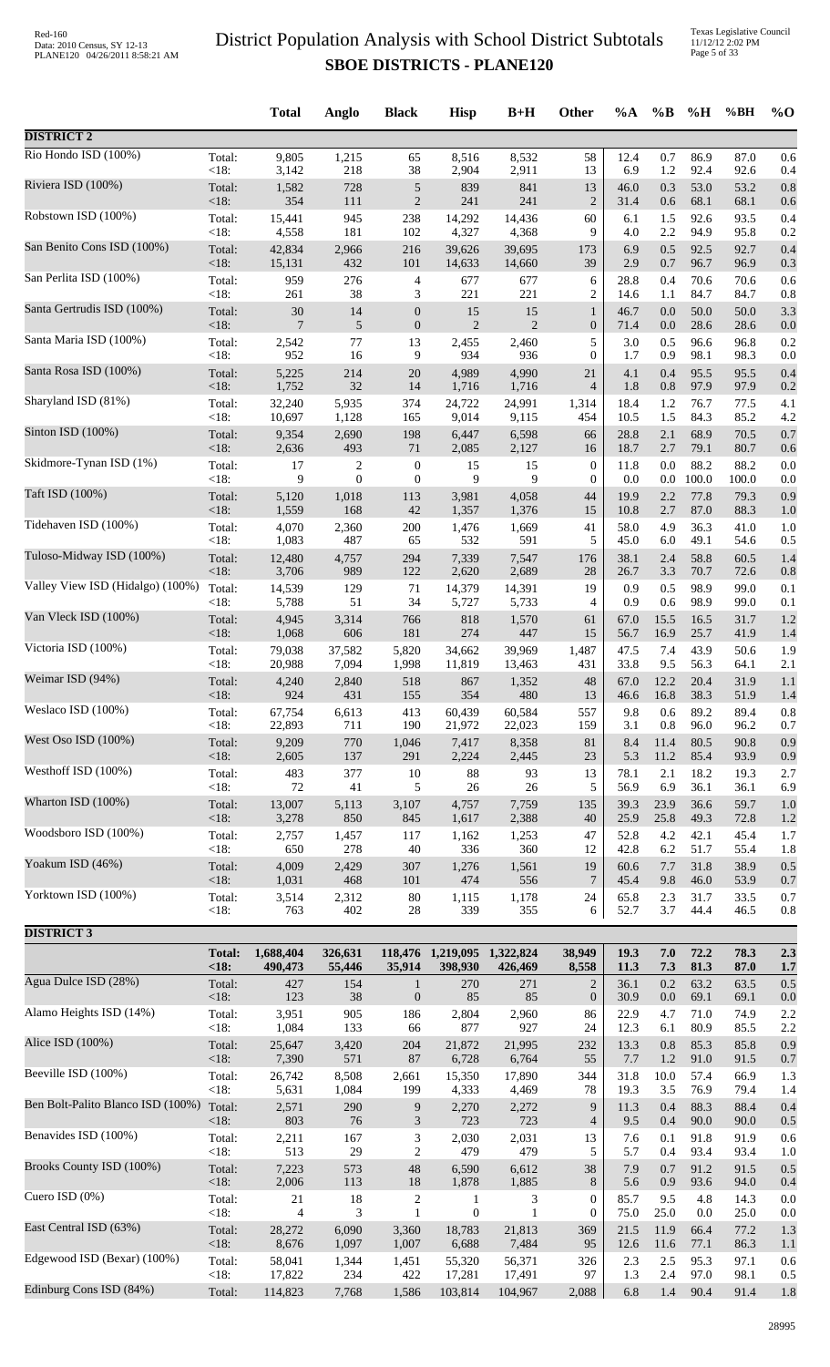# District Population Analysis with School District Subtotals

## SBOE DISTRICTS - PLANE120

| | | Total | Anglo | Black | Hisp | B+H | Other | %A | %B | %H | %BH | %O |
|---|---|---|---|---|---|---|---|---|---|---|---|---|
| **DISTRICT 2** | | | | | | | | | | | | |
| Rio Hondo ISD (100%) | Total: | 9,805 | 1,215 | 65 | 8,516 | 8,532 | 58 | 12.4 | 0.7 | 86.9 | 87.0 | 0.6 |
| | <18: | 3,142 | 218 | 38 | 2,904 | 2,911 | 13 | 6.9 | 1.2 | 92.4 | 92.6 | 0.4 |
| Riviera ISD (100%) | Total: | 1,582 | 728 | 5 | 839 | 841 | 13 | 46.0 | 0.3 | 53.0 | 53.2 | 0.8 |
| | <18: | 354 | 111 | 2 | 241 | 241 | 2 | 31.4 | 0.6 | 68.1 | 68.1 | 0.6 |
| Robstown ISD (100%) | Total: | 15,441 | 945 | 238 | 14,292 | 14,436 | 60 | 6.1 | 1.5 | 92.6 | 93.5 | 0.4 |
| | <18: | 4,558 | 181 | 102 | 4,327 | 4,368 | 9 | 4.0 | 2.2 | 94.9 | 95.8 | 0.2 |
| San Benito Cons ISD (100%) | Total: | 42,834 | 2,966 | 216 | 39,626 | 39,695 | 173 | 6.9 | 0.5 | 92.5 | 92.7 | 0.4 |
| | <18: | 15,131 | 432 | 101 | 14,633 | 14,660 | 39 | 2.9 | 0.7 | 96.7 | 96.9 | 0.3 |
| San Perlita ISD (100%) | Total: | 959 | 276 | 4 | 677 | 677 | 6 | 28.8 | 0.4 | 70.6 | 70.6 | 0.6 |
| | <18: | 261 | 38 | 3 | 221 | 221 | 2 | 14.6 | 1.1 | 84.7 | 84.7 | 0.8 |
| Santa Gertrudis ISD (100%) | Total: | 30 | 14 | 0 | 15 | 15 | 1 | 46.7 | 0.0 | 50.0 | 50.0 | 3.3 |
| | <18: | 7 | 5 | 0 | 2 | 2 | 0 | 71.4 | 0.0 | 28.6 | 28.6 | 0.0 |
| Santa Maria ISD (100%) | Total: | 2,542 | 77 | 13 | 2,455 | 2,460 | 5 | 3.0 | 0.5 | 96.6 | 96.8 | 0.2 |
| | <18: | 952 | 16 | 9 | 934 | 936 | 0 | 1.7 | 0.9 | 98.1 | 98.3 | 0.0 |
| Santa Rosa ISD (100%) | Total: | 5,225 | 214 | 20 | 4,989 | 4,990 | 21 | 4.1 | 0.4 | 95.5 | 95.5 | 0.4 |
| | <18: | 1,752 | 32 | 14 | 1,716 | 1,716 | 4 | 1.8 | 0.8 | 97.9 | 97.9 | 0.2 |
| Sharyland ISD (81%) | Total: | 32,240 | 5,935 | 374 | 24,722 | 24,991 | 1,314 | 18.4 | 1.2 | 76.7 | 77.5 | 4.1 |
| | <18: | 10,697 | 1,128 | 165 | 9,014 | 9,115 | 454 | 10.5 | 1.5 | 84.3 | 85.2 | 4.2 |
| Sinton ISD (100%) | Total: | 9,354 | 2,690 | 198 | 6,447 | 6,598 | 66 | 28.8 | 2.1 | 68.9 | 70.5 | 0.7 |
| | <18: | 2,636 | 493 | 71 | 2,085 | 2,127 | 16 | 18.7 | 2.7 | 79.1 | 80.7 | 0.6 |
| Skidmore-Tynan ISD (1%) | Total: | 17 | 2 | 0 | 15 | 15 | 0 | 11.8 | 0.0 | 88.2 | 88.2 | 0.0 |
| | <18: | 9 | 0 | 0 | 9 | 9 | 0 | 0.0 | 0.0 | 100.0 | 100.0 | 0.0 |
| Taft ISD (100%) | Total: | 5,120 | 1,018 | 113 | 3,981 | 4,058 | 44 | 19.9 | 2.2 | 77.8 | 79.3 | 0.9 |
| | <18: | 1,559 | 168 | 42 | 1,357 | 1,376 | 15 | 10.8 | 2.7 | 87.0 | 88.3 | 1.0 |
| Tidehaven ISD (100%) | Total: | 4,070 | 2,360 | 200 | 1,476 | 1,669 | 41 | 58.0 | 4.9 | 36.3 | 41.0 | 1.0 |
| | <18: | 1,083 | 487 | 65 | 532 | 591 | 5 | 45.0 | 6.0 | 49.1 | 54.6 | 0.5 |
| Tuloso-Midway ISD (100%) | Total: | 12,480 | 4,757 | 294 | 7,339 | 7,547 | 176 | 38.1 | 2.4 | 58.8 | 60.5 | 1.4 |
| | <18: | 3,706 | 989 | 122 | 2,620 | 2,689 | 28 | 26.7 | 3.3 | 70.7 | 72.6 | 0.8 |
| Valley View ISD (Hidalgo) (100%) | Total: | 14,539 | 129 | 71 | 14,379 | 14,391 | 19 | 0.9 | 0.5 | 98.9 | 99.0 | 0.1 |
| | <18: | 5,788 | 51 | 34 | 5,727 | 5,733 | 4 | 0.9 | 0.6 | 98.9 | 99.0 | 0.1 |
| Van Vleck ISD (100%) | Total: | 4,945 | 3,314 | 766 | 818 | 1,570 | 61 | 67.0 | 15.5 | 16.5 | 31.7 | 1.2 |
| | <18: | 1,068 | 606 | 181 | 274 | 447 | 15 | 56.7 | 16.9 | 25.7 | 41.9 | 1.4 |
| Victoria ISD (100%) | Total: | 79,038 | 37,582 | 5,820 | 34,662 | 39,969 | 1,487 | 47.5 | 7.4 | 43.9 | 50.6 | 1.9 |
| | <18: | 20,988 | 7,094 | 1,998 | 11,819 | 13,463 | 431 | 33.8 | 9.5 | 56.3 | 64.1 | 2.1 |
| Weimar ISD (94%) | Total: | 4,240 | 2,840 | 518 | 867 | 1,352 | 48 | 67.0 | 12.2 | 20.4 | 31.9 | 1.1 |
| | <18: | 924 | 431 | 155 | 354 | 480 | 13 | 46.6 | 16.8 | 38.3 | 51.9 | 1.4 |
| Weslaco ISD (100%) | Total: | 67,754 | 6,613 | 413 | 60,439 | 60,584 | 557 | 9.8 | 0.6 | 89.2 | 89.4 | 0.8 |
| | <18: | 22,893 | 711 | 190 | 21,972 | 22,023 | 159 | 3.1 | 0.8 | 96.0 | 96.2 | 0.7 |
| West Oso ISD (100%) | Total: | 9,209 | 770 | 1,046 | 7,417 | 8,358 | 81 | 8.4 | 11.4 | 80.5 | 90.8 | 0.9 |
| | <18: | 2,605 | 137 | 291 | 2,224 | 2,445 | 23 | 5.3 | 11.2 | 85.4 | 93.9 | 0.9 |
| Westhoff ISD (100%) | Total: | 483 | 377 | 10 | 88 | 93 | 13 | 78.1 | 2.1 | 18.2 | 19.3 | 2.7 |
| | <18: | 72 | 41 | 5 | 26 | 26 | 5 | 56.9 | 6.9 | 36.1 | 36.1 | 6.9 |
| Wharton ISD (100%) | Total: | 13,007 | 5,113 | 3,107 | 4,757 | 7,759 | 135 | 39.3 | 23.9 | 36.6 | 59.7 | 1.0 |
| | <18: | 3,278 | 850 | 845 | 1,617 | 2,388 | 40 | 25.9 | 25.8 | 49.3 | 72.8 | 1.2 |
| Woodsboro ISD (100%) | Total: | 2,757 | 1,457 | 117 | 1,162 | 1,253 | 47 | 52.8 | 4.2 | 42.1 | 45.4 | 1.7 |
| | <18: | 650 | 278 | 40 | 336 | 360 | 12 | 42.8 | 6.2 | 51.7 | 55.4 | 1.8 |
| Yoakum ISD (46%) | Total: | 4,009 | 2,429 | 307 | 1,276 | 1,561 | 19 | 60.6 | 7.7 | 31.8 | 38.9 | 0.5 |
| | <18: | 1,031 | 468 | 101 | 474 | 556 | 7 | 45.4 | 9.8 | 46.0 | 53.9 | 0.7 |
| Yorktown ISD (100%) | Total: | 3,514 | 2,312 | 80 | 1,115 | 1,178 | 24 | 65.8 | 2.3 | 31.7 | 33.5 | 0.7 |
| | <18: | 763 | 402 | 28 | 339 | 355 | 6 | 52.7 | 3.7 | 44.4 | 46.5 | 0.8 |
| **DISTRICT 3** | | | | | | | | | | | | |
| | **Total:** | **1,688,404** | **326,631** | **118,476** | **1,219,095** | **1,322,824** | **38,949** | **19.3** | **7.0** | **72.2** | **78.3** | **2.3** |
| | **<18:** | **490,473** | **55,446** | **35,914** | **398,930** | **426,469** | **8,558** | **11.3** | **7.3** | **81.3** | **87.0** | **1.7** |
| Agua Dulce ISD (28%) | Total: | 427 | 154 | 1 | 270 | 271 | 2 | 36.1 | 0.2 | 63.2 | 63.5 | 0.5 |
| | <18: | 123 | 38 | 0 | 85 | 85 | 0 | 30.9 | 0.0 | 69.1 | 69.1 | 0.0 |
| Alamo Heights ISD (14%) | Total: | 3,951 | 905 | 186 | 2,804 | 2,960 | 86 | 22.9 | 4.7 | 71.0 | 74.9 | 2.2 |
| | <18: | 1,084 | 133 | 66 | 877 | 927 | 24 | 12.3 | 6.1 | 80.9 | 85.5 | 2.2 |
| Alice ISD (100%) | Total: | 25,647 | 3,420 | 204 | 21,872 | 21,995 | 232 | 13.3 | 0.8 | 85.3 | 85.8 | 0.9 |
| | <18: | 7,390 | 571 | 87 | 6,728 | 6,764 | 55 | 7.7 | 1.2 | 91.0 | 91.5 | 0.7 |
| Beeville ISD (100%) | Total: | 26,742 | 8,508 | 2,661 | 15,350 | 17,890 | 344 | 31.8 | 10.0 | 57.4 | 66.9 | 1.3 |
| | <18: | 5,631 | 1,084 | 199 | 4,333 | 4,469 | 78 | 19.3 | 3.5 | 76.9 | 79.4 | 1.4 |
| Ben Bolt-Palito Blanco ISD (100%) | Total: | 2,571 | 290 | 9 | 2,270 | 2,272 | 9 | 11.3 | 0.4 | 88.3 | 88.4 | 0.4 |
| | <18: | 803 | 76 | 3 | 723 | 723 | 4 | 9.5 | 0.4 | 90.0 | 90.0 | 0.5 |
| Benavides ISD (100%) | Total: | 2,211 | 167 | 3 | 2,030 | 2,031 | 13 | 7.6 | 0.1 | 91.8 | 91.9 | 0.6 |
| | <18: | 513 | 29 | 2 | 479 | 479 | 5 | 5.7 | 0.4 | 93.4 | 93.4 | 1.0 |
| Brooks County ISD (100%) | Total: | 7,223 | 573 | 48 | 6,590 | 6,612 | 38 | 7.9 | 0.7 | 91.2 | 91.5 | 0.5 |
| | <18: | 2,006 | 113 | 18 | 1,878 | 1,885 | 8 | 5.6 | 0.9 | 93.6 | 94.0 | 0.4 |
| Cuero ISD (0%) | Total: | 21 | 18 | 2 | 1 | 3 | 0 | 85.7 | 9.5 | 4.8 | 14.3 | 0.0 |
| | <18: | 4 | 3 | 1 | 0 | 1 | 0 | 75.0 | 25.0 | 0.0 | 25.0 | 0.0 |
| East Central ISD (63%) | Total: | 28,272 | 6,090 | 3,360 | 18,783 | 21,813 | 369 | 21.5 | 11.9 | 66.4 | 77.2 | 1.3 |
| | <18: | 8,676 | 1,097 | 1,007 | 6,688 | 7,484 | 95 | 12.6 | 11.6 | 77.1 | 86.3 | 1.1 |
| Edgewood ISD (Bexar) (100%) | Total: | 58,041 | 1,344 | 1,451 | 55,320 | 56,371 | 326 | 2.3 | 2.5 | 95.3 | 97.1 | 0.6 |
| | <18: | 17,822 | 234 | 422 | 17,281 | 17,491 | 97 | 1.3 | 2.4 | 97.0 | 98.1 | 0.5 |
| Edinburg Cons ISD (84%) | Total: | 114,823 | 7,768 | 1,586 | 103,814 | 104,967 | 2,088 | 6.8 | 1.4 | 90.4 | 91.4 | 1.8 |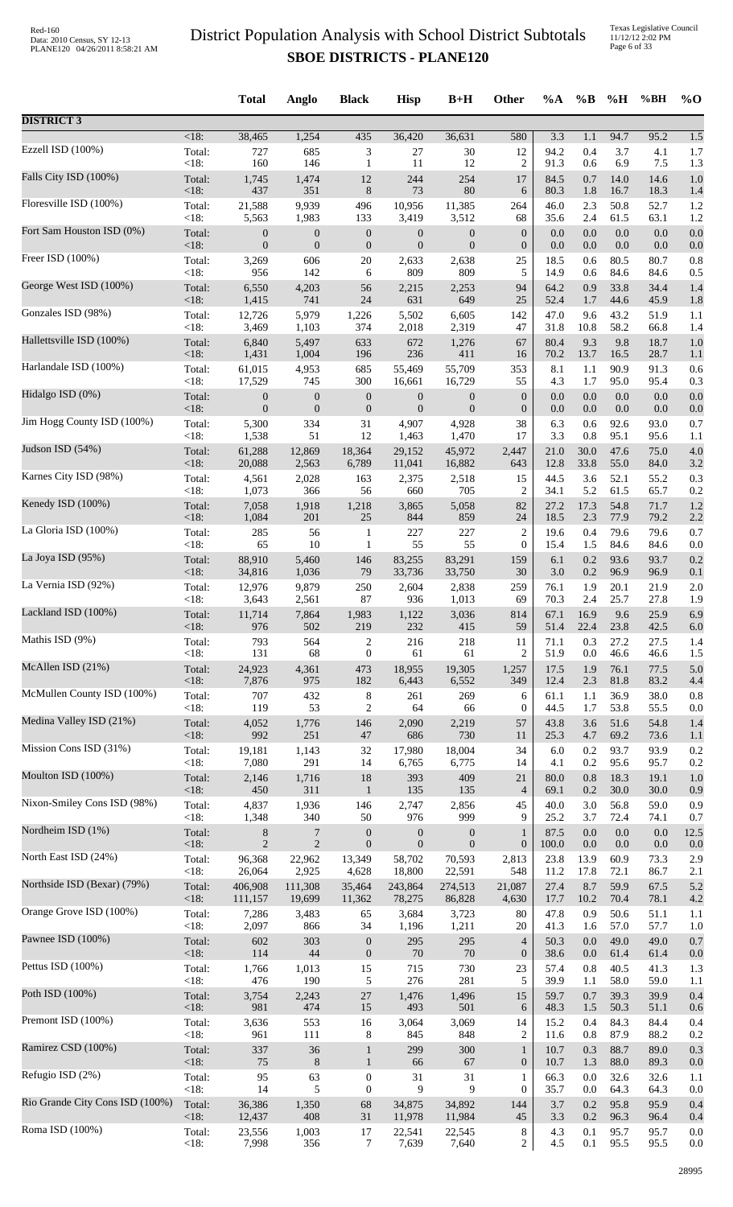# District Population Analysis with School District Subtotals

## SBOE DISTRICTS - PLANE120

| | | Total | Anglo | Black | Hisp | B+H | Other | %A | %B | %H | %BH | %O |
|---|---|---|---|---|---|---|---|---|---|---|---|---|
| **DISTRICT 3** | | | | | | | | | | | | |
| | <18: | 38,465 | 1,254 | 435 | 36,420 | 36,631 | 580 | 3.3 | 1.1 | 94.7 | 95.2 | 1.5 |
| Ezzell ISD (100%) | Total: | 727 | 685 | 3 | 27 | 30 | 12 | 94.2 | 0.4 | 3.7 | 4.1 | 1.7 |
| | <18: | 160 | 146 | 1 | 11 | 12 | 2 | 91.3 | 0.6 | 6.9 | 7.5 | 1.3 |
| Falls City ISD (100%) | Total: | 1,745 | 1,474 | 12 | 244 | 254 | 17 | 84.5 | 0.7 | 14.0 | 14.6 | 1.0 |
| | <18: | 437 | 351 | 8 | 73 | 80 | 6 | 80.3 | 1.8 | 16.7 | 18.3 | 1.4 |
| Floresville ISD (100%) | Total: | 21,588 | 9,939 | 496 | 10,956 | 11,385 | 264 | 46.0 | 2.3 | 50.8 | 52.7 | 1.2 |
| | <18: | 5,563 | 1,983 | 133 | 3,419 | 3,512 | 68 | 35.6 | 2.4 | 61.5 | 63.1 | 1.2 |
| Fort Sam Houston ISD (0%) | Total: | 0 | 0 | 0 | 0 | 0 | 0 | 0.0 | 0.0 | 0.0 | 0.0 | 0.0 |
| | <18: | 0 | 0 | 0 | 0 | 0 | 0 | 0.0 | 0.0 | 0.0 | 0.0 | 0.0 |
| Freer ISD (100%) | Total: | 3,269 | 606 | 20 | 2,633 | 2,638 | 25 | 18.5 | 0.6 | 80.5 | 80.7 | 0.8 |
| | <18: | 956 | 142 | 6 | 809 | 809 | 5 | 14.9 | 0.6 | 84.6 | 84.6 | 0.5 |
| George West ISD (100%) | Total: | 6,550 | 4,203 | 56 | 2,215 | 2,253 | 94 | 64.2 | 0.9 | 33.8 | 34.4 | 1.4 |
| | <18: | 1,415 | 741 | 24 | 631 | 649 | 25 | 52.4 | 1.7 | 44.6 | 45.9 | 1.8 |
| Gonzales ISD (98%) | Total: | 12,726 | 5,979 | 1,226 | 5,502 | 6,605 | 142 | 47.0 | 9.6 | 43.2 | 51.9 | 1.1 |
| | <18: | 3,469 | 1,103 | 374 | 2,018 | 2,319 | 47 | 31.8 | 10.8 | 58.2 | 66.8 | 1.4 |
| Hallettsville ISD (100%) | Total: | 6,840 | 5,497 | 633 | 672 | 1,276 | 67 | 80.4 | 9.3 | 9.8 | 18.7 | 1.0 |
| | <18: | 1,431 | 1,004 | 196 | 236 | 411 | 16 | 70.2 | 13.7 | 16.5 | 28.7 | 1.1 |
| Harlandale ISD (100%) | Total: | 61,015 | 4,953 | 685 | 55,469 | 55,709 | 353 | 8.1 | 1.1 | 90.9 | 91.3 | 0.6 |
| | <18: | 17,529 | 745 | 300 | 16,661 | 16,729 | 55 | 4.3 | 1.7 | 95.0 | 95.4 | 0.3 |
| Hidalgo ISD (0%) | Total: | 0 | 0 | 0 | 0 | 0 | 0 | 0.0 | 0.0 | 0.0 | 0.0 | 0.0 |
| | <18: | 0 | 0 | 0 | 0 | 0 | 0 | 0.0 | 0.0 | 0.0 | 0.0 | 0.0 |
| Jim Hogg County ISD (100%) | Total: | 5,300 | 334 | 31 | 4,907 | 4,928 | 38 | 6.3 | 0.6 | 92.6 | 93.0 | 0.7 |
| | <18: | 1,538 | 51 | 12 | 1,463 | 1,470 | 17 | 3.3 | 0.8 | 95.1 | 95.6 | 1.1 |
| Judson ISD (54%) | Total: | 61,288 | 12,869 | 18,364 | 29,152 | 45,972 | 2,447 | 21.0 | 30.0 | 47.6 | 75.0 | 4.0 |
| | <18: | 20,088 | 2,563 | 6,789 | 11,041 | 16,882 | 643 | 12.8 | 33.8 | 55.0 | 84.0 | 3.2 |
| Karnes City ISD (98%) | Total: | 4,561 | 2,028 | 163 | 2,375 | 2,518 | 15 | 44.5 | 3.6 | 52.1 | 55.2 | 0.3 |
| | <18: | 1,073 | 366 | 56 | 660 | 705 | 2 | 34.1 | 5.2 | 61.5 | 65.7 | 0.2 |
| Kenedy ISD (100%) | Total: | 7,058 | 1,918 | 1,218 | 3,865 | 5,058 | 82 | 27.2 | 17.3 | 54.8 | 71.7 | 1.2 |
| | <18: | 1,084 | 201 | 25 | 844 | 859 | 24 | 18.5 | 2.3 | 77.9 | 79.2 | 2.2 |
| La Gloria ISD (100%) | Total: | 285 | 56 | 1 | 227 | 227 | 2 | 19.6 | 0.4 | 79.6 | 79.6 | 0.7 |
| | <18: | 65 | 10 | 1 | 55 | 55 | 0 | 15.4 | 1.5 | 84.6 | 84.6 | 0.0 |
| La Joya ISD (95%) | Total: | 88,910 | 5,460 | 146 | 83,255 | 83,291 | 159 | 6.1 | 0.2 | 93.6 | 93.7 | 0.2 |
| | <18: | 34,816 | 1,036 | 79 | 33,736 | 33,750 | 30 | 3.0 | 0.2 | 96.9 | 96.9 | 0.1 |
| La Vernia ISD (92%) | Total: | 12,976 | 9,879 | 250 | 2,604 | 2,838 | 259 | 76.1 | 1.9 | 20.1 | 21.9 | 2.0 |
| | <18: | 3,643 | 2,561 | 87 | 936 | 1,013 | 69 | 70.3 | 2.4 | 25.7 | 27.8 | 1.9 |
| Lackland ISD (100%) | Total: | 11,714 | 7,864 | 1,983 | 1,122 | 3,036 | 814 | 67.1 | 16.9 | 9.6 | 25.9 | 6.9 |
| | <18: | 976 | 502 | 219 | 232 | 415 | 59 | 51.4 | 22.4 | 23.8 | 42.5 | 6.0 |
| Mathis ISD (9%) | Total: | 793 | 564 | 2 | 216 | 218 | 11 | 71.1 | 0.3 | 27.2 | 27.5 | 1.4 |
| | <18: | 131 | 68 | 0 | 61 | 61 | 2 | 51.9 | 0.0 | 46.6 | 46.6 | 1.5 |
| McAllen ISD (21%) | Total: | 24,923 | 4,361 | 473 | 18,955 | 19,305 | 1,257 | 17.5 | 1.9 | 76.1 | 77.5 | 5.0 |
| | <18: | 7,876 | 975 | 182 | 6,443 | 6,552 | 349 | 12.4 | 2.3 | 81.8 | 83.2 | 4.4 |
| McMullen County ISD (100%) | Total: | 707 | 432 | 8 | 261 | 269 | 6 | 61.1 | 1.1 | 36.9 | 38.0 | 0.8 |
| | <18: | 119 | 53 | 2 | 64 | 66 | 0 | 44.5 | 1.7 | 53.8 | 55.5 | 0.0 |
| Medina Valley ISD (21%) | Total: | 4,052 | 1,776 | 146 | 2,090 | 2,219 | 57 | 43.8 | 3.6 | 51.6 | 54.8 | 1.4 |
| | <18: | 992 | 251 | 47 | 686 | 730 | 11 | 25.3 | 4.7 | 69.2 | 73.6 | 1.1 |
| Mission Cons ISD (31%) | Total: | 19,181 | 1,143 | 32 | 17,980 | 18,004 | 34 | 6.0 | 0.2 | 93.7 | 93.9 | 0.2 |
| | <18: | 7,080 | 291 | 14 | 6,765 | 6,775 | 14 | 4.1 | 0.2 | 95.6 | 95.7 | 0.2 |
| Moulton ISD (100%) | Total: | 2,146 | 1,716 | 18 | 393 | 409 | 21 | 80.0 | 0.8 | 18.3 | 19.1 | 1.0 |
| | <18: | 450 | 311 | 1 | 135 | 135 | 4 | 69.1 | 0.2 | 30.0 | 30.0 | 0.9 |
| Nixon-Smiley Cons ISD (98%) | Total: | 4,837 | 1,936 | 146 | 2,747 | 2,856 | 45 | 40.0 | 3.0 | 56.8 | 59.0 | 0.9 |
| | <18: | 1,348 | 340 | 50 | 976 | 999 | 9 | 25.2 | 3.7 | 72.4 | 74.1 | 0.7 |
| Nordheim ISD (1%) | Total: | 8 | 7 | 0 | 0 | 0 | 1 | 87.5 | 0.0 | 0.0 | 0.0 | 12.5 |
| | <18: | 2 | 2 | 0 | 0 | 0 | 0 | 100.0 | 0.0 | 0.0 | 0.0 | 0.0 |
| North East ISD (24%) | Total: | 96,368 | 22,962 | 13,349 | 58,702 | 70,593 | 2,813 | 23.8 | 13.9 | 60.9 | 73.3 | 2.9 |
| | <18: | 26,064 | 2,925 | 4,628 | 18,800 | 22,591 | 548 | 11.2 | 17.8 | 72.1 | 86.7 | 2.1 |
| Northside ISD (Bexar) (79%) | Total: | 406,908 | 111,308 | 35,464 | 243,864 | 274,513 | 21,087 | 27.4 | 8.7 | 59.9 | 67.5 | 5.2 |
| | <18: | 111,157 | 19,699 | 11,362 | 78,275 | 86,828 | 4,630 | 17.7 | 10.2 | 70.4 | 78.1 | 4.2 |
| Orange Grove ISD (100%) | Total: | 7,286 | 3,483 | 65 | 3,684 | 3,723 | 80 | 47.8 | 0.9 | 50.6 | 51.1 | 1.1 |
| | <18: | 2,097 | 866 | 34 | 1,196 | 1,211 | 20 | 41.3 | 1.6 | 57.0 | 57.7 | 1.0 |
| Pawnee ISD (100%) | Total: | 602 | 303 | 0 | 295 | 295 | 4 | 50.3 | 0.0 | 49.0 | 49.0 | 0.7 |
| | <18: | 114 | 44 | 0 | 70 | 70 | 0 | 38.6 | 0.0 | 61.4 | 61.4 | 0.0 |
| Pettus ISD (100%) | Total: | 1,766 | 1,013 | 15 | 715 | 730 | 23 | 57.4 | 0.8 | 40.5 | 41.3 | 1.3 |
| | <18: | 476 | 190 | 5 | 276 | 281 | 5 | 39.9 | 1.1 | 58.0 | 59.0 | 1.1 |
| Poth ISD (100%) | Total: | 3,754 | 2,243 | 27 | 1,476 | 1,496 | 15 | 59.7 | 0.7 | 39.3 | 39.9 | 0.4 |
| | <18: | 981 | 474 | 15 | 493 | 501 | 6 | 48.3 | 1.5 | 50.3 | 51.1 | 0.6 |
| Premont ISD (100%) | Total: | 3,636 | 553 | 16 | 3,064 | 3,069 | 14 | 15.2 | 0.4 | 84.3 | 84.4 | 0.4 |
| | <18: | 961 | 111 | 8 | 845 | 848 | 2 | 11.6 | 0.8 | 87.9 | 88.2 | 0.2 |
| Ramirez CSD (100%) | Total: | 337 | 36 | 1 | 299 | 300 | 1 | 10.7 | 0.3 | 88.7 | 89.0 | 0.3 |
| | <18: | 75 | 8 | 1 | 66 | 67 | 0 | 10.7 | 1.3 | 88.0 | 89.3 | 0.0 |
| Refugio ISD (2%) | Total: | 95 | 63 | 0 | 31 | 31 | 1 | 66.3 | 0.0 | 32.6 | 32.6 | 1.1 |
| | <18: | 14 | 5 | 0 | 9 | 9 | 0 | 35.7 | 0.0 | 64.3 | 64.3 | 0.0 |
| Rio Grande City Cons ISD (100%) | Total: | 36,386 | 1,350 | 68 | 34,875 | 34,892 | 144 | 3.7 | 0.2 | 95.8 | 95.9 | 0.4 |
| | <18: | 12,437 | 408 | 31 | 11,978 | 11,984 | 45 | 3.3 | 0.2 | 96.3 | 96.4 | 0.4 |
| Roma ISD (100%) | Total: | 23,556 | 1,003 | 17 | 22,541 | 22,545 | 8 | 4.3 | 0.1 | 95.7 | 95.7 | 0.0 |
| | <18: | 7,998 | 356 | 7 | 7,639 | 7,640 | 2 | 4.5 | 0.1 | 95.5 | 95.5 | 0.0 |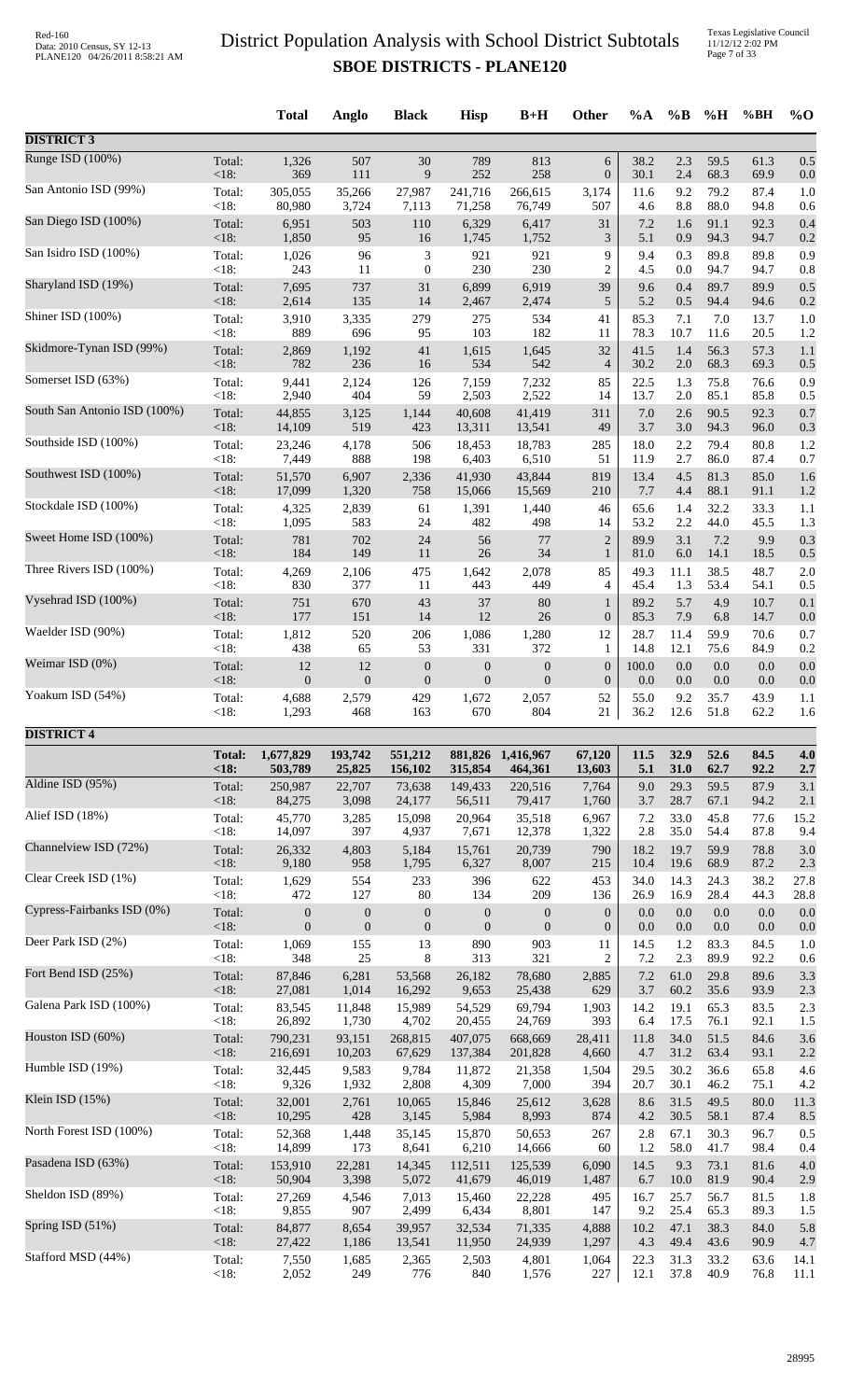# District Population Analysis with School District Subtotals

## SBOE DISTRICTS - PLANE120

| | | Total | Anglo | Black | Hisp | B+H | Other | %A | %B | %H | %BH | %O |
|---|---|---|---|---|---|---|---|---|---|---|---|---|
| **DISTRICT 3** | | | | | | | | | | | | |
| Runge ISD (100%) | Total: | 1,326 | 507 | 30 | 789 | 813 | 6 | 38.2 | 2.3 | 59.5 | 61.3 | 0.5 |
| | <18: | 369 | 111 | 9 | 252 | 258 | 0 | 30.1 | 2.4 | 68.3 | 69.9 | 0.0 |
| San Antonio ISD (99%) | Total: | 305,055 | 35,266 | 27,987 | 241,716 | 266,615 | 3,174 | 11.6 | 9.2 | 79.2 | 87.4 | 1.0 |
| | <18: | 80,980 | 3,724 | 7,113 | 71,258 | 76,749 | 507 | 4.6 | 8.8 | 88.0 | 94.8 | 0.6 |
| San Diego ISD (100%) | Total: | 6,951 | 503 | 110 | 6,329 | 6,417 | 31 | 7.2 | 1.6 | 91.1 | 92.3 | 0.4 |
| | <18: | 1,850 | 95 | 16 | 1,745 | 1,752 | 3 | 5.1 | 0.9 | 94.3 | 94.7 | 0.2 |
| San Isidro ISD (100%) | Total: | 1,026 | 96 | 3 | 921 | 921 | 9 | 9.4 | 0.3 | 89.8 | 89.8 | 0.9 |
| | <18: | 243 | 11 | 0 | 230 | 230 | 2 | 4.5 | 0.0 | 94.7 | 94.7 | 0.8 |
| Sharyland ISD (19%) | Total: | 7,695 | 737 | 31 | 6,899 | 6,919 | 39 | 9.6 | 0.4 | 89.7 | 89.9 | 0.5 |
| | <18: | 2,614 | 135 | 14 | 2,467 | 2,474 | 5 | 5.2 | 0.5 | 94.4 | 94.6 | 0.2 |
| Shiner ISD (100%) | Total: | 3,910 | 3,335 | 279 | 275 | 534 | 41 | 85.3 | 7.1 | 7.0 | 13.7 | 1.0 |
| | <18: | 889 | 696 | 95 | 103 | 182 | 11 | 78.3 | 10.7 | 11.6 | 20.5 | 1.2 |
| Skidmore-Tynan ISD (99%) | Total: | 2,869 | 1,192 | 41 | 1,615 | 1,645 | 32 | 41.5 | 1.4 | 56.3 | 57.3 | 1.1 |
| | <18: | 782 | 236 | 16 | 534 | 542 | 4 | 30.2 | 2.0 | 68.3 | 69.3 | 0.5 |
| Somerset ISD (63%) | Total: | 9,441 | 2,124 | 126 | 7,159 | 7,232 | 85 | 22.5 | 1.3 | 75.8 | 76.6 | 0.9 |
| | <18: | 2,940 | 404 | 59 | 2,503 | 2,522 | 14 | 13.7 | 2.0 | 85.1 | 85.8 | 0.5 |
| South San Antonio ISD (100%) | Total: | 44,855 | 3,125 | 1,144 | 40,608 | 41,419 | 311 | 7.0 | 2.6 | 90.5 | 92.3 | 0.7 |
| | <18: | 14,109 | 519 | 423 | 13,311 | 13,541 | 49 | 3.7 | 3.0 | 94.3 | 96.0 | 0.3 |
| Southside ISD (100%) | Total: | 23,246 | 4,178 | 506 | 18,453 | 18,783 | 285 | 18.0 | 2.2 | 79.4 | 80.8 | 1.2 |
| | <18: | 7,449 | 888 | 198 | 6,403 | 6,510 | 51 | 11.9 | 2.7 | 86.0 | 87.4 | 0.7 |
| Southwest ISD (100%) | Total: | 51,570 | 6,907 | 2,336 | 41,930 | 43,844 | 819 | 13.4 | 4.5 | 81.3 | 85.0 | 1.6 |
| | <18: | 17,099 | 1,320 | 758 | 15,066 | 15,569 | 210 | 7.7 | 4.4 | 88.1 | 91.1 | 1.2 |
| Stockdale ISD (100%) | Total: | 4,325 | 2,839 | 61 | 1,391 | 1,440 | 46 | 65.6 | 1.4 | 32.2 | 33.3 | 1.1 |
| | <18: | 1,095 | 583 | 24 | 482 | 498 | 14 | 53.2 | 2.2 | 44.0 | 45.5 | 1.3 |
| Sweet Home ISD (100%) | Total: | 781 | 702 | 24 | 56 | 77 | 2 | 89.9 | 3.1 | 7.2 | 9.9 | 0.3 |
| | <18: | 184 | 149 | 11 | 26 | 34 | 1 | 81.0 | 6.0 | 14.1 | 18.5 | 0.5 |
| Three Rivers ISD (100%) | Total: | 4,269 | 2,106 | 475 | 1,642 | 2,078 | 85 | 49.3 | 11.1 | 38.5 | 48.7 | 2.0 |
| | <18: | 830 | 377 | 11 | 443 | 449 | 4 | 45.4 | 1.3 | 53.4 | 54.1 | 0.5 |
| Vysehrad ISD (100%) | Total: | 751 | 670 | 43 | 37 | 80 | 1 | 89.2 | 5.7 | 4.9 | 10.7 | 0.1 |
| | <18: | 177 | 151 | 14 | 12 | 26 | 0 | 85.3 | 7.9 | 6.8 | 14.7 | 0.0 |
| Waelder ISD (90%) | Total: | 1,812 | 520 | 206 | 1,086 | 1,280 | 12 | 28.7 | 11.4 | 59.9 | 70.6 | 0.7 |
| | <18: | 438 | 65 | 53 | 331 | 372 | 1 | 14.8 | 12.1 | 75.6 | 84.9 | 0.2 |
| Weimar ISD (0%) | Total: | 12 | 12 | 0 | 0 | 0 | 0 | 100.0 | 0.0 | 0.0 | 0.0 | 0.0 |
| | <18: | 0 | 0 | 0 | 0 | 0 | 0 | 0.0 | 0.0 | 0.0 | 0.0 | 0.0 |
| Yoakum ISD (54%) | Total: | 4,688 | 2,579 | 429 | 1,672 | 2,057 | 52 | 55.0 | 9.2 | 35.7 | 43.9 | 1.1 |
| | <18: | 1,293 | 468 | 163 | 670 | 804 | 21 | 36.2 | 12.6 | 51.8 | 62.2 | 1.6 |
| **DISTRICT 4** | | | | | | | | | | | | |
| | **Total:** | **1,677,829** | **193,742** | **551,212** | **881,826** | **1,416,967** | **67,120** | **11.5** | **32.9** | **52.6** | **84.5** | **4.0** |
| | **<18:** | **503,789** | **25,825** | **156,102** | **315,854** | **464,361** | **13,603** | **5.1** | **31.0** | **62.7** | **92.2** | **2.7** |
| Aldine ISD (95%) | Total: | 250,987 | 22,707 | 73,638 | 149,433 | 220,516 | 7,764 | 9.0 | 29.3 | 59.5 | 87.9 | 3.1 |
| | <18: | 84,275 | 3,098 | 24,177 | 56,511 | 79,417 | 1,760 | 3.7 | 28.7 | 67.1 | 94.2 | 2.1 |
| Alief ISD (18%) | Total: | 45,770 | 3,285 | 15,098 | 20,964 | 35,518 | 6,967 | 7.2 | 33.0 | 45.8 | 77.6 | 15.2 |
| | <18: | 14,097 | 397 | 4,937 | 7,671 | 12,378 | 1,322 | 2.8 | 35.0 | 54.4 | 87.8 | 9.4 |
| Channelview ISD (72%) | Total: | 26,332 | 4,803 | 5,184 | 15,761 | 20,739 | 790 | 18.2 | 19.7 | 59.9 | 78.8 | 3.0 |
| | <18: | 9,180 | 958 | 1,795 | 6,327 | 8,007 | 215 | 10.4 | 19.6 | 68.9 | 87.2 | 2.3 |
| Clear Creek ISD (1%) | Total: | 1,629 | 554 | 233 | 396 | 622 | 453 | 34.0 | 14.3 | 24.3 | 38.2 | 27.8 |
| | <18: | 472 | 127 | 80 | 134 | 209 | 136 | 26.9 | 16.9 | 28.4 | 44.3 | 28.8 |
| Cypress-Fairbanks ISD (0%) | Total: | 0 | 0 | 0 | 0 | 0 | 0 | 0.0 | 0.0 | 0.0 | 0.0 | 0.0 |
| | <18: | 0 | 0 | 0 | 0 | 0 | 0 | 0.0 | 0.0 | 0.0 | 0.0 | 0.0 |
| Deer Park ISD (2%) | Total: | 1,069 | 155 | 13 | 890 | 903 | 11 | 14.5 | 1.2 | 83.3 | 84.5 | 1.0 |
| | <18: | 348 | 25 | 8 | 313 | 321 | 2 | 7.2 | 2.3 | 89.9 | 92.2 | 0.6 |
| Fort Bend ISD (25%) | Total: | 87,846 | 6,281 | 53,568 | 26,182 | 78,680 | 2,885 | 7.2 | 61.0 | 29.8 | 89.6 | 3.3 |
| | <18: | 27,081 | 1,014 | 16,292 | 9,653 | 25,438 | 629 | 3.7 | 60.2 | 35.6 | 93.9 | 2.3 |
| Galena Park ISD (100%) | Total: | 83,545 | 11,848 | 15,989 | 54,529 | 69,794 | 1,903 | 14.2 | 19.1 | 65.3 | 83.5 | 2.3 |
| | <18: | 26,892 | 1,730 | 4,702 | 20,455 | 24,769 | 393 | 6.4 | 17.5 | 76.1 | 92.1 | 1.5 |
| Houston ISD (60%) | Total: | 790,231 | 93,151 | 268,815 | 407,075 | 668,669 | 28,411 | 11.8 | 34.0 | 51.5 | 84.6 | 3.6 |
| | <18: | 216,691 | 10,203 | 67,629 | 137,384 | 201,828 | 4,660 | 4.7 | 31.2 | 63.4 | 93.1 | 2.2 |
| Humble ISD (19%) | Total: | 32,445 | 9,583 | 9,784 | 11,872 | 21,358 | 1,504 | 29.5 | 30.2 | 36.6 | 65.8 | 4.6 |
| | <18: | 9,326 | 1,932 | 2,808 | 4,309 | 7,000 | 394 | 20.7 | 30.1 | 46.2 | 75.1 | 4.2 |
| Klein ISD (15%) | Total: | 32,001 | 2,761 | 10,065 | 15,846 | 25,612 | 3,628 | 8.6 | 31.5 | 49.5 | 80.0 | 11.3 |
| | <18: | 10,295 | 428 | 3,145 | 5,984 | 8,993 | 874 | 4.2 | 30.5 | 58.1 | 87.4 | 8.5 |
| North Forest ISD (100%) | Total: | 52,368 | 1,448 | 35,145 | 15,870 | 50,653 | 267 | 2.8 | 67.1 | 30.3 | 96.7 | 0.5 |
| | <18: | 14,899 | 173 | 8,641 | 6,210 | 14,666 | 60 | 1.2 | 58.0 | 41.7 | 98.4 | 0.4 |
| Pasadena ISD (63%) | Total: | 153,910 | 22,281 | 14,345 | 112,511 | 125,539 | 6,090 | 14.5 | 9.3 | 73.1 | 81.6 | 4.0 |
| | <18: | 50,904 | 3,398 | 5,072 | 41,679 | 46,019 | 1,487 | 6.7 | 10.0 | 81.9 | 90.4 | 2.9 |
| Sheldon ISD (89%) | Total: | 27,269 | 4,546 | 7,013 | 15,460 | 22,228 | 495 | 16.7 | 25.7 | 56.7 | 81.5 | 1.8 |
| | <18: | 9,855 | 907 | 2,499 | 6,434 | 8,801 | 147 | 9.2 | 25.4 | 65.3 | 89.3 | 1.5 |
| Spring ISD (51%) | Total: | 84,877 | 8,654 | 39,957 | 32,534 | 71,335 | 4,888 | 10.2 | 47.1 | 38.3 | 84.0 | 5.8 |
| | <18: | 27,422 | 1,186 | 13,541 | 11,950 | 24,939 | 1,297 | 4.3 | 49.4 | 43.6 | 90.9 | 4.7 |
| Stafford MSD (44%) | Total: | 7,550 | 1,685 | 2,365 | 2,503 | 4,801 | 1,064 | 22.3 | 31.3 | 33.2 | 63.6 | 14.1 |
| | <18: | 2,052 | 249 | 776 | 840 | 1,576 | 227 | 12.1 | 37.8 | 40.9 | 76.8 | 11.1 |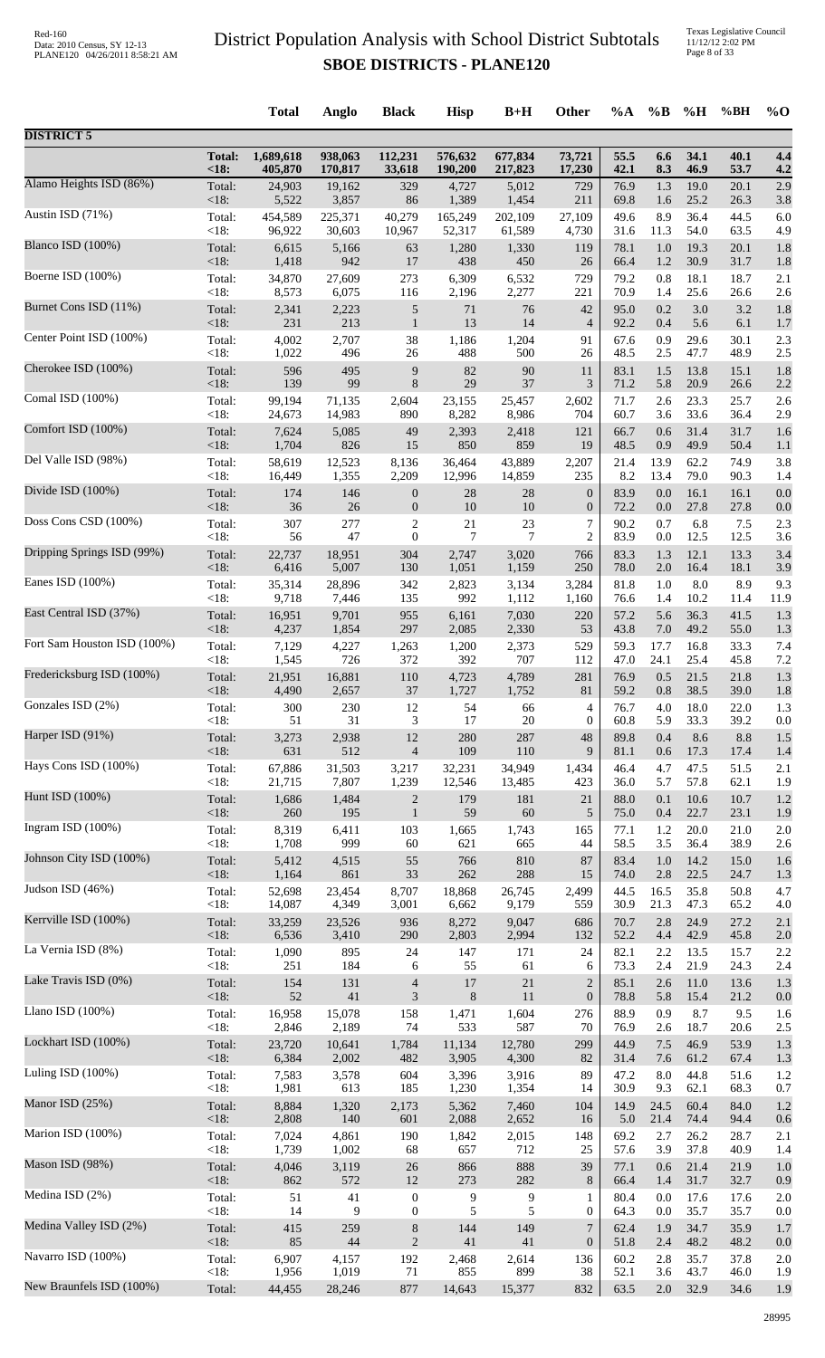# District Population Analysis with School District Subtotals

## SBOE DISTRICTS - PLANE120

Red-160
Data: 2010 Census, SY 12-13
PLANE120 04/26/2011 8:58:21 AM

Texas Legislative Council
11/12/12 2:02 PM

| | | Total | Anglo | Black | Hisp | B+H | Other | %A | %B | %H | %BH | %O |
|---|---|---|---|---|---|---|---|---|---|---|---|---|
| **DISTRICT 5** | | | | | | | | | | | | |
| | **Total:** | **1,689,618** | **938,063** | **112,231** | **576,632** | **677,834** | **73,721** | **55.5** | **6.6** | **34.1** | **40.1** | **4.4** |
| | **<18:** | **405,870** | **170,817** | **33,618** | **190,200** | **217,823** | **17,230** | **42.1** | **8.3** | **46.9** | **53.7** | **4.2** |
| Alamo Heights ISD (86%) | Total: | 24,903 | 19,162 | 329 | 4,727 | 5,012 | 729 | 76.9 | 1.3 | 19.0 | 20.1 | 2.9 |
| | <18: | 5,522 | 3,857 | 86 | 1,389 | 1,454 | 211 | 69.8 | 1.6 | 25.2 | 26.3 | 3.8 |
| Austin ISD (71%) | Total: | 454,589 | 225,371 | 40,279 | 165,249 | 202,109 | 27,109 | 49.6 | 8.9 | 36.4 | 44.5 | 6.0 |
| | <18: | 96,922 | 30,603 | 10,967 | 52,317 | 61,589 | 4,730 | 31.6 | 11.3 | 54.0 | 63.5 | 4.9 |
| Blanco ISD (100%) | Total: | 6,615 | 5,166 | 63 | 1,280 | 1,330 | 119 | 78.1 | 1.0 | 19.3 | 20.1 | 1.8 |
| | <18: | 1,418 | 942 | 17 | 438 | 450 | 26 | 66.4 | 1.2 | 30.9 | 31.7 | 1.8 |
| Boerne ISD (100%) | Total: | 34,870 | 27,609 | 273 | 6,309 | 6,532 | 729 | 79.2 | 0.8 | 18.1 | 18.7 | 2.1 |
| | <18: | 8,573 | 6,075 | 116 | 2,196 | 2,277 | 221 | 70.9 | 1.4 | 25.6 | 26.6 | 2.6 |
| Burnet Cons ISD (11%) | Total: | 2,341 | 2,223 | 5 | 71 | 76 | 42 | 95.0 | 0.2 | 3.0 | 3.2 | 1.8 |
| | <18: | 231 | 213 | 1 | 13 | 14 | 4 | 92.2 | 0.4 | 5.6 | 6.1 | 1.7 |
| Center Point ISD (100%) | Total: | 4,002 | 2,707 | 38 | 1,186 | 1,204 | 91 | 67.6 | 0.9 | 29.6 | 30.1 | 2.3 |
| | <18: | 1,022 | 496 | 26 | 488 | 500 | 26 | 48.5 | 2.5 | 47.7 | 48.9 | 2.5 |
| Cherokee ISD (100%) | Total: | 596 | 495 | 9 | 82 | 90 | 11 | 83.1 | 1.5 | 13.8 | 15.1 | 1.8 |
| | <18: | 139 | 99 | 8 | 29 | 37 | 3 | 71.2 | 5.8 | 20.9 | 26.6 | 2.2 |
| Comal ISD (100%) | Total: | 99,194 | 71,135 | 2,604 | 23,155 | 25,457 | 2,602 | 71.7 | 2.6 | 23.3 | 25.7 | 2.6 |
| | <18: | 24,673 | 14,983 | 890 | 8,282 | 8,986 | 704 | 60.7 | 3.6 | 33.6 | 36.4 | 2.9 |
| Comfort ISD (100%) | Total: | 7,624 | 5,085 | 49 | 2,393 | 2,418 | 121 | 66.7 | 0.6 | 31.4 | 31.7 | 1.6 |
| | <18: | 1,704 | 826 | 15 | 850 | 859 | 19 | 48.5 | 0.9 | 49.9 | 50.4 | 1.1 |
| Del Valle ISD (98%) | Total: | 58,619 | 12,523 | 8,136 | 36,464 | 43,889 | 2,207 | 21.4 | 13.9 | 62.2 | 74.9 | 3.8 |
| | <18: | 16,449 | 1,355 | 2,209 | 12,996 | 14,859 | 235 | 8.2 | 13.4 | 79.0 | 90.3 | 1.4 |
| Divide ISD (100%) | Total: | 174 | 146 | 0 | 28 | 28 | 0 | 83.9 | 0.0 | 16.1 | 16.1 | 0.0 |
| | <18: | 36 | 26 | 0 | 10 | 10 | 0 | 72.2 | 0.0 | 27.8 | 27.8 | 0.0 |
| Doss Cons CSD (100%) | Total: | 307 | 277 | 2 | 21 | 23 | 7 | 90.2 | 0.7 | 6.8 | 7.5 | 2.3 |
| | <18: | 56 | 47 | 0 | 7 | 7 | 2 | 83.9 | 0.0 | 12.5 | 12.5 | 3.6 |
| Dripping Springs ISD (99%) | Total: | 22,737 | 18,951 | 304 | 2,747 | 3,020 | 766 | 83.3 | 1.3 | 12.1 | 13.3 | 3.4 |
| | <18: | 6,416 | 5,007 | 130 | 1,051 | 1,159 | 250 | 78.0 | 2.0 | 16.4 | 18.1 | 3.9 |
| Eanes ISD (100%) | Total: | 35,314 | 28,896 | 342 | 2,823 | 3,134 | 3,284 | 81.8 | 1.0 | 8.0 | 8.9 | 9.3 |
| | <18: | 9,718 | 7,446 | 135 | 992 | 1,112 | 1,160 | 76.6 | 1.4 | 10.2 | 11.4 | 11.9 |
| East Central ISD (37%) | Total: | 16,951 | 9,701 | 955 | 6,161 | 7,030 | 220 | 57.2 | 5.6 | 36.3 | 41.5 | 1.3 |
| | <18: | 4,237 | 1,854 | 297 | 2,085 | 2,330 | 53 | 43.8 | 7.0 | 49.2 | 55.0 | 1.3 |
| Fort Sam Houston ISD (100%) | Total: | 7,129 | 4,227 | 1,263 | 1,200 | 2,373 | 529 | 59.3 | 17.7 | 16.8 | 33.3 | 7.4 |
| | <18: | 1,545 | 726 | 372 | 392 | 707 | 112 | 47.0 | 24.1 | 25.4 | 45.8 | 7.2 |
| Fredericksburg ISD (100%) | Total: | 21,951 | 16,881 | 110 | 4,723 | 4,789 | 281 | 76.9 | 0.5 | 21.5 | 21.8 | 1.3 |
| | <18: | 4,490 | 2,657 | 37 | 1,727 | 1,752 | 81 | 59.2 | 0.8 | 38.5 | 39.0 | 1.8 |
| Gonzales ISD (2%) | Total: | 300 | 230 | 12 | 54 | 66 | 4 | 76.7 | 4.0 | 18.0 | 22.0 | 1.3 |
| | <18: | 51 | 31 | 3 | 17 | 20 | 0 | 60.8 | 5.9 | 33.3 | 39.2 | 0.0 |
| Harper ISD (91%) | Total: | 3,273 | 2,938 | 12 | 280 | 287 | 48 | 89.8 | 0.4 | 8.6 | 8.8 | 1.5 |
| | <18: | 631 | 512 | 4 | 109 | 110 | 9 | 81.1 | 0.6 | 17.3 | 17.4 | 1.4 |
| Hays Cons ISD (100%) | Total: | 67,886 | 31,503 | 3,217 | 32,231 | 34,949 | 1,434 | 46.4 | 4.7 | 47.5 | 51.5 | 2.1 |
| | <18: | 21,715 | 7,807 | 1,239 | 12,546 | 13,485 | 423 | 36.0 | 5.7 | 57.8 | 62.1 | 1.9 |
| Hunt ISD (100%) | Total: | 1,686 | 1,484 | 2 | 179 | 181 | 21 | 88.0 | 0.1 | 10.6 | 10.7 | 1.2 |
| | <18: | 260 | 195 | 1 | 59 | 60 | 5 | 75.0 | 0.4 | 22.7 | 23.1 | 1.9 |
| Ingram ISD (100%) | Total: | 8,319 | 6,411 | 103 | 1,665 | 1,743 | 165 | 77.1 | 1.2 | 20.0 | 21.0 | 2.0 |
| | <18: | 1,708 | 999 | 60 | 621 | 665 | 44 | 58.5 | 3.5 | 36.4 | 38.9 | 2.6 |
| Johnson City ISD (100%) | Total: | 5,412 | 4,515 | 55 | 766 | 810 | 87 | 83.4 | 1.0 | 14.2 | 15.0 | 1.6 |
| | <18: | 1,164 | 861 | 33 | 262 | 288 | 15 | 74.0 | 2.8 | 22.5 | 24.7 | 1.3 |
| Judson ISD (46%) | Total: | 52,698 | 23,454 | 8,707 | 18,868 | 26,745 | 2,499 | 44.5 | 16.5 | 35.8 | 50.8 | 4.7 |
| | <18: | 14,087 | 4,349 | 3,001 | 6,662 | 9,179 | 559 | 30.9 | 21.3 | 47.3 | 65.2 | 4.0 |
| Kerrville ISD (100%) | Total: | 33,259 | 23,526 | 936 | 8,272 | 9,047 | 686 | 70.7 | 2.8 | 24.9 | 27.2 | 2.1 |
| | <18: | 6,536 | 3,410 | 290 | 2,803 | 2,994 | 132 | 52.2 | 4.4 | 42.9 | 45.8 | 2.0 |
| La Vernia ISD (8%) | Total: | 1,090 | 895 | 24 | 147 | 171 | 24 | 82.1 | 2.2 | 13.5 | 15.7 | 2.2 |
| | <18: | 251 | 184 | 6 | 55 | 61 | 6 | 73.3 | 2.4 | 21.9 | 24.3 | 2.4 |
| Lake Travis ISD (0%) | Total: | 154 | 131 | 4 | 17 | 21 | 2 | 85.1 | 2.6 | 11.0 | 13.6 | 1.3 |
| | <18: | 52 | 41 | 3 | 8 | 11 | 0 | 78.8 | 5.8 | 15.4 | 21.2 | 0.0 |
| Llano ISD (100%) | Total: | 16,958 | 15,078 | 158 | 1,471 | 1,604 | 276 | 88.9 | 0.9 | 8.7 | 9.5 | 1.6 |
| | <18: | 2,846 | 2,189 | 74 | 533 | 587 | 70 | 76.9 | 2.6 | 18.7 | 20.6 | 2.5 |
| Lockhart ISD (100%) | Total: | 23,720 | 10,641 | 1,784 | 11,134 | 12,780 | 299 | 44.9 | 7.5 | 46.9 | 53.9 | 1.3 |
| | <18: | 6,384 | 2,002 | 482 | 3,905 | 4,300 | 82 | 31.4 | 7.6 | 61.2 | 67.4 | 1.3 |
| Luling ISD (100%) | Total: | 7,583 | 3,578 | 604 | 3,396 | 3,916 | 89 | 47.2 | 8.0 | 44.8 | 51.6 | 1.2 |
| | <18: | 1,981 | 613 | 185 | 1,230 | 1,354 | 14 | 30.9 | 9.3 | 62.1 | 68.3 | 0.7 |
| Manor ISD (25%) | Total: | 8,884 | 1,320 | 2,173 | 5,362 | 7,460 | 104 | 14.9 | 24.5 | 60.4 | 84.0 | 1.2 |
| | <18: | 2,808 | 140 | 601 | 2,088 | 2,652 | 16 | 5.0 | 21.4 | 74.4 | 94.4 | 0.6 |
| Marion ISD (100%) | Total: | 7,024 | 4,861 | 190 | 1,842 | 2,015 | 148 | 69.2 | 2.7 | 26.2 | 28.7 | 2.1 |
| | <18: | 1,739 | 1,002 | 68 | 657 | 712 | 25 | 57.6 | 3.9 | 37.8 | 40.9 | 1.4 |
| Mason ISD (98%) | Total: | 4,046 | 3,119 | 26 | 866 | 888 | 39 | 77.1 | 0.6 | 21.4 | 21.9 | 1.0 |
| | <18: | 862 | 572 | 12 | 273 | 282 | 8 | 66.4 | 1.4 | 31.7 | 32.7 | 0.9 |
| Medina ISD (2%) | Total: | 51 | 41 | 0 | 9 | 9 | 1 | 80.4 | 0.0 | 17.6 | 17.6 | 2.0 |
| | <18: | 14 | 9 | 0 | 5 | 5 | 0 | 64.3 | 0.0 | 35.7 | 35.7 | 0.0 |
| Medina Valley ISD (2%) | Total: | 415 | 259 | 8 | 144 | 149 | 7 | 62.4 | 1.9 | 34.7 | 35.9 | 1.7 |
| | <18: | 85 | 44 | 2 | 41 | 41 | 0 | 51.8 | 2.4 | 48.2 | 48.2 | 0.0 |
| Navarro ISD (100%) | Total: | 6,907 | 4,157 | 192 | 2,468 | 2,614 | 136 | 60.2 | 2.8 | 35.7 | 37.8 | 2.0 |
| | <18: | 1,956 | 1,019 | 71 | 855 | 899 | 38 | 52.1 | 3.6 | 43.7 | 46.0 | 1.9 |
| New Braunfels ISD (100%) | Total: | 44,455 | 28,246 | 877 | 14,643 | 15,377 | 832 | 63.5 | 2.0 | 32.9 | 34.6 | 1.9 |

28995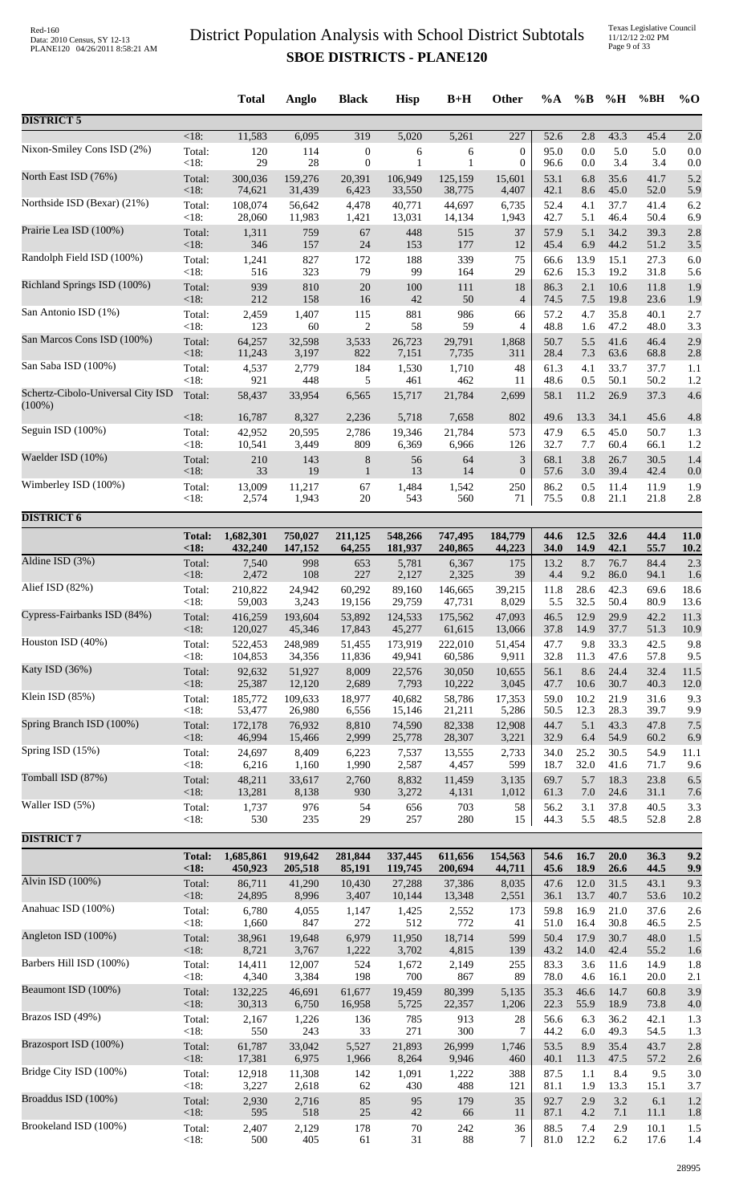# District Population Analysis with School District Subtotals
## SBOE DISTRICTS - PLANE120

| | | Total | Anglo | Black | Hisp | B+H | Other | %A | %B | %H | %BH | %O |
|---|---|---|---|---|---|---|---|---|---|---|---|---|
| **DISTRICT 5** | | | | | | | | | | | | |
| | <18: | 11,583 | 6,095 | 319 | 5,020 | 5,261 | 227 | 52.6 | 2.8 | 43.3 | 45.4 | 2.0 |
| Nixon-Smiley Cons ISD (2%) | Total: | 120 | 114 | 0 | 6 | 6 | 0 | 95.0 | 0.0 | 5.0 | 5.0 | 0.0 |
| | <18: | 29 | 28 | 0 | 1 | 1 | 0 | 96.6 | 0.0 | 3.4 | 3.4 | 0.0 |
| North East ISD (76%) | Total: | 300,036 | 159,276 | 20,391 | 106,949 | 125,159 | 15,601 | 53.1 | 6.8 | 35.6 | 41.7 | 5.2 |
| | <18: | 74,621 | 31,439 | 6,423 | 33,550 | 38,775 | 4,407 | 42.1 | 8.6 | 45.0 | 52.0 | 5.9 |
| Northside ISD (Bexar) (21%) | Total: | 108,074 | 56,642 | 4,478 | 40,771 | 44,697 | 6,735 | 52.4 | 4.1 | 37.7 | 41.4 | 6.2 |
| | <18: | 28,060 | 11,983 | 1,421 | 13,031 | 14,134 | 1,943 | 42.7 | 5.1 | 46.4 | 50.4 | 6.9 |
| Prairie Lea ISD (100%) | Total: | 1,311 | 759 | 67 | 448 | 515 | 37 | 57.9 | 5.1 | 34.2 | 39.3 | 2.8 |
| | <18: | 346 | 157 | 24 | 153 | 177 | 12 | 45.4 | 6.9 | 44.2 | 51.2 | 3.5 |
| Randolph Field ISD (100%) | Total: | 1,241 | 827 | 172 | 188 | 339 | 75 | 66.6 | 13.9 | 15.1 | 27.3 | 6.0 |
| | <18: | 516 | 323 | 79 | 99 | 164 | 29 | 62.6 | 15.3 | 19.2 | 31.8 | 5.6 |
| Richland Springs ISD (100%) | Total: | 939 | 810 | 20 | 100 | 111 | 18 | 86.3 | 2.1 | 10.6 | 11.8 | 1.9 |
| | <18: | 212 | 158 | 16 | 42 | 50 | 4 | 74.5 | 7.5 | 19.8 | 23.6 | 1.9 |
| San Antonio ISD (1%) | Total: | 2,459 | 1,407 | 115 | 881 | 986 | 66 | 57.2 | 4.7 | 35.8 | 40.1 | 2.7 |
| | <18: | 123 | 60 | 2 | 58 | 59 | 4 | 48.8 | 1.6 | 47.2 | 48.0 | 3.3 |
| San Marcos Cons ISD (100%) | Total: | 64,257 | 32,598 | 3,533 | 26,723 | 29,791 | 1,868 | 50.7 | 5.5 | 41.6 | 46.4 | 2.9 |
| | <18: | 11,243 | 3,197 | 822 | 7,151 | 7,735 | 311 | 28.4 | 7.3 | 63.6 | 68.8 | 2.8 |
| San Saba ISD (100%) | Total: | 4,537 | 2,779 | 184 | 1,530 | 1,710 | 48 | 61.3 | 4.1 | 33.7 | 37.7 | 1.1 |
| | <18: | 921 | 448 | 5 | 461 | 462 | 11 | 48.6 | 0.5 | 50.1 | 50.2 | 1.2 |
| Schertz-Cibolo-Universal City ISD (100%) | Total: | 58,437 | 33,954 | 6,565 | 15,717 | 21,784 | 2,699 | 58.1 | 11.2 | 26.9 | 37.3 | 4.6 |
| | <18: | 16,787 | 8,327 | 2,236 | 5,718 | 7,658 | 802 | 49.6 | 13.3 | 34.1 | 45.6 | 4.8 |
| Seguin ISD (100%) | Total: | 42,952 | 20,595 | 2,786 | 19,346 | 21,784 | 573 | 47.9 | 6.5 | 45.0 | 50.7 | 1.3 |
| | <18: | 10,541 | 3,449 | 809 | 6,369 | 6,966 | 126 | 32.7 | 7.7 | 60.4 | 66.1 | 1.2 |
| Waelder ISD (10%) | Total: | 210 | 143 | 8 | 56 | 64 | 3 | 68.1 | 3.8 | 26.7 | 30.5 | 1.4 |
| | <18: | 33 | 19 | 1 | 13 | 14 | 0 | 57.6 | 3.0 | 39.4 | 42.4 | 0.0 |
| Wimberley ISD (100%) | Total: | 13,009 | 11,217 | 67 | 1,484 | 1,542 | 250 | 86.2 | 0.5 | 11.4 | 11.9 | 1.9 |
| | <18: | 2,574 | 1,943 | 20 | 543 | 560 | 71 | 75.5 | 0.8 | 21.1 | 21.8 | 2.8 |
| **DISTRICT 6** | | | | | | | | | | | | |
| | **Total:** | **1,682,301** | **750,027** | **211,125** | **548,266** | **747,495** | **184,779** | **44.6** | **12.5** | **32.6** | **44.4** | **11.0** |
| | **<18:** | **432,240** | **147,152** | **64,255** | **181,937** | **240,865** | **44,223** | **34.0** | **14.9** | **42.1** | **55.7** | **10.2** |
| Aldine ISD (3%) | Total: | 7,540 | 998 | 653 | 5,781 | 6,367 | 175 | 13.2 | 8.7 | 76.7 | 84.4 | 2.3 |
| | <18: | 2,472 | 108 | 227 | 2,127 | 2,325 | 39 | 4.4 | 9.2 | 86.0 | 94.1 | 1.6 |
| Alief ISD (82%) | Total: | 210,822 | 24,942 | 60,292 | 89,160 | 146,665 | 39,215 | 11.8 | 28.6 | 42.3 | 69.6 | 18.6 |
| | <18: | 59,003 | 3,243 | 19,156 | 29,759 | 47,731 | 8,029 | 5.5 | 32.5 | 50.4 | 80.9 | 13.6 |
| Cypress-Fairbanks ISD (84%) | Total: | 416,259 | 193,604 | 53,892 | 124,533 | 175,562 | 47,093 | 46.5 | 12.9 | 29.9 | 42.2 | 11.3 |
| | <18: | 120,027 | 45,346 | 17,843 | 45,277 | 61,615 | 13,066 | 37.8 | 14.9 | 37.7 | 51.3 | 10.9 |
| Houston ISD (40%) | Total: | 522,453 | 248,989 | 51,455 | 173,919 | 222,010 | 51,454 | 47.7 | 9.8 | 33.3 | 42.5 | 9.8 |
| | <18: | 104,853 | 34,356 | 11,836 | 49,941 | 60,586 | 9,911 | 32.8 | 11.3 | 47.6 | 57.8 | 9.5 |
| Katy ISD (36%) | Total: | 92,632 | 51,927 | 8,009 | 22,576 | 30,050 | 10,655 | 56.1 | 8.6 | 24.4 | 32.4 | 11.5 |
| | <18: | 25,387 | 12,120 | 2,689 | 7,793 | 10,222 | 3,045 | 47.7 | 10.6 | 30.7 | 40.3 | 12.0 |
| Klein ISD (85%) | Total: | 185,772 | 109,633 | 18,977 | 40,682 | 58,786 | 17,353 | 59.0 | 10.2 | 21.9 | 31.6 | 9.3 |
| | <18: | 53,477 | 26,980 | 6,556 | 15,146 | 21,211 | 5,286 | 50.5 | 12.3 | 28.3 | 39.7 | 9.9 |
| Spring Branch ISD (100%) | Total: | 172,178 | 76,932 | 8,810 | 74,590 | 82,338 | 12,908 | 44.7 | 5.1 | 43.3 | 47.8 | 7.5 |
| | <18: | 46,994 | 15,466 | 2,999 | 25,778 | 28,307 | 3,221 | 32.9 | 6.4 | 54.9 | 60.2 | 6.9 |
| Spring ISD (15%) | Total: | 24,697 | 8,409 | 6,223 | 7,537 | 13,555 | 2,733 | 34.0 | 25.2 | 30.5 | 54.9 | 11.1 |
| | <18: | 6,216 | 1,160 | 1,990 | 2,587 | 4,457 | 599 | 18.7 | 32.0 | 41.6 | 71.7 | 9.6 |
| Tomball ISD (87%) | Total: | 48,211 | 33,617 | 2,760 | 8,832 | 11,459 | 3,135 | 69.7 | 5.7 | 18.3 | 23.8 | 6.5 |
| | <18: | 13,281 | 8,138 | 930 | 3,272 | 4,131 | 1,012 | 61.3 | 7.0 | 24.6 | 31.1 | 7.6 |
| Waller ISD (5%) | Total: | 1,737 | 976 | 54 | 656 | 703 | 58 | 56.2 | 3.1 | 37.8 | 40.5 | 3.3 |
| | <18: | 530 | 235 | 29 | 257 | 280 | 15 | 44.3 | 5.5 | 48.5 | 52.8 | 2.8 |
| **DISTRICT 7** | | | | | | | | | | | | |
| | **Total:** | **1,685,861** | **919,642** | **281,844** | **337,445** | **611,656** | **154,563** | **54.6** | **16.7** | **20.0** | **36.3** | **9.2** |
| | **<18:** | **450,923** | **205,518** | **85,191** | **119,745** | **200,694** | **44,711** | **45.6** | **18.9** | **26.6** | **44.5** | **9.9** |
| Alvin ISD (100%) | Total: | 86,711 | 41,290 | 10,430 | 27,288 | 37,386 | 8,035 | 47.6 | 12.0 | 31.5 | 43.1 | 9.3 |
| | <18: | 24,895 | 8,996 | 3,407 | 10,144 | 13,348 | 2,551 | 36.1 | 13.7 | 40.7 | 53.6 | 10.2 |
| Anahuac ISD (100%) | Total: | 6,780 | 4,055 | 1,147 | 1,425 | 2,552 | 173 | 59.8 | 16.9 | 21.0 | 37.6 | 2.6 |
| | <18: | 1,660 | 847 | 272 | 512 | 772 | 41 | 51.0 | 16.4 | 30.8 | 46.5 | 2.5 |
| Angleton ISD (100%) | Total: | 38,961 | 19,648 | 6,979 | 11,950 | 18,714 | 599 | 50.4 | 17.9 | 30.7 | 48.0 | 1.5 |
| | <18: | 8,721 | 3,767 | 1,222 | 3,702 | 4,815 | 139 | 43.2 | 14.0 | 42.4 | 55.2 | 1.6 |
| Barbers Hill ISD (100%) | Total: | 14,411 | 12,007 | 524 | 1,672 | 2,149 | 255 | 83.3 | 3.6 | 11.6 | 14.9 | 1.8 |
| | <18: | 4,340 | 3,384 | 198 | 700 | 867 | 89 | 78.0 | 4.6 | 16.1 | 20.0 | 2.1 |
| Beaumont ISD (100%) | Total: | 132,225 | 46,691 | 61,677 | 19,459 | 80,399 | 5,135 | 35.3 | 46.6 | 14.7 | 60.8 | 3.9 |
| | <18: | 30,313 | 6,750 | 16,958 | 5,725 | 22,357 | 1,206 | 22.3 | 55.9 | 18.9 | 73.8 | 4.0 |
| Brazos ISD (49%) | Total: | 2,167 | 1,226 | 136 | 785 | 913 | 28 | 56.6 | 6.3 | 36.2 | 42.1 | 1.3 |
| | <18: | 550 | 243 | 33 | 271 | 300 | 7 | 44.2 | 6.0 | 49.3 | 54.5 | 1.3 |
| Brazosport ISD (100%) | Total: | 61,787 | 33,042 | 5,527 | 21,893 | 26,999 | 1,746 | 53.5 | 8.9 | 35.4 | 43.7 | 2.8 |
| | <18: | 17,381 | 6,975 | 1,966 | 8,264 | 9,946 | 460 | 40.1 | 11.3 | 47.5 | 57.2 | 2.6 |
| Bridge City ISD (100%) | Total: | 12,918 | 11,308 | 142 | 1,091 | 1,222 | 388 | 87.5 | 1.1 | 8.4 | 9.5 | 3.0 |
| | <18: | 3,227 | 2,618 | 62 | 430 | 488 | 121 | 81.1 | 1.9 | 13.3 | 15.1 | 3.7 |
| Broaddus ISD (100%) | Total: | 2,930 | 2,716 | 85 | 95 | 179 | 35 | 92.7 | 2.9 | 3.2 | 6.1 | 1.2 |
| | <18: | 595 | 518 | 25 | 42 | 66 | 11 | 87.1 | 4.2 | 7.1 | 11.1 | 1.8 |
| Brookeland ISD (100%) | Total: | 2,407 | 2,129 | 178 | 70 | 242 | 36 | 88.5 | 7.4 | 2.9 | 10.1 | 1.5 |
| | <18: | 500 | 405 | 61 | 31 | 88 | 7 | 81.0 | 12.2 | 6.2 | 17.6 | 1.4 |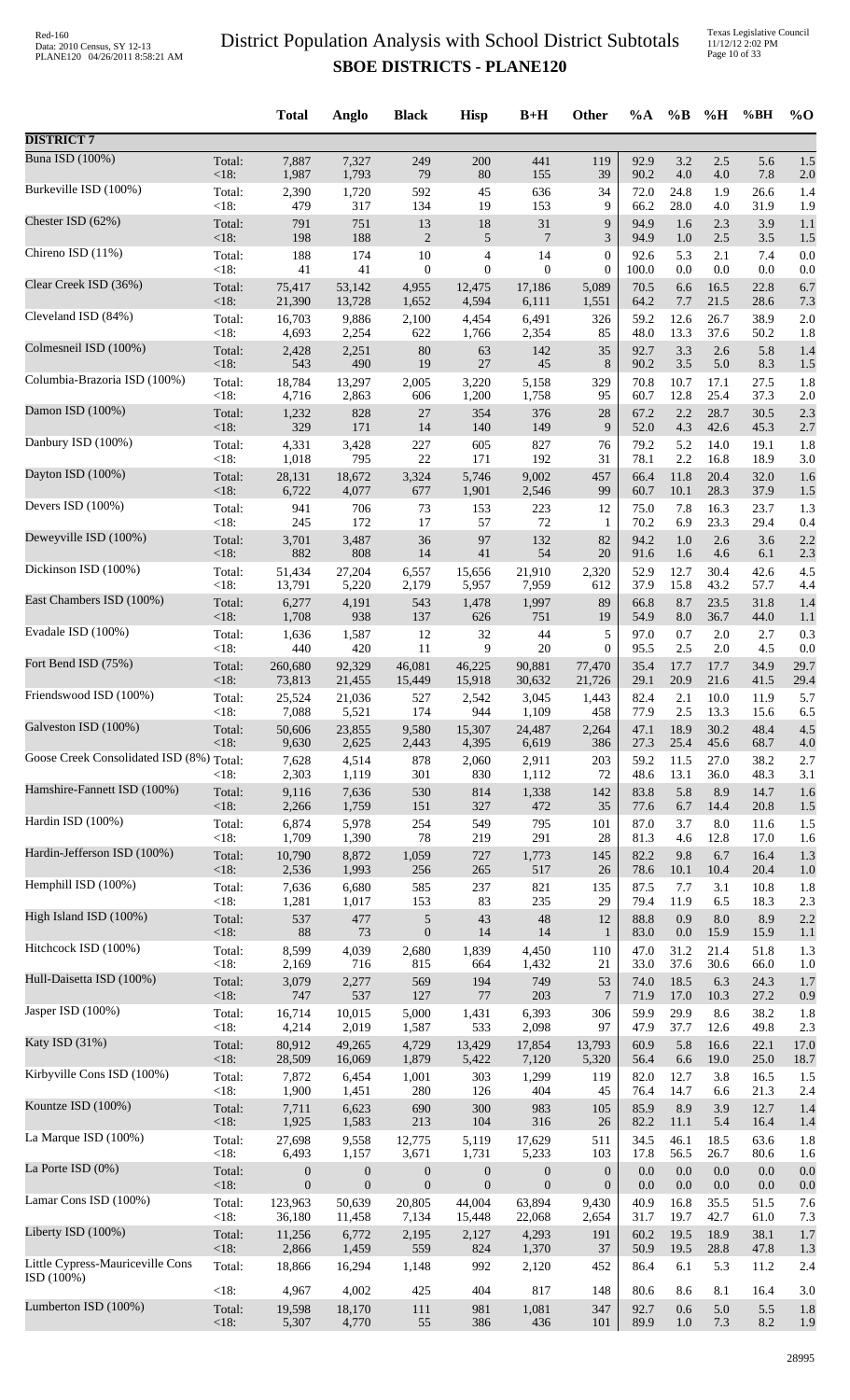# District Population Analysis with School District Subtotals

## SBOE DISTRICTS - PLANE120

Red-160
Data: 2010 Census, SY 12-13
PLANE120 04/26/2011 8:58:21 AM

Texas Legislative Council
11/12/12 2:02 PM

| | | Total | Anglo | Black | Hisp | B+H | Other | %A | %B | %H | %BH | %O |
|---|---|---|---|---|---|---|---|---|---|---|---|---|
| **DISTRICT 7** | | | | | | | | | | | | |
| Buna ISD (100%) | Total: | 7,887 | 7,327 | 249 | 200 | 441 | 119 | 92.9 | 3.2 | 2.5 | 5.6 | 1.5 |
| | <18: | 1,987 | 1,793 | 79 | 80 | 155 | 39 | 90.2 | 4.0 | 4.0 | 7.8 | 2.0 |
| Burkeville ISD (100%) | Total: | 2,390 | 1,720 | 592 | 45 | 636 | 34 | 72.0 | 24.8 | 1.9 | 26.6 | 1.4 |
| | <18: | 479 | 317 | 134 | 19 | 153 | 9 | 66.2 | 28.0 | 4.0 | 31.9 | 1.9 |
| Chester ISD (62%) | Total: | 791 | 751 | 13 | 18 | 31 | 9 | 94.9 | 1.6 | 2.3 | 3.9 | 1.1 |
| | <18: | 198 | 188 | 2 | 5 | 7 | 3 | 94.9 | 1.0 | 2.5 | 3.5 | 1.5 |
| Chireno ISD (11%) | Total: | 188 | 174 | 10 | 4 | 14 | 0 | 92.6 | 5.3 | 2.1 | 7.4 | 0.0 |
| | <18: | 41 | 41 | 0 | 0 | 0 | 0 | 100.0 | 0.0 | 0.0 | 0.0 | 0.0 |
| Clear Creek ISD (36%) | Total: | 75,417 | 53,142 | 4,955 | 12,475 | 17,186 | 5,089 | 70.5 | 6.6 | 16.5 | 22.8 | 6.7 |
| | <18: | 21,390 | 13,728 | 1,652 | 4,594 | 6,111 | 1,551 | 64.2 | 7.7 | 21.5 | 28.6 | 7.3 |
| Cleveland ISD (84%) | Total: | 16,703 | 9,886 | 2,100 | 4,454 | 6,491 | 326 | 59.2 | 12.6 | 26.7 | 38.9 | 2.0 |
| | <18: | 4,693 | 2,254 | 622 | 1,766 | 2,354 | 85 | 48.0 | 13.3 | 37.6 | 50.2 | 1.8 |
| Colmesneil ISD (100%) | Total: | 2,428 | 2,251 | 80 | 63 | 142 | 35 | 92.7 | 3.3 | 2.6 | 5.8 | 1.4 |
| | <18: | 543 | 490 | 19 | 27 | 45 | 8 | 90.2 | 3.5 | 5.0 | 8.3 | 1.5 |
| Columbia-Brazoria ISD (100%) | Total: | 18,784 | 13,297 | 2,005 | 3,220 | 5,158 | 329 | 70.8 | 10.7 | 17.1 | 27.5 | 1.8 |
| | <18: | 4,716 | 2,863 | 606 | 1,200 | 1,758 | 95 | 60.7 | 12.8 | 25.4 | 37.3 | 2.0 |
| Damon ISD (100%) | Total: | 1,232 | 828 | 27 | 354 | 376 | 28 | 67.2 | 2.2 | 28.7 | 30.5 | 2.3 |
| | <18: | 329 | 171 | 14 | 140 | 149 | 9 | 52.0 | 4.3 | 42.6 | 45.3 | 2.7 |
| Danbury ISD (100%) | Total: | 4,331 | 3,428 | 227 | 605 | 827 | 76 | 79.2 | 5.2 | 14.0 | 19.1 | 1.8 |
| | <18: | 1,018 | 795 | 22 | 171 | 192 | 31 | 78.1 | 2.2 | 16.8 | 18.9 | 3.0 |
| Dayton ISD (100%) | Total: | 28,131 | 18,672 | 3,324 | 5,746 | 9,002 | 457 | 66.4 | 11.8 | 20.4 | 32.0 | 1.6 |
| | <18: | 6,722 | 4,077 | 677 | 1,901 | 2,546 | 99 | 60.7 | 10.1 | 28.3 | 37.9 | 1.5 |
| Devers ISD (100%) | Total: | 941 | 706 | 73 | 153 | 223 | 12 | 75.0 | 7.8 | 16.3 | 23.7 | 1.3 |
| | <18: | 245 | 172 | 17 | 57 | 72 | 1 | 70.2 | 6.9 | 23.3 | 29.4 | 0.4 |
| Deweyville ISD (100%) | Total: | 3,701 | 3,487 | 36 | 97 | 132 | 82 | 94.2 | 1.0 | 2.6 | 3.6 | 2.2 |
| | <18: | 882 | 808 | 14 | 41 | 54 | 20 | 91.6 | 1.6 | 4.6 | 6.1 | 2.3 |
| Dickinson ISD (100%) | Total: | 51,434 | 27,204 | 6,557 | 15,656 | 21,910 | 2,320 | 52.9 | 12.7 | 30.4 | 42.6 | 4.5 |
| | <18: | 13,791 | 5,220 | 2,179 | 5,957 | 7,959 | 612 | 37.9 | 15.8 | 43.2 | 57.7 | 4.4 |
| East Chambers ISD (100%) | Total: | 6,277 | 4,191 | 543 | 1,478 | 1,997 | 89 | 66.8 | 8.7 | 23.5 | 31.8 | 1.4 |
| | <18: | 1,708 | 938 | 137 | 626 | 751 | 19 | 54.9 | 8.0 | 36.7 | 44.0 | 1.1 |
| Evadale ISD (100%) | Total: | 1,636 | 1,587 | 12 | 32 | 44 | 5 | 97.0 | 0.7 | 2.0 | 2.7 | 0.3 |
| | <18: | 440 | 420 | 11 | 9 | 20 | 0 | 95.5 | 2.5 | 2.0 | 4.5 | 0.0 |
| Fort Bend ISD (75%) | Total: | 260,680 | 92,329 | 46,081 | 46,225 | 90,881 | 77,470 | 35.4 | 17.7 | 17.7 | 34.9 | 29.7 |
| | <18: | 73,813 | 21,455 | 15,449 | 15,918 | 30,632 | 21,726 | 29.1 | 20.9 | 21.6 | 41.5 | 29.4 |
| Friendswood ISD (100%) | Total: | 25,524 | 21,036 | 527 | 2,542 | 3,045 | 1,443 | 82.4 | 2.1 | 10.0 | 11.9 | 5.7 |
| | <18: | 7,088 | 5,521 | 174 | 944 | 1,109 | 458 | 77.9 | 2.5 | 13.3 | 15.6 | 6.5 |
| Galveston ISD (100%) | Total: | 50,606 | 23,855 | 9,580 | 15,307 | 24,487 | 2,264 | 47.1 | 18.9 | 30.2 | 48.4 | 4.5 |
| | <18: | 9,630 | 2,625 | 2,443 | 4,395 | 6,619 | 386 | 27.3 | 25.4 | 45.6 | 68.7 | 4.0 |
| Goose Creek Consolidated ISD (8%) | Total: | 7,628 | 4,514 | 878 | 2,060 | 2,911 | 203 | 59.2 | 11.5 | 27.0 | 38.2 | 2.7 |
| | <18: | 2,303 | 1,119 | 301 | 830 | 1,112 | 72 | 48.6 | 13.1 | 36.0 | 48.3 | 3.1 |
| Hamshire-Fannett ISD (100%) | Total: | 9,116 | 7,636 | 530 | 814 | 1,338 | 142 | 83.8 | 5.8 | 8.9 | 14.7 | 1.6 |
| | <18: | 2,266 | 1,759 | 151 | 327 | 472 | 35 | 77.6 | 6.7 | 14.4 | 20.8 | 1.5 |
| Hardin ISD (100%) | Total: | 6,874 | 5,978 | 254 | 549 | 795 | 101 | 87.0 | 3.7 | 8.0 | 11.6 | 1.5 |
| | <18: | 1,709 | 1,390 | 78 | 219 | 291 | 28 | 81.3 | 4.6 | 12.8 | 17.0 | 1.6 |
| Hardin-Jefferson ISD (100%) | Total: | 10,790 | 8,872 | 1,059 | 727 | 1,773 | 145 | 82.2 | 9.8 | 6.7 | 16.4 | 1.3 |
| | <18: | 2,536 | 1,993 | 256 | 265 | 517 | 26 | 78.6 | 10.1 | 10.4 | 20.4 | 1.0 |
| Hemphill ISD (100%) | Total: | 7,636 | 6,680 | 585 | 237 | 821 | 135 | 87.5 | 7.7 | 3.1 | 10.8 | 1.8 |
| | <18: | 1,281 | 1,017 | 153 | 83 | 235 | 29 | 79.4 | 11.9 | 6.5 | 18.3 | 2.3 |
| High Island ISD (100%) | Total: | 537 | 477 | 5 | 43 | 48 | 12 | 88.8 | 0.9 | 8.0 | 8.9 | 2.2 |
| | <18: | 88 | 73 | 0 | 14 | 14 | 1 | 83.0 | 0.0 | 15.9 | 15.9 | 1.1 |
| Hitchcock ISD (100%) | Total: | 8,599 | 4,039 | 2,680 | 1,839 | 4,450 | 110 | 47.0 | 31.2 | 21.4 | 51.8 | 1.3 |
| | <18: | 2,169 | 716 | 815 | 664 | 1,432 | 21 | 33.0 | 37.6 | 30.6 | 66.0 | 1.0 |
| Hull-Daisetta ISD (100%) | Total: | 3,079 | 2,277 | 569 | 194 | 749 | 53 | 74.0 | 18.5 | 6.3 | 24.3 | 1.7 |
| | <18: | 747 | 537 | 127 | 77 | 203 | 7 | 71.9 | 17.0 | 10.3 | 27.2 | 0.9 |
| Jasper ISD (100%) | Total: | 16,714 | 10,015 | 5,000 | 1,431 | 6,393 | 306 | 59.9 | 29.9 | 8.6 | 38.2 | 1.8 |
| | <18: | 4,214 | 2,019 | 1,587 | 533 | 2,098 | 97 | 47.9 | 37.7 | 12.6 | 49.8 | 2.3 |
| Katy ISD (31%) | Total: | 80,912 | 49,265 | 4,729 | 13,429 | 17,854 | 13,793 | 60.9 | 5.8 | 16.6 | 22.1 | 17.0 |
| | <18: | 28,509 | 16,069 | 1,879 | 5,422 | 7,120 | 5,320 | 56.4 | 6.6 | 19.0 | 25.0 | 18.7 |
| Kirbyville Cons ISD (100%) | Total: | 7,872 | 6,454 | 1,001 | 303 | 1,299 | 119 | 82.0 | 12.7 | 3.8 | 16.5 | 1.5 |
| | <18: | 1,900 | 1,451 | 280 | 126 | 404 | 45 | 76.4 | 14.7 | 6.6 | 21.3 | 2.4 |
| Kountze ISD (100%) | Total: | 7,711 | 6,623 | 690 | 300 | 983 | 105 | 85.9 | 8.9 | 3.9 | 12.7 | 1.4 |
| | <18: | 1,925 | 1,583 | 213 | 104 | 316 | 26 | 82.2 | 11.1 | 5.4 | 16.4 | 1.4 |
| La Marque ISD (100%) | Total: | 27,698 | 9,558 | 12,775 | 5,119 | 17,629 | 511 | 34.5 | 46.1 | 18.5 | 63.6 | 1.8 |
| | <18: | 6,493 | 1,157 | 3,671 | 1,731 | 5,233 | 103 | 17.8 | 56.5 | 26.7 | 80.6 | 1.6 |
| La Porte ISD (0%) | Total: | 0 | 0 | 0 | 0 | 0 | 0 | 0.0 | 0.0 | 0.0 | 0.0 | 0.0 |
| | <18: | 0 | 0 | 0 | 0 | 0 | 0 | 0.0 | 0.0 | 0.0 | 0.0 | 0.0 |
| Lamar Cons ISD (100%) | Total: | 123,963 | 50,639 | 20,805 | 44,004 | 63,894 | 9,430 | 40.9 | 16.8 | 35.5 | 51.5 | 7.6 |
| | <18: | 36,180 | 11,458 | 7,134 | 15,448 | 22,068 | 2,654 | 31.7 | 19.7 | 42.7 | 61.0 | 7.3 |
| Liberty ISD (100%) | Total: | 11,256 | 6,772 | 2,195 | 2,127 | 4,293 | 191 | 60.2 | 19.5 | 18.9 | 38.1 | 1.7 |
| | <18: | 2,866 | 1,459 | 559 | 824 | 1,370 | 37 | 50.9 | 19.5 | 28.8 | 47.8 | 1.3 |
| Little Cypress-Mauriceville Cons ISD (100%) | Total: | 18,866 | 16,294 | 1,148 | 992 | 2,120 | 452 | 86.4 | 6.1 | 5.3 | 11.2 | 2.4 |
| | <18: | 4,967 | 4,002 | 425 | 404 | 817 | 148 | 80.6 | 8.6 | 8.1 | 16.4 | 3.0 |
| Lumberton ISD (100%) | Total: | 19,598 | 18,170 | 111 | 981 | 1,081 | 347 | 92.7 | 0.6 | 5.0 | 5.5 | 1.8 |
| | <18: | 5,307 | 4,770 | 55 | 386 | 436 | 101 | 89.9 | 1.0 | 7.3 | 8.2 | 1.9 |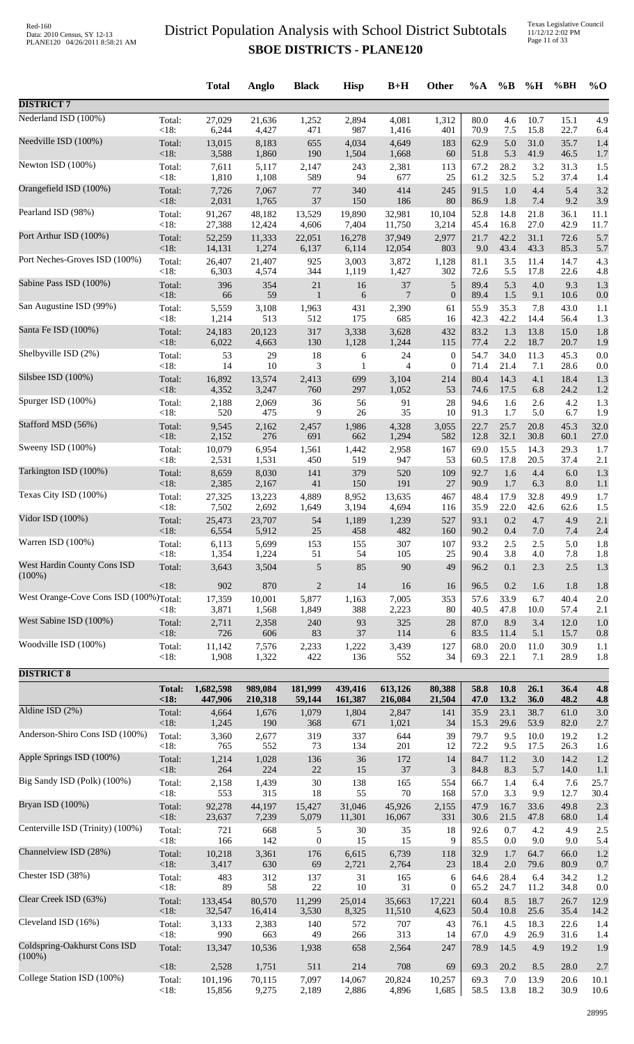# District Population Analysis with School District Subtotals

## SBOE DISTRICTS - PLANE120

| | | Total | Anglo | Black | Hisp | B+H | Other | %A | %B | %H | %BH | %O |
|---|---|---|---|---|---|---|---|---|---|---|---|---|
| **DISTRICT 7** | | | | | | | | | | | | |
| Nederland ISD (100%) | Total: | 27,029 | 21,636 | 1,252 | 2,894 | 4,081 | 1,312 | 80.0 | 4.6 | 10.7 | 15.1 | 4.9 |
| | <18: | 6,244 | 4,427 | 471 | 987 | 1,416 | 401 | 70.9 | 7.5 | 15.8 | 22.7 | 6.4 |
| Needville ISD (100%) | Total: | 13,015 | 8,183 | 655 | 4,034 | 4,649 | 183 | 62.9 | 5.0 | 31.0 | 35.7 | 1.4 |
| | <18: | 3,588 | 1,860 | 190 | 1,504 | 1,668 | 60 | 51.8 | 5.3 | 41.9 | 46.5 | 1.7 |
| Newton ISD (100%) | Total: | 7,611 | 5,117 | 2,147 | 243 | 2,381 | 113 | 67.2 | 28.2 | 3.2 | 31.3 | 1.5 |
| | <18: | 1,810 | 1,108 | 589 | 94 | 677 | 25 | 61.2 | 32.5 | 5.2 | 37.4 | 1.4 |
| Orangefield ISD (100%) | Total: | 7,726 | 7,067 | 77 | 340 | 414 | 245 | 91.5 | 1.0 | 4.4 | 5.4 | 3.2 |
| | <18: | 2,031 | 1,765 | 37 | 150 | 186 | 80 | 86.9 | 1.8 | 7.4 | 9.2 | 3.9 |
| Pearland ISD (98%) | Total: | 91,267 | 48,182 | 13,529 | 19,890 | 32,981 | 10,104 | 52.8 | 14.8 | 21.8 | 36.1 | 11.1 |
| | <18: | 27,388 | 12,424 | 4,606 | 7,404 | 11,750 | 3,214 | 45.4 | 16.8 | 27.0 | 42.9 | 11.7 |
| Port Arthur ISD (100%) | Total: | 52,259 | 11,333 | 22,051 | 16,278 | 37,949 | 2,977 | 21.7 | 42.2 | 31.1 | 72.6 | 5.7 |
| | <18: | 14,131 | 1,274 | 6,137 | 6,114 | 12,054 | 803 | 9.0 | 43.4 | 43.3 | 85.3 | 5.7 |
| Port Neches-Groves ISD (100%) | Total: | 26,407 | 21,407 | 925 | 3,003 | 3,872 | 1,128 | 81.1 | 3.5 | 11.4 | 14.7 | 4.3 |
| | <18: | 6,303 | 4,574 | 344 | 1,119 | 1,427 | 302 | 72.6 | 5.5 | 17.8 | 22.6 | 4.8 |
| Sabine Pass ISD (100%) | Total: | 396 | 354 | 21 | 16 | 37 | 5 | 89.4 | 5.3 | 4.0 | 9.3 | 1.3 |
| | <18: | 66 | 59 | 1 | 6 | 7 | 0 | 89.4 | 1.5 | 9.1 | 10.6 | 0.0 |
| San Augustine ISD (99%) | Total: | 5,559 | 3,108 | 1,963 | 431 | 2,390 | 61 | 55.9 | 35.3 | 7.8 | 43.0 | 1.1 |
| | <18: | 1,214 | 513 | 512 | 175 | 685 | 16 | 42.3 | 42.2 | 14.4 | 56.4 | 1.3 |
| Santa Fe ISD (100%) | Total: | 24,183 | 20,123 | 317 | 3,338 | 3,628 | 432 | 83.2 | 1.3 | 13.8 | 15.0 | 1.8 |
| | <18: | 6,022 | 4,663 | 130 | 1,128 | 1,244 | 115 | 77.4 | 2.2 | 18.7 | 20.7 | 1.9 |
| Shelbyville ISD (2%) | Total: | 53 | 29 | 18 | 6 | 24 | 0 | 54.7 | 34.0 | 11.3 | 45.3 | 0.0 |
| | <18: | 14 | 10 | 3 | 1 | 4 | 0 | 71.4 | 21.4 | 7.1 | 28.6 | 0.0 |
| Silsbee ISD (100%) | Total: | 16,892 | 13,574 | 2,413 | 699 | 3,104 | 214 | 80.4 | 14.3 | 4.1 | 18.4 | 1.3 |
| | <18: | 4,352 | 3,247 | 760 | 297 | 1,052 | 53 | 74.6 | 17.5 | 6.8 | 24.2 | 1.2 |
| Spurger ISD (100%) | Total: | 2,188 | 2,069 | 36 | 56 | 91 | 28 | 94.6 | 1.6 | 2.6 | 4.2 | 1.3 |
| | <18: | 520 | 475 | 9 | 26 | 35 | 10 | 91.3 | 1.7 | 5.0 | 6.7 | 1.9 |
| Stafford MSD (56%) | Total: | 9,545 | 2,162 | 2,457 | 1,986 | 4,328 | 3,055 | 22.7 | 25.7 | 20.8 | 45.3 | 32.0 |
| | <18: | 2,152 | 276 | 691 | 662 | 1,294 | 582 | 12.8 | 32.1 | 30.8 | 60.1 | 27.0 |
| Sweeny ISD (100%) | Total: | 10,079 | 6,954 | 1,561 | 1,442 | 2,958 | 167 | 69.0 | 15.5 | 14.3 | 29.3 | 1.7 |
| | <18: | 2,531 | 1,531 | 450 | 519 | 947 | 53 | 60.5 | 17.8 | 20.5 | 37.4 | 2.1 |
| Tarkington ISD (100%) | Total: | 8,659 | 8,030 | 141 | 379 | 520 | 109 | 92.7 | 1.6 | 4.4 | 6.0 | 1.3 |
| | <18: | 2,385 | 2,167 | 41 | 150 | 191 | 27 | 90.9 | 1.7 | 6.3 | 8.0 | 1.1 |
| Texas City ISD (100%) | Total: | 27,325 | 13,223 | 4,889 | 8,952 | 13,635 | 467 | 48.4 | 17.9 | 32.8 | 49.9 | 1.7 |
| | <18: | 7,502 | 2,692 | 1,649 | 3,194 | 4,694 | 116 | 35.9 | 22.0 | 42.6 | 62.6 | 1.5 |
| Vidor ISD (100%) | Total: | 25,473 | 23,707 | 54 | 1,189 | 1,239 | 527 | 93.1 | 0.2 | 4.7 | 4.9 | 2.1 |
| | <18: | 6,554 | 5,912 | 25 | 458 | 482 | 160 | 90.2 | 0.4 | 7.0 | 7.4 | 2.4 |
| Warren ISD (100%) | Total: | 6,113 | 5,699 | 153 | 155 | 307 | 107 | 93.2 | 2.5 | 2.5 | 5.0 | 1.8 |
| | <18: | 1,354 | 1,224 | 51 | 54 | 105 | 25 | 90.4 | 3.8 | 4.0 | 7.8 | 1.8 |
| West Hardin County Cons ISD (100%) | Total: | 3,643 | 3,504 | 5 | 85 | 90 | 49 | 96.2 | 0.1 | 2.3 | 2.5 | 1.3 |
| | <18: | 902 | 870 | 2 | 14 | 16 | 16 | 96.5 | 0.2 | 1.6 | 1.8 | 1.8 |
| West Orange-Cove Cons ISD (100%) | Total: | 17,359 | 10,001 | 5,877 | 1,163 | 7,005 | 353 | 57.6 | 33.9 | 6.7 | 40.4 | 2.0 |
| | <18: | 3,871 | 1,568 | 1,849 | 388 | 2,223 | 80 | 40.5 | 47.8 | 10.0 | 57.4 | 2.1 |
| West Sabine ISD (100%) | Total: | 2,711 | 2,358 | 240 | 93 | 325 | 28 | 87.0 | 8.9 | 3.4 | 12.0 | 1.0 |
| | <18: | 726 | 606 | 83 | 37 | 114 | 6 | 83.5 | 11.4 | 5.1 | 15.7 | 0.8 |
| Woodville ISD (100%) | Total: | 11,142 | 7,576 | 2,233 | 1,222 | 3,439 | 127 | 68.0 | 20.0 | 11.0 | 30.9 | 1.1 |
| | <18: | 1,908 | 1,322 | 422 | 136 | 552 | 34 | 69.3 | 22.1 | 7.1 | 28.9 | 1.8 |
| **DISTRICT 8** | | | | | | | | | | | | |
| | **Total:** | **1,682,598** | **989,084** | **181,999** | **439,416** | **613,126** | **80,388** | **58.8** | **10.8** | **26.1** | **36.4** | **4.8** |
| | **<18:** | **447,906** | **210,318** | **59,144** | **161,387** | **216,084** | **21,504** | **47.0** | **13.2** | **36.0** | **48.2** | **4.8** |
| Aldine ISD (2%) | Total: | 4,664 | 1,676 | 1,079 | 1,804 | 2,847 | 141 | 35.9 | 23.1 | 38.7 | 61.0 | 3.0 |
| | <18: | 1,245 | 190 | 368 | 671 | 1,021 | 34 | 15.3 | 29.6 | 53.9 | 82.0 | 2.7 |
| Anderson-Shiro Cons ISD (100%) | Total: | 3,360 | 2,677 | 319 | 337 | 644 | 39 | 79.7 | 9.5 | 10.0 | 19.2 | 1.2 |
| | <18: | 765 | 552 | 73 | 134 | 201 | 12 | 72.2 | 9.5 | 17.5 | 26.3 | 1.6 |
| Apple Springs ISD (100%) | Total: | 1,214 | 1,028 | 136 | 36 | 172 | 14 | 84.7 | 11.2 | 3.0 | 14.2 | 1.2 |
| | <18: | 264 | 224 | 22 | 15 | 37 | 3 | 84.8 | 8.3 | 5.7 | 14.0 | 1.1 |
| Big Sandy ISD (Polk) (100%) | Total: | 2,158 | 1,439 | 30 | 138 | 165 | 554 | 66.7 | 1.4 | 6.4 | 7.6 | 25.7 |
| | <18: | 553 | 315 | 18 | 55 | 70 | 168 | 57.0 | 3.3 | 9.9 | 12.7 | 30.4 |
| Bryan ISD (100%) | Total: | 92,278 | 44,197 | 15,427 | 31,046 | 45,926 | 2,155 | 47.9 | 16.7 | 33.6 | 49.8 | 2.3 |
| | <18: | 23,637 | 7,239 | 5,079 | 11,301 | 16,067 | 331 | 30.6 | 21.5 | 47.8 | 68.0 | 1.4 |
| Centerville ISD (Trinity) (100%) | Total: | 721 | 668 | 5 | 30 | 35 | 18 | 92.6 | 0.7 | 4.2 | 4.9 | 2.5 |
| | <18: | 166 | 142 | 0 | 15 | 15 | 9 | 85.5 | 0.0 | 9.0 | 9.0 | 5.4 |
| Channelview ISD (28%) | Total: | 10,218 | 3,361 | 176 | 6,615 | 6,739 | 118 | 32.9 | 1.7 | 64.7 | 66.0 | 1.2 |
| | <18: | 3,417 | 630 | 69 | 2,721 | 2,764 | 23 | 18.4 | 2.0 | 79.6 | 80.9 | 0.7 |
| Chester ISD (38%) | Total: | 483 | 312 | 137 | 31 | 165 | 6 | 64.6 | 28.4 | 6.4 | 34.2 | 1.2 |
| | <18: | 89 | 58 | 22 | 10 | 31 | 0 | 65.2 | 24.7 | 11.2 | 34.8 | 0.0 |
| Clear Creek ISD (63%) | Total: | 133,454 | 80,570 | 11,299 | 25,014 | 35,663 | 17,221 | 60.4 | 8.5 | 18.7 | 26.7 | 12.9 |
| | <18: | 32,547 | 16,414 | 3,530 | 8,325 | 11,510 | 4,623 | 50.4 | 10.8 | 25.6 | 35.4 | 14.2 |
| Cleveland ISD (16%) | Total: | 3,133 | 2,383 | 140 | 572 | 707 | 43 | 76.1 | 4.5 | 18.3 | 22.6 | 1.4 |
| | <18: | 990 | 663 | 49 | 266 | 313 | 14 | 67.0 | 4.9 | 26.9 | 31.6 | 1.4 |
| Coldspring-Oakhurst Cons ISD (100%) | Total: | 13,347 | 10,536 | 1,938 | 658 | 2,564 | 247 | 78.9 | 14.5 | 4.9 | 19.2 | 1.9 |
| | <18: | 2,528 | 1,751 | 511 | 214 | 708 | 69 | 69.3 | 20.2 | 8.5 | 28.0 | 2.7 |
| College Station ISD (100%) | Total: | 101,196 | 70,115 | 7,097 | 14,067 | 20,824 | 10,257 | 69.3 | 7.0 | 13.9 | 20.6 | 10.1 |
| | <18: | 15,856 | 9,275 | 2,189 | 2,886 | 4,896 | 1,685 | 58.5 | 13.8 | 18.2 | 30.9 | 10.6 |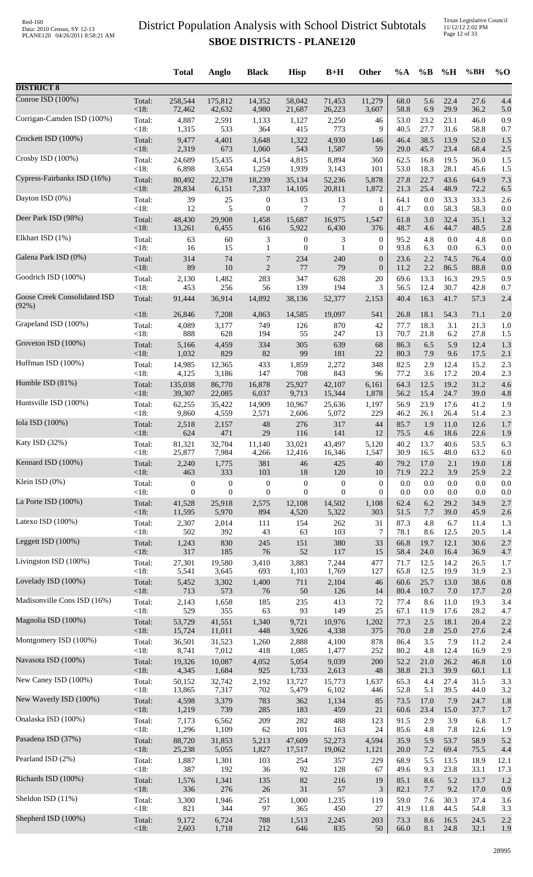# District Population Analysis with School District Subtotals
## SBOE DISTRICTS - PLANE120

Red-160
Data: 2010 Census, SY 12-13
PLANE120 04/26/2011 8:58:21 AM

Texas Legislative Council
11/12/12 2:02 PM

| | | Total | Anglo | Black | Hisp | B+H | Other | %A | %B | %H | %BH | %O |
|---|---|---|---|---|---|---|---|---|---|---|---|---|
| **DISTRICT 8** | | | | | | | | | | | | |
| Conroe ISD (100%) | Total: | 258,544 | 175,812 | 14,352 | 58,042 | 71,453 | 11,279 | 68.0 | 5.6 | 22.4 | 27.6 | 4.4 |
| | <18: | 72,462 | 42,632 | 4,980 | 21,687 | 26,223 | 3,607 | 58.8 | 6.9 | 29.9 | 36.2 | 5.0 |
| Corrigan-Camden ISD (100%) | Total: | 4,887 | 2,591 | 1,133 | 1,127 | 2,250 | 46 | 53.0 | 23.2 | 23.1 | 46.0 | 0.9 |
| | <18: | 1,315 | 533 | 364 | 415 | 773 | 9 | 40.5 | 27.7 | 31.6 | 58.8 | 0.7 |
| Crockett ISD (100%) | Total: | 9,477 | 4,401 | 3,648 | 1,322 | 4,930 | 146 | 46.4 | 38.5 | 13.9 | 52.0 | 1.5 |
| | <18: | 2,319 | 673 | 1,060 | 543 | 1,587 | 59 | 29.0 | 45.7 | 23.4 | 68.4 | 2.5 |
| Crosby ISD (100%) | Total: | 24,689 | 15,435 | 4,154 | 4,815 | 8,894 | 360 | 62.5 | 16.8 | 19.5 | 36.0 | 1.5 |
| | <18: | 6,898 | 3,654 | 1,259 | 1,939 | 3,143 | 101 | 53.0 | 18.3 | 28.1 | 45.6 | 1.5 |
| Cypress-Fairbanks ISD (16%) | Total: | 80,492 | 22,378 | 18,239 | 35,134 | 52,236 | 5,878 | 27.8 | 22.7 | 43.6 | 64.9 | 7.3 |
| | <18: | 28,834 | 6,151 | 7,337 | 14,105 | 20,811 | 1,872 | 21.3 | 25.4 | 48.9 | 72.2 | 6.5 |
| Dayton ISD (0%) | Total: | 39 | 25 | 0 | 13 | 13 | 1 | 64.1 | 0.0 | 33.3 | 33.3 | 2.6 |
| | <18: | 12 | 5 | 0 | 7 | 7 | 0 | 41.7 | 0.0 | 58.3 | 58.3 | 0.0 |
| Deer Park ISD (98%) | Total: | 48,430 | 29,908 | 1,458 | 15,687 | 16,975 | 1,547 | 61.8 | 3.0 | 32.4 | 35.1 | 3.2 |
| | <18: | 13,261 | 6,455 | 616 | 5,922 | 6,430 | 376 | 48.7 | 4.6 | 44.7 | 48.5 | 2.8 |
| Elkhart ISD (1%) | Total: | 63 | 60 | 3 | 0 | 3 | 0 | 95.2 | 4.8 | 0.0 | 4.8 | 0.0 |
| | <18: | 16 | 15 | 1 | 0 | 1 | 0 | 93.8 | 6.3 | 0.0 | 6.3 | 0.0 |
| Galena Park ISD (0%) | Total: | 314 | 74 | 7 | 234 | 240 | 0 | 23.6 | 2.2 | 74.5 | 76.4 | 0.0 |
| | <18: | 89 | 10 | 2 | 77 | 79 | 0 | 11.2 | 2.2 | 86.5 | 88.8 | 0.0 |
| Goodrich ISD (100%) | Total: | 2,130 | 1,482 | 283 | 347 | 628 | 20 | 69.6 | 13.3 | 16.3 | 29.5 | 0.9 |
| | <18: | 453 | 256 | 56 | 139 | 194 | 3 | 56.5 | 12.4 | 30.7 | 42.8 | 0.7 |
| Goose Creek Consolidated ISD (92%) | Total: | 91,444 | 36,914 | 14,892 | 38,136 | 52,377 | 2,153 | 40.4 | 16.3 | 41.7 | 57.3 | 2.4 |
| | <18: | 26,846 | 7,208 | 4,863 | 14,585 | 19,097 | 541 | 26.8 | 18.1 | 54.3 | 71.1 | 2.0 |
| Grapeland ISD (100%) | Total: | 4,089 | 3,177 | 749 | 126 | 870 | 42 | 77.7 | 18.3 | 3.1 | 21.3 | 1.0 |
| | <18: | 888 | 628 | 194 | 55 | 247 | 13 | 70.7 | 21.8 | 6.2 | 27.8 | 1.5 |
| Groveton ISD (100%) | Total: | 5,166 | 4,459 | 334 | 305 | 639 | 68 | 86.3 | 6.5 | 5.9 | 12.4 | 1.3 |
| | <18: | 1,032 | 829 | 82 | 99 | 181 | 22 | 80.3 | 7.9 | 9.6 | 17.5 | 2.1 |
| Huffman ISD (100%) | Total: | 14,985 | 12,365 | 433 | 1,859 | 2,272 | 348 | 82.5 | 2.9 | 12.4 | 15.2 | 2.3 |
| | <18: | 4,125 | 3,186 | 147 | 708 | 843 | 96 | 77.2 | 3.6 | 17.2 | 20.4 | 2.3 |
| Humble ISD (81%) | Total: | 135,038 | 86,770 | 16,878 | 25,927 | 42,107 | 6,161 | 64.3 | 12.5 | 19.2 | 31.2 | 4.6 |
| | <18: | 39,307 | 22,085 | 6,037 | 9,713 | 15,344 | 1,878 | 56.2 | 15.4 | 24.7 | 39.0 | 4.8 |
| Huntsville ISD (100%) | Total: | 62,255 | 35,422 | 14,909 | 10,967 | 25,636 | 1,197 | 56.9 | 23.9 | 17.6 | 41.2 | 1.9 |
| | <18: | 9,860 | 4,559 | 2,571 | 2,606 | 5,072 | 229 | 46.2 | 26.1 | 26.4 | 51.4 | 2.3 |
| Iola ISD (100%) | Total: | 2,518 | 2,157 | 48 | 276 | 317 | 44 | 85.7 | 1.9 | 11.0 | 12.6 | 1.7 |
| | <18: | 624 | 471 | 29 | 116 | 141 | 12 | 75.5 | 4.6 | 18.6 | 22.6 | 1.9 |
| Katy ISD (32%) | Total: | 81,321 | 32,704 | 11,140 | 33,021 | 43,497 | 5,120 | 40.2 | 13.7 | 40.6 | 53.5 | 6.3 |
| | <18: | 25,877 | 7,984 | 4,266 | 12,416 | 16,346 | 1,547 | 30.9 | 16.5 | 48.0 | 63.2 | 6.0 |
| Kennard ISD (100%) | Total: | 2,240 | 1,775 | 381 | 46 | 425 | 40 | 79.2 | 17.0 | 2.1 | 19.0 | 1.8 |
| | <18: | 463 | 333 | 103 | 18 | 120 | 10 | 71.9 | 22.2 | 3.9 | 25.9 | 2.2 |
| Klein ISD (0%) | Total: | 0 | 0 | 0 | 0 | 0 | 0 | 0.0 | 0.0 | 0.0 | 0.0 | 0.0 |
| | <18: | 0 | 0 | 0 | 0 | 0 | 0 | 0.0 | 0.0 | 0.0 | 0.0 | 0.0 |
| La Porte ISD (100%) | Total: | 41,528 | 25,918 | 2,575 | 12,108 | 14,502 | 1,108 | 62.4 | 6.2 | 29.2 | 34.9 | 2.7 |
| | <18: | 11,595 | 5,970 | 894 | 4,520 | 5,322 | 303 | 51.5 | 7.7 | 39.0 | 45.9 | 2.6 |
| Latexo ISD (100%) | Total: | 2,307 | 2,014 | 111 | 154 | 262 | 31 | 87.3 | 4.8 | 6.7 | 11.4 | 1.3 |
| | <18: | 502 | 392 | 43 | 63 | 103 | 7 | 78.1 | 8.6 | 12.5 | 20.5 | 1.4 |
| Leggett ISD (100%) | Total: | 1,243 | 830 | 245 | 151 | 380 | 33 | 66.8 | 19.7 | 12.1 | 30.6 | 2.7 |
| | <18: | 317 | 185 | 76 | 52 | 117 | 15 | 58.4 | 24.0 | 16.4 | 36.9 | 4.7 |
| Livingston ISD (100%) | Total: | 27,301 | 19,580 | 3,410 | 3,883 | 7,244 | 477 | 71.7 | 12.5 | 14.2 | 26.5 | 1.7 |
| | <18: | 5,541 | 3,645 | 693 | 1,103 | 1,769 | 127 | 65.8 | 12.5 | 19.9 | 31.9 | 2.3 |
| Lovelady ISD (100%) | Total: | 5,452 | 3,302 | 1,400 | 711 | 2,104 | 46 | 60.6 | 25.7 | 13.0 | 38.6 | 0.8 |
| | <18: | 713 | 573 | 76 | 50 | 126 | 14 | 80.4 | 10.7 | 7.0 | 17.7 | 2.0 |
| Madisonville Cons ISD (16%) | Total: | 2,143 | 1,658 | 185 | 235 | 413 | 72 | 77.4 | 8.6 | 11.0 | 19.3 | 3.4 |
| | <18: | 529 | 355 | 63 | 93 | 149 | 25 | 67.1 | 11.9 | 17.6 | 28.2 | 4.7 |
| Magnolia ISD (100%) | Total: | 53,729 | 41,551 | 1,340 | 9,721 | 10,976 | 1,202 | 77.3 | 2.5 | 18.1 | 20.4 | 2.2 |
| | <18: | 15,724 | 11,011 | 448 | 3,926 | 4,338 | 375 | 70.0 | 2.8 | 25.0 | 27.6 | 2.4 |
| Montgomery ISD (100%) | Total: | 36,501 | 31,523 | 1,260 | 2,888 | 4,100 | 878 | 86.4 | 3.5 | 7.9 | 11.2 | 2.4 |
| | <18: | 8,741 | 7,012 | 418 | 1,085 | 1,477 | 252 | 80.2 | 4.8 | 12.4 | 16.9 | 2.9 |
| Navasota ISD (100%) | Total: | 19,326 | 10,087 | 4,052 | 5,054 | 9,039 | 200 | 52.2 | 21.0 | 26.2 | 46.8 | 1.0 |
| | <18: | 4,345 | 1,684 | 925 | 1,733 | 2,613 | 48 | 38.8 | 21.3 | 39.9 | 60.1 | 1.1 |
| New Caney ISD (100%) | Total: | 50,152 | 32,742 | 2,192 | 13,727 | 15,773 | 1,637 | 65.3 | 4.4 | 27.4 | 31.5 | 3.3 |
| | <18: | 13,865 | 7,317 | 702 | 5,479 | 6,102 | 446 | 52.8 | 5.1 | 39.5 | 44.0 | 3.2 |
| New Waverly ISD (100%) | Total: | 4,598 | 3,379 | 783 | 362 | 1,134 | 85 | 73.5 | 17.0 | 7.9 | 24.7 | 1.8 |
| | <18: | 1,219 | 739 | 285 | 183 | 459 | 21 | 60.6 | 23.4 | 15.0 | 37.7 | 1.7 |
| Onalaska ISD (100%) | Total: | 7,173 | 6,562 | 209 | 282 | 488 | 123 | 91.5 | 2.9 | 3.9 | 6.8 | 1.7 |
| | <18: | 1,296 | 1,109 | 62 | 101 | 163 | 24 | 85.6 | 4.8 | 7.8 | 12.6 | 1.9 |
| Pasadena ISD (37%) | Total: | 88,720 | 31,853 | 5,213 | 47,609 | 52,273 | 4,594 | 35.9 | 5.9 | 53.7 | 58.9 | 5.2 |
| | <18: | 25,238 | 5,055 | 1,827 | 17,517 | 19,062 | 1,121 | 20.0 | 7.2 | 69.4 | 75.5 | 4.4 |
| Pearland ISD (2%) | Total: | 1,887 | 1,301 | 103 | 254 | 357 | 229 | 68.9 | 5.5 | 13.5 | 18.9 | 12.1 |
| | <18: | 387 | 192 | 36 | 92 | 128 | 67 | 49.6 | 9.3 | 23.8 | 33.1 | 17.3 |
| Richards ISD (100%) | Total: | 1,576 | 1,341 | 135 | 82 | 216 | 19 | 85.1 | 8.6 | 5.2 | 13.7 | 1.2 |
| | <18: | 336 | 276 | 26 | 31 | 57 | 3 | 82.1 | 7.7 | 9.2 | 17.0 | 0.9 |
| Sheldon ISD (11%) | Total: | 3,300 | 1,946 | 251 | 1,000 | 1,235 | 119 | 59.0 | 7.6 | 30.3 | 37.4 | 3.6 |
| | <18: | 821 | 344 | 97 | 365 | 450 | 27 | 41.9 | 11.8 | 44.5 | 54.8 | 3.3 |
| Shepherd ISD (100%) | Total: | 9,172 | 6,724 | 788 | 1,513 | 2,245 | 203 | 73.3 | 8.6 | 16.5 | 24.5 | 2.2 |
| | <18: | 2,603 | 1,718 | 212 | 646 | 835 | 50 | 66.0 | 8.1 | 24.8 | 32.1 | 1.9 |

28995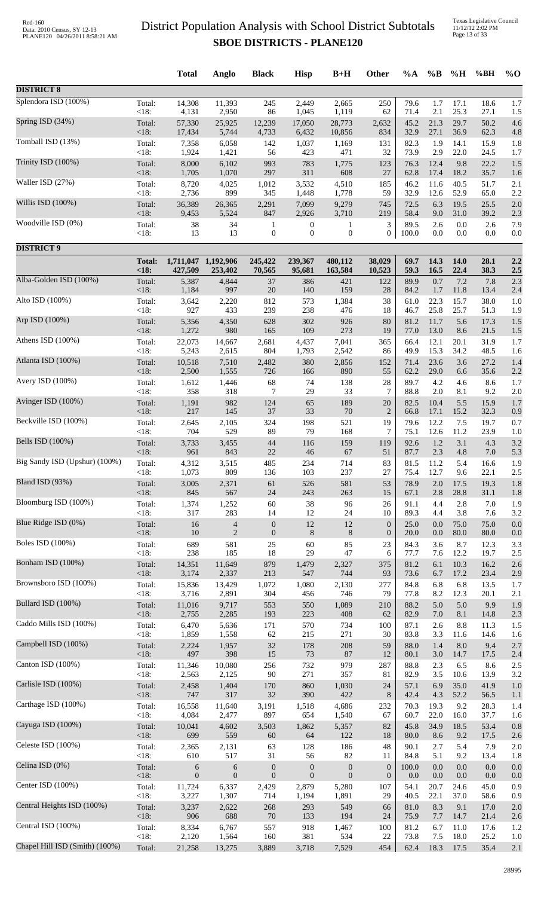# District Population Analysis with School District Subtotals

## SBOE DISTRICTS - PLANE120

| | | Total | Anglo | Black | Hisp | B+H | Other | %A | %B | %H | %BH | %O |
|---|---|---|---|---|---|---|---|---|---|---|---|---|
| **DISTRICT 8** | | | | | | | | | | | | |
| Splendora ISD (100%) | Total: | 14,308 | 11,393 | 245 | 2,449 | 2,665 | 250 | 79.6 | 1.7 | 17.1 | 18.6 | 1.7 |
| | <18: | 4,131 | 2,950 | 86 | 1,045 | 1,119 | 62 | 71.4 | 2.1 | 25.3 | 27.1 | 1.5 |
| Spring ISD (34%) | Total: | 57,330 | 25,925 | 12,239 | 17,050 | 28,773 | 2,632 | 45.2 | 21.3 | 29.7 | 50.2 | 4.6 |
| | <18: | 17,434 | 5,744 | 4,733 | 6,432 | 10,856 | 834 | 32.9 | 27.1 | 36.9 | 62.3 | 4.8 |
| Tomball ISD (13%) | Total: | 7,358 | 6,058 | 142 | 1,037 | 1,169 | 131 | 82.3 | 1.9 | 14.1 | 15.9 | 1.8 |
| | <18: | 1,924 | 1,421 | 56 | 423 | 471 | 32 | 73.9 | 2.9 | 22.0 | 24.5 | 1.7 |
| Trinity ISD (100%) | Total: | 8,000 | 6,102 | 993 | 783 | 1,775 | 123 | 76.3 | 12.4 | 9.8 | 22.2 | 1.5 |
| | <18: | 1,705 | 1,070 | 297 | 311 | 608 | 27 | 62.8 | 17.4 | 18.2 | 35.7 | 1.6 |
| Waller ISD (27%) | Total: | 8,720 | 4,025 | 1,012 | 3,532 | 4,510 | 185 | 46.2 | 11.6 | 40.5 | 51.7 | 2.1 |
| | <18: | 2,736 | 899 | 345 | 1,448 | 1,778 | 59 | 32.9 | 12.6 | 52.9 | 65.0 | 2.2 |
| Willis ISD (100%) | Total: | 36,389 | 26,365 | 2,291 | 7,099 | 9,279 | 745 | 72.5 | 6.3 | 19.5 | 25.5 | 2.0 |
| | <18: | 9,453 | 5,524 | 847 | 2,926 | 3,710 | 219 | 58.4 | 9.0 | 31.0 | 39.2 | 2.3 |
| Woodville ISD (0%) | Total: | 38 | 34 | 1 | 0 | 1 | 3 | 89.5 | 2.6 | 0.0 | 2.6 | 7.9 |
| | <18: | 13 | 13 | 0 | 0 | 0 | 0 | 100.0 | 0.0 | 0.0 | 0.0 | 0.0 |
| **DISTRICT 9** | | | | | | | | | | | | |
| | **Total:** | **1,711,047** | **1,192,906** | **245,422** | **239,367** | **480,112** | **38,029** | **69.7** | **14.3** | **14.0** | **28.1** | **2.2** |
| | **<18:** | **427,509** | **253,402** | **70,565** | **95,681** | **163,584** | **10,523** | **59.3** | **16.5** | **22.4** | **38.3** | **2.5** |
| Alba-Golden ISD (100%) | Total: | 5,387 | 4,844 | 37 | 386 | 421 | 122 | 89.9 | 0.7 | 7.2 | 7.8 | 2.3 |
| | <18: | 1,184 | 997 | 20 | 140 | 159 | 28 | 84.2 | 1.7 | 11.8 | 13.4 | 2.4 |
| Alto ISD (100%) | Total: | 3,642 | 2,220 | 812 | 573 | 1,384 | 38 | 61.0 | 22.3 | 15.7 | 38.0 | 1.0 |
| | <18: | 927 | 433 | 239 | 238 | 476 | 18 | 46.7 | 25.8 | 25.7 | 51.3 | 1.9 |
| Arp ISD (100%) | Total: | 5,356 | 4,350 | 628 | 302 | 926 | 80 | 81.2 | 11.7 | 5.6 | 17.3 | 1.5 |
| | <18: | 1,272 | 980 | 165 | 109 | 273 | 19 | 77.0 | 13.0 | 8.6 | 21.5 | 1.5 |
| Athens ISD (100%) | Total: | 22,073 | 14,667 | 2,681 | 4,437 | 7,041 | 365 | 66.4 | 12.1 | 20.1 | 31.9 | 1.7 |
| | <18: | 5,243 | 2,615 | 804 | 1,793 | 2,542 | 86 | 49.9 | 15.3 | 34.2 | 48.5 | 1.6 |
| Atlanta ISD (100%) | Total: | 10,518 | 7,510 | 2,482 | 380 | 2,856 | 152 | 71.4 | 23.6 | 3.6 | 27.2 | 1.4 |
| | <18: | 2,500 | 1,555 | 726 | 166 | 890 | 55 | 62.2 | 29.0 | 6.6 | 35.6 | 2.2 |
| Avery ISD (100%) | Total: | 1,612 | 1,446 | 68 | 74 | 138 | 28 | 89.7 | 4.2 | 4.6 | 8.6 | 1.7 |
| | <18: | 358 | 318 | 7 | 29 | 33 | 7 | 88.8 | 2.0 | 8.1 | 9.2 | 2.0 |
| Avinger ISD (100%) | Total: | 1,191 | 982 | 124 | 65 | 189 | 20 | 82.5 | 10.4 | 5.5 | 15.9 | 1.7 |
| | <18: | 217 | 145 | 37 | 33 | 70 | 2 | 66.8 | 17.1 | 15.2 | 32.3 | 0.9 |
| Beckville ISD (100%) | Total: | 2,645 | 2,105 | 324 | 198 | 521 | 19 | 79.6 | 12.2 | 7.5 | 19.7 | 0.7 |
| | <18: | 704 | 529 | 89 | 79 | 168 | 7 | 75.1 | 12.6 | 11.2 | 23.9 | 1.0 |
| Bells ISD (100%) | Total: | 3,733 | 3,455 | 44 | 116 | 159 | 119 | 92.6 | 1.2 | 3.1 | 4.3 | 3.2 |
| | <18: | 961 | 843 | 22 | 46 | 67 | 51 | 87.7 | 2.3 | 4.8 | 7.0 | 5.3 |
| Big Sandy ISD (Upshur) (100%) | Total: | 4,312 | 3,515 | 485 | 234 | 714 | 83 | 81.5 | 11.2 | 5.4 | 16.6 | 1.9 |
| | <18: | 1,073 | 809 | 136 | 103 | 237 | 27 | 75.4 | 12.7 | 9.6 | 22.1 | 2.5 |
| Bland ISD (93%) | Total: | 3,005 | 2,371 | 61 | 526 | 581 | 53 | 78.9 | 2.0 | 17.5 | 19.3 | 1.8 |
| | <18: | 845 | 567 | 24 | 243 | 263 | 15 | 67.1 | 2.8 | 28.8 | 31.1 | 1.8 |
| Bloomburg ISD (100%) | Total: | 1,374 | 1,252 | 60 | 38 | 96 | 26 | 91.1 | 4.4 | 2.8 | 7.0 | 1.9 |
| | <18: | 317 | 283 | 14 | 12 | 24 | 10 | 89.3 | 4.4 | 3.8 | 7.6 | 3.2 |
| Blue Ridge ISD (0%) | Total: | 16 | 4 | 0 | 12 | 12 | 0 | 25.0 | 0.0 | 75.0 | 75.0 | 0.0 |
| | <18: | 10 | 2 | 0 | 8 | 8 | 0 | 20.0 | 0.0 | 80.0 | 80.0 | 0.0 |
| Boles ISD (100%) | Total: | 689 | 581 | 25 | 60 | 85 | 23 | 84.3 | 3.6 | 8.7 | 12.3 | 3.3 |
| | <18: | 238 | 185 | 18 | 29 | 47 | 6 | 77.7 | 7.6 | 12.2 | 19.7 | 2.5 |
| Bonham ISD (100%) | Total: | 14,351 | 11,649 | 879 | 1,479 | 2,327 | 375 | 81.2 | 6.1 | 10.3 | 16.2 | 2.6 |
| | <18: | 3,174 | 2,337 | 213 | 547 | 744 | 93 | 73.6 | 6.7 | 17.2 | 23.4 | 2.9 |
| Brownsboro ISD (100%) | Total: | 15,836 | 13,429 | 1,072 | 1,080 | 2,130 | 277 | 84.8 | 6.8 | 6.8 | 13.5 | 1.7 |
| | <18: | 3,716 | 2,891 | 304 | 456 | 746 | 79 | 77.8 | 8.2 | 12.3 | 20.1 | 2.1 |
| Bullard ISD (100%) | Total: | 11,016 | 9,717 | 553 | 550 | 1,089 | 210 | 88.2 | 5.0 | 5.0 | 9.9 | 1.9 |
| | <18: | 2,755 | 2,285 | 193 | 223 | 408 | 62 | 82.9 | 7.0 | 8.1 | 14.8 | 2.3 |
| Caddo Mills ISD (100%) | Total: | 6,470 | 5,636 | 171 | 570 | 734 | 100 | 87.1 | 2.6 | 8.8 | 11.3 | 1.5 |
| | <18: | 1,859 | 1,558 | 62 | 215 | 271 | 30 | 83.8 | 3.3 | 11.6 | 14.6 | 1.6 |
| Campbell ISD (100%) | Total: | 2,224 | 1,957 | 32 | 178 | 208 | 59 | 88.0 | 1.4 | 8.0 | 9.4 | 2.7 |
| | <18: | 497 | 398 | 15 | 73 | 87 | 12 | 80.1 | 3.0 | 14.7 | 17.5 | 2.4 |
| Canton ISD (100%) | Total: | 11,346 | 10,080 | 256 | 732 | 979 | 287 | 88.8 | 2.3 | 6.5 | 8.6 | 2.5 |
| | <18: | 2,563 | 2,125 | 90 | 271 | 357 | 81 | 82.9 | 3.5 | 10.6 | 13.9 | 3.2 |
| Carlisle ISD (100%) | Total: | 2,458 | 1,404 | 170 | 860 | 1,030 | 24 | 57.1 | 6.9 | 35.0 | 41.9 | 1.0 |
| | <18: | 747 | 317 | 32 | 390 | 422 | 8 | 42.4 | 4.3 | 52.2 | 56.5 | 1.1 |
| Carthage ISD (100%) | Total: | 16,558 | 11,640 | 3,191 | 1,518 | 4,686 | 232 | 70.3 | 19.3 | 9.2 | 28.3 | 1.4 |
| | <18: | 4,084 | 2,477 | 897 | 654 | 1,540 | 67 | 60.7 | 22.0 | 16.0 | 37.7 | 1.6 |
| Cayuga ISD (100%) | Total: | 10,041 | 4,602 | 3,503 | 1,862 | 5,357 | 82 | 45.8 | 34.9 | 18.5 | 53.4 | 0.8 |
| | <18: | 699 | 559 | 60 | 64 | 122 | 18 | 80.0 | 8.6 | 9.2 | 17.5 | 2.6 |
| Celeste ISD (100%) | Total: | 2,365 | 2,131 | 63 | 128 | 186 | 48 | 90.1 | 2.7 | 5.4 | 7.9 | 2.0 |
| | <18: | 610 | 517 | 31 | 56 | 82 | 11 | 84.8 | 5.1 | 9.2 | 13.4 | 1.8 |
| Celina ISD (0%) | Total: | 6 | 6 | 0 | 0 | 0 | 0 | 100.0 | 0.0 | 0.0 | 0.0 | 0.0 |
| | <18: | 0 | 0 | 0 | 0 | 0 | 0 | 0.0 | 0.0 | 0.0 | 0.0 | 0.0 |
| Center ISD (100%) | Total: | 11,724 | 6,337 | 2,429 | 2,879 | 5,280 | 107 | 54.1 | 20.7 | 24.6 | 45.0 | 0.9 |
| | <18: | 3,227 | 1,307 | 714 | 1,194 | 1,891 | 29 | 40.5 | 22.1 | 37.0 | 58.6 | 0.9 |
| Central Heights ISD (100%) | Total: | 3,237 | 2,622 | 268 | 293 | 549 | 66 | 81.0 | 8.3 | 9.1 | 17.0 | 2.0 |
| | <18: | 906 | 688 | 70 | 133 | 194 | 24 | 75.9 | 7.7 | 14.7 | 21.4 | 2.6 |
| Central ISD (100%) | Total: | 8,334 | 6,767 | 557 | 918 | 1,467 | 100 | 81.2 | 6.7 | 11.0 | 17.6 | 1.2 |
| | <18: | 2,120 | 1,564 | 160 | 381 | 534 | 22 | 73.8 | 7.5 | 18.0 | 25.2 | 1.0 |
| Chapel Hill ISD (Smith) (100%) | Total: | 21,258 | 13,275 | 3,889 | 3,718 | 7,529 | 454 | 62.4 | 18.3 | 17.5 | 35.4 | 2.1 |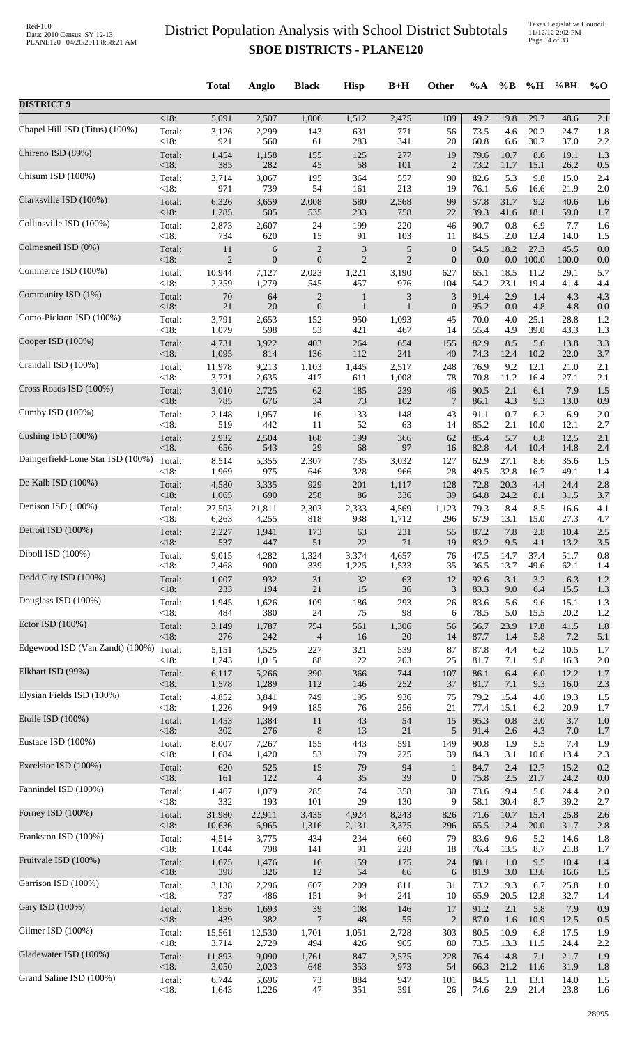# District Population Analysis with School District Subtotals

## SBOE DISTRICTS - PLANE120

|  |  | Total | Anglo | Black | Hisp | B+H | Other | %A | %B | %H | %BH | %O |
|---|---|---|---|---|---|---|---|---|---|---|---|---|
| **DISTRICT 9** |  |  |  |  |  |  |  |  |  |  |  |  |
|  | <18: | 5,091 | 2,507 | 1,006 | 1,512 | 2,475 | 109 | 49.2 | 19.8 | 29.7 | 48.6 | 2.1 |
| Chapel Hill ISD (Titus) (100%) | Total: | 3,126 | 2,299 | 143 | 631 | 771 | 56 | 73.5 | 4.6 | 20.2 | 24.7 | 1.8 |
|  | <18: | 921 | 560 | 61 | 283 | 341 | 20 | 60.8 | 6.6 | 30.7 | 37.0 | 2.2 |
| Chireno ISD (89%) | Total: | 1,454 | 1,158 | 155 | 125 | 277 | 19 | 79.6 | 10.7 | 8.6 | 19.1 | 1.3 |
|  | <18: | 385 | 282 | 45 | 58 | 101 | 2 | 73.2 | 11.7 | 15.1 | 26.2 | 0.5 |
| Chisum ISD (100%) | Total: | 3,714 | 3,067 | 195 | 364 | 557 | 90 | 82.6 | 5.3 | 9.8 | 15.0 | 2.4 |
|  | <18: | 971 | 739 | 54 | 161 | 213 | 19 | 76.1 | 5.6 | 16.6 | 21.9 | 2.0 |
| Clarksville ISD (100%) | Total: | 6,326 | 3,659 | 2,008 | 580 | 2,568 | 99 | 57.8 | 31.7 | 9.2 | 40.6 | 1.6 |
|  | <18: | 1,285 | 505 | 535 | 233 | 758 | 22 | 39.3 | 41.6 | 18.1 | 59.0 | 1.7 |
| Collinsville ISD (100%) | Total: | 2,873 | 2,607 | 24 | 199 | 220 | 46 | 90.7 | 0.8 | 6.9 | 7.7 | 1.6 |
|  | <18: | 734 | 620 | 15 | 91 | 103 | 11 | 84.5 | 2.0 | 12.4 | 14.0 | 1.5 |
| Colmesneil ISD (0%) | Total: | 11 | 6 | 2 | 3 | 5 | 0 | 54.5 | 18.2 | 27.3 | 45.5 | 0.0 |
|  | <18: | 2 | 0 | 0 | 2 | 2 | 0 | 0.0 | 0.0 | 100.0 | 100.0 | 0.0 |
| Commerce ISD (100%) | Total: | 10,944 | 7,127 | 2,023 | 1,221 | 3,190 | 627 | 65.1 | 18.5 | 11.2 | 29.1 | 5.7 |
|  | <18: | 2,359 | 1,279 | 545 | 457 | 976 | 104 | 54.2 | 23.1 | 19.4 | 41.4 | 4.4 |
| Community ISD (1%) | Total: | 70 | 64 | 2 | 1 | 3 | 3 | 91.4 | 2.9 | 1.4 | 4.3 | 4.3 |
|  | <18: | 21 | 20 | 0 | 1 | 1 | 0 | 95.2 | 0.0 | 4.8 | 4.8 | 0.0 |
| Como-Pickton ISD (100%) | Total: | 3,791 | 2,653 | 152 | 950 | 1,093 | 45 | 70.0 | 4.0 | 25.1 | 28.8 | 1.2 |
|  | <18: | 1,079 | 598 | 53 | 421 | 467 | 14 | 55.4 | 4.9 | 39.0 | 43.3 | 1.3 |
| Cooper ISD (100%) | Total: | 4,731 | 3,922 | 403 | 264 | 654 | 155 | 82.9 | 8.5 | 5.6 | 13.8 | 3.3 |
|  | <18: | 1,095 | 814 | 136 | 112 | 241 | 40 | 74.3 | 12.4 | 10.2 | 22.0 | 3.7 |
| Crandall ISD (100%) | Total: | 11,978 | 9,213 | 1,103 | 1,445 | 2,517 | 248 | 76.9 | 9.2 | 12.1 | 21.0 | 2.1 |
|  | <18: | 3,721 | 2,635 | 417 | 611 | 1,008 | 78 | 70.8 | 11.2 | 16.4 | 27.1 | 2.1 |
| Cross Roads ISD (100%) | Total: | 3,010 | 2,725 | 62 | 185 | 239 | 46 | 90.5 | 2.1 | 6.1 | 7.9 | 1.5 |
|  | <18: | 785 | 676 | 34 | 73 | 102 | 7 | 86.1 | 4.3 | 9.3 | 13.0 | 0.9 |
| Cumby ISD (100%) | Total: | 2,148 | 1,957 | 16 | 133 | 148 | 43 | 91.1 | 0.7 | 6.2 | 6.9 | 2.0 |
|  | <18: | 519 | 442 | 11 | 52 | 63 | 14 | 85.2 | 2.1 | 10.0 | 12.1 | 2.7 |
| Cushing ISD (100%) | Total: | 2,932 | 2,504 | 168 | 199 | 366 | 62 | 85.4 | 5.7 | 6.8 | 12.5 | 2.1 |
|  | <18: | 656 | 543 | 29 | 68 | 97 | 16 | 82.8 | 4.4 | 10.4 | 14.8 | 2.4 |
| Daingerfield-Lone Star ISD (100%) | Total: | 8,514 | 5,355 | 2,307 | 735 | 3,032 | 127 | 62.9 | 27.1 | 8.6 | 35.6 | 1.5 |
|  | <18: | 1,969 | 975 | 646 | 328 | 966 | 28 | 49.5 | 32.8 | 16.7 | 49.1 | 1.4 |
| De Kalb ISD (100%) | Total: | 4,580 | 3,335 | 929 | 201 | 1,117 | 128 | 72.8 | 20.3 | 4.4 | 24.4 | 2.8 |
|  | <18: | 1,065 | 690 | 258 | 86 | 336 | 39 | 64.8 | 24.2 | 8.1 | 31.5 | 3.7 |
| Denison ISD (100%) | Total: | 27,503 | 21,811 | 2,303 | 2,333 | 4,569 | 1,123 | 79.3 | 8.4 | 8.5 | 16.6 | 4.1 |
|  | <18: | 6,263 | 4,255 | 818 | 938 | 1,712 | 296 | 67.9 | 13.1 | 15.0 | 27.3 | 4.7 |
| Detroit ISD (100%) | Total: | 2,227 | 1,941 | 173 | 63 | 231 | 55 | 87.2 | 7.8 | 2.8 | 10.4 | 2.5 |
|  | <18: | 537 | 447 | 51 | 22 | 71 | 19 | 83.2 | 9.5 | 4.1 | 13.2 | 3.5 |
| Diboll ISD (100%) | Total: | 9,015 | 4,282 | 1,324 | 3,374 | 4,657 | 76 | 47.5 | 14.7 | 37.4 | 51.7 | 0.8 |
|  | <18: | 2,468 | 900 | 339 | 1,225 | 1,533 | 35 | 36.5 | 13.7 | 49.6 | 62.1 | 1.4 |
| Dodd City ISD (100%) | Total: | 1,007 | 932 | 31 | 32 | 63 | 12 | 92.6 | 3.1 | 3.2 | 6.3 | 1.2 |
|  | <18: | 233 | 194 | 21 | 15 | 36 | 3 | 83.3 | 9.0 | 6.4 | 15.5 | 1.3 |
| Douglass ISD (100%) | Total: | 1,945 | 1,626 | 109 | 186 | 293 | 26 | 83.6 | 5.6 | 9.6 | 15.1 | 1.3 |
|  | <18: | 484 | 380 | 24 | 75 | 98 | 6 | 78.5 | 5.0 | 15.5 | 20.2 | 1.2 |
| Ector ISD (100%) | Total: | 3,149 | 1,787 | 754 | 561 | 1,306 | 56 | 56.7 | 23.9 | 17.8 | 41.5 | 1.8 |
|  | <18: | 276 | 242 | 4 | 16 | 20 | 14 | 87.7 | 1.4 | 5.8 | 7.2 | 5.1 |
| Edgewood ISD (Van Zandt) (100%) | Total: | 5,151 | 4,525 | 227 | 321 | 539 | 87 | 87.8 | 4.4 | 6.2 | 10.5 | 1.7 |
|  | <18: | 1,243 | 1,015 | 88 | 122 | 203 | 25 | 81.7 | 7.1 | 9.8 | 16.3 | 2.0 |
| Elkhart ISD (99%) | Total: | 6,117 | 5,266 | 390 | 366 | 744 | 107 | 86.1 | 6.4 | 6.0 | 12.2 | 1.7 |
|  | <18: | 1,578 | 1,289 | 112 | 146 | 252 | 37 | 81.7 | 7.1 | 9.3 | 16.0 | 2.3 |
| Elysian Fields ISD (100%) | Total: | 4,852 | 3,841 | 749 | 195 | 936 | 75 | 79.2 | 15.4 | 4.0 | 19.3 | 1.5 |
|  | <18: | 1,226 | 949 | 185 | 76 | 256 | 21 | 77.4 | 15.1 | 6.2 | 20.9 | 1.7 |
| Etoile ISD (100%) | Total: | 1,453 | 1,384 | 11 | 43 | 54 | 15 | 95.3 | 0.8 | 3.0 | 3.7 | 1.0 |
|  | <18: | 302 | 276 | 8 | 13 | 21 | 5 | 91.4 | 2.6 | 4.3 | 7.0 | 1.7 |
| Eustace ISD (100%) | Total: | 8,007 | 7,267 | 155 | 443 | 591 | 149 | 90.8 | 1.9 | 5.5 | 7.4 | 1.9 |
|  | <18: | 1,684 | 1,420 | 53 | 179 | 225 | 39 | 84.3 | 3.1 | 10.6 | 13.4 | 2.3 |
| Excelsior ISD (100%) | Total: | 620 | 525 | 15 | 79 | 94 | 1 | 84.7 | 2.4 | 12.7 | 15.2 | 0.2 |
|  | <18: | 161 | 122 | 4 | 35 | 39 | 0 | 75.8 | 2.5 | 21.7 | 24.2 | 0.0 |
| Fannindel ISD (100%) | Total: | 1,467 | 1,079 | 285 | 74 | 358 | 30 | 73.6 | 19.4 | 5.0 | 24.4 | 2.0 |
|  | <18: | 332 | 193 | 101 | 29 | 130 | 9 | 58.1 | 30.4 | 8.7 | 39.2 | 2.7 |
| Forney ISD (100%) | Total: | 31,980 | 22,911 | 3,435 | 4,924 | 8,243 | 826 | 71.6 | 10.7 | 15.4 | 25.8 | 2.6 |
|  | <18: | 10,636 | 6,965 | 1,316 | 2,131 | 3,375 | 296 | 65.5 | 12.4 | 20.0 | 31.7 | 2.8 |
| Frankston ISD (100%) | Total: | 4,514 | 3,775 | 434 | 234 | 660 | 79 | 83.6 | 9.6 | 5.2 | 14.6 | 1.8 |
|  | <18: | 1,044 | 798 | 141 | 91 | 228 | 18 | 76.4 | 13.5 | 8.7 | 21.8 | 1.7 |
| Fruitvale ISD (100%) | Total: | 1,675 | 1,476 | 16 | 159 | 175 | 24 | 88.1 | 1.0 | 9.5 | 10.4 | 1.4 |
|  | <18: | 398 | 326 | 12 | 54 | 66 | 6 | 81.9 | 3.0 | 13.6 | 16.6 | 1.5 |
| Garrison ISD (100%) | Total: | 3,138 | 2,296 | 607 | 209 | 811 | 31 | 73.2 | 19.3 | 6.7 | 25.8 | 1.0 |
|  | <18: | 737 | 486 | 151 | 94 | 241 | 10 | 65.9 | 20.5 | 12.8 | 32.7 | 1.4 |
| Gary ISD (100%) | Total: | 1,856 | 1,693 | 39 | 108 | 146 | 17 | 91.2 | 2.1 | 5.8 | 7.9 | 0.9 |
|  | <18: | 439 | 382 | 7 | 48 | 55 | 2 | 87.0 | 1.6 | 10.9 | 12.5 | 0.5 |
| Gilmer ISD (100%) | Total: | 15,561 | 12,530 | 1,701 | 1,051 | 2,728 | 303 | 80.5 | 10.9 | 6.8 | 17.5 | 1.9 |
|  | <18: | 3,714 | 2,729 | 494 | 426 | 905 | 80 | 73.5 | 13.3 | 11.5 | 24.4 | 2.2 |
| Gladewater ISD (100%) | Total: | 11,893 | 9,090 | 1,761 | 847 | 2,575 | 228 | 76.4 | 14.8 | 7.1 | 21.7 | 1.9 |
|  | <18: | 3,050 | 2,023 | 648 | 353 | 973 | 54 | 66.3 | 21.2 | 11.6 | 31.9 | 1.8 |
| Grand Saline ISD (100%) | Total: | 6,744 | 5,696 | 73 | 884 | 947 | 101 | 84.5 | 1.1 | 13.1 | 14.0 | 1.5 |
|  | <18: | 1,643 | 1,226 | 47 | 351 | 391 | 26 | 74.6 | 2.9 | 21.4 | 23.8 | 1.6 |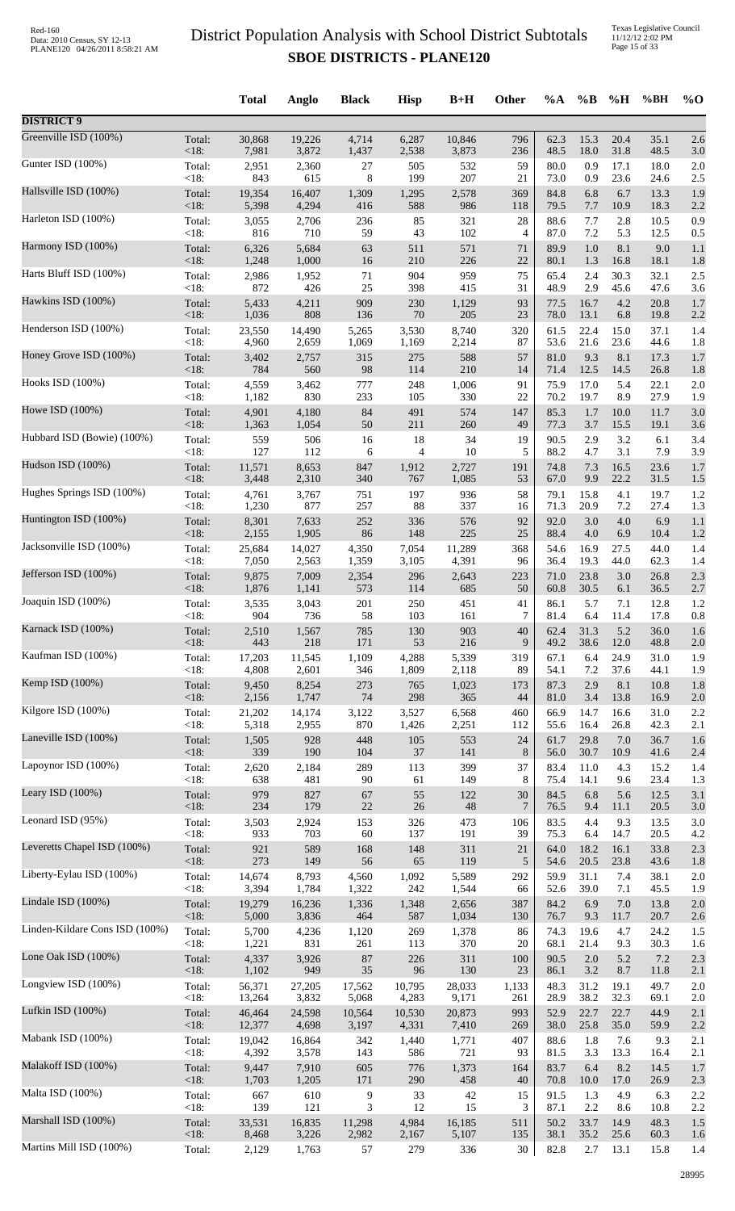# District Population Analysis with School District Subtotals
## SBOE DISTRICTS - PLANE120

| | | Total | Anglo | Black | Hisp | B+H | Other | %A | %B | %H | %BH | %O |
|---|---|---|---|---|---|---|---|---|---|---|---|---|
| **DISTRICT 9** | | | | | | | | | | | | |
| Greenville ISD (100%) | Total: | 30,868 | 19,226 | 4,714 | 6,287 | 10,846 | 796 | 62.3 | 15.3 | 20.4 | 35.1 | 2.6 |
| | <18: | 7,981 | 3,872 | 1,437 | 2,538 | 3,873 | 236 | 48.5 | 18.0 | 31.8 | 48.5 | 3.0 |
| Gunter ISD (100%) | Total: | 2,951 | 2,360 | 27 | 505 | 532 | 59 | 80.0 | 0.9 | 17.1 | 18.0 | 2.0 |
| | <18: | 843 | 615 | 8 | 199 | 207 | 21 | 73.0 | 0.9 | 23.6 | 24.6 | 2.5 |
| Hallsville ISD (100%) | Total: | 19,354 | 16,407 | 1,309 | 1,295 | 2,578 | 369 | 84.8 | 6.8 | 6.7 | 13.3 | 1.9 |
| | <18: | 5,398 | 4,294 | 416 | 588 | 986 | 118 | 79.5 | 7.7 | 10.9 | 18.3 | 2.2 |
| Harleton ISD (100%) | Total: | 3,055 | 2,706 | 236 | 85 | 321 | 28 | 88.6 | 7.7 | 2.8 | 10.5 | 0.9 |
| | <18: | 816 | 710 | 59 | 43 | 102 | 4 | 87.0 | 7.2 | 5.3 | 12.5 | 0.5 |
| Harmony ISD (100%) | Total: | 6,326 | 5,684 | 63 | 511 | 571 | 71 | 89.9 | 1.0 | 8.1 | 9.0 | 1.1 |
| | <18: | 1,248 | 1,000 | 16 | 210 | 226 | 22 | 80.1 | 1.3 | 16.8 | 18.1 | 1.8 |
| Harts Bluff ISD (100%) | Total: | 2,986 | 1,952 | 71 | 904 | 959 | 75 | 65.4 | 2.4 | 30.3 | 32.1 | 2.5 |
| | <18: | 872 | 426 | 25 | 398 | 415 | 31 | 48.9 | 2.9 | 45.6 | 47.6 | 3.6 |
| Hawkins ISD (100%) | Total: | 5,433 | 4,211 | 909 | 230 | 1,129 | 93 | 77.5 | 16.7 | 4.2 | 20.8 | 1.7 |
| | <18: | 1,036 | 808 | 136 | 70 | 205 | 23 | 78.0 | 13.1 | 6.8 | 19.8 | 2.2 |
| Henderson ISD (100%) | Total: | 23,550 | 14,490 | 5,265 | 3,530 | 8,740 | 320 | 61.5 | 22.4 | 15.0 | 37.1 | 1.4 |
| | <18: | 4,960 | 2,659 | 1,069 | 1,169 | 2,214 | 87 | 53.6 | 21.6 | 23.6 | 44.6 | 1.8 |
| Honey Grove ISD (100%) | Total: | 3,402 | 2,757 | 315 | 275 | 588 | 57 | 81.0 | 9.3 | 8.1 | 17.3 | 1.7 |
| | <18: | 784 | 560 | 98 | 114 | 210 | 14 | 71.4 | 12.5 | 14.5 | 26.8 | 1.8 |
| Hooks ISD (100%) | Total: | 4,559 | 3,462 | 777 | 248 | 1,006 | 91 | 75.9 | 17.0 | 5.4 | 22.1 | 2.0 |
| | <18: | 1,182 | 830 | 233 | 105 | 330 | 22 | 70.2 | 19.7 | 8.9 | 27.9 | 1.9 |
| Howe ISD (100%) | Total: | 4,901 | 4,180 | 84 | 491 | 574 | 147 | 85.3 | 1.7 | 10.0 | 11.7 | 3.0 |
| | <18: | 1,363 | 1,054 | 50 | 211 | 260 | 49 | 77.3 | 3.7 | 15.5 | 19.1 | 3.6 |
| Hubbard ISD (Bowie) (100%) | Total: | 559 | 506 | 16 | 18 | 34 | 19 | 90.5 | 2.9 | 3.2 | 6.1 | 3.4 |
| | <18: | 127 | 112 | 6 | 4 | 10 | 5 | 88.2 | 4.7 | 3.1 | 7.9 | 3.9 |
| Hudson ISD (100%) | Total: | 11,571 | 8,653 | 847 | 1,912 | 2,727 | 191 | 74.8 | 7.3 | 16.5 | 23.6 | 1.7 |
| | <18: | 3,448 | 2,310 | 340 | 767 | 1,085 | 53 | 67.0 | 9.9 | 22.2 | 31.5 | 1.5 |
| Hughes Springs ISD (100%) | Total: | 4,761 | 3,767 | 751 | 197 | 936 | 58 | 79.1 | 15.8 | 4.1 | 19.7 | 1.2 |
| | <18: | 1,230 | 877 | 257 | 88 | 337 | 16 | 71.3 | 20.9 | 7.2 | 27.4 | 1.3 |
| Huntington ISD (100%) | Total: | 8,301 | 7,633 | 252 | 336 | 576 | 92 | 92.0 | 3.0 | 4.0 | 6.9 | 1.1 |
| | <18: | 2,155 | 1,905 | 86 | 148 | 225 | 25 | 88.4 | 4.0 | 6.9 | 10.4 | 1.2 |
| Jacksonville ISD (100%) | Total: | 25,684 | 14,027 | 4,350 | 7,054 | 11,289 | 368 | 54.6 | 16.9 | 27.5 | 44.0 | 1.4 |
| | <18: | 7,050 | 2,563 | 1,359 | 3,105 | 4,391 | 96 | 36.4 | 19.3 | 44.0 | 62.3 | 1.4 |
| Jefferson ISD (100%) | Total: | 9,875 | 7,009 | 2,354 | 296 | 2,643 | 223 | 71.0 | 23.8 | 3.0 | 26.8 | 2.3 |
| | <18: | 1,876 | 1,141 | 573 | 114 | 685 | 50 | 60.8 | 30.5 | 6.1 | 36.5 | 2.7 |
| Joaquin ISD (100%) | Total: | 3,535 | 3,043 | 201 | 250 | 451 | 41 | 86.1 | 5.7 | 7.1 | 12.8 | 1.2 |
| | <18: | 904 | 736 | 58 | 103 | 161 | 7 | 81.4 | 6.4 | 11.4 | 17.8 | 0.8 |
| Karnack ISD (100%) | Total: | 2,510 | 1,567 | 785 | 130 | 903 | 40 | 62.4 | 31.3 | 5.2 | 36.0 | 1.6 |
| | <18: | 443 | 218 | 171 | 53 | 216 | 9 | 49.2 | 38.6 | 12.0 | 48.8 | 2.0 |
| Kaufman ISD (100%) | Total: | 17,203 | 11,545 | 1,109 | 4,288 | 5,339 | 319 | 67.1 | 6.4 | 24.9 | 31.0 | 1.9 |
| | <18: | 4,808 | 2,601 | 346 | 1,809 | 2,118 | 89 | 54.1 | 7.2 | 37.6 | 44.1 | 1.9 |
| Kemp ISD (100%) | Total: | 9,450 | 8,254 | 273 | 765 | 1,023 | 173 | 87.3 | 2.9 | 8.1 | 10.8 | 1.8 |
| | <18: | 2,156 | 1,747 | 74 | 298 | 365 | 44 | 81.0 | 3.4 | 13.8 | 16.9 | 2.0 |
| Kilgore ISD (100%) | Total: | 21,202 | 14,174 | 3,122 | 3,527 | 6,568 | 460 | 66.9 | 14.7 | 16.6 | 31.0 | 2.2 |
| | <18: | 5,318 | 2,955 | 870 | 1,426 | 2,251 | 112 | 55.6 | 16.4 | 26.8 | 42.3 | 2.1 |
| Laneville ISD (100%) | Total: | 1,505 | 928 | 448 | 105 | 553 | 24 | 61.7 | 29.8 | 7.0 | 36.7 | 1.6 |
| | <18: | 339 | 190 | 104 | 37 | 141 | 8 | 56.0 | 30.7 | 10.9 | 41.6 | 2.4 |
| Lapoynor ISD (100%) | Total: | 2,620 | 2,184 | 289 | 113 | 399 | 37 | 83.4 | 11.0 | 4.3 | 15.2 | 1.4 |
| | <18: | 638 | 481 | 90 | 61 | 149 | 8 | 75.4 | 14.1 | 9.6 | 23.4 | 1.3 |
| Leary ISD (100%) | Total: | 979 | 827 | 67 | 55 | 122 | 30 | 84.5 | 6.8 | 5.6 | 12.5 | 3.1 |
| | <18: | 234 | 179 | 22 | 26 | 48 | 7 | 76.5 | 9.4 | 11.1 | 20.5 | 3.0 |
| Leonard ISD (95%) | Total: | 3,503 | 2,924 | 153 | 326 | 473 | 106 | 83.5 | 4.4 | 9.3 | 13.5 | 3.0 |
| | <18: | 933 | 703 | 60 | 137 | 191 | 39 | 75.3 | 6.4 | 14.7 | 20.5 | 4.2 |
| Leveretts Chapel ISD (100%) | Total: | 921 | 589 | 168 | 148 | 311 | 21 | 64.0 | 18.2 | 16.1 | 33.8 | 2.3 |
| | <18: | 273 | 149 | 56 | 65 | 119 | 5 | 54.6 | 20.5 | 23.8 | 43.6 | 1.8 |
| Liberty-Eylau ISD (100%) | Total: | 14,674 | 8,793 | 4,560 | 1,092 | 5,589 | 292 | 59.9 | 31.1 | 7.4 | 38.1 | 2.0 |
| | <18: | 3,394 | 1,784 | 1,322 | 242 | 1,544 | 66 | 52.6 | 39.0 | 7.1 | 45.5 | 1.9 |
| Lindale ISD (100%) | Total: | 19,279 | 16,236 | 1,336 | 1,348 | 2,656 | 387 | 84.2 | 6.9 | 7.0 | 13.8 | 2.0 |
| | <18: | 5,000 | 3,836 | 464 | 587 | 1,034 | 130 | 76.7 | 9.3 | 11.7 | 20.7 | 2.6 |
| Linden-Kildare Cons ISD (100%) | Total: | 5,700 | 4,236 | 1,120 | 269 | 1,378 | 86 | 74.3 | 19.6 | 4.7 | 24.2 | 1.5 |
| | <18: | 1,221 | 831 | 261 | 113 | 370 | 20 | 68.1 | 21.4 | 9.3 | 30.3 | 1.6 |
| Lone Oak ISD (100%) | Total: | 4,337 | 3,926 | 87 | 226 | 311 | 100 | 90.5 | 2.0 | 5.2 | 7.2 | 2.3 |
| | <18: | 1,102 | 949 | 35 | 96 | 130 | 23 | 86.1 | 3.2 | 8.7 | 11.8 | 2.1 |
| Longview ISD (100%) | Total: | 56,371 | 27,205 | 17,562 | 10,795 | 28,033 | 1,133 | 48.3 | 31.2 | 19.1 | 49.7 | 2.0 |
| | <18: | 13,264 | 3,832 | 5,068 | 4,283 | 9,171 | 261 | 28.9 | 38.2 | 32.3 | 69.1 | 2.0 |
| Lufkin ISD (100%) | Total: | 46,464 | 24,598 | 10,564 | 10,530 | 20,873 | 993 | 52.9 | 22.7 | 22.7 | 44.9 | 2.1 |
| | <18: | 12,377 | 4,698 | 3,197 | 4,331 | 7,410 | 269 | 38.0 | 25.8 | 35.0 | 59.9 | 2.2 |
| Mabank ISD (100%) | Total: | 19,042 | 16,864 | 342 | 1,440 | 1,771 | 407 | 88.6 | 1.8 | 7.6 | 9.3 | 2.1 |
| | <18: | 4,392 | 3,578 | 143 | 586 | 721 | 93 | 81.5 | 3.3 | 13.3 | 16.4 | 2.1 |
| Malakoff ISD (100%) | Total: | 9,447 | 7,910 | 605 | 776 | 1,373 | 164 | 83.7 | 6.4 | 8.2 | 14.5 | 1.7 |
| | <18: | 1,703 | 1,205 | 171 | 290 | 458 | 40 | 70.8 | 10.0 | 17.0 | 26.9 | 2.3 |
| Malta ISD (100%) | Total: | 667 | 610 | 9 | 33 | 42 | 15 | 91.5 | 1.3 | 4.9 | 6.3 | 2.2 |
| | <18: | 139 | 121 | 3 | 12 | 15 | 3 | 87.1 | 2.2 | 8.6 | 10.8 | 2.2 |
| Marshall ISD (100%) | Total: | 33,531 | 16,835 | 11,298 | 4,984 | 16,185 | 511 | 50.2 | 33.7 | 14.9 | 48.3 | 1.5 |
| | <18: | 8,468 | 3,226 | 2,982 | 2,167 | 5,107 | 135 | 38.1 | 35.2 | 25.6 | 60.3 | 1.6 |
| Martins Mill ISD (100%) | Total: | 2,129 | 1,763 | 57 | 279 | 336 | 30 | 82.8 | 2.7 | 13.1 | 15.8 | 1.4 |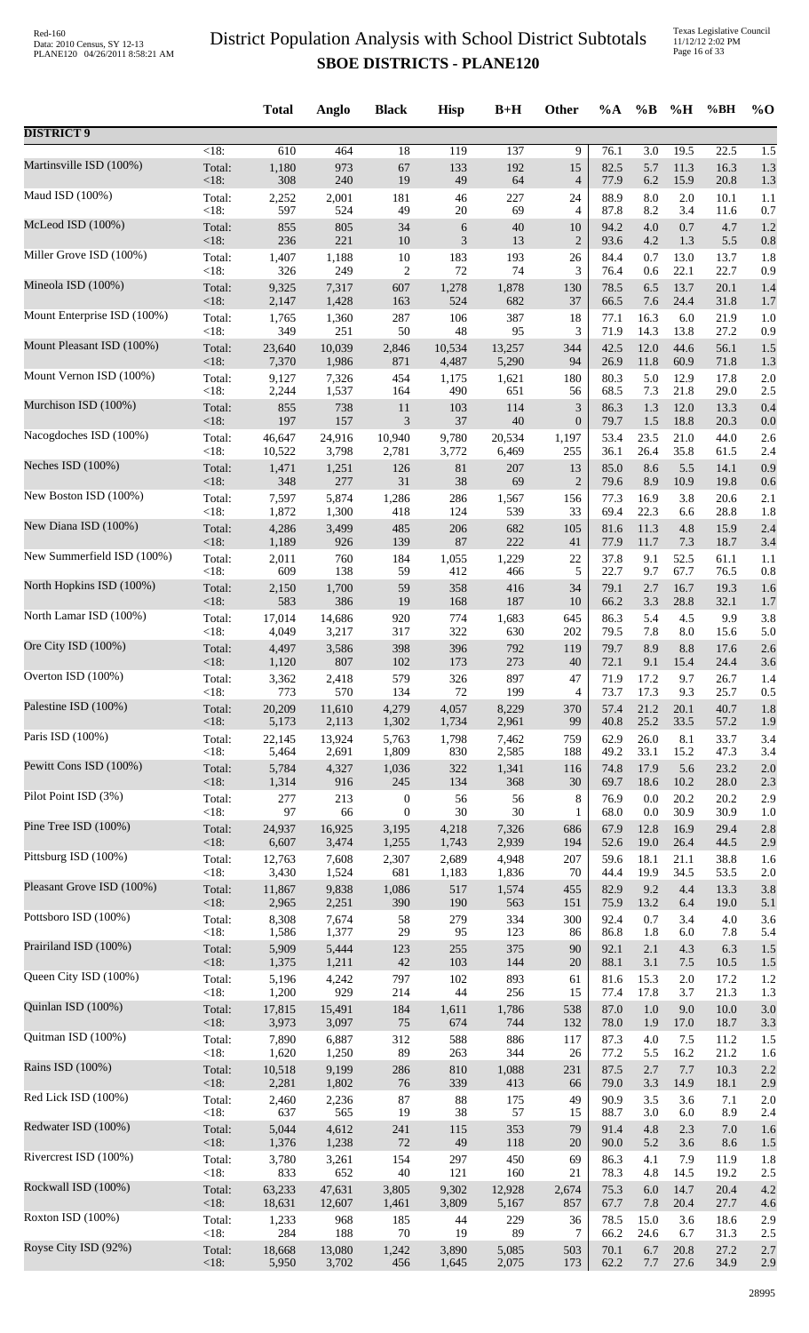# District Population Analysis with School District Subtotals
## SBOE DISTRICTS - PLANE120

| | | Total | Anglo | Black | Hisp | B+H | Other | %A | %B | %H | %BH | %O |
|---|---|---|---|---|---|---|---|---|---|---|---|---|
| **DISTRICT 9** | | | | | | | | | | | | |
| | <18: | 610 | 464 | 18 | 119 | 137 | 9 | 76.1 | 3.0 | 19.5 | 22.5 | 1.5 |
| Martinsville ISD (100%) | Total: | 1,180 | 973 | 67 | 133 | 192 | 15 | 82.5 | 5.7 | 11.3 | 16.3 | 1.3 |
| | <18: | 308 | 240 | 19 | 49 | 64 | 4 | 77.9 | 6.2 | 15.9 | 20.8 | 1.3 |
| Maud ISD (100%) | Total: | 2,252 | 2,001 | 181 | 46 | 227 | 24 | 88.9 | 8.0 | 2.0 | 10.1 | 1.1 |
| | <18: | 597 | 524 | 49 | 20 | 69 | 4 | 87.8 | 8.2 | 3.4 | 11.6 | 0.7 |
| McLeod ISD (100%) | Total: | 855 | 805 | 34 | 6 | 40 | 10 | 94.2 | 4.0 | 0.7 | 4.7 | 1.2 |
| | <18: | 236 | 221 | 10 | 3 | 13 | 2 | 93.6 | 4.2 | 1.3 | 5.5 | 0.8 |
| Miller Grove ISD (100%) | Total: | 1,407 | 1,188 | 10 | 183 | 193 | 26 | 84.4 | 0.7 | 13.0 | 13.7 | 1.8 |
| | <18: | 326 | 249 | 2 | 72 | 74 | 3 | 76.4 | 0.6 | 22.1 | 22.7 | 0.9 |
| Mineola ISD (100%) | Total: | 9,325 | 7,317 | 607 | 1,278 | 1,878 | 130 | 78.5 | 6.5 | 13.7 | 20.1 | 1.4 |
| | <18: | 2,147 | 1,428 | 163 | 524 | 682 | 37 | 66.5 | 7.6 | 24.4 | 31.8 | 1.7 |
| Mount Enterprise ISD (100%) | Total: | 1,765 | 1,360 | 287 | 106 | 387 | 18 | 77.1 | 16.3 | 6.0 | 21.9 | 1.0 |
| | <18: | 349 | 251 | 50 | 48 | 95 | 3 | 71.9 | 14.3 | 13.8 | 27.2 | 0.9 |
| Mount Pleasant ISD (100%) | Total: | 23,640 | 10,039 | 2,846 | 10,534 | 13,257 | 344 | 42.5 | 12.0 | 44.6 | 56.1 | 1.5 |
| | <18: | 7,370 | 1,986 | 871 | 4,487 | 5,290 | 94 | 26.9 | 11.8 | 60.9 | 71.8 | 1.3 |
| Mount Vernon ISD (100%) | Total: | 9,127 | 7,326 | 454 | 1,175 | 1,621 | 180 | 80.3 | 5.0 | 12.9 | 17.8 | 2.0 |
| | <18: | 2,244 | 1,537 | 164 | 490 | 651 | 56 | 68.5 | 7.3 | 21.8 | 29.0 | 2.5 |
| Murchison ISD (100%) | Total: | 855 | 738 | 11 | 103 | 114 | 3 | 86.3 | 1.3 | 12.0 | 13.3 | 0.4 |
| | <18: | 197 | 157 | 3 | 37 | 40 | 0 | 79.7 | 1.5 | 18.8 | 20.3 | 0.0 |
| Nacogdoches ISD (100%) | Total: | 46,647 | 24,916 | 10,940 | 9,780 | 20,534 | 1,197 | 53.4 | 23.5 | 21.0 | 44.0 | 2.6 |
| | <18: | 10,522 | 3,798 | 2,781 | 3,772 | 6,469 | 255 | 36.1 | 26.4 | 35.8 | 61.5 | 2.4 |
| Neches ISD (100%) | Total: | 1,471 | 1,251 | 126 | 81 | 207 | 13 | 85.0 | 8.6 | 5.5 | 14.1 | 0.9 |
| | <18: | 348 | 277 | 31 | 38 | 69 | 2 | 79.6 | 8.9 | 10.9 | 19.8 | 0.6 |
| New Boston ISD (100%) | Total: | 7,597 | 5,874 | 1,286 | 286 | 1,567 | 156 | 77.3 | 16.9 | 3.8 | 20.6 | 2.1 |
| | <18: | 1,872 | 1,300 | 418 | 124 | 539 | 33 | 69.4 | 22.3 | 6.6 | 28.8 | 1.8 |
| New Diana ISD (100%) | Total: | 4,286 | 3,499 | 485 | 206 | 682 | 105 | 81.6 | 11.3 | 4.8 | 15.9 | 2.4 |
| | <18: | 1,189 | 926 | 139 | 87 | 222 | 41 | 77.9 | 11.7 | 7.3 | 18.7 | 3.4 |
| New Summerfield ISD (100%) | Total: | 2,011 | 760 | 184 | 1,055 | 1,229 | 22 | 37.8 | 9.1 | 52.5 | 61.1 | 1.1 |
| | <18: | 609 | 138 | 59 | 412 | 466 | 5 | 22.7 | 9.7 | 67.7 | 76.5 | 0.8 |
| North Hopkins ISD (100%) | Total: | 2,150 | 1,700 | 59 | 358 | 416 | 34 | 79.1 | 2.7 | 16.7 | 19.3 | 1.6 |
| | <18: | 583 | 386 | 19 | 168 | 187 | 10 | 66.2 | 3.3 | 28.8 | 32.1 | 1.7 |
| North Lamar ISD (100%) | Total: | 17,014 | 14,686 | 920 | 774 | 1,683 | 645 | 86.3 | 5.4 | 4.5 | 9.9 | 3.8 |
| | <18: | 4,049 | 3,217 | 317 | 322 | 630 | 202 | 79.5 | 7.8 | 8.0 | 15.6 | 5.0 |
| Ore City ISD (100%) | Total: | 4,497 | 3,586 | 398 | 396 | 792 | 119 | 79.7 | 8.9 | 8.8 | 17.6 | 2.6 |
| | <18: | 1,120 | 807 | 102 | 173 | 273 | 40 | 72.1 | 9.1 | 15.4 | 24.4 | 3.6 |
| Overton ISD (100%) | Total: | 3,362 | 2,418 | 579 | 326 | 897 | 47 | 71.9 | 17.2 | 9.7 | 26.7 | 1.4 |
| | <18: | 773 | 570 | 134 | 72 | 199 | 4 | 73.7 | 17.3 | 9.3 | 25.7 | 0.5 |
| Palestine ISD (100%) | Total: | 20,209 | 11,610 | 4,279 | 4,057 | 8,229 | 370 | 57.4 | 21.2 | 20.1 | 40.7 | 1.8 |
| | <18: | 5,173 | 2,113 | 1,302 | 1,734 | 2,961 | 99 | 40.8 | 25.2 | 33.5 | 57.2 | 1.9 |
| Paris ISD (100%) | Total: | 22,145 | 13,924 | 5,763 | 1,798 | 7,462 | 759 | 62.9 | 26.0 | 8.1 | 33.7 | 3.4 |
| | <18: | 5,464 | 2,691 | 1,809 | 830 | 2,585 | 188 | 49.2 | 33.1 | 15.2 | 47.3 | 3.4 |
| Pewitt Cons ISD (100%) | Total: | 5,784 | 4,327 | 1,036 | 322 | 1,341 | 116 | 74.8 | 17.9 | 5.6 | 23.2 | 2.0 |
| | <18: | 1,314 | 916 | 245 | 134 | 368 | 30 | 69.7 | 18.6 | 10.2 | 28.0 | 2.3 |
| Pilot Point ISD (3%) | Total: | 277 | 213 | 0 | 56 | 56 | 8 | 76.9 | 0.0 | 20.2 | 20.2 | 2.9 |
| | <18: | 97 | 66 | 0 | 30 | 30 | 1 | 68.0 | 0.0 | 30.9 | 30.9 | 1.0 |
| Pine Tree ISD (100%) | Total: | 24,937 | 16,925 | 3,195 | 4,218 | 7,326 | 686 | 67.9 | 12.8 | 16.9 | 29.4 | 2.8 |
| | <18: | 6,607 | 3,474 | 1,255 | 1,743 | 2,939 | 194 | 52.6 | 19.0 | 26.4 | 44.5 | 2.9 |
| Pittsburg ISD (100%) | Total: | 12,763 | 7,608 | 2,307 | 2,689 | 4,948 | 207 | 59.6 | 18.1 | 21.1 | 38.8 | 1.6 |
| | <18: | 3,430 | 1,524 | 681 | 1,183 | 1,836 | 70 | 44.4 | 19.9 | 34.5 | 53.5 | 2.0 |
| Pleasant Grove ISD (100%) | Total: | 11,867 | 9,838 | 1,086 | 517 | 1,574 | 455 | 82.9 | 9.2 | 4.4 | 13.3 | 3.8 |
| | <18: | 2,965 | 2,251 | 390 | 190 | 563 | 151 | 75.9 | 13.2 | 6.4 | 19.0 | 5.1 |
| Pottsboro ISD (100%) | Total: | 8,308 | 7,674 | 58 | 279 | 334 | 300 | 92.4 | 0.7 | 3.4 | 4.0 | 3.6 |
| | <18: | 1,586 | 1,377 | 29 | 95 | 123 | 86 | 86.8 | 1.8 | 6.0 | 7.8 | 5.4 |
| Prairiland ISD (100%) | Total: | 5,909 | 5,444 | 123 | 255 | 375 | 90 | 92.1 | 2.1 | 4.3 | 6.3 | 1.5 |
| | <18: | 1,375 | 1,211 | 42 | 103 | 144 | 20 | 88.1 | 3.1 | 7.5 | 10.5 | 1.5 |
| Queen City ISD (100%) | Total: | 5,196 | 4,242 | 797 | 102 | 893 | 61 | 81.6 | 15.3 | 2.0 | 17.2 | 1.2 |
| | <18: | 1,200 | 929 | 214 | 44 | 256 | 15 | 77.4 | 17.8 | 3.7 | 21.3 | 1.3 |
| Quinlan ISD (100%) | Total: | 17,815 | 15,491 | 184 | 1,611 | 1,786 | 538 | 87.0 | 1.0 | 9.0 | 10.0 | 3.0 |
| | <18: | 3,973 | 3,097 | 75 | 674 | 744 | 132 | 78.0 | 1.9 | 17.0 | 18.7 | 3.3 |
| Quitman ISD (100%) | Total: | 7,890 | 6,887 | 312 | 588 | 886 | 117 | 87.3 | 4.0 | 7.5 | 11.2 | 1.5 |
| | <18: | 1,620 | 1,250 | 89 | 263 | 344 | 26 | 77.2 | 5.5 | 16.2 | 21.2 | 1.6 |
| Rains ISD (100%) | Total: | 10,518 | 9,199 | 286 | 810 | 1,088 | 231 | 87.5 | 2.7 | 7.7 | 10.3 | 2.2 |
| | <18: | 2,281 | 1,802 | 76 | 339 | 413 | 66 | 79.0 | 3.3 | 14.9 | 18.1 | 2.9 |
| Red Lick ISD (100%) | Total: | 2,460 | 2,236 | 87 | 88 | 175 | 49 | 90.9 | 3.5 | 3.6 | 7.1 | 2.0 |
| | <18: | 637 | 565 | 19 | 38 | 57 | 15 | 88.7 | 3.0 | 6.0 | 8.9 | 2.4 |
| Redwater ISD (100%) | Total: | 5,044 | 4,612 | 241 | 115 | 353 | 79 | 91.4 | 4.8 | 2.3 | 7.0 | 1.6 |
| | <18: | 1,376 | 1,238 | 72 | 49 | 118 | 20 | 90.0 | 5.2 | 3.6 | 8.6 | 1.5 |
| Rivercrest ISD (100%) | Total: | 3,780 | 3,261 | 154 | 297 | 450 | 69 | 86.3 | 4.1 | 7.9 | 11.9 | 1.8 |
| | <18: | 833 | 652 | 40 | 121 | 160 | 21 | 78.3 | 4.8 | 14.5 | 19.2 | 2.5 |
| Rockwall ISD (100%) | Total: | 63,233 | 47,631 | 3,805 | 9,302 | 12,928 | 2,674 | 75.3 | 6.0 | 14.7 | 20.4 | 4.2 |
| | <18: | 18,631 | 12,607 | 1,461 | 3,809 | 5,167 | 857 | 67.7 | 7.8 | 20.4 | 27.7 | 4.6 |
| Roxton ISD (100%) | Total: | 1,233 | 968 | 185 | 44 | 229 | 36 | 78.5 | 15.0 | 3.6 | 18.6 | 2.9 |
| | <18: | 284 | 188 | 70 | 19 | 89 | 7 | 66.2 | 24.6 | 6.7 | 31.3 | 2.5 |
| Royse City ISD (92%) | Total: | 18,668 | 13,080 | 1,242 | 3,890 | 5,085 | 503 | 70.1 | 6.7 | 20.8 | 27.2 | 2.7 |
| | <18: | 5,950 | 3,702 | 456 | 1,645 | 2,075 | 173 | 62.2 | 7.7 | 27.6 | 34.9 | 2.9 |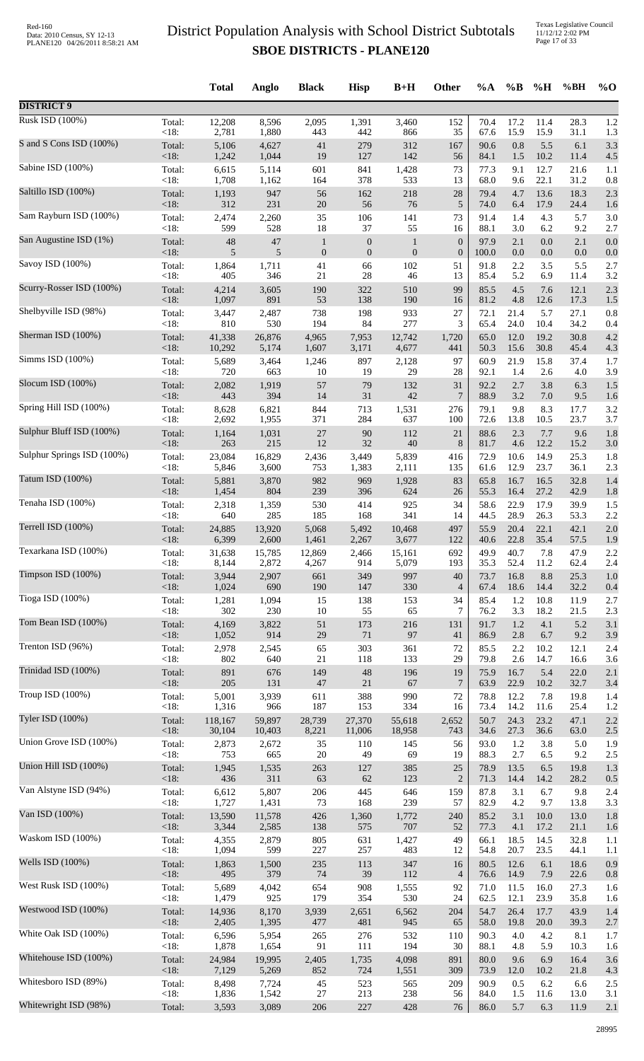# District Population Analysis with School District Subtotals

## SBOE DISTRICTS - PLANE120

| | | Total | Anglo | Black | Hisp | B+H | Other | %A | %B | %H | %BH | %O |
|---|---|---|---|---|---|---|---|---|---|---|---|---|
| **DISTRICT 9** | | | | | | | | | | | | |
| Rusk ISD (100%) | Total: | 12,208 | 8,596 | 2,095 | 1,391 | 3,460 | 152 | 70.4 | 17.2 | 11.4 | 28.3 | 1.2 |
| | <18: | 2,781 | 1,880 | 443 | 442 | 866 | 35 | 67.6 | 15.9 | 15.9 | 31.1 | 1.3 |
| S and S Cons ISD (100%) | Total: | 5,106 | 4,627 | 41 | 279 | 312 | 167 | 90.6 | 0.8 | 5.5 | 6.1 | 3.3 |
| | <18: | 1,242 | 1,044 | 19 | 127 | 142 | 56 | 84.1 | 1.5 | 10.2 | 11.4 | 4.5 |
| Sabine ISD (100%) | Total: | 6,615 | 5,114 | 601 | 841 | 1,428 | 73 | 77.3 | 9.1 | 12.7 | 21.6 | 1.1 |
| | <18: | 1,708 | 1,162 | 164 | 378 | 533 | 13 | 68.0 | 9.6 | 22.1 | 31.2 | 0.8 |
| Saltillo ISD (100%) | Total: | 1,193 | 947 | 56 | 162 | 218 | 28 | 79.4 | 4.7 | 13.6 | 18.3 | 2.3 |
| | <18: | 312 | 231 | 20 | 56 | 76 | 5 | 74.0 | 6.4 | 17.9 | 24.4 | 1.6 |
| Sam Rayburn ISD (100%) | Total: | 2,474 | 2,260 | 35 | 106 | 141 | 73 | 91.4 | 1.4 | 4.3 | 5.7 | 3.0 |
| | <18: | 599 | 528 | 18 | 37 | 55 | 16 | 88.1 | 3.0 | 6.2 | 9.2 | 2.7 |
| San Augustine ISD (1%) | Total: | 48 | 47 | 1 | 0 | 1 | 0 | 97.9 | 2.1 | 0.0 | 2.1 | 0.0 |
| | <18: | 5 | 5 | 0 | 0 | 0 | 0 | 100.0 | 0.0 | 0.0 | 0.0 | 0.0 |
| Savoy ISD (100%) | Total: | 1,864 | 1,711 | 41 | 66 | 102 | 51 | 91.8 | 2.2 | 3.5 | 5.5 | 2.7 |
| | <18: | 405 | 346 | 21 | 28 | 46 | 13 | 85.4 | 5.2 | 6.9 | 11.4 | 3.2 |
| Scurry-Rosser ISD (100%) | Total: | 4,214 | 3,605 | 190 | 322 | 510 | 99 | 85.5 | 4.5 | 7.6 | 12.1 | 2.3 |
| | <18: | 1,097 | 891 | 53 | 138 | 190 | 16 | 81.2 | 4.8 | 12.6 | 17.3 | 1.5 |
| Shelbyville ISD (98%) | Total: | 3,447 | 2,487 | 738 | 198 | 933 | 27 | 72.1 | 21.4 | 5.7 | 27.1 | 0.8 |
| | <18: | 810 | 530 | 194 | 84 | 277 | 3 | 65.4 | 24.0 | 10.4 | 34.2 | 0.4 |
| Sherman ISD (100%) | Total: | 41,338 | 26,876 | 4,965 | 7,953 | 12,742 | 1,720 | 65.0 | 12.0 | 19.2 | 30.8 | 4.2 |
| | <18: | 10,292 | 5,174 | 1,607 | 3,171 | 4,677 | 441 | 50.3 | 15.6 | 30.8 | 45.4 | 4.3 |
| Simms ISD (100%) | Total: | 5,689 | 3,464 | 1,246 | 897 | 2,128 | 97 | 60.9 | 21.9 | 15.8 | 37.4 | 1.7 |
| | <18: | 720 | 663 | 10 | 19 | 29 | 28 | 92.1 | 1.4 | 2.6 | 4.0 | 3.9 |
| Slocum ISD (100%) | Total: | 2,082 | 1,919 | 57 | 79 | 132 | 31 | 92.2 | 2.7 | 3.8 | 6.3 | 1.5 |
| | <18: | 443 | 394 | 14 | 31 | 42 | 7 | 88.9 | 3.2 | 7.0 | 9.5 | 1.6 |
| Spring Hill ISD (100%) | Total: | 8,628 | 6,821 | 844 | 713 | 1,531 | 276 | 79.1 | 9.8 | 8.3 | 17.7 | 3.2 |
| | <18: | 2,692 | 1,955 | 371 | 284 | 637 | 100 | 72.6 | 13.8 | 10.5 | 23.7 | 3.7 |
| Sulphur Bluff ISD (100%) | Total: | 1,164 | 1,031 | 27 | 90 | 112 | 21 | 88.6 | 2.3 | 7.7 | 9.6 | 1.8 |
| | <18: | 263 | 215 | 12 | 32 | 40 | 8 | 81.7 | 4.6 | 12.2 | 15.2 | 3.0 |
| Sulphur Springs ISD (100%) | Total: | 23,084 | 16,829 | 2,436 | 3,449 | 5,839 | 416 | 72.9 | 10.6 | 14.9 | 25.3 | 1.8 |
| | <18: | 5,846 | 3,600 | 753 | 1,383 | 2,111 | 135 | 61.6 | 12.9 | 23.7 | 36.1 | 2.3 |
| Tatum ISD (100%) | Total: | 5,881 | 3,870 | 982 | 969 | 1,928 | 83 | 65.8 | 16.7 | 16.5 | 32.8 | 1.4 |
| | <18: | 1,454 | 804 | 239 | 396 | 624 | 26 | 55.3 | 16.4 | 27.2 | 42.9 | 1.8 |
| Tenaha ISD (100%) | Total: | 2,318 | 1,359 | 530 | 414 | 925 | 34 | 58.6 | 22.9 | 17.9 | 39.9 | 1.5 |
| | <18: | 640 | 285 | 185 | 168 | 341 | 14 | 44.5 | 28.9 | 26.3 | 53.3 | 2.2 |
| Terrell ISD (100%) | Total: | 24,885 | 13,920 | 5,068 | 5,492 | 10,468 | 497 | 55.9 | 20.4 | 22.1 | 42.1 | 2.0 |
| | <18: | 6,399 | 2,600 | 1,461 | 2,267 | 3,677 | 122 | 40.6 | 22.8 | 35.4 | 57.5 | 1.9 |
| Texarkana ISD (100%) | Total: | 31,638 | 15,785 | 12,869 | 2,466 | 15,161 | 692 | 49.9 | 40.7 | 7.8 | 47.9 | 2.2 |
| | <18: | 8,144 | 2,872 | 4,267 | 914 | 5,079 | 193 | 35.3 | 52.4 | 11.2 | 62.4 | 2.4 |
| Timpson ISD (100%) | Total: | 3,944 | 2,907 | 661 | 349 | 997 | 40 | 73.7 | 16.8 | 8.8 | 25.3 | 1.0 |
| | <18: | 1,024 | 690 | 190 | 147 | 330 | 4 | 67.4 | 18.6 | 14.4 | 32.2 | 0.4 |
| Tioga ISD (100%) | Total: | 1,281 | 1,094 | 15 | 138 | 153 | 34 | 85.4 | 1.2 | 10.8 | 11.9 | 2.7 |
| | <18: | 302 | 230 | 10 | 55 | 65 | 7 | 76.2 | 3.3 | 18.2 | 21.5 | 2.3 |
| Tom Bean ISD (100%) | Total: | 4,169 | 3,822 | 51 | 173 | 216 | 131 | 91.7 | 1.2 | 4.1 | 5.2 | 3.1 |
| | <18: | 1,052 | 914 | 29 | 71 | 97 | 41 | 86.9 | 2.8 | 6.7 | 9.2 | 3.9 |
| Trenton ISD (96%) | Total: | 2,978 | 2,545 | 65 | 303 | 361 | 72 | 85.5 | 2.2 | 10.2 | 12.1 | 2.4 |
| | <18: | 802 | 640 | 21 | 118 | 133 | 29 | 79.8 | 2.6 | 14.7 | 16.6 | 3.6 |
| Trinidad ISD (100%) | Total: | 891 | 676 | 149 | 48 | 196 | 19 | 75.9 | 16.7 | 5.4 | 22.0 | 2.1 |
| | <18: | 205 | 131 | 47 | 21 | 67 | 7 | 63.9 | 22.9 | 10.2 | 32.7 | 3.4 |
| Troup ISD (100%) | Total: | 5,001 | 3,939 | 611 | 388 | 990 | 72 | 78.8 | 12.2 | 7.8 | 19.8 | 1.4 |
| | <18: | 1,316 | 966 | 187 | 153 | 334 | 16 | 73.4 | 14.2 | 11.6 | 25.4 | 1.2 |
| Tyler ISD (100%) | Total: | 118,167 | 59,897 | 28,739 | 27,370 | 55,618 | 2,652 | 50.7 | 24.3 | 23.2 | 47.1 | 2.2 |
| | <18: | 30,104 | 10,403 | 8,221 | 11,006 | 18,958 | 743 | 34.6 | 27.3 | 36.6 | 63.0 | 2.5 |
| Union Grove ISD (100%) | Total: | 2,873 | 2,672 | 35 | 110 | 145 | 56 | 93.0 | 1.2 | 3.8 | 5.0 | 1.9 |
| | <18: | 753 | 665 | 20 | 49 | 69 | 19 | 88.3 | 2.7 | 6.5 | 9.2 | 2.5 |
| Union Hill ISD (100%) | Total: | 1,945 | 1,535 | 263 | 127 | 385 | 25 | 78.9 | 13.5 | 6.5 | 19.8 | 1.3 |
| | <18: | 436 | 311 | 63 | 62 | 123 | 2 | 71.3 | 14.4 | 14.2 | 28.2 | 0.5 |
| Van Alstyne ISD (94%) | Total: | 6,612 | 5,807 | 206 | 445 | 646 | 159 | 87.8 | 3.1 | 6.7 | 9.8 | 2.4 |
| | <18: | 1,727 | 1,431 | 73 | 168 | 239 | 57 | 82.9 | 4.2 | 9.7 | 13.8 | 3.3 |
| Van ISD (100%) | Total: | 13,590 | 11,578 | 426 | 1,360 | 1,772 | 240 | 85.2 | 3.1 | 10.0 | 13.0 | 1.8 |
| | <18: | 3,344 | 2,585 | 138 | 575 | 707 | 52 | 77.3 | 4.1 | 17.2 | 21.1 | 1.6 |
| Waskom ISD (100%) | Total: | 4,355 | 2,879 | 805 | 631 | 1,427 | 49 | 66.1 | 18.5 | 14.5 | 32.8 | 1.1 |
| | <18: | 1,094 | 599 | 227 | 257 | 483 | 12 | 54.8 | 20.7 | 23.5 | 44.1 | 1.1 |
| Wells ISD (100%) | Total: | 1,863 | 1,500 | 235 | 113 | 347 | 16 | 80.5 | 12.6 | 6.1 | 18.6 | 0.9 |
| | <18: | 495 | 379 | 74 | 39 | 112 | 4 | 76.6 | 14.9 | 7.9 | 22.6 | 0.8 |
| West Rusk ISD (100%) | Total: | 5,689 | 4,042 | 654 | 908 | 1,555 | 92 | 71.0 | 11.5 | 16.0 | 27.3 | 1.6 |
| | <18: | 1,479 | 925 | 179 | 354 | 530 | 24 | 62.5 | 12.1 | 23.9 | 35.8 | 1.6 |
| Westwood ISD (100%) | Total: | 14,936 | 8,170 | 3,939 | 2,651 | 6,562 | 204 | 54.7 | 26.4 | 17.7 | 43.9 | 1.4 |
| | <18: | 2,405 | 1,395 | 477 | 481 | 945 | 65 | 58.0 | 19.8 | 20.0 | 39.3 | 2.7 |
| White Oak ISD (100%) | Total: | 6,596 | 5,954 | 265 | 276 | 532 | 110 | 90.3 | 4.0 | 4.2 | 8.1 | 1.7 |
| | <18: | 1,878 | 1,654 | 91 | 111 | 194 | 30 | 88.1 | 4.8 | 5.9 | 10.3 | 1.6 |
| Whitehouse ISD (100%) | Total: | 24,984 | 19,995 | 2,405 | 1,735 | 4,098 | 891 | 80.0 | 9.6 | 6.9 | 16.4 | 3.6 |
| | <18: | 7,129 | 5,269 | 852 | 724 | 1,551 | 309 | 73.9 | 12.0 | 10.2 | 21.8 | 4.3 |
| Whitesboro ISD (89%) | Total: | 8,498 | 7,724 | 45 | 523 | 565 | 209 | 90.9 | 0.5 | 6.2 | 6.6 | 2.5 |
| | <18: | 1,836 | 1,542 | 27 | 213 | 238 | 56 | 84.0 | 1.5 | 11.6 | 13.0 | 3.1 |
| Whitewright ISD (98%) | Total: | 3,593 | 3,089 | 206 | 227 | 428 | 76 | 86.0 | 5.7 | 6.3 | 11.9 | 2.1 |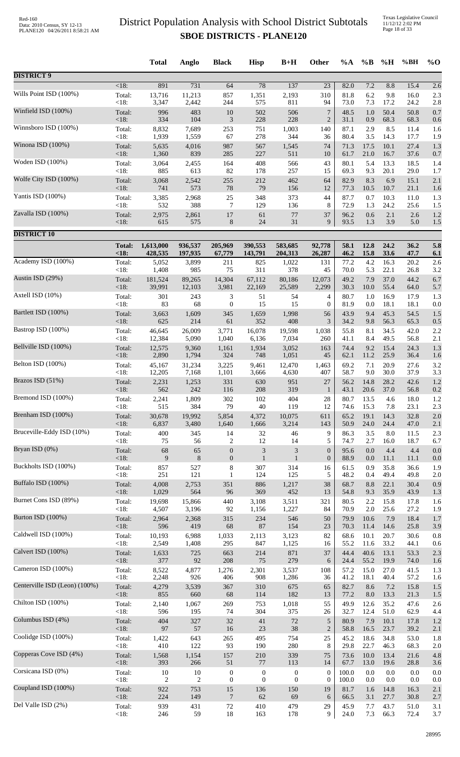# District Population Analysis with School District Subtotals
## SBOE DISTRICTS - PLANE120

Red-160
Data: 2010 Census, SY 12-13
PLANE120 04/26/2011 8:58:21 AM

Texas Legislative Council
11/12/12 2:02 PM

| | | Total | Anglo | Black | Hisp | B+H | Other | %A | %B | %H | %BH | %O |
|---|---|---|---|---|---|---|---|---|---|---|---|---|
| **DISTRICT 9** | | | | | | | | | | | | |
| | <18: | 891 | 731 | 64 | 78 | 137 | 23 | 82.0 | 7.2 | 8.8 | 15.4 | 2.6 |
| Wills Point ISD (100%) | Total: | 13,716 | 11,213 | 857 | 1,351 | 2,193 | 310 | 81.8 | 6.2 | 9.8 | 16.0 | 2.3 |
| | <18: | 3,347 | 2,442 | 244 | 575 | 811 | 94 | 73.0 | 7.3 | 17.2 | 24.2 | 2.8 |
| Winfield ISD (100%) | Total: | 996 | 483 | 10 | 502 | 506 | 7 | 48.5 | 1.0 | 50.4 | 50.8 | 0.7 |
| | <18: | 334 | 104 | 3 | 228 | 228 | 2 | 31.1 | 0.9 | 68.3 | 68.3 | 0.6 |
| Winnsboro ISD (100%) | Total: | 8,832 | 7,689 | 253 | 751 | 1,003 | 140 | 87.1 | 2.9 | 8.5 | 11.4 | 1.6 |
| | <18: | 1,939 | 1,559 | 67 | 278 | 344 | 36 | 80.4 | 3.5 | 14.3 | 17.7 | 1.9 |
| Winona ISD (100%) | Total: | 5,635 | 4,016 | 987 | 567 | 1,545 | 74 | 71.3 | 17.5 | 10.1 | 27.4 | 1.3 |
| | <18: | 1,360 | 839 | 285 | 227 | 511 | 10 | 61.7 | 21.0 | 16.7 | 37.6 | 0.7 |
| Woden ISD (100%) | Total: | 3,064 | 2,455 | 164 | 408 | 566 | 43 | 80.1 | 5.4 | 13.3 | 18.5 | 1.4 |
| | <18: | 885 | 613 | 82 | 178 | 257 | 15 | 69.3 | 9.3 | 20.1 | 29.0 | 1.7 |
| Wolfe City ISD (100%) | Total: | 3,068 | 2,542 | 255 | 212 | 462 | 64 | 82.9 | 8.3 | 6.9 | 15.1 | 2.1 |
| | <18: | 741 | 573 | 78 | 79 | 156 | 12 | 77.3 | 10.5 | 10.7 | 21.1 | 1.6 |
| Yantis ISD (100%) | Total: | 3,385 | 2,968 | 25 | 348 | 373 | 44 | 87.7 | 0.7 | 10.3 | 11.0 | 1.3 |
| | <18: | 532 | 388 | 7 | 129 | 136 | 8 | 72.9 | 1.3 | 24.2 | 25.6 | 1.5 |
| Zavalla ISD (100%) | Total: | 2,975 | 2,861 | 17 | 61 | 77 | 37 | 96.2 | 0.6 | 2.1 | 2.6 | 1.2 |
| | <18: | 615 | 575 | 8 | 24 | 31 | 9 | 93.5 | 1.3 | 3.9 | 5.0 | 1.5 |
| **DISTRICT 10** | | | | | | | | | | | | |
| | **Total:** | **1,613,000** | **936,537** | **205,969** | **390,553** | **583,685** | **92,778** | **58.1** | **12.8** | **24.2** | **36.2** | **5.8** |
| | **<18:** | **428,535** | **197,935** | **67,779** | **143,791** | **204,313** | **26,287** | **46.2** | **15.8** | **33.6** | **47.7** | **6.1** |
| Academy ISD (100%) | Total: | 5,052 | 3,899 | 211 | 825 | 1,022 | 131 | 77.2 | 4.2 | 16.3 | 20.2 | 2.6 |
| | <18: | 1,408 | 985 | 75 | 311 | 378 | 45 | 70.0 | 5.3 | 22.1 | 26.8 | 3.2 |
| Austin ISD (29%) | Total: | 181,524 | 89,265 | 14,304 | 67,112 | 80,186 | 12,073 | 49.2 | 7.9 | 37.0 | 44.2 | 6.7 |
| | <18: | 39,991 | 12,103 | 3,981 | 22,169 | 25,589 | 2,299 | 30.3 | 10.0 | 55.4 | 64.0 | 5.7 |
| Axtell ISD (10%) | Total: | 301 | 243 | 3 | 51 | 54 | 4 | 80.7 | 1.0 | 16.9 | 17.9 | 1.3 |
| | <18: | 83 | 68 | 0 | 15 | 15 | 0 | 81.9 | 0.0 | 18.1 | 18.1 | 0.0 |
| Bartlett ISD (100%) | Total: | 3,663 | 1,609 | 345 | 1,659 | 1,998 | 56 | 43.9 | 9.4 | 45.3 | 54.5 | 1.5 |
| | <18: | 625 | 214 | 61 | 352 | 408 | 3 | 34.2 | 9.8 | 56.3 | 65.3 | 0.5 |
| Bastrop ISD (100%) | Total: | 46,645 | 26,009 | 3,771 | 16,078 | 19,598 | 1,038 | 55.8 | 8.1 | 34.5 | 42.0 | 2.2 |
| | <18: | 12,384 | 5,090 | 1,040 | 6,136 | 7,034 | 260 | 41.1 | 8.4 | 49.5 | 56.8 | 2.1 |
| Bellville ISD (100%) | Total: | 12,575 | 9,360 | 1,161 | 1,934 | 3,052 | 163 | 74.4 | 9.2 | 15.4 | 24.3 | 1.3 |
| | <18: | 2,890 | 1,794 | 324 | 748 | 1,051 | 45 | 62.1 | 11.2 | 25.9 | 36.4 | 1.6 |
| Belton ISD (100%) | Total: | 45,167 | 31,234 | 3,225 | 9,461 | 12,470 | 1,463 | 69.2 | 7.1 | 20.9 | 27.6 | 3.2 |
| | <18: | 12,205 | 7,168 | 1,101 | 3,666 | 4,630 | 407 | 58.7 | 9.0 | 30.0 | 37.9 | 3.3 |
| Brazos ISD (51%) | Total: | 2,231 | 1,253 | 331 | 630 | 951 | 27 | 56.2 | 14.8 | 28.2 | 42.6 | 1.2 |
| | <18: | 562 | 242 | 116 | 208 | 319 | 1 | 43.1 | 20.6 | 37.0 | 56.8 | 0.2 |
| Bremond ISD (100%) | Total: | 2,241 | 1,809 | 302 | 102 | 404 | 28 | 80.7 | 13.5 | 4.6 | 18.0 | 1.2 |
| | <18: | 515 | 384 | 79 | 40 | 119 | 12 | 74.6 | 15.3 | 7.8 | 23.1 | 2.3 |
| Brenham ISD (100%) | Total: | 30,678 | 19,992 | 5,854 | 4,372 | 10,075 | 611 | 65.2 | 19.1 | 14.3 | 32.8 | 2.0 |
| | <18: | 6,837 | 3,480 | 1,640 | 1,666 | 3,214 | 143 | 50.9 | 24.0 | 24.4 | 47.0 | 2.1 |
| Bruceville-Eddy ISD (10%) | Total: | 400 | 345 | 14 | 32 | 46 | 9 | 86.3 | 3.5 | 8.0 | 11.5 | 2.3 |
| | <18: | 75 | 56 | 2 | 12 | 14 | 5 | 74.7 | 2.7 | 16.0 | 18.7 | 6.7 |
| Bryan ISD (0%) | Total: | 68 | 65 | 0 | 3 | 3 | 0 | 95.6 | 0.0 | 4.4 | 4.4 | 0.0 |
| | <18: | 9 | 8 | 0 | 1 | 1 | 0 | 88.9 | 0.0 | 11.1 | 11.1 | 0.0 |
| Buckholts ISD (100%) | Total: | 857 | 527 | 8 | 307 | 314 | 16 | 61.5 | 0.9 | 35.8 | 36.6 | 1.9 |
| | <18: | 251 | 121 | 1 | 124 | 125 | 5 | 48.2 | 0.4 | 49.4 | 49.8 | 2.0 |
| Buffalo ISD (100%) | Total: | 4,008 | 2,753 | 351 | 886 | 1,217 | 38 | 68.7 | 8.8 | 22.1 | 30.4 | 0.9 |
| | <18: | 1,029 | 564 | 96 | 369 | 452 | 13 | 54.8 | 9.3 | 35.9 | 43.9 | 1.3 |
| Burnet Cons ISD (89%) | Total: | 19,698 | 15,866 | 440 | 3,108 | 3,511 | 321 | 80.5 | 2.2 | 15.8 | 17.8 | 1.6 |
| | <18: | 4,507 | 3,196 | 92 | 1,156 | 1,227 | 84 | 70.9 | 2.0 | 25.6 | 27.2 | 1.9 |
| Burton ISD (100%) | Total: | 2,964 | 2,368 | 315 | 234 | 546 | 50 | 79.9 | 10.6 | 7.9 | 18.4 | 1.7 |
| | <18: | 596 | 419 | 68 | 87 | 154 | 23 | 70.3 | 11.4 | 14.6 | 25.8 | 3.9 |
| Caldwell ISD (100%) | Total: | 10,193 | 6,988 | 1,033 | 2,113 | 3,123 | 82 | 68.6 | 10.1 | 20.7 | 30.6 | 0.8 |
| | <18: | 2,549 | 1,408 | 295 | 847 | 1,125 | 16 | 55.2 | 11.6 | 33.2 | 44.1 | 0.6 |
| Calvert ISD (100%) | Total: | 1,633 | 725 | 663 | 214 | 871 | 37 | 44.4 | 40.6 | 13.1 | 53.3 | 2.3 |
| | <18: | 377 | 92 | 208 | 75 | 279 | 6 | 24.4 | 55.2 | 19.9 | 74.0 | 1.6 |
| Cameron ISD (100%) | Total: | 8,522 | 4,877 | 1,276 | 2,301 | 3,537 | 108 | 57.2 | 15.0 | 27.0 | 41.5 | 1.3 |
| | <18: | 2,248 | 926 | 406 | 908 | 1,286 | 36 | 41.2 | 18.1 | 40.4 | 57.2 | 1.6 |
| Centerville ISD (Leon) (100%) | Total: | 4,279 | 3,539 | 367 | 310 | 675 | 65 | 82.7 | 8.6 | 7.2 | 15.8 | 1.5 |
| | <18: | 855 | 660 | 68 | 114 | 182 | 13 | 77.2 | 8.0 | 13.3 | 21.3 | 1.5 |
| Chilton ISD (100%) | Total: | 2,140 | 1,067 | 269 | 753 | 1,018 | 55 | 49.9 | 12.6 | 35.2 | 47.6 | 2.6 |
| | <18: | 596 | 195 | 74 | 304 | 375 | 26 | 32.7 | 12.4 | 51.0 | 62.9 | 4.4 |
| Columbus ISD (4%) | Total: | 404 | 327 | 32 | 41 | 72 | 5 | 80.9 | 7.9 | 10.1 | 17.8 | 1.2 |
| | <18: | 97 | 57 | 16 | 23 | 38 | 2 | 58.8 | 16.5 | 23.7 | 39.2 | 2.1 |
| Coolidge ISD (100%) | Total: | 1,422 | 643 | 265 | 495 | 754 | 25 | 45.2 | 18.6 | 34.8 | 53.0 | 1.8 |
| | <18: | 410 | 122 | 93 | 190 | 280 | 8 | 29.8 | 22.7 | 46.3 | 68.3 | 2.0 |
| Copperas Cove ISD (4%) | Total: | 1,568 | 1,154 | 157 | 210 | 339 | 75 | 73.6 | 10.0 | 13.4 | 21.6 | 4.8 |
| | <18: | 393 | 266 | 51 | 77 | 113 | 14 | 67.7 | 13.0 | 19.6 | 28.8 | 3.6 |
| Corsicana ISD (0%) | Total: | 10 | 10 | 0 | 0 | 0 | 0 | 100.0 | 0.0 | 0.0 | 0.0 | 0.0 |
| | <18: | 2 | 2 | 0 | 0 | 0 | 0 | 100.0 | 0.0 | 0.0 | 0.0 | 0.0 |
| Coupland ISD (100%) | Total: | 922 | 753 | 15 | 136 | 150 | 19 | 81.7 | 1.6 | 14.8 | 16.3 | 2.1 |
| | <18: | 224 | 149 | 7 | 62 | 69 | 6 | 66.5 | 3.1 | 27.7 | 30.8 | 2.7 |
| Del Valle ISD (2%) | Total: | 939 | 431 | 72 | 410 | 479 | 29 | 45.9 | 7.7 | 43.7 | 51.0 | 3.1 |
| | <18: | 246 | 59 | 18 | 163 | 178 | 9 | 24.0 | 7.3 | 66.3 | 72.4 | 3.7 |

28995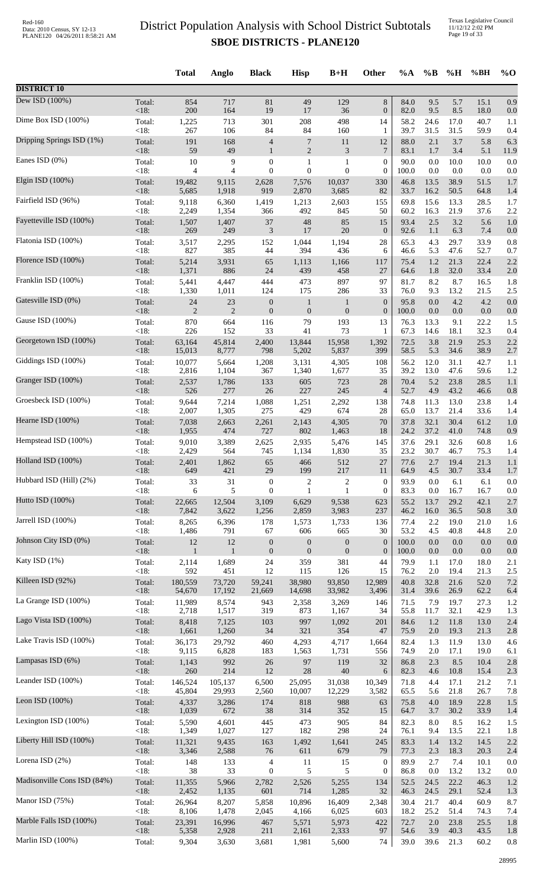# District Population Analysis with School District Subtotals

## SBOE DISTRICTS - PLANE120

|  |  | Total | Anglo | Black | Hisp | B+H | Other | %A | %B | %H | %BH | %O |
|---|---|---|---|---|---|---|---|---|---|---|---|---|
| **DISTRICT 10** |  |  |  |  |  |  |  |  |  |  |  |  |
| Dew ISD (100%) | Total: | 854 | 717 | 81 | 49 | 129 | 8 | 84.0 | 9.5 | 5.7 | 15.1 | 0.9 |
|  | <18: | 200 | 164 | 19 | 17 | 36 | 0 | 82.0 | 9.5 | 8.5 | 18.0 | 0.0 |
| Dime Box ISD (100%) | Total: | 1,225 | 713 | 301 | 208 | 498 | 14 | 58.2 | 24.6 | 17.0 | 40.7 | 1.1 |
|  | <18: | 267 | 106 | 84 | 84 | 160 | 1 | 39.7 | 31.5 | 31.5 | 59.9 | 0.4 |
| Dripping Springs ISD (1%) | Total: | 191 | 168 | 4 | 7 | 11 | 12 | 88.0 | 2.1 | 3.7 | 5.8 | 6.3 |
|  | <18: | 59 | 49 | 1 | 2 | 3 | 7 | 83.1 | 1.7 | 3.4 | 5.1 | 11.9 |
| Eanes ISD (0%) | Total: | 10 | 9 | 0 | 1 | 1 | 0 | 90.0 | 0.0 | 10.0 | 10.0 | 0.0 |
|  | <18: | 4 | 4 | 0 | 0 | 0 | 0 | 100.0 | 0.0 | 0.0 | 0.0 | 0.0 |
| Elgin ISD (100%) | Total: | 19,482 | 9,115 | 2,628 | 7,576 | 10,037 | 330 | 46.8 | 13.5 | 38.9 | 51.5 | 1.7 |
|  | <18: | 5,685 | 1,918 | 919 | 2,870 | 3,685 | 82 | 33.7 | 16.2 | 50.5 | 64.8 | 1.4 |
| Fairfield ISD (96%) | Total: | 9,118 | 6,360 | 1,419 | 1,213 | 2,603 | 155 | 69.8 | 15.6 | 13.3 | 28.5 | 1.7 |
|  | <18: | 2,249 | 1,354 | 366 | 492 | 845 | 50 | 60.2 | 16.3 | 21.9 | 37.6 | 2.2 |
| Fayetteville ISD (100%) | Total: | 1,507 | 1,407 | 37 | 48 | 85 | 15 | 93.4 | 2.5 | 3.2 | 5.6 | 1.0 |
|  | <18: | 269 | 249 | 3 | 17 | 20 | 0 | 92.6 | 1.1 | 6.3 | 7.4 | 0.0 |
| Flatonia ISD (100%) | Total: | 3,517 | 2,295 | 152 | 1,044 | 1,194 | 28 | 65.3 | 4.3 | 29.7 | 33.9 | 0.8 |
|  | <18: | 827 | 385 | 44 | 394 | 436 | 6 | 46.6 | 5.3 | 47.6 | 52.7 | 0.7 |
| Florence ISD (100%) | Total: | 5,214 | 3,931 | 65 | 1,113 | 1,166 | 117 | 75.4 | 1.2 | 21.3 | 22.4 | 2.2 |
|  | <18: | 1,371 | 886 | 24 | 439 | 458 | 27 | 64.6 | 1.8 | 32.0 | 33.4 | 2.0 |
| Franklin ISD (100%) | Total: | 5,441 | 4,447 | 444 | 473 | 897 | 97 | 81.7 | 8.2 | 8.7 | 16.5 | 1.8 |
|  | <18: | 1,330 | 1,011 | 124 | 175 | 286 | 33 | 76.0 | 9.3 | 13.2 | 21.5 | 2.5 |
| Gatesville ISD (0%) | Total: | 24 | 23 | 0 | 1 | 1 | 0 | 95.8 | 0.0 | 4.2 | 4.2 | 0.0 |
|  | <18: | 2 | 2 | 0 | 0 | 0 | 0 | 100.0 | 0.0 | 0.0 | 0.0 | 0.0 |
| Gause ISD (100%) | Total: | 870 | 664 | 116 | 79 | 193 | 13 | 76.3 | 13.3 | 9.1 | 22.2 | 1.5 |
|  | <18: | 226 | 152 | 33 | 41 | 73 | 1 | 67.3 | 14.6 | 18.1 | 32.3 | 0.4 |
| Georgetown ISD (100%) | Total: | 63,164 | 45,814 | 2,400 | 13,844 | 15,958 | 1,392 | 72.5 | 3.8 | 21.9 | 25.3 | 2.2 |
|  | <18: | 15,013 | 8,777 | 798 | 5,202 | 5,837 | 399 | 58.5 | 5.3 | 34.6 | 38.9 | 2.7 |
| Giddings ISD (100%) | Total: | 10,077 | 5,664 | 1,208 | 3,131 | 4,305 | 108 | 56.2 | 12.0 | 31.1 | 42.7 | 1.1 |
|  | <18: | 2,816 | 1,104 | 367 | 1,340 | 1,677 | 35 | 39.2 | 13.0 | 47.6 | 59.6 | 1.2 |
| Granger ISD (100%) | Total: | 2,537 | 1,786 | 133 | 605 | 723 | 28 | 70.4 | 5.2 | 23.8 | 28.5 | 1.1 |
|  | <18: | 526 | 277 | 26 | 227 | 245 | 4 | 52.7 | 4.9 | 43.2 | 46.6 | 0.8 |
| Groesbeck ISD (100%) | Total: | 9,644 | 7,214 | 1,088 | 1,251 | 2,292 | 138 | 74.8 | 11.3 | 13.0 | 23.8 | 1.4 |
|  | <18: | 2,007 | 1,305 | 275 | 429 | 674 | 28 | 65.0 | 13.7 | 21.4 | 33.6 | 1.4 |
| Hearne ISD (100%) | Total: | 7,038 | 2,663 | 2,261 | 2,143 | 4,305 | 70 | 37.8 | 32.1 | 30.4 | 61.2 | 1.0 |
|  | <18: | 1,955 | 474 | 727 | 802 | 1,463 | 18 | 24.2 | 37.2 | 41.0 | 74.8 | 0.9 |
| Hempstead ISD (100%) | Total: | 9,010 | 3,389 | 2,625 | 2,935 | 5,476 | 145 | 37.6 | 29.1 | 32.6 | 60.8 | 1.6 |
|  | <18: | 2,429 | 564 | 745 | 1,134 | 1,830 | 35 | 23.2 | 30.7 | 46.7 | 75.3 | 1.4 |
| Holland ISD (100%) | Total: | 2,401 | 1,862 | 65 | 466 | 512 | 27 | 77.6 | 2.7 | 19.4 | 21.3 | 1.1 |
|  | <18: | 649 | 421 | 29 | 199 | 217 | 11 | 64.9 | 4.5 | 30.7 | 33.4 | 1.7 |
| Hubbard ISD (Hill) (2%) | Total: | 33 | 31 | 0 | 2 | 2 | 0 | 93.9 | 0.0 | 6.1 | 6.1 | 0.0 |
|  | <18: | 6 | 5 | 0 | 1 | 1 | 0 | 83.3 | 0.0 | 16.7 | 16.7 | 0.0 |
| Hutto ISD (100%) | Total: | 22,665 | 12,504 | 3,109 | 6,629 | 9,538 | 623 | 55.2 | 13.7 | 29.2 | 42.1 | 2.7 |
|  | <18: | 7,842 | 3,622 | 1,256 | 2,859 | 3,983 | 237 | 46.2 | 16.0 | 36.5 | 50.8 | 3.0 |
| Jarrell ISD (100%) | Total: | 8,265 | 6,396 | 178 | 1,573 | 1,733 | 136 | 77.4 | 2.2 | 19.0 | 21.0 | 1.6 |
|  | <18: | 1,486 | 791 | 67 | 606 | 665 | 30 | 53.2 | 4.5 | 40.8 | 44.8 | 2.0 |
| Johnson City ISD (0%) | Total: | 12 | 12 | 0 | 0 | 0 | 0 | 100.0 | 0.0 | 0.0 | 0.0 | 0.0 |
|  | <18: | 1 | 1 | 0 | 0 | 0 | 0 | 100.0 | 0.0 | 0.0 | 0.0 | 0.0 |
| Katy ISD (1%) | Total: | 2,114 | 1,689 | 24 | 359 | 381 | 44 | 79.9 | 1.1 | 17.0 | 18.0 | 2.1 |
|  | <18: | 592 | 451 | 12 | 115 | 126 | 15 | 76.2 | 2.0 | 19.4 | 21.3 | 2.5 |
| Killeen ISD (92%) | Total: | 180,559 | 73,720 | 59,241 | 38,980 | 93,850 | 12,989 | 40.8 | 32.8 | 21.6 | 52.0 | 7.2 |
|  | <18: | 54,670 | 17,192 | 21,669 | 14,698 | 33,982 | 3,496 | 31.4 | 39.6 | 26.9 | 62.2 | 6.4 |
| La Grange ISD (100%) | Total: | 11,989 | 8,574 | 943 | 2,358 | 3,269 | 146 | 71.5 | 7.9 | 19.7 | 27.3 | 1.2 |
|  | <18: | 2,718 | 1,517 | 319 | 873 | 1,167 | 34 | 55.8 | 11.7 | 32.1 | 42.9 | 1.3 |
| Lago Vista ISD (100%) | Total: | 8,418 | 7,125 | 103 | 997 | 1,092 | 201 | 84.6 | 1.2 | 11.8 | 13.0 | 2.4 |
|  | <18: | 1,661 | 1,260 | 34 | 321 | 354 | 47 | 75.9 | 2.0 | 19.3 | 21.3 | 2.8 |
| Lake Travis ISD (100%) | Total: | 36,173 | 29,792 | 460 | 4,293 | 4,717 | 1,664 | 82.4 | 1.3 | 11.9 | 13.0 | 4.6 |
|  | <18: | 9,115 | 6,828 | 183 | 1,563 | 1,731 | 556 | 74.9 | 2.0 | 17.1 | 19.0 | 6.1 |
| Lampasas ISD (6%) | Total: | 1,143 | 992 | 26 | 97 | 119 | 32 | 86.8 | 2.3 | 8.5 | 10.4 | 2.8 |
|  | <18: | 260 | 214 | 12 | 28 | 40 | 6 | 82.3 | 4.6 | 10.8 | 15.4 | 2.3 |
| Leander ISD (100%) | Total: | 146,524 | 105,137 | 6,500 | 25,095 | 31,038 | 10,349 | 71.8 | 4.4 | 17.1 | 21.2 | 7.1 |
|  | <18: | 45,804 | 29,993 | 2,560 | 10,007 | 12,229 | 3,582 | 65.5 | 5.6 | 21.8 | 26.7 | 7.8 |
| Leon ISD (100%) | Total: | 4,337 | 3,286 | 174 | 818 | 988 | 63 | 75.8 | 4.0 | 18.9 | 22.8 | 1.5 |
|  | <18: | 1,039 | 672 | 38 | 314 | 352 | 15 | 64.7 | 3.7 | 30.2 | 33.9 | 1.4 |
| Lexington ISD (100%) | Total: | 5,590 | 4,601 | 445 | 473 | 905 | 84 | 82.3 | 8.0 | 8.5 | 16.2 | 1.5 |
|  | <18: | 1,349 | 1,027 | 127 | 182 | 298 | 24 | 76.1 | 9.4 | 13.5 | 22.1 | 1.8 |
| Liberty Hill ISD (100%) | Total: | 11,321 | 9,435 | 163 | 1,492 | 1,641 | 245 | 83.3 | 1.4 | 13.2 | 14.5 | 2.2 |
|  | <18: | 3,346 | 2,588 | 76 | 611 | 679 | 79 | 77.3 | 2.3 | 18.3 | 20.3 | 2.4 |
| Lorena ISD (2%) | Total: | 148 | 133 | 4 | 11 | 15 | 0 | 89.9 | 2.7 | 7.4 | 10.1 | 0.0 |
|  | <18: | 38 | 33 | 0 | 5 | 5 | 0 | 86.8 | 0.0 | 13.2 | 13.2 | 0.0 |
| Madisonville Cons ISD (84%) | Total: | 11,355 | 5,966 | 2,782 | 2,526 | 5,255 | 134 | 52.5 | 24.5 | 22.2 | 46.3 | 1.2 |
|  | <18: | 2,452 | 1,135 | 601 | 714 | 1,285 | 32 | 46.3 | 24.5 | 29.1 | 52.4 | 1.3 |
| Manor ISD (75%) | Total: | 26,964 | 8,207 | 5,858 | 10,896 | 16,409 | 2,348 | 30.4 | 21.7 | 40.4 | 60.9 | 8.7 |
|  | <18: | 8,106 | 1,478 | 2,045 | 4,166 | 6,025 | 603 | 18.2 | 25.2 | 51.4 | 74.3 | 7.4 |
| Marble Falls ISD (100%) | Total: | 23,391 | 16,996 | 467 | 5,571 | 5,973 | 422 | 72.7 | 2.0 | 23.8 | 25.5 | 1.8 |
|  | <18: | 5,358 | 2,928 | 211 | 2,161 | 2,333 | 97 | 54.6 | 3.9 | 40.3 | 43.5 | 1.8 |
| Marlin ISD (100%) | Total: | 9,304 | 3,630 | 3,681 | 1,981 | 5,600 | 74 | 39.0 | 39.6 | 21.3 | 60.2 | 0.8 |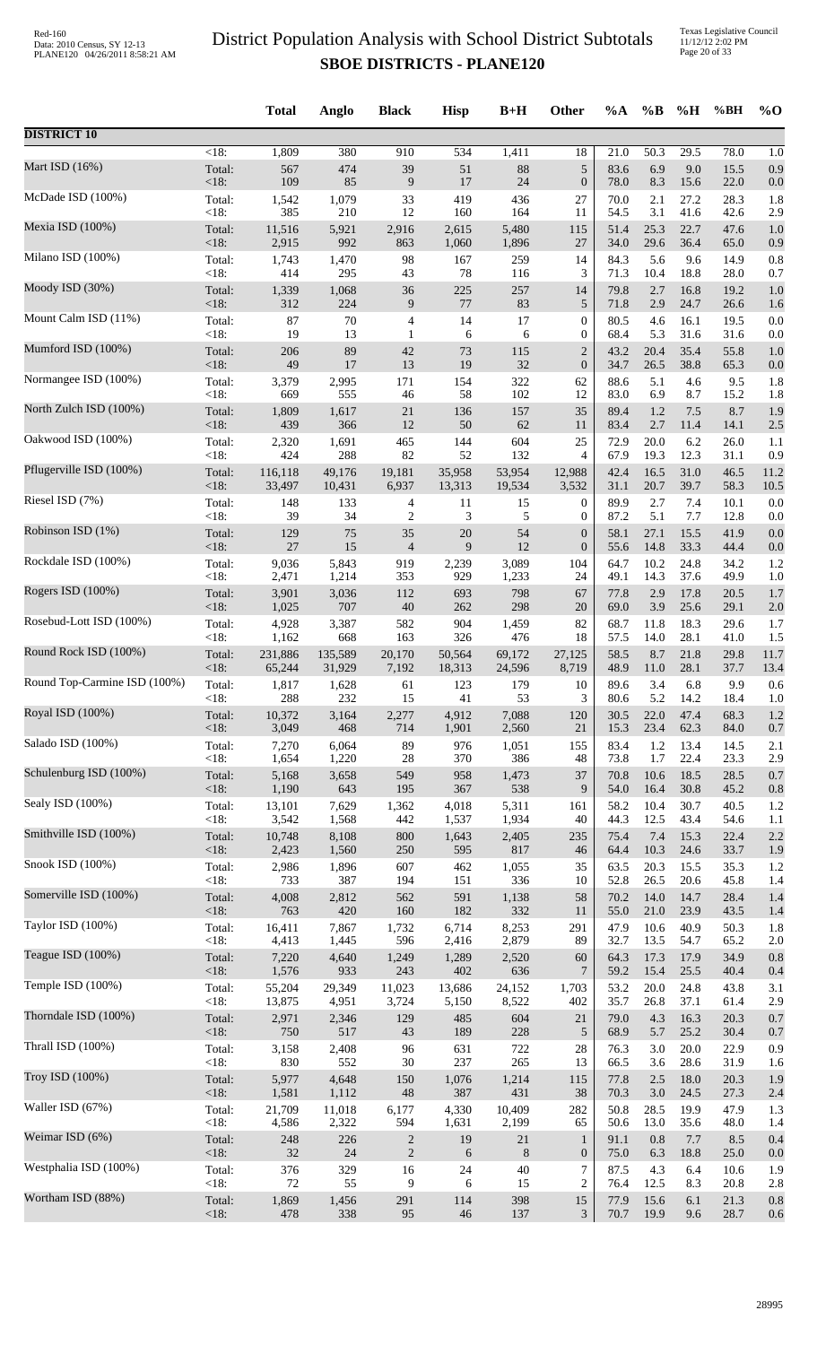# District Population Analysis with School District Subtotals

## SBOE DISTRICTS - PLANE120

| | | Total | Anglo | Black | Hisp | B+H | Other | %A | %B | %H | %BH | %O |
|---|---|---|---|---|---|---|---|---|---|---|---|---|
| **DISTRICT 10** | | | | | | | | | | | | |
| | <18: | 1,809 | 380 | 910 | 534 | 1,411 | 18 | 21.0 | 50.3 | 29.5 | 78.0 | 1.0 |
| Mart ISD (16%) | Total: | 567 | 474 | 39 | 51 | 88 | 5 | 83.6 | 6.9 | 9.0 | 15.5 | 0.9 |
| | <18: | 109 | 85 | 9 | 17 | 24 | 0 | 78.0 | 8.3 | 15.6 | 22.0 | 0.0 |
| McDade ISD (100%) | Total: | 1,542 | 1,079 | 33 | 419 | 436 | 27 | 70.0 | 2.1 | 27.2 | 28.3 | 1.8 |
| | <18: | 385 | 210 | 12 | 160 | 164 | 11 | 54.5 | 3.1 | 41.6 | 42.6 | 2.9 |
| Mexia ISD (100%) | Total: | 11,516 | 5,921 | 2,916 | 2,615 | 5,480 | 115 | 51.4 | 25.3 | 22.7 | 47.6 | 1.0 |
| | <18: | 2,915 | 992 | 863 | 1,060 | 1,896 | 27 | 34.0 | 29.6 | 36.4 | 65.0 | 0.9 |
| Milano ISD (100%) | Total: | 1,743 | 1,470 | 98 | 167 | 259 | 14 | 84.3 | 5.6 | 9.6 | 14.9 | 0.8 |
| | <18: | 414 | 295 | 43 | 78 | 116 | 3 | 71.3 | 10.4 | 18.8 | 28.0 | 0.7 |
| Moody ISD (30%) | Total: | 1,339 | 1,068 | 36 | 225 | 257 | 14 | 79.8 | 2.7 | 16.8 | 19.2 | 1.0 |
| | <18: | 312 | 224 | 9 | 77 | 83 | 5 | 71.8 | 2.9 | 24.7 | 26.6 | 1.6 |
| Mount Calm ISD (11%) | Total: | 87 | 70 | 4 | 14 | 17 | 0 | 80.5 | 4.6 | 16.1 | 19.5 | 0.0 |
| | <18: | 19 | 13 | 1 | 6 | 6 | 0 | 68.4 | 5.3 | 31.6 | 31.6 | 0.0 |
| Mumford ISD (100%) | Total: | 206 | 89 | 42 | 73 | 115 | 2 | 43.2 | 20.4 | 35.4 | 55.8 | 1.0 |
| | <18: | 49 | 17 | 13 | 19 | 32 | 0 | 34.7 | 26.5 | 38.8 | 65.3 | 0.0 |
| Normangee ISD (100%) | Total: | 3,379 | 2,995 | 171 | 154 | 322 | 62 | 88.6 | 5.1 | 4.6 | 9.5 | 1.8 |
| | <18: | 669 | 555 | 46 | 58 | 102 | 12 | 83.0 | 6.9 | 8.7 | 15.2 | 1.8 |
| North Zulch ISD (100%) | Total: | 1,809 | 1,617 | 21 | 136 | 157 | 35 | 89.4 | 1.2 | 7.5 | 8.7 | 1.9 |
| | <18: | 439 | 366 | 12 | 50 | 62 | 11 | 83.4 | 2.7 | 11.4 | 14.1 | 2.5 |
| Oakwood ISD (100%) | Total: | 2,320 | 1,691 | 465 | 144 | 604 | 25 | 72.9 | 20.0 | 6.2 | 26.0 | 1.1 |
| | <18: | 424 | 288 | 82 | 52 | 132 | 4 | 67.9 | 19.3 | 12.3 | 31.1 | 0.9 |
| Pflugerville ISD (100%) | Total: | 116,118 | 49,176 | 19,181 | 35,958 | 53,954 | 12,988 | 42.4 | 16.5 | 31.0 | 46.5 | 11.2 |
| | <18: | 33,497 | 10,431 | 6,937 | 13,313 | 19,534 | 3,532 | 31.1 | 20.7 | 39.7 | 58.3 | 10.5 |
| Riesel ISD (7%) | Total: | 148 | 133 | 4 | 11 | 15 | 0 | 89.9 | 2.7 | 7.4 | 10.1 | 0.0 |
| | <18: | 39 | 34 | 2 | 3 | 5 | 0 | 87.2 | 5.1 | 7.7 | 12.8 | 0.0 |
| Robinson ISD (1%) | Total: | 129 | 75 | 35 | 20 | 54 | 0 | 58.1 | 27.1 | 15.5 | 41.9 | 0.0 |
| | <18: | 27 | 15 | 4 | 9 | 12 | 0 | 55.6 | 14.8 | 33.3 | 44.4 | 0.0 |
| Rockdale ISD (100%) | Total: | 9,036 | 5,843 | 919 | 2,239 | 3,089 | 104 | 64.7 | 10.2 | 24.8 | 34.2 | 1.2 |
| | <18: | 2,471 | 1,214 | 353 | 929 | 1,233 | 24 | 49.1 | 14.3 | 37.6 | 49.9 | 1.0 |
| Rogers ISD (100%) | Total: | 3,901 | 3,036 | 112 | 693 | 798 | 67 | 77.8 | 2.9 | 17.8 | 20.5 | 1.7 |
| | <18: | 1,025 | 707 | 40 | 262 | 298 | 20 | 69.0 | 3.9 | 25.6 | 29.1 | 2.0 |
| Rosebud-Lott ISD (100%) | Total: | 4,928 | 3,387 | 582 | 904 | 1,459 | 82 | 68.7 | 11.8 | 18.3 | 29.6 | 1.7 |
| | <18: | 1,162 | 668 | 163 | 326 | 476 | 18 | 57.5 | 14.0 | 28.1 | 41.0 | 1.5 |
| Round Rock ISD (100%) | Total: | 231,886 | 135,589 | 20,170 | 50,564 | 69,172 | 27,125 | 58.5 | 8.7 | 21.8 | 29.8 | 11.7 |
| | <18: | 65,244 | 31,929 | 7,192 | 18,313 | 24,596 | 8,719 | 48.9 | 11.0 | 28.1 | 37.7 | 13.4 |
| Round Top-Carmine ISD (100%) | Total: | 1,817 | 1,628 | 61 | 123 | 179 | 10 | 89.6 | 3.4 | 6.8 | 9.9 | 0.6 |
| | <18: | 288 | 232 | 15 | 41 | 53 | 3 | 80.6 | 5.2 | 14.2 | 18.4 | 1.0 |
| Royal ISD (100%) | Total: | 10,372 | 3,164 | 2,277 | 4,912 | 7,088 | 120 | 30.5 | 22.0 | 47.4 | 68.3 | 1.2 |
| | <18: | 3,049 | 468 | 714 | 1,901 | 2,560 | 21 | 15.3 | 23.4 | 62.3 | 84.0 | 0.7 |
| Salado ISD (100%) | Total: | 7,270 | 6,064 | 89 | 976 | 1,051 | 155 | 83.4 | 1.2 | 13.4 | 14.5 | 2.1 |
| | <18: | 1,654 | 1,220 | 28 | 370 | 386 | 48 | 73.8 | 1.7 | 22.4 | 23.3 | 2.9 |
| Schulenburg ISD (100%) | Total: | 5,168 | 3,658 | 549 | 958 | 1,473 | 37 | 70.8 | 10.6 | 18.5 | 28.5 | 0.7 |
| | <18: | 1,190 | 643 | 195 | 367 | 538 | 9 | 54.0 | 16.4 | 30.8 | 45.2 | 0.8 |
| Sealy ISD (100%) | Total: | 13,101 | 7,629 | 1,362 | 4,018 | 5,311 | 161 | 58.2 | 10.4 | 30.7 | 40.5 | 1.2 |
| | <18: | 3,542 | 1,568 | 442 | 1,537 | 1,934 | 40 | 44.3 | 12.5 | 43.4 | 54.6 | 1.1 |
| Smithville ISD (100%) | Total: | 10,748 | 8,108 | 800 | 1,643 | 2,405 | 235 | 75.4 | 7.4 | 15.3 | 22.4 | 2.2 |
| | <18: | 2,423 | 1,560 | 250 | 595 | 817 | 46 | 64.4 | 10.3 | 24.6 | 33.7 | 1.9 |
| Snook ISD (100%) | Total: | 2,986 | 1,896 | 607 | 462 | 1,055 | 35 | 63.5 | 20.3 | 15.5 | 35.3 | 1.2 |
| | <18: | 733 | 387 | 194 | 151 | 336 | 10 | 52.8 | 26.5 | 20.6 | 45.8 | 1.4 |
| Somerville ISD (100%) | Total: | 4,008 | 2,812 | 562 | 591 | 1,138 | 58 | 70.2 | 14.0 | 14.7 | 28.4 | 1.4 |
| | <18: | 763 | 420 | 160 | 182 | 332 | 11 | 55.0 | 21.0 | 23.9 | 43.5 | 1.4 |
| Taylor ISD (100%) | Total: | 16,411 | 7,867 | 1,732 | 6,714 | 8,253 | 291 | 47.9 | 10.6 | 40.9 | 50.3 | 1.8 |
| | <18: | 4,413 | 1,445 | 596 | 2,416 | 2,879 | 89 | 32.7 | 13.5 | 54.7 | 65.2 | 2.0 |
| Teague ISD (100%) | Total: | 7,220 | 4,640 | 1,249 | 1,289 | 2,520 | 60 | 64.3 | 17.3 | 17.9 | 34.9 | 0.8 |
| | <18: | 1,576 | 933 | 243 | 402 | 636 | 7 | 59.2 | 15.4 | 25.5 | 40.4 | 0.4 |
| Temple ISD (100%) | Total: | 55,204 | 29,349 | 11,023 | 13,686 | 24,152 | 1,703 | 53.2 | 20.0 | 24.8 | 43.8 | 3.1 |
| | <18: | 13,875 | 4,951 | 3,724 | 5,150 | 8,522 | 402 | 35.7 | 26.8 | 37.1 | 61.4 | 2.9 |
| Thorndale ISD (100%) | Total: | 2,971 | 2,346 | 129 | 485 | 604 | 21 | 79.0 | 4.3 | 16.3 | 20.3 | 0.7 |
| | <18: | 750 | 517 | 43 | 189 | 228 | 5 | 68.9 | 5.7 | 25.2 | 30.4 | 0.7 |
| Thrall ISD (100%) | Total: | 3,158 | 2,408 | 96 | 631 | 722 | 28 | 76.3 | 3.0 | 20.0 | 22.9 | 0.9 |
| | <18: | 830 | 552 | 30 | 237 | 265 | 13 | 66.5 | 3.6 | 28.6 | 31.9 | 1.6 |
| Troy ISD (100%) | Total: | 5,977 | 4,648 | 150 | 1,076 | 1,214 | 115 | 77.8 | 2.5 | 18.0 | 20.3 | 1.9 |
| | <18: | 1,581 | 1,112 | 48 | 387 | 431 | 38 | 70.3 | 3.0 | 24.5 | 27.3 | 2.4 |
| Waller ISD (67%) | Total: | 21,709 | 11,018 | 6,177 | 4,330 | 10,409 | 282 | 50.8 | 28.5 | 19.9 | 47.9 | 1.3 |
| | <18: | 4,586 | 2,322 | 594 | 1,631 | 2,199 | 65 | 50.6 | 13.0 | 35.6 | 48.0 | 1.4 |
| Weimar ISD (6%) | Total: | 248 | 226 | 2 | 19 | 21 | 1 | 91.1 | 0.8 | 7.7 | 8.5 | 0.4 |
| | <18: | 32 | 24 | 2 | 6 | 8 | 0 | 75.0 | 6.3 | 18.8 | 25.0 | 0.0 |
| Westphalia ISD (100%) | Total: | 376 | 329 | 16 | 24 | 40 | 7 | 87.5 | 4.3 | 6.4 | 10.6 | 1.9 |
| | <18: | 72 | 55 | 9 | 6 | 15 | 2 | 76.4 | 12.5 | 8.3 | 20.8 | 2.8 |
| Wortham ISD (88%) | Total: | 1,869 | 1,456 | 291 | 114 | 398 | 15 | 77.9 | 15.6 | 6.1 | 21.3 | 0.8 |
| | <18: | 478 | 338 | 95 | 46 | 137 | 3 | 70.7 | 19.9 | 9.6 | 28.7 | 0.6 |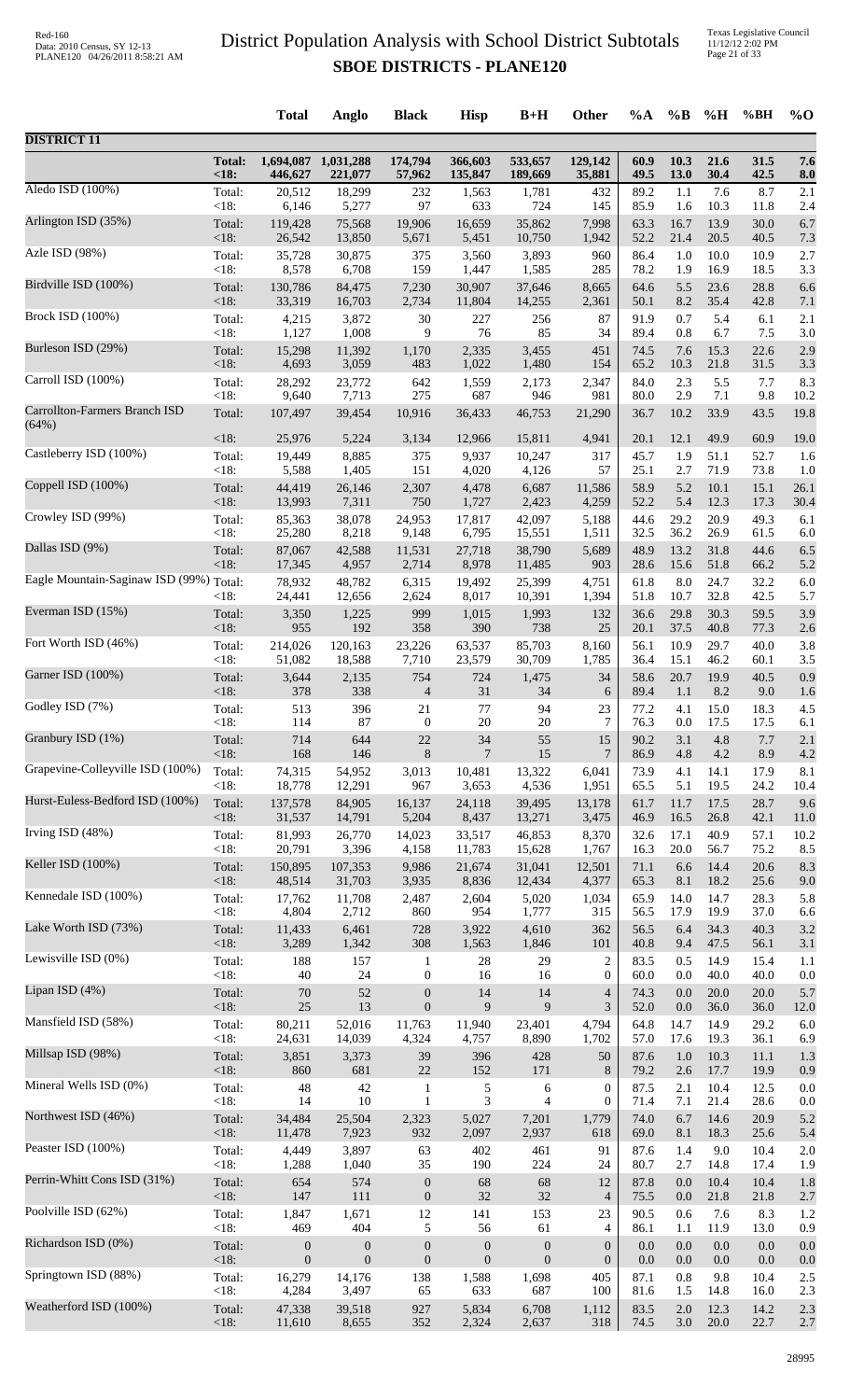# District Population Analysis with School District Subtotals

## SBOE DISTRICTS - PLANE120

| | | Total | Anglo | Black | Hisp | B+H | Other | %A | %B | %H | %BH | %O |
|---|---|---|---|---|---|---|---|---|---|---|---|---|
| **DISTRICT 11** | | | | | | | | | | | | |
| | **Total:** | **1,694,087** | **1,031,288** | **174,794** | **366,603** | **533,657** | **129,142** | **60.9** | **10.3** | **21.6** | **31.5** | **7.6** |
| | **<18:** | **446,627** | **221,077** | **57,962** | **135,847** | **189,669** | **35,881** | **49.5** | **13.0** | **30.4** | **42.5** | **8.0** |
| Aledo ISD (100%) | Total: | 20,512 | 18,299 | 232 | 1,563 | 1,781 | 432 | 89.2 | 1.1 | 7.6 | 8.7 | 2.1 |
| | <18: | 6,146 | 5,277 | 97 | 633 | 724 | 145 | 85.9 | 1.6 | 10.3 | 11.8 | 2.4 |
| Arlington ISD (35%) | Total: | 119,428 | 75,568 | 19,906 | 16,659 | 35,862 | 7,998 | 63.3 | 16.7 | 13.9 | 30.0 | 6.7 |
| | <18: | 26,542 | 13,850 | 5,671 | 5,451 | 10,750 | 1,942 | 52.2 | 21.4 | 20.5 | 40.5 | 7.3 |
| Azle ISD (98%) | Total: | 35,728 | 30,875 | 375 | 3,560 | 3,893 | 960 | 86.4 | 1.0 | 10.0 | 10.9 | 2.7 |
| | <18: | 8,578 | 6,708 | 159 | 1,447 | 1,585 | 285 | 78.2 | 1.9 | 16.9 | 18.5 | 3.3 |
| Birdville ISD (100%) | Total: | 130,786 | 84,475 | 7,230 | 30,907 | 37,646 | 8,665 | 64.6 | 5.5 | 23.6 | 28.8 | 6.6 |
| | <18: | 33,319 | 16,703 | 2,734 | 11,804 | 14,255 | 2,361 | 50.1 | 8.2 | 35.4 | 42.8 | 7.1 |
| Brock ISD (100%) | Total: | 4,215 | 3,872 | 30 | 227 | 256 | 87 | 91.9 | 0.7 | 5.4 | 6.1 | 2.1 |
| | <18: | 1,127 | 1,008 | 9 | 76 | 85 | 34 | 89.4 | 0.8 | 6.7 | 7.5 | 3.0 |
| Burleson ISD (29%) | Total: | 15,298 | 11,392 | 1,170 | 2,335 | 3,455 | 451 | 74.5 | 7.6 | 15.3 | 22.6 | 2.9 |
| | <18: | 4,693 | 3,059 | 483 | 1,022 | 1,480 | 154 | 65.2 | 10.3 | 21.8 | 31.5 | 3.3 |
| Carroll ISD (100%) | Total: | 28,292 | 23,772 | 642 | 1,559 | 2,173 | 2,347 | 84.0 | 2.3 | 5.5 | 7.7 | 8.3 |
| | <18: | 9,640 | 7,713 | 275 | 687 | 946 | 981 | 80.0 | 2.9 | 7.1 | 9.8 | 10.2 |
| Carrollton-Farmers Branch ISD (64%) | Total: | 107,497 | 39,454 | 10,916 | 36,433 | 46,753 | 21,290 | 36.7 | 10.2 | 33.9 | 43.5 | 19.8 |
| | <18: | 25,976 | 5,224 | 3,134 | 12,966 | 15,811 | 4,941 | 20.1 | 12.1 | 49.9 | 60.9 | 19.0 |
| Castleberry ISD (100%) | Total: | 19,449 | 8,885 | 375 | 9,937 | 10,247 | 317 | 45.7 | 1.9 | 51.1 | 52.7 | 1.6 |
| | <18: | 5,588 | 1,405 | 151 | 4,020 | 4,126 | 57 | 25.1 | 2.7 | 71.9 | 73.8 | 1.0 |
| Coppell ISD (100%) | Total: | 44,419 | 26,146 | 2,307 | 4,478 | 6,687 | 11,586 | 58.9 | 5.2 | 10.1 | 15.1 | 26.1 |
| | <18: | 13,993 | 7,311 | 750 | 1,727 | 2,423 | 4,259 | 52.2 | 5.4 | 12.3 | 17.3 | 30.4 |
| Crowley ISD (99%) | Total: | 85,363 | 38,078 | 24,953 | 17,817 | 42,097 | 5,188 | 44.6 | 29.2 | 20.9 | 49.3 | 6.1 |
| | <18: | 25,280 | 8,218 | 9,148 | 6,795 | 15,551 | 1,511 | 32.5 | 36.2 | 26.9 | 61.5 | 6.0 |
| Dallas ISD (9%) | Total: | 87,067 | 42,588 | 11,531 | 27,718 | 38,790 | 5,689 | 48.9 | 13.2 | 31.8 | 44.6 | 6.5 |
| | <18: | 17,345 | 4,957 | 2,714 | 8,978 | 11,485 | 903 | 28.6 | 15.6 | 51.8 | 66.2 | 5.2 |
| Eagle Mountain-Saginaw ISD (99%) | Total: | 78,932 | 48,782 | 6,315 | 19,492 | 25,399 | 4,751 | 61.8 | 8.0 | 24.7 | 32.2 | 6.0 |
| | <18: | 24,441 | 12,656 | 2,624 | 8,017 | 10,391 | 1,394 | 51.8 | 10.7 | 32.8 | 42.5 | 5.7 |
| Everman ISD (15%) | Total: | 3,350 | 1,225 | 999 | 1,015 | 1,993 | 132 | 36.6 | 29.8 | 30.3 | 59.5 | 3.9 |
| | <18: | 955 | 192 | 358 | 390 | 738 | 25 | 20.1 | 37.5 | 40.8 | 77.3 | 2.6 |
| Fort Worth ISD (46%) | Total: | 214,026 | 120,163 | 23,226 | 63,537 | 85,703 | 8,160 | 56.1 | 10.9 | 29.7 | 40.0 | 3.8 |
| | <18: | 51,082 | 18,588 | 7,710 | 23,579 | 30,709 | 1,785 | 36.4 | 15.1 | 46.2 | 60.1 | 3.5 |
| Garner ISD (100%) | Total: | 3,644 | 2,135 | 754 | 724 | 1,475 | 34 | 58.6 | 20.7 | 19.9 | 40.5 | 0.9 |
| | <18: | 378 | 338 | 4 | 31 | 34 | 6 | 89.4 | 1.1 | 8.2 | 9.0 | 1.6 |
| Godley ISD (7%) | Total: | 513 | 396 | 21 | 77 | 94 | 23 | 77.2 | 4.1 | 15.0 | 18.3 | 4.5 |
| | <18: | 114 | 87 | 0 | 20 | 20 | 7 | 76.3 | 0.0 | 17.5 | 17.5 | 6.1 |
| Granbury ISD (1%) | Total: | 714 | 644 | 22 | 34 | 55 | 15 | 90.2 | 3.1 | 4.8 | 7.7 | 2.1 |
| | <18: | 168 | 146 | 8 | 7 | 15 | 7 | 86.9 | 4.8 | 4.2 | 8.9 | 4.2 |
| Grapevine-Colleyville ISD (100%) | Total: | 74,315 | 54,952 | 3,013 | 10,481 | 13,322 | 6,041 | 73.9 | 4.1 | 14.1 | 17.9 | 8.1 |
| | <18: | 18,778 | 12,291 | 967 | 3,653 | 4,536 | 1,951 | 65.5 | 5.1 | 19.5 | 24.2 | 10.4 |
| Hurst-Euless-Bedford ISD (100%) | Total: | 137,578 | 84,905 | 16,137 | 24,118 | 39,495 | 13,178 | 61.7 | 11.7 | 17.5 | 28.7 | 9.6 |
| | <18: | 31,537 | 14,791 | 5,204 | 8,437 | 13,271 | 3,475 | 46.9 | 16.5 | 26.8 | 42.1 | 11.0 |
| Irving ISD (48%) | Total: | 81,993 | 26,770 | 14,023 | 33,517 | 46,853 | 8,370 | 32.6 | 17.1 | 40.9 | 57.1 | 10.2 |
| | <18: | 20,791 | 3,396 | 4,158 | 11,783 | 15,628 | 1,767 | 16.3 | 20.0 | 56.7 | 75.2 | 8.5 |
| Keller ISD (100%) | Total: | 150,895 | 107,353 | 9,986 | 21,674 | 31,041 | 12,501 | 71.1 | 6.6 | 14.4 | 20.6 | 8.3 |
| | <18: | 48,514 | 31,703 | 3,935 | 8,836 | 12,434 | 4,377 | 65.3 | 8.1 | 18.2 | 25.6 | 9.0 |
| Kennedale ISD (100%) | Total: | 17,762 | 11,708 | 2,487 | 2,604 | 5,020 | 1,034 | 65.9 | 14.0 | 14.7 | 28.3 | 5.8 |
| | <18: | 4,804 | 2,712 | 860 | 954 | 1,777 | 315 | 56.5 | 17.9 | 19.9 | 37.0 | 6.6 |
| Lake Worth ISD (73%) | Total: | 11,433 | 6,461 | 728 | 3,922 | 4,610 | 362 | 56.5 | 6.4 | 34.3 | 40.3 | 3.2 |
| | <18: | 3,289 | 1,342 | 308 | 1,563 | 1,846 | 101 | 40.8 | 9.4 | 47.5 | 56.1 | 3.1 |
| Lewisville ISD (0%) | Total: | 188 | 157 | 1 | 28 | 29 | 2 | 83.5 | 0.5 | 14.9 | 15.4 | 1.1 |
| | <18: | 40 | 24 | 0 | 16 | 16 | 0 | 60.0 | 0.0 | 40.0 | 40.0 | 0.0 |
| Lipan ISD (4%) | Total: | 70 | 52 | 0 | 14 | 14 | 4 | 74.3 | 0.0 | 20.0 | 20.0 | 5.7 |
| | <18: | 25 | 13 | 0 | 9 | 9 | 3 | 52.0 | 0.0 | 36.0 | 36.0 | 12.0 |
| Mansfield ISD (58%) | Total: | 80,211 | 52,016 | 11,763 | 11,940 | 23,401 | 4,794 | 64.8 | 14.7 | 14.9 | 29.2 | 6.0 |
| | <18: | 24,631 | 14,039 | 4,324 | 4,757 | 8,890 | 1,702 | 57.0 | 17.6 | 19.3 | 36.1 | 6.9 |
| Millsap ISD (98%) | Total: | 3,851 | 3,373 | 39 | 396 | 428 | 50 | 87.6 | 1.0 | 10.3 | 11.1 | 1.3 |
| | <18: | 860 | 681 | 22 | 152 | 171 | 8 | 79.2 | 2.6 | 17.7 | 19.9 | 0.9 |
| Mineral Wells ISD (0%) | Total: | 48 | 42 | 1 | 5 | 6 | 0 | 87.5 | 2.1 | 10.4 | 12.5 | 0.0 |
| | <18: | 14 | 10 | 1 | 3 | 4 | 0 | 71.4 | 7.1 | 21.4 | 28.6 | 0.0 |
| Northwest ISD (46%) | Total: | 34,484 | 25,504 | 2,323 | 5,027 | 7,201 | 1,779 | 74.0 | 6.7 | 14.6 | 20.9 | 5.2 |
| | <18: | 11,478 | 7,923 | 932 | 2,097 | 2,937 | 618 | 69.0 | 8.1 | 18.3 | 25.6 | 5.4 |
| Peaster ISD (100%) | Total: | 4,449 | 3,897 | 63 | 402 | 461 | 91 | 87.6 | 1.4 | 9.0 | 10.4 | 2.0 |
| | <18: | 1,288 | 1,040 | 35 | 190 | 224 | 24 | 80.7 | 2.7 | 14.8 | 17.4 | 1.9 |
| Perrin-Whitt Cons ISD (31%) | Total: | 654 | 574 | 0 | 68 | 68 | 12 | 87.8 | 0.0 | 10.4 | 10.4 | 1.8 |
| | <18: | 147 | 111 | 0 | 32 | 32 | 4 | 75.5 | 0.0 | 21.8 | 21.8 | 2.7 |
| Poolville ISD (62%) | Total: | 1,847 | 1,671 | 12 | 141 | 153 | 23 | 90.5 | 0.6 | 7.6 | 8.3 | 1.2 |
| | <18: | 469 | 404 | 5 | 56 | 61 | 4 | 86.1 | 1.1 | 11.9 | 13.0 | 0.9 |
| Richardson ISD (0%) | Total: | 0 | 0 | 0 | 0 | 0 | 0 | 0.0 | 0.0 | 0.0 | 0.0 | 0.0 |
| | <18: | 0 | 0 | 0 | 0 | 0 | 0 | 0.0 | 0.0 | 0.0 | 0.0 | 0.0 |
| Springtown ISD (88%) | Total: | 16,279 | 14,176 | 138 | 1,588 | 1,698 | 405 | 87.1 | 0.8 | 9.8 | 10.4 | 2.5 |
| | <18: | 4,284 | 3,497 | 65 | 633 | 687 | 100 | 81.6 | 1.5 | 14.8 | 16.0 | 2.3 |
| Weatherford ISD (100%) | Total: | 47,338 | 39,518 | 927 | 5,834 | 6,708 | 1,112 | 83.5 | 2.0 | 12.3 | 14.2 | 2.3 |
| | <18: | 11,610 | 8,655 | 352 | 2,324 | 2,637 | 318 | 74.5 | 3.0 | 20.0 | 22.7 | 2.7 |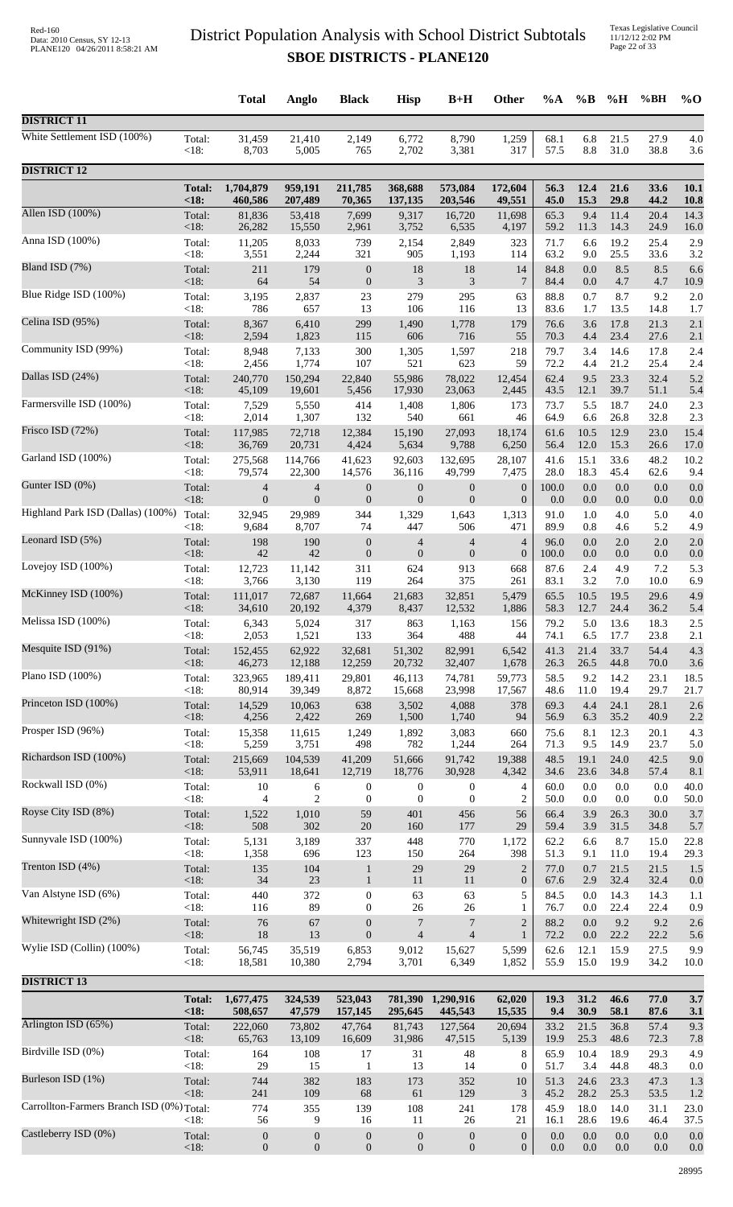# District Population Analysis with School District Subtotals

## SBOE DISTRICTS - PLANE120

| | | Total | Anglo | Black | Hisp | B+H | Other | %A | %B | %H | %BH | %O |
|---|---|---|---|---|---|---|---|---|---|---|---|---|
| **DISTRICT 11** | | | | | | | | | | | | |
| White Settlement ISD (100%) | Total: | 31,459 | 21,410 | 2,149 | 6,772 | 8,790 | 1,259 | 68.1 | 6.8 | 21.5 | 27.9 | 4.0 |
| | <18: | 8,703 | 5,005 | 765 | 2,702 | 3,381 | 317 | 57.5 | 8.8 | 31.0 | 38.8 | 3.6 |
| **DISTRICT 12** | | | | | | | | | | | | |
| | **Total:** | **1,704,879** | **959,191** | **211,785** | **368,688** | **573,084** | **172,604** | **56.3** | **12.4** | **21.6** | **33.6** | **10.1** |
| | **<18:** | **460,586** | **207,489** | **70,365** | **137,135** | **203,546** | **49,551** | **45.0** | **15.3** | **29.8** | **44.2** | **10.8** |
| Allen ISD (100%) | Total: | 81,836 | 53,418 | 7,699 | 9,317 | 16,720 | 11,698 | 65.3 | 9.4 | 11.4 | 20.4 | 14.3 |
| | <18: | 26,282 | 15,550 | 2,961 | 3,752 | 6,535 | 4,197 | 59.2 | 11.3 | 14.3 | 24.9 | 16.0 |
| Anna ISD (100%) | Total: | 11,205 | 8,033 | 739 | 2,154 | 2,849 | 323 | 71.7 | 6.6 | 19.2 | 25.4 | 2.9 |
| | <18: | 3,551 | 2,244 | 321 | 905 | 1,193 | 114 | 63.2 | 9.0 | 25.5 | 33.6 | 3.2 |
| Bland ISD (7%) | Total: | 211 | 179 | 0 | 18 | 18 | 14 | 84.8 | 0.0 | 8.5 | 8.5 | 6.6 |
| | <18: | 64 | 54 | 0 | 3 | 3 | 7 | 84.4 | 0.0 | 4.7 | 4.7 | 10.9 |
| Blue Ridge ISD (100%) | Total: | 3,195 | 2,837 | 23 | 279 | 295 | 63 | 88.8 | 0.7 | 8.7 | 9.2 | 2.0 |
| | <18: | 786 | 657 | 13 | 106 | 116 | 13 | 83.6 | 1.7 | 13.5 | 14.8 | 1.7 |
| Celina ISD (95%) | Total: | 8,367 | 6,410 | 299 | 1,490 | 1,778 | 179 | 76.6 | 3.6 | 17.8 | 21.3 | 2.1 |
| | <18: | 2,594 | 1,823 | 115 | 606 | 716 | 55 | 70.3 | 4.4 | 23.4 | 27.6 | 2.1 |
| Community ISD (99%) | Total: | 8,948 | 7,133 | 300 | 1,305 | 1,597 | 218 | 79.7 | 3.4 | 14.6 | 17.8 | 2.4 |
| | <18: | 2,456 | 1,774 | 107 | 521 | 623 | 59 | 72.2 | 4.4 | 21.2 | 25.4 | 2.4 |
| Dallas ISD (24%) | Total: | 240,770 | 150,294 | 22,840 | 55,986 | 78,022 | 12,454 | 62.4 | 9.5 | 23.3 | 32.4 | 5.2 |
| | <18: | 45,109 | 19,601 | 5,456 | 17,930 | 23,063 | 2,445 | 43.5 | 12.1 | 39.7 | 51.1 | 5.4 |
| Farmersville ISD (100%) | Total: | 7,529 | 5,550 | 414 | 1,408 | 1,806 | 173 | 73.7 | 5.5 | 18.7 | 24.0 | 2.3 |
| | <18: | 2,014 | 1,307 | 132 | 540 | 661 | 46 | 64.9 | 6.6 | 26.8 | 32.8 | 2.3 |
| Frisco ISD (72%) | Total: | 117,985 | 72,718 | 12,384 | 15,190 | 27,093 | 18,174 | 61.6 | 10.5 | 12.9 | 23.0 | 15.4 |
| | <18: | 36,769 | 20,731 | 4,424 | 5,634 | 9,788 | 6,250 | 56.4 | 12.0 | 15.3 | 26.6 | 17.0 |
| Garland ISD (100%) | Total: | 275,568 | 114,766 | 41,623 | 92,603 | 132,695 | 28,107 | 41.6 | 15.1 | 33.6 | 48.2 | 10.2 |
| | <18: | 79,574 | 22,300 | 14,576 | 36,116 | 49,799 | 7,475 | 28.0 | 18.3 | 45.4 | 62.6 | 9.4 |
| Gunter ISD (0%) | Total: | 4 | 4 | 0 | 0 | 0 | 0 | 100.0 | 0.0 | 0.0 | 0.0 | 0.0 |
| | <18: | 0 | 0 | 0 | 0 | 0 | 0 | 0.0 | 0.0 | 0.0 | 0.0 | 0.0 |
| Highland Park ISD (Dallas) (100%) | Total: | 32,945 | 29,989 | 344 | 1,329 | 1,643 | 1,313 | 91.0 | 1.0 | 4.0 | 5.0 | 4.0 |
| | <18: | 9,684 | 8,707 | 74 | 447 | 506 | 471 | 89.9 | 0.8 | 4.6 | 5.2 | 4.9 |
| Leonard ISD (5%) | Total: | 198 | 190 | 0 | 4 | 4 | 4 | 96.0 | 0.0 | 2.0 | 2.0 | 2.0 |
| | <18: | 42 | 42 | 0 | 0 | 0 | 0 | 100.0 | 0.0 | 0.0 | 0.0 | 0.0 |
| Lovejoy ISD (100%) | Total: | 12,723 | 11,142 | 311 | 624 | 913 | 668 | 87.6 | 2.4 | 4.9 | 7.2 | 5.3 |
| | <18: | 3,766 | 3,130 | 119 | 264 | 375 | 261 | 83.1 | 3.2 | 7.0 | 10.0 | 6.9 |
| McKinney ISD (100%) | Total: | 111,017 | 72,687 | 11,664 | 21,683 | 32,851 | 5,479 | 65.5 | 10.5 | 19.5 | 29.6 | 4.9 |
| | <18: | 34,610 | 20,192 | 4,379 | 8,437 | 12,532 | 1,886 | 58.3 | 12.7 | 24.4 | 36.2 | 5.4 |
| Melissa ISD (100%) | Total: | 6,343 | 5,024 | 317 | 863 | 1,163 | 156 | 79.2 | 5.0 | 13.6 | 18.3 | 2.5 |
| | <18: | 2,053 | 1,521 | 133 | 364 | 488 | 44 | 74.1 | 6.5 | 17.7 | 23.8 | 2.1 |
| Mesquite ISD (91%) | Total: | 152,455 | 62,922 | 32,681 | 51,302 | 82,991 | 6,542 | 41.3 | 21.4 | 33.7 | 54.4 | 4.3 |
| | <18: | 46,273 | 12,188 | 12,259 | 20,732 | 32,407 | 1,678 | 26.3 | 26.5 | 44.8 | 70.0 | 3.6 |
| Plano ISD (100%) | Total: | 323,965 | 189,411 | 29,801 | 46,113 | 74,781 | 59,773 | 58.5 | 9.2 | 14.2 | 23.1 | 18.5 |
| | <18: | 80,914 | 39,349 | 8,872 | 15,668 | 23,998 | 17,567 | 48.6 | 11.0 | 19.4 | 29.7 | 21.7 |
| Princeton ISD (100%) | Total: | 14,529 | 10,063 | 638 | 3,502 | 4,088 | 378 | 69.3 | 4.4 | 24.1 | 28.1 | 2.6 |
| | <18: | 4,256 | 2,422 | 269 | 1,500 | 1,740 | 94 | 56.9 | 6.3 | 35.2 | 40.9 | 2.2 |
| Prosper ISD (96%) | Total: | 15,358 | 11,615 | 1,249 | 1,892 | 3,083 | 660 | 75.6 | 8.1 | 12.3 | 20.1 | 4.3 |
| | <18: | 5,259 | 3,751 | 498 | 782 | 1,244 | 264 | 71.3 | 9.5 | 14.9 | 23.7 | 5.0 |
| Richardson ISD (100%) | Total: | 215,669 | 104,539 | 41,209 | 51,666 | 91,742 | 19,388 | 48.5 | 19.1 | 24.0 | 42.5 | 9.0 |
| | <18: | 53,911 | 18,641 | 12,719 | 18,776 | 30,928 | 4,342 | 34.6 | 23.6 | 34.8 | 57.4 | 8.1 |
| Rockwall ISD (0%) | Total: | 10 | 6 | 0 | 0 | 0 | 4 | 60.0 | 0.0 | 0.0 | 0.0 | 40.0 |
| | <18: | 4 | 2 | 0 | 0 | 0 | 2 | 50.0 | 0.0 | 0.0 | 0.0 | 50.0 |
| Royse City ISD (8%) | Total: | 1,522 | 1,010 | 59 | 401 | 456 | 56 | 66.4 | 3.9 | 26.3 | 30.0 | 3.7 |
| | <18: | 508 | 302 | 20 | 160 | 177 | 29 | 59.4 | 3.9 | 31.5 | 34.8 | 5.7 |
| Sunnyvale ISD (100%) | Total: | 5,131 | 3,189 | 337 | 448 | 770 | 1,172 | 62.2 | 6.6 | 8.7 | 15.0 | 22.8 |
| | <18: | 1,358 | 696 | 123 | 150 | 264 | 398 | 51.3 | 9.1 | 11.0 | 19.4 | 29.3 |
| Trenton ISD (4%) | Total: | 135 | 104 | 1 | 29 | 29 | 2 | 77.0 | 0.7 | 21.5 | 21.5 | 1.5 |
| | <18: | 34 | 23 | 1 | 11 | 11 | 0 | 67.6 | 2.9 | 32.4 | 32.4 | 0.0 |
| Van Alstyne ISD (6%) | Total: | 440 | 372 | 0 | 63 | 63 | 5 | 84.5 | 0.0 | 14.3 | 14.3 | 1.1 |
| | <18: | 116 | 89 | 0 | 26 | 26 | 1 | 76.7 | 0.0 | 22.4 | 22.4 | 0.9 |
| Whitewright ISD (2%) | Total: | 76 | 67 | 0 | 7 | 7 | 2 | 88.2 | 0.0 | 9.2 | 9.2 | 2.6 |
| | <18: | 18 | 13 | 0 | 4 | 4 | 1 | 72.2 | 0.0 | 22.2 | 22.2 | 5.6 |
| Wylie ISD (Collin) (100%) | Total: | 56,745 | 35,519 | 6,853 | 9,012 | 15,627 | 5,599 | 62.6 | 12.1 | 15.9 | 27.5 | 9.9 |
| | <18: | 18,581 | 10,380 | 2,794 | 3,701 | 6,349 | 1,852 | 55.9 | 15.0 | 19.9 | 34.2 | 10.0 |
| **DISTRICT 13** | | | | | | | | | | | | |
| | **Total:** | **1,677,475** | **324,539** | **523,043** | **781,390** | **1,290,916** | **62,020** | **19.3** | **31.2** | **46.6** | **77.0** | **3.7** |
| | **<18:** | **508,657** | **47,579** | **157,145** | **295,645** | **445,543** | **15,535** | **9.4** | **30.9** | **58.1** | **87.6** | **3.1** |
| Arlington ISD (65%) | Total: | 222,060 | 73,802 | 47,764 | 81,743 | 127,564 | 20,694 | 33.2 | 21.5 | 36.8 | 57.4 | 9.3 |
| | <18: | 65,763 | 13,109 | 16,609 | 31,986 | 47,515 | 5,139 | 19.9 | 25.3 | 48.6 | 72.3 | 7.8 |
| Birdville ISD (0%) | Total: | 164 | 108 | 17 | 31 | 48 | 8 | 65.9 | 10.4 | 18.9 | 29.3 | 4.9 |
| | <18: | 29 | 15 | 1 | 13 | 14 | 0 | 51.7 | 3.4 | 44.8 | 48.3 | 0.0 |
| Burleson ISD (1%) | Total: | 744 | 382 | 183 | 173 | 352 | 10 | 51.3 | 24.6 | 23.3 | 47.3 | 1.3 |
| | <18: | 241 | 109 | 68 | 61 | 129 | 3 | 45.2 | 28.2 | 25.3 | 53.5 | 1.2 |
| Carrollton-Farmers Branch ISD (0%) | Total: | 774 | 355 | 139 | 108 | 241 | 178 | 45.9 | 18.0 | 14.0 | 31.1 | 23.0 |
| | <18: | 56 | 9 | 16 | 11 | 26 | 21 | 16.1 | 28.6 | 19.6 | 46.4 | 37.5 |
| Castleberry ISD (0%) | Total: | 0 | 0 | 0 | 0 | 0 | 0 | 0.0 | 0.0 | 0.0 | 0.0 | 0.0 |
| | <18: | 0 | 0 | 0 | 0 | 0 | 0 | 0.0 | 0.0 | 0.0 | 0.0 | 0.0 |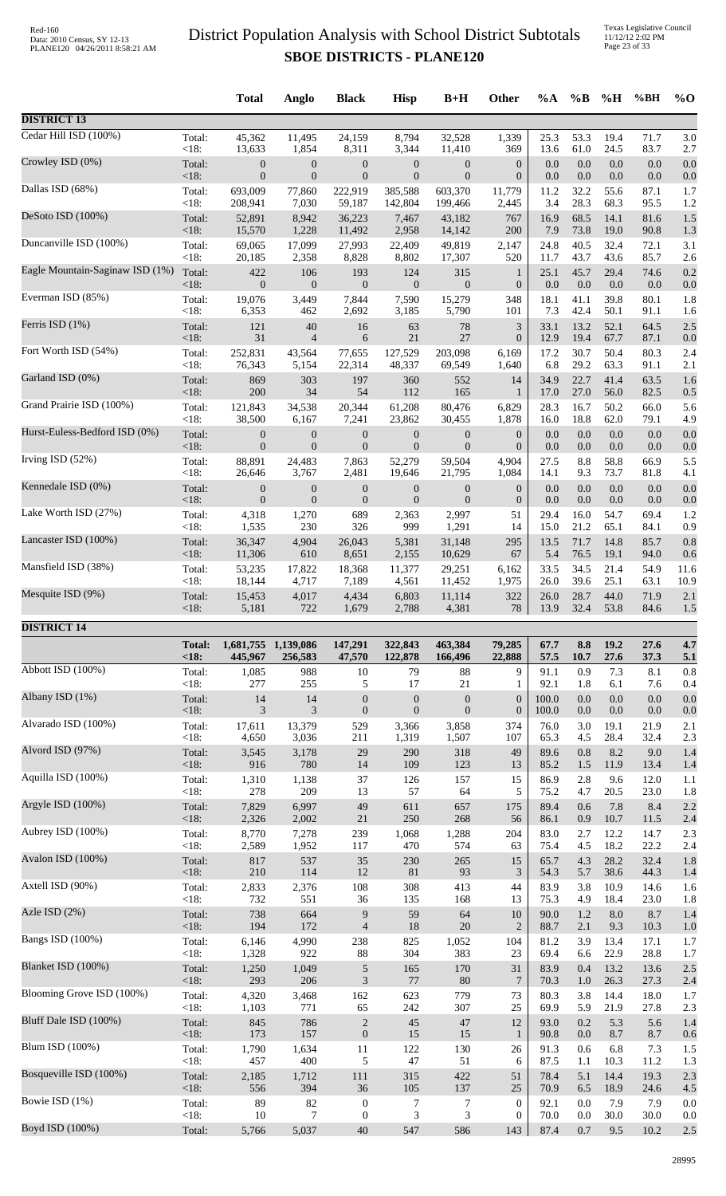# District Population Analysis with School District Subtotals

## SBOE DISTRICTS - PLANE120

| | | Total | Anglo | Black | Hisp | B+H | Other | %A | %B | %H | %BH | %O |
|---|---|---|---|---|---|---|---|---|---|---|---|---|
| **DISTRICT 13** | | | | | | | | | | | | |
| Cedar Hill ISD (100%) | Total: | 45,362 | 11,495 | 24,159 | 8,794 | 32,528 | 1,339 | 25.3 | 53.3 | 19.4 | 71.7 | 3.0 |
| | <18: | 13,633 | 1,854 | 8,311 | 3,344 | 11,410 | 369 | 13.6 | 61.0 | 24.5 | 83.7 | 2.7 |
| Crowley ISD (0%) | Total: | 0 | 0 | 0 | 0 | 0 | 0 | 0.0 | 0.0 | 0.0 | 0.0 | 0.0 |
| | <18: | 0 | 0 | 0 | 0 | 0 | 0 | 0.0 | 0.0 | 0.0 | 0.0 | 0.0 |
| Dallas ISD (68%) | Total: | 693,009 | 77,860 | 222,919 | 385,588 | 603,370 | 11,779 | 11.2 | 32.2 | 55.6 | 87.1 | 1.7 |
| | <18: | 208,941 | 7,030 | 59,187 | 142,804 | 199,466 | 2,445 | 3.4 | 28.3 | 68.3 | 95.5 | 1.2 |
| DeSoto ISD (100%) | Total: | 52,891 | 8,942 | 36,223 | 7,467 | 43,182 | 767 | 16.9 | 68.5 | 14.1 | 81.6 | 1.5 |
| | <18: | 15,570 | 1,228 | 11,492 | 2,958 | 14,142 | 200 | 7.9 | 73.8 | 19.0 | 90.8 | 1.3 |
| Duncanville ISD (100%) | Total: | 69,065 | 17,099 | 27,993 | 22,409 | 49,819 | 2,147 | 24.8 | 40.5 | 32.4 | 72.1 | 3.1 |
| | <18: | 20,185 | 2,358 | 8,828 | 8,802 | 17,307 | 520 | 11.7 | 43.7 | 43.6 | 85.7 | 2.6 |
| Eagle Mountain-Saginaw ISD (1%) | Total: | 422 | 106 | 193 | 124 | 315 | 1 | 25.1 | 45.7 | 29.4 | 74.6 | 0.2 |
| | <18: | 0 | 0 | 0 | 0 | 0 | 0 | 0.0 | 0.0 | 0.0 | 0.0 | 0.0 |
| Everman ISD (85%) | Total: | 19,076 | 3,449 | 7,844 | 7,590 | 15,279 | 348 | 18.1 | 41.1 | 39.8 | 80.1 | 1.8 |
| | <18: | 6,353 | 462 | 2,692 | 3,185 | 5,790 | 101 | 7.3 | 42.4 | 50.1 | 91.1 | 1.6 |
| Ferris ISD (1%) | Total: | 121 | 40 | 16 | 63 | 78 | 3 | 33.1 | 13.2 | 52.1 | 64.5 | 2.5 |
| | <18: | 31 | 4 | 6 | 21 | 27 | 0 | 12.9 | 19.4 | 67.7 | 87.1 | 0.0 |
| Fort Worth ISD (54%) | Total: | 252,831 | 43,564 | 77,655 | 127,529 | 203,098 | 6,169 | 17.2 | 30.7 | 50.4 | 80.3 | 2.4 |
| | <18: | 76,343 | 5,154 | 22,314 | 48,337 | 69,549 | 1,640 | 6.8 | 29.2 | 63.3 | 91.1 | 2.1 |
| Garland ISD (0%) | Total: | 869 | 303 | 197 | 360 | 552 | 14 | 34.9 | 22.7 | 41.4 | 63.5 | 1.6 |
| | <18: | 200 | 34 | 54 | 112 | 165 | 1 | 17.0 | 27.0 | 56.0 | 82.5 | 0.5 |
| Grand Prairie ISD (100%) | Total: | 121,843 | 34,538 | 20,344 | 61,208 | 80,476 | 6,829 | 28.3 | 16.7 | 50.2 | 66.0 | 5.6 |
| | <18: | 38,500 | 6,167 | 7,241 | 23,862 | 30,455 | 1,878 | 16.0 | 18.8 | 62.0 | 79.1 | 4.9 |
| Hurst-Euless-Bedford ISD (0%) | Total: | 0 | 0 | 0 | 0 | 0 | 0 | 0.0 | 0.0 | 0.0 | 0.0 | 0.0 |
| | <18: | 0 | 0 | 0 | 0 | 0 | 0 | 0.0 | 0.0 | 0.0 | 0.0 | 0.0 |
| Irving ISD (52%) | Total: | 88,891 | 24,483 | 7,863 | 52,279 | 59,504 | 4,904 | 27.5 | 8.8 | 58.8 | 66.9 | 5.5 |
| | <18: | 26,646 | 3,767 | 2,481 | 19,646 | 21,795 | 1,084 | 14.1 | 9.3 | 73.7 | 81.8 | 4.1 |
| Kennedale ISD (0%) | Total: | 0 | 0 | 0 | 0 | 0 | 0 | 0.0 | 0.0 | 0.0 | 0.0 | 0.0 |
| | <18: | 0 | 0 | 0 | 0 | 0 | 0 | 0.0 | 0.0 | 0.0 | 0.0 | 0.0 |
| Lake Worth ISD (27%) | Total: | 4,318 | 1,270 | 689 | 2,363 | 2,997 | 51 | 29.4 | 16.0 | 54.7 | 69.4 | 1.2 |
| | <18: | 1,535 | 230 | 326 | 999 | 1,291 | 14 | 15.0 | 21.2 | 65.1 | 84.1 | 0.9 |
| Lancaster ISD (100%) | Total: | 36,347 | 4,904 | 26,043 | 5,381 | 31,148 | 295 | 13.5 | 71.7 | 14.8 | 85.7 | 0.8 |
| | <18: | 11,306 | 610 | 8,651 | 2,155 | 10,629 | 67 | 5.4 | 76.5 | 19.1 | 94.0 | 0.6 |
| Mansfield ISD (38%) | Total: | 53,235 | 17,822 | 18,368 | 11,377 | 29,251 | 6,162 | 33.5 | 34.5 | 21.4 | 54.9 | 11.6 |
| | <18: | 18,144 | 4,717 | 7,189 | 4,561 | 11,452 | 1,975 | 26.0 | 39.6 | 25.1 | 63.1 | 10.9 |
| Mesquite ISD (9%) | Total: | 15,453 | 4,017 | 4,434 | 6,803 | 11,114 | 322 | 26.0 | 28.7 | 44.0 | 71.9 | 2.1 |
| | <18: | 5,181 | 722 | 1,679 | 2,788 | 4,381 | 78 | 13.9 | 32.4 | 53.8 | 84.6 | 1.5 |
| **DISTRICT 14** | | | | | | | | | | | | |
| | **Total:** | **1,681,755** | **1,139,086** | **147,291** | **322,843** | **463,384** | **79,285** | **67.7** | **8.8** | **19.2** | **27.6** | **4.7** |
| | **<18:** | **445,967** | **256,583** | **47,570** | **122,878** | **166,496** | **22,888** | **57.5** | **10.7** | **27.6** | **37.3** | **5.1** |
| Abbott ISD (100%) | Total: | 1,085 | 988 | 10 | 79 | 88 | 9 | 91.1 | 0.9 | 7.3 | 8.1 | 0.8 |
| | <18: | 277 | 255 | 5 | 17 | 21 | 1 | 92.1 | 1.8 | 6.1 | 7.6 | 0.4 |
| Albany ISD (1%) | Total: | 14 | 14 | 0 | 0 | 0 | 0 | 100.0 | 0.0 | 0.0 | 0.0 | 0.0 |
| | <18: | 3 | 3 | 0 | 0 | 0 | 0 | 100.0 | 0.0 | 0.0 | 0.0 | 0.0 |
| Alvarado ISD (100%) | Total: | 17,611 | 13,379 | 529 | 3,366 | 3,858 | 374 | 76.0 | 3.0 | 19.1 | 21.9 | 2.1 |
| | <18: | 4,650 | 3,036 | 211 | 1,319 | 1,507 | 107 | 65.3 | 4.5 | 28.4 | 32.4 | 2.3 |
| Alvord ISD (97%) | Total: | 3,545 | 3,178 | 29 | 290 | 318 | 49 | 89.6 | 0.8 | 8.2 | 9.0 | 1.4 |
| | <18: | 916 | 780 | 14 | 109 | 123 | 13 | 85.2 | 1.5 | 11.9 | 13.4 | 1.4 |
| Aquilla ISD (100%) | Total: | 1,310 | 1,138 | 37 | 126 | 157 | 15 | 86.9 | 2.8 | 9.6 | 12.0 | 1.1 |
| | <18: | 278 | 209 | 13 | 57 | 64 | 5 | 75.2 | 4.7 | 20.5 | 23.0 | 1.8 |
| Argyle ISD (100%) | Total: | 7,829 | 6,997 | 49 | 611 | 657 | 175 | 89.4 | 0.6 | 7.8 | 8.4 | 2.2 |
| | <18: | 2,326 | 2,002 | 21 | 250 | 268 | 56 | 86.1 | 0.9 | 10.7 | 11.5 | 2.4 |
| Aubrey ISD (100%) | Total: | 8,770 | 7,278 | 239 | 1,068 | 1,288 | 204 | 83.0 | 2.7 | 12.2 | 14.7 | 2.3 |
| | <18: | 2,589 | 1,952 | 117 | 470 | 574 | 63 | 75.4 | 4.5 | 18.2 | 22.2 | 2.4 |
| Avalon ISD (100%) | Total: | 817 | 537 | 35 | 230 | 265 | 15 | 65.7 | 4.3 | 28.2 | 32.4 | 1.8 |
| | <18: | 210 | 114 | 12 | 81 | 93 | 3 | 54.3 | 5.7 | 38.6 | 44.3 | 1.4 |
| Axtell ISD (90%) | Total: | 2,833 | 2,376 | 108 | 308 | 413 | 44 | 83.9 | 3.8 | 10.9 | 14.6 | 1.6 |
| | <18: | 732 | 551 | 36 | 135 | 168 | 13 | 75.3 | 4.9 | 18.4 | 23.0 | 1.8 |
| Azle ISD (2%) | Total: | 738 | 664 | 9 | 59 | 64 | 10 | 90.0 | 1.2 | 8.0 | 8.7 | 1.4 |
| | <18: | 194 | 172 | 4 | 18 | 20 | 2 | 88.7 | 2.1 | 9.3 | 10.3 | 1.0 |
| Bangs ISD (100%) | Total: | 6,146 | 4,990 | 238 | 825 | 1,052 | 104 | 81.2 | 3.9 | 13.4 | 17.1 | 1.7 |
| | <18: | 1,328 | 922 | 88 | 304 | 383 | 23 | 69.4 | 6.6 | 22.9 | 28.8 | 1.7 |
| Blanket ISD (100%) | Total: | 1,250 | 1,049 | 5 | 165 | 170 | 31 | 83.9 | 0.4 | 13.2 | 13.6 | 2.5 |
| | <18: | 293 | 206 | 3 | 77 | 80 | 7 | 70.3 | 1.0 | 26.3 | 27.3 | 2.4 |
| Blooming Grove ISD (100%) | Total: | 4,320 | 3,468 | 162 | 623 | 779 | 73 | 80.3 | 3.8 | 14.4 | 18.0 | 1.7 |
| | <18: | 1,103 | 771 | 65 | 242 | 307 | 25 | 69.9 | 5.9 | 21.9 | 27.8 | 2.3 |
| Bluff Dale ISD (100%) | Total: | 845 | 786 | 2 | 45 | 47 | 12 | 93.0 | 0.2 | 5.3 | 5.6 | 1.4 |
| | <18: | 173 | 157 | 0 | 15 | 15 | 1 | 90.8 | 0.0 | 8.7 | 8.7 | 0.6 |
| Blum ISD (100%) | Total: | 1,790 | 1,634 | 11 | 122 | 130 | 26 | 91.3 | 0.6 | 6.8 | 7.3 | 1.5 |
| | <18: | 457 | 400 | 5 | 47 | 51 | 6 | 87.5 | 1.1 | 10.3 | 11.2 | 1.3 |
| Bosqueville ISD (100%) | Total: | 2,185 | 1,712 | 111 | 315 | 422 | 51 | 78.4 | 5.1 | 14.4 | 19.3 | 2.3 |
| | <18: | 556 | 394 | 36 | 105 | 137 | 25 | 70.9 | 6.5 | 18.9 | 24.6 | 4.5 |
| Bowie ISD (1%) | Total: | 89 | 82 | 0 | 7 | 7 | 0 | 92.1 | 0.0 | 7.9 | 7.9 | 0.0 |
| | <18: | 10 | 7 | 0 | 3 | 3 | 0 | 70.0 | 0.0 | 30.0 | 30.0 | 0.0 |
| Boyd ISD (100%) | Total: | 5,766 | 5,037 | 40 | 547 | 586 | 143 | 87.4 | 0.7 | 9.5 | 10.2 | 2.5 |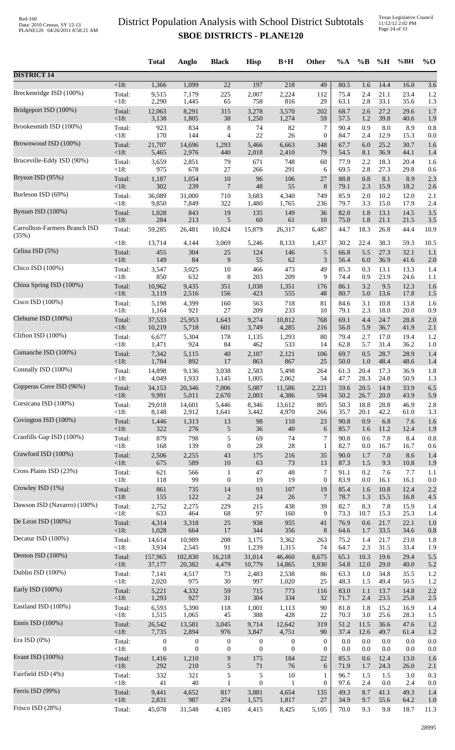# District Population Analysis with School District Subtotals

## SBOE DISTRICTS - PLANE120

| | | Total | Anglo | Black | Hisp | B+H | Other | %A | %B | %H | %BH | %O |
|---|---|---|---|---|---|---|---|---|---|---|---|---|
| **DISTRICT 14** | | | | | | | | | | | | |
| | <18: | 1,366 | 1,099 | 22 | 197 | 218 | 49 | 80.5 | 1.6 | 14.4 | 16.0 | 3.6 |
| Breckenridge ISD (100%) | Total: | 9,515 | 7,179 | 225 | 2,007 | 2,224 | 112 | 75.4 | 2.4 | 21.1 | 23.4 | 1.2 |
| | <18: | 2,290 | 1,445 | 65 | 758 | 816 | 29 | 63.1 | 2.8 | 33.1 | 35.6 | 1.3 |
| Bridgeport ISD (100%) | Total: | 12,063 | 8,291 | 315 | 3,278 | 3,570 | 202 | 68.7 | 2.6 | 27.2 | 29.6 | 1.7 |
| | <18: | 3,138 | 1,805 | 38 | 1,250 | 1,274 | 59 | 57.5 | 1.2 | 39.8 | 40.6 | 1.9 |
| Brookesmith ISD (100%) | Total: | 923 | 834 | 8 | 74 | 82 | 7 | 90.4 | 0.9 | 8.0 | 8.9 | 0.8 |
| | <18: | 170 | 144 | 4 | 22 | 26 | 0 | 84.7 | 2.4 | 12.9 | 15.3 | 0.0 |
| Brownwood ISD (100%) | Total: | 21,707 | 14,696 | 1,293 | 5,466 | 6,663 | 348 | 67.7 | 6.0 | 25.2 | 30.7 | 1.6 |
| | <18: | 5,465 | 2,976 | 440 | 2,018 | 2,410 | 79 | 54.5 | 8.1 | 36.9 | 44.1 | 1.4 |
| Bruceville-Eddy ISD (90%) | Total: | 3,659 | 2,851 | 79 | 671 | 748 | 60 | 77.9 | 2.2 | 18.3 | 20.4 | 1.6 |
| | <18: | 975 | 678 | 27 | 266 | 291 | 6 | 69.5 | 2.8 | 27.3 | 29.8 | 0.6 |
| Bryson ISD (95%) | Total: | 1,187 | 1,054 | 10 | 96 | 106 | 27 | 88.8 | 0.8 | 8.1 | 8.9 | 2.3 |
| | <18: | 302 | 239 | 7 | 48 | 55 | 8 | 79.1 | 2.3 | 15.9 | 18.2 | 2.6 |
| Burleson ISD (69%) | Total: | 36,089 | 31,000 | 710 | 3,683 | 4,340 | 749 | 85.9 | 2.0 | 10.2 | 12.0 | 2.1 |
| | <18: | 9,850 | 7,849 | 322 | 1,480 | 1,765 | 236 | 79.7 | 3.3 | 15.0 | 17.9 | 2.4 |
| Bynum ISD (100%) | Total: | 1,028 | 843 | 19 | 135 | 149 | 36 | 82.0 | 1.8 | 13.1 | 14.5 | 3.5 |
| | <18: | 284 | 213 | 5 | 60 | 61 | 10 | 75.0 | 1.8 | 21.1 | 21.5 | 3.5 |
| Carrollton-Farmers Branch ISD (35%) | Total: | 59,285 | 26,481 | 10,824 | 15,879 | 26,317 | 6,487 | 44.7 | 18.3 | 26.8 | 44.4 | 10.9 |
| | <18: | 13,714 | 4,144 | 3,069 | 5,246 | 8,133 | 1,437 | 30.2 | 22.4 | 38.3 | 59.3 | 10.5 |
| Celina ISD (5%) | Total: | 455 | 304 | 25 | 124 | 146 | 5 | 66.8 | 5.5 | 27.3 | 32.1 | 1.1 |
| | <18: | 149 | 84 | 9 | 55 | 62 | 3 | 56.4 | 6.0 | 36.9 | 41.6 | 2.0 |
| Chico ISD (100%) | Total: | 3,547 | 3,025 | 10 | 466 | 473 | 49 | 85.3 | 0.3 | 13.1 | 13.3 | 1.4 |
| | <18: | 850 | 632 | 8 | 203 | 209 | 9 | 74.4 | 0.9 | 23.9 | 24.6 | 1.1 |
| China Spring ISD (100%) | Total: | 10,962 | 9,435 | 351 | 1,038 | 1,351 | 176 | 86.1 | 3.2 | 9.5 | 12.3 | 1.6 |
| | <18: | 3,119 | 2,516 | 156 | 423 | 555 | 48 | 80.7 | 5.0 | 13.6 | 17.8 | 1.5 |
| Cisco ISD (100%) | Total: | 5,198 | 4,399 | 160 | 563 | 718 | 81 | 84.6 | 3.1 | 10.8 | 13.8 | 1.6 |
| | <18: | 1,164 | 921 | 27 | 209 | 233 | 10 | 79.1 | 2.3 | 18.0 | 20.0 | 0.9 |
| Cleburne ISD (100%) | Total: | 37,533 | 25,953 | 1,643 | 9,274 | 10,812 | 768 | 69.1 | 4.4 | 24.7 | 28.8 | 2.0 |
| | <18: | 10,219 | 5,718 | 601 | 3,749 | 4,285 | 216 | 56.0 | 5.9 | 36.7 | 41.9 | 2.1 |
| Clifton ISD (100%) | Total: | 6,677 | 5,304 | 178 | 1,135 | 1,293 | 80 | 79.4 | 2.7 | 17.0 | 19.4 | 1.2 |
| | <18: | 1,471 | 924 | 84 | 462 | 533 | 14 | 62.8 | 5.7 | 31.4 | 36.2 | 1.0 |
| Comanche ISD (100%) | Total: | 7,342 | 5,115 | 40 | 2,107 | 2,121 | 106 | 69.7 | 0.5 | 28.7 | 28.9 | 1.4 |
| | <18: | 1,784 | 892 | 17 | 863 | 867 | 25 | 50.0 | 1.0 | 48.4 | 48.6 | 1.4 |
| Connally ISD (100%) | Total: | 14,898 | 9,136 | 3,038 | 2,583 | 5,498 | 264 | 61.3 | 20.4 | 17.3 | 36.9 | 1.8 |
| | <18: | 4,049 | 1,933 | 1,145 | 1,005 | 2,062 | 54 | 47.7 | 28.3 | 24.8 | 50.9 | 1.3 |
| Copperas Cove ISD (96%) | Total: | 34,153 | 20,346 | 7,006 | 5,087 | 11,586 | 2,221 | 59.6 | 20.5 | 14.9 | 33.9 | 6.5 |
| | <18: | 9,991 | 5,011 | 2,670 | 2,003 | 4,386 | 594 | 50.2 | 26.7 | 20.0 | 43.9 | 5.9 |
| Corsicana ISD (100%) | Total: | 29,018 | 14,601 | 5,446 | 8,346 | 13,612 | 805 | 50.3 | 18.8 | 28.8 | 46.9 | 2.8 |
| | <18: | 8,148 | 2,912 | 1,641 | 3,442 | 4,970 | 266 | 35.7 | 20.1 | 42.2 | 61.0 | 3.3 |
| Covington ISD (100%) | Total: | 1,446 | 1,313 | 13 | 98 | 110 | 23 | 90.8 | 0.9 | 6.8 | 7.6 | 1.6 |
| | <18: | 322 | 276 | 5 | 36 | 40 | 6 | 85.7 | 1.6 | 11.2 | 12.4 | 1.9 |
| Cranfills Gap ISD (100%) | Total: | 879 | 798 | 5 | 69 | 74 | 7 | 90.8 | 0.6 | 7.8 | 8.4 | 0.8 |
| | <18: | 168 | 139 | 0 | 28 | 28 | 1 | 82.7 | 0.0 | 16.7 | 16.7 | 0.6 |
| Crawford ISD (100%) | Total: | 2,506 | 2,255 | 43 | 175 | 216 | 35 | 90.0 | 1.7 | 7.0 | 8.6 | 1.4 |
| | <18: | 675 | 589 | 10 | 63 | 73 | 13 | 87.3 | 1.5 | 9.3 | 10.8 | 1.9 |
| Cross Plains ISD (23%) | Total: | 621 | 566 | 1 | 47 | 48 | 7 | 91.1 | 0.2 | 7.6 | 7.7 | 1.1 |
| | <18: | 118 | 99 | 0 | 19 | 19 | 0 | 83.9 | 0.0 | 16.1 | 16.1 | 0.0 |
| Crowley ISD (1%) | Total: | 861 | 735 | 14 | 93 | 107 | 19 | 85.4 | 1.6 | 10.8 | 12.4 | 2.2 |
| | <18: | 155 | 122 | 2 | 24 | 26 | 7 | 78.7 | 1.3 | 15.5 | 16.8 | 4.5 |
| Dawson ISD (Navarro) (100%) | Total: | 2,752 | 2,275 | 229 | 215 | 438 | 39 | 82.7 | 8.3 | 7.8 | 15.9 | 1.4 |
| | <18: | 633 | 464 | 68 | 97 | 160 | 9 | 73.3 | 10.7 | 15.3 | 25.3 | 1.4 |
| De Leon ISD (100%) | Total: | 4,314 | 3,318 | 25 | 938 | 955 | 41 | 76.9 | 0.6 | 21.7 | 22.1 | 1.0 |
| | <18: | 1,028 | 664 | 17 | 344 | 356 | 8 | 64.6 | 1.7 | 33.5 | 34.6 | 0.8 |
| Decatur ISD (100%) | Total: | 14,614 | 10,989 | 208 | 3,175 | 3,362 | 263 | 75.2 | 1.4 | 21.7 | 23.0 | 1.8 |
| | <18: | 3,934 | 2,545 | 91 | 1,239 | 1,315 | 74 | 64.7 | 2.3 | 31.5 | 33.4 | 1.9 |
| Denton ISD (100%) | Total: | 157,965 | 102,830 | 16,218 | 31,014 | 46,460 | 8,675 | 65.1 | 10.3 | 19.6 | 29.4 | 5.5 |
| | <18: | 37,177 | 20,382 | 4,479 | 10,779 | 14,865 | 1,930 | 54.8 | 12.0 | 29.0 | 40.0 | 5.2 |
| Dublin ISD (100%) | Total: | 7,141 | 4,517 | 73 | 2,483 | 2,538 | 86 | 63.3 | 1.0 | 34.8 | 35.5 | 1.2 |
| | <18: | 2,020 | 975 | 30 | 997 | 1,020 | 25 | 48.3 | 1.5 | 49.4 | 50.5 | 1.2 |
| Early ISD (100%) | Total: | 5,221 | 4,332 | 59 | 715 | 773 | 116 | 83.0 | 1.1 | 13.7 | 14.8 | 2.2 |
| | <18: | 1,293 | 927 | 31 | 304 | 334 | 32 | 71.7 | 2.4 | 23.5 | 25.8 | 2.5 |
| Eastland ISD (100%) | Total: | 6,593 | 5,390 | 118 | 1,001 | 1,113 | 90 | 81.8 | 1.8 | 15.2 | 16.9 | 1.4 |
| | <18: | 1,515 | 1,065 | 45 | 388 | 428 | 22 | 70.3 | 3.0 | 25.6 | 28.3 | 1.5 |
| Ennis ISD (100%) | Total: | 26,542 | 13,581 | 3,045 | 9,714 | 12,642 | 319 | 51.2 | 11.5 | 36.6 | 47.6 | 1.2 |
| | <18: | 7,735 | 2,894 | 976 | 3,847 | 4,751 | 90 | 37.4 | 12.6 | 49.7 | 61.4 | 1.2 |
| Era ISD (0%) | Total: | 0 | 0 | 0 | 0 | 0 | 0 | 0.0 | 0.0 | 0.0 | 0.0 | 0.0 |
| | <18: | 0 | 0 | 0 | 0 | 0 | 0 | 0.0 | 0.0 | 0.0 | 0.0 | 0.0 |
| Evant ISD (100%) | Total: | 1,416 | 1,210 | 9 | 175 | 184 | 22 | 85.5 | 0.6 | 12.4 | 13.0 | 1.6 |
| | <18: | 292 | 210 | 5 | 71 | 76 | 6 | 71.9 | 1.7 | 24.3 | 26.0 | 2.1 |
| Fairfield ISD (4%) | Total: | 332 | 321 | 5 | 5 | 10 | 1 | 96.7 | 1.5 | 1.5 | 3.0 | 0.3 |
| | <18: | 41 | 40 | 1 | 0 | 1 | 0 | 97.6 | 2.4 | 0.0 | 2.4 | 0.0 |
| Ferris ISD (99%) | Total: | 9,441 | 4,652 | 817 | 3,881 | 4,654 | 135 | 49.3 | 8.7 | 41.1 | 49.3 | 1.4 |
| | <18: | 2,831 | 987 | 274 | 1,575 | 1,817 | 27 | 34.9 | 9.7 | 55.6 | 64.2 | 1.0 |
| Frisco ISD (28%) | Total: | 45,078 | 31,548 | 4,185 | 4,415 | 8,425 | 5,105 | 70.0 | 9.3 | 9.8 | 18.7 | 11.3 |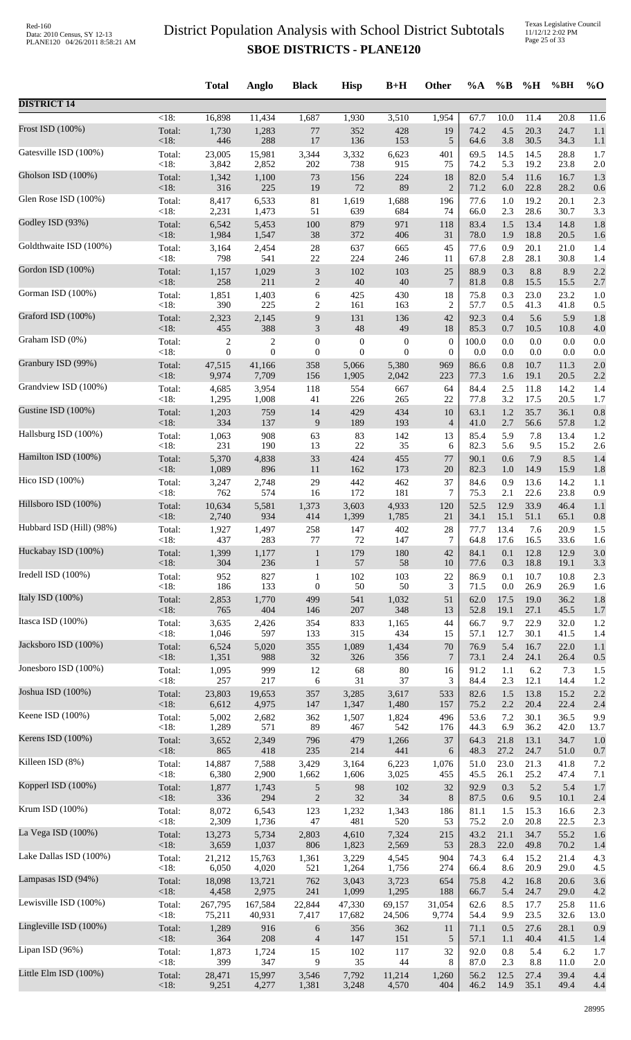# District Population Analysis with School District Subtotals
## SBOE DISTRICTS - PLANE120

Red-160
Data: 2010 Census, SY 12-13
PLANE120 04/26/2011 8:58:21 AM

Texas Legislative Council
11/12/12 2:02 PM

| | | Total | Anglo | Black | Hisp | B+H | Other | %A | %B | %H | %BH | %O |
|---|---|---|---|---|---|---|---|---|---|---|---|---|
| **DISTRICT 14** | | | | | | | | | | | | |
| | <18: | 16,898 | 11,434 | 1,687 | 1,930 | 3,510 | 1,954 | 67.7 | 10.0 | 11.4 | 20.8 | 11.6 |
| Frost ISD (100%) | Total: | 1,730 | 1,283 | 77 | 352 | 428 | 19 | 74.2 | 4.5 | 20.3 | 24.7 | 1.1 |
| | <18: | 446 | 288 | 17 | 136 | 153 | 5 | 64.6 | 3.8 | 30.5 | 34.3 | 1.1 |
| Gatesville ISD (100%) | Total: | 23,005 | 15,981 | 3,344 | 3,332 | 6,623 | 401 | 69.5 | 14.5 | 14.5 | 28.8 | 1.7 |
| | <18: | 3,842 | 2,852 | 202 | 738 | 915 | 75 | 74.2 | 5.3 | 19.2 | 23.8 | 2.0 |
| Gholson ISD (100%) | Total: | 1,342 | 1,100 | 73 | 156 | 224 | 18 | 82.0 | 5.4 | 11.6 | 16.7 | 1.3 |
| | <18: | 316 | 225 | 19 | 72 | 89 | 2 | 71.2 | 6.0 | 22.8 | 28.2 | 0.6 |
| Glen Rose ISD (100%) | Total: | 8,417 | 6,533 | 81 | 1,619 | 1,688 | 196 | 77.6 | 1.0 | 19.2 | 20.1 | 2.3 |
| | <18: | 2,231 | 1,473 | 51 | 639 | 684 | 74 | 66.0 | 2.3 | 28.6 | 30.7 | 3.3 |
| Godley ISD (93%) | Total: | 6,542 | 5,453 | 100 | 879 | 971 | 118 | 83.4 | 1.5 | 13.4 | 14.8 | 1.8 |
| | <18: | 1,984 | 1,547 | 38 | 372 | 406 | 31 | 78.0 | 1.9 | 18.8 | 20.5 | 1.6 |
| Goldthwaite ISD (100%) | Total: | 3,164 | 2,454 | 28 | 637 | 665 | 45 | 77.6 | 0.9 | 20.1 | 21.0 | 1.4 |
| | <18: | 798 | 541 | 22 | 224 | 246 | 11 | 67.8 | 2.8 | 28.1 | 30.8 | 1.4 |
| Gordon ISD (100%) | Total: | 1,157 | 1,029 | 3 | 102 | 103 | 25 | 88.9 | 0.3 | 8.8 | 8.9 | 2.2 |
| | <18: | 258 | 211 | 2 | 40 | 40 | 7 | 81.8 | 0.8 | 15.5 | 15.5 | 2.7 |
| Gorman ISD (100%) | Total: | 1,851 | 1,403 | 6 | 425 | 430 | 18 | 75.8 | 0.3 | 23.0 | 23.2 | 1.0 |
| | <18: | 390 | 225 | 2 | 161 | 163 | 2 | 57.7 | 0.5 | 41.3 | 41.8 | 0.5 |
| Graford ISD (100%) | Total: | 2,323 | 2,145 | 9 | 131 | 136 | 42 | 92.3 | 0.4 | 5.6 | 5.9 | 1.8 |
| | <18: | 455 | 388 | 3 | 48 | 49 | 18 | 85.3 | 0.7 | 10.5 | 10.8 | 4.0 |
| Graham ISD (0%) | Total: | 2 | 2 | 0 | 0 | 0 | 0 | 100.0 | 0.0 | 0.0 | 0.0 | 0.0 |
| | <18: | 0 | 0 | 0 | 0 | 0 | 0 | 0.0 | 0.0 | 0.0 | 0.0 | 0.0 |
| Granbury ISD (99%) | Total: | 47,515 | 41,166 | 358 | 5,066 | 5,380 | 969 | 86.6 | 0.8 | 10.7 | 11.3 | 2.0 |
| | <18: | 9,974 | 7,709 | 156 | 1,905 | 2,042 | 223 | 77.3 | 1.6 | 19.1 | 20.5 | 2.2 |
| Grandview ISD (100%) | Total: | 4,685 | 3,954 | 118 | 554 | 667 | 64 | 84.4 | 2.5 | 11.8 | 14.2 | 1.4 |
| | <18: | 1,295 | 1,008 | 41 | 226 | 265 | 22 | 77.8 | 3.2 | 17.5 | 20.5 | 1.7 |
| Gustine ISD (100%) | Total: | 1,203 | 759 | 14 | 429 | 434 | 10 | 63.1 | 1.2 | 35.7 | 36.1 | 0.8 |
| | <18: | 334 | 137 | 9 | 189 | 193 | 4 | 41.0 | 2.7 | 56.6 | 57.8 | 1.2 |
| Hallsburg ISD (100%) | Total: | 1,063 | 908 | 63 | 83 | 142 | 13 | 85.4 | 5.9 | 7.8 | 13.4 | 1.2 |
| | <18: | 231 | 190 | 13 | 22 | 35 | 6 | 82.3 | 5.6 | 9.5 | 15.2 | 2.6 |
| Hamilton ISD (100%) | Total: | 5,370 | 4,838 | 33 | 424 | 455 | 77 | 90.1 | 0.6 | 7.9 | 8.5 | 1.4 |
| | <18: | 1,089 | 896 | 11 | 162 | 173 | 20 | 82.3 | 1.0 | 14.9 | 15.9 | 1.8 |
| Hico ISD (100%) | Total: | 3,247 | 2,748 | 29 | 442 | 462 | 37 | 84.6 | 0.9 | 13.6 | 14.2 | 1.1 |
| | <18: | 762 | 574 | 16 | 172 | 181 | 7 | 75.3 | 2.1 | 22.6 | 23.8 | 0.9 |
| Hillsboro ISD (100%) | Total: | 10,634 | 5,581 | 1,373 | 3,603 | 4,933 | 120 | 52.5 | 12.9 | 33.9 | 46.4 | 1.1 |
| | <18: | 2,740 | 934 | 414 | 1,399 | 1,785 | 21 | 34.1 | 15.1 | 51.1 | 65.1 | 0.8 |
| Hubbard ISD (Hill) (98%) | Total: | 1,927 | 1,497 | 258 | 147 | 402 | 28 | 77.7 | 13.4 | 7.6 | 20.9 | 1.5 |
| | <18: | 437 | 283 | 77 | 72 | 147 | 7 | 64.8 | 17.6 | 16.5 | 33.6 | 1.6 |
| Huckabay ISD (100%) | Total: | 1,399 | 1,177 | 1 | 179 | 180 | 42 | 84.1 | 0.1 | 12.8 | 12.9 | 3.0 |
| | <18: | 304 | 236 | 1 | 57 | 58 | 10 | 77.6 | 0.3 | 18.8 | 19.1 | 3.3 |
| Iredell ISD (100%) | Total: | 952 | 827 | 1 | 102 | 103 | 22 | 86.9 | 0.1 | 10.7 | 10.8 | 2.3 |
| | <18: | 186 | 133 | 0 | 50 | 50 | 3 | 71.5 | 0.0 | 26.9 | 26.9 | 1.6 |
| Italy ISD (100%) | Total: | 2,853 | 1,770 | 499 | 541 | 1,032 | 51 | 62.0 | 17.5 | 19.0 | 36.2 | 1.8 |
| | <18: | 765 | 404 | 146 | 207 | 348 | 13 | 52.8 | 19.1 | 27.1 | 45.5 | 1.7 |
| Itasca ISD (100%) | Total: | 3,635 | 2,426 | 354 | 833 | 1,165 | 44 | 66.7 | 9.7 | 22.9 | 32.0 | 1.2 |
| | <18: | 1,046 | 597 | 133 | 315 | 434 | 15 | 57.1 | 12.7 | 30.1 | 41.5 | 1.4 |
| Jacksboro ISD (100%) | Total: | 6,524 | 5,020 | 355 | 1,089 | 1,434 | 70 | 76.9 | 5.4 | 16.7 | 22.0 | 1.1 |
| | <18: | 1,351 | 988 | 32 | 326 | 356 | 7 | 73.1 | 2.4 | 24.1 | 26.4 | 0.5 |
| Jonesboro ISD (100%) | Total: | 1,095 | 999 | 12 | 68 | 80 | 16 | 91.2 | 1.1 | 6.2 | 7.3 | 1.5 |
| | <18: | 257 | 217 | 6 | 31 | 37 | 3 | 84.4 | 2.3 | 12.1 | 14.4 | 1.2 |
| Joshua ISD (100%) | Total: | 23,803 | 19,653 | 357 | 3,285 | 3,617 | 533 | 82.6 | 1.5 | 13.8 | 15.2 | 2.2 |
| | <18: | 6,612 | 4,975 | 147 | 1,347 | 1,480 | 157 | 75.2 | 2.2 | 20.4 | 22.4 | 2.4 |
| Keene ISD (100%) | Total: | 5,002 | 2,682 | 362 | 1,507 | 1,824 | 496 | 53.6 | 7.2 | 30.1 | 36.5 | 9.9 |
| | <18: | 1,289 | 571 | 89 | 467 | 542 | 176 | 44.3 | 6.9 | 36.2 | 42.0 | 13.7 |
| Kerens ISD (100%) | Total: | 3,652 | 2,349 | 796 | 479 | 1,266 | 37 | 64.3 | 21.8 | 13.1 | 34.7 | 1.0 |
| | <18: | 865 | 418 | 235 | 214 | 441 | 6 | 48.3 | 27.2 | 24.7 | 51.0 | 0.7 |
| Killeen ISD (8%) | Total: | 14,887 | 7,588 | 3,429 | 3,164 | 6,223 | 1,076 | 51.0 | 23.0 | 21.3 | 41.8 | 7.2 |
| | <18: | 6,380 | 2,900 | 1,662 | 1,606 | 3,025 | 455 | 45.5 | 26.1 | 25.2 | 47.4 | 7.1 |
| Kopperl ISD (100%) | Total: | 1,877 | 1,743 | 5 | 98 | 102 | 32 | 92.9 | 0.3 | 5.2 | 5.4 | 1.7 |
| | <18: | 336 | 294 | 2 | 32 | 34 | 8 | 87.5 | 0.6 | 9.5 | 10.1 | 2.4 |
| Krum ISD (100%) | Total: | 8,072 | 6,543 | 123 | 1,232 | 1,343 | 186 | 81.1 | 1.5 | 15.3 | 16.6 | 2.3 |
| | <18: | 2,309 | 1,736 | 47 | 481 | 520 | 53 | 75.2 | 2.0 | 20.8 | 22.5 | 2.3 |
| La Vega ISD (100%) | Total: | 13,273 | 5,734 | 2,803 | 4,610 | 7,324 | 215 | 43.2 | 21.1 | 34.7 | 55.2 | 1.6 |
| | <18: | 3,659 | 1,037 | 806 | 1,823 | 2,569 | 53 | 28.3 | 22.0 | 49.8 | 70.2 | 1.4 |
| Lake Dallas ISD (100%) | Total: | 21,212 | 15,763 | 1,361 | 3,229 | 4,545 | 904 | 74.3 | 6.4 | 15.2 | 21.4 | 4.3 |
| | <18: | 6,050 | 4,020 | 521 | 1,264 | 1,756 | 274 | 66.4 | 8.6 | 20.9 | 29.0 | 4.5 |
| Lampasas ISD (94%) | Total: | 18,098 | 13,721 | 762 | 3,043 | 3,723 | 654 | 75.8 | 4.2 | 16.8 | 20.6 | 3.6 |
| | <18: | 4,458 | 2,975 | 241 | 1,099 | 1,295 | 188 | 66.7 | 5.4 | 24.7 | 29.0 | 4.2 |
| Lewisville ISD (100%) | Total: | 267,795 | 167,584 | 22,844 | 47,330 | 69,157 | 31,054 | 62.6 | 8.5 | 17.7 | 25.8 | 11.6 |
| | <18: | 75,211 | 40,931 | 7,417 | 17,682 | 24,506 | 9,774 | 54.4 | 9.9 | 23.5 | 32.6 | 13.0 |
| Lingleville ISD (100%) | Total: | 1,289 | 916 | 6 | 356 | 362 | 11 | 71.1 | 0.5 | 27.6 | 28.1 | 0.9 |
| | <18: | 364 | 208 | 4 | 147 | 151 | 5 | 57.1 | 1.1 | 40.4 | 41.5 | 1.4 |
| Lipan ISD (96%) | Total: | 1,873 | 1,724 | 15 | 102 | 117 | 32 | 92.0 | 0.8 | 5.4 | 6.2 | 1.7 |
| | <18: | 399 | 347 | 9 | 35 | 44 | 8 | 87.0 | 2.3 | 8.8 | 11.0 | 2.0 |
| Little Elm ISD (100%) | Total: | 28,471 | 15,997 | 3,546 | 7,792 | 11,214 | 1,260 | 56.2 | 12.5 | 27.4 | 39.4 | 4.4 |
| | <18: | 9,251 | 4,277 | 1,381 | 3,248 | 4,570 | 404 | 46.2 | 14.9 | 35.1 | 49.4 | 4.4 |

28995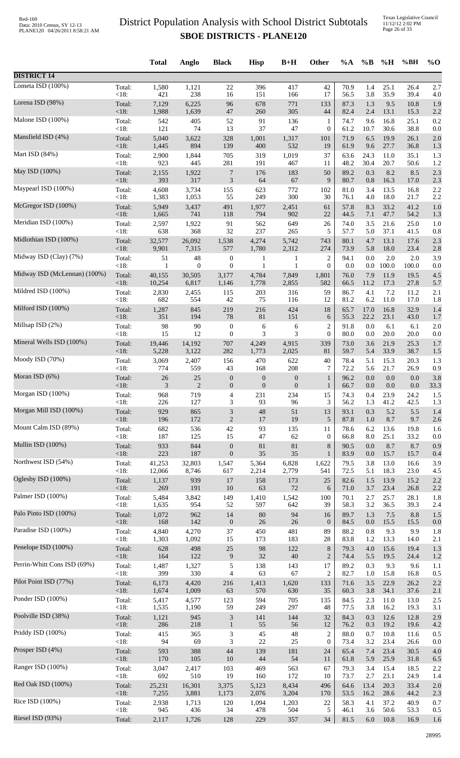# District Population Analysis with School District Subtotals

## SBOE DISTRICTS - PLANE120

|  |  | Total | Anglo | Black | Hisp | B+H | Other | %A | %B | %H | %BH | %O |
|---|---|---|---|---|---|---|---|---|---|---|---|---|
| **DISTRICT 14** |  |  |  |  |  |  |  |  |  |  |  |  |
| Lometa ISD (100%) | Total: | 1,580 | 1,121 | 22 | 396 | 417 | 42 | 70.9 | 1.4 | 25.1 | 26.4 | 2.7 |
|  | <18: | 421 | 238 | 16 | 151 | 166 | 17 | 56.5 | 3.8 | 35.9 | 39.4 | 4.0 |
| Lorena ISD (98%) | Total: | 7,129 | 6,225 | 96 | 678 | 771 | 133 | 87.3 | 1.3 | 9.5 | 10.8 | 1.9 |
|  | <18: | 1,988 | 1,639 | 47 | 260 | 305 | 44 | 82.4 | 2.4 | 13.1 | 15.3 | 2.2 |
| Malone ISD (100%) | Total: | 542 | 405 | 52 | 91 | 136 | 1 | 74.7 | 9.6 | 16.8 | 25.1 | 0.2 |
|  | <18: | 121 | 74 | 13 | 37 | 47 | 0 | 61.2 | 10.7 | 30.6 | 38.8 | 0.0 |
| Mansfield ISD (4%) | Total: | 5,040 | 3,622 | 328 | 1,001 | 1,317 | 101 | 71.9 | 6.5 | 19.9 | 26.1 | 2.0 |
|  | <18: | 1,445 | 894 | 139 | 400 | 532 | 19 | 61.9 | 9.6 | 27.7 | 36.8 | 1.3 |
| Mart ISD (84%) | Total: | 2,900 | 1,844 | 705 | 319 | 1,019 | 37 | 63.6 | 24.3 | 11.0 | 35.1 | 1.3 |
|  | <18: | 923 | 445 | 281 | 191 | 467 | 11 | 48.2 | 30.4 | 20.7 | 50.6 | 1.2 |
| May ISD (100%) | Total: | 2,155 | 1,922 | 7 | 176 | 183 | 50 | 89.2 | 0.3 | 8.2 | 8.5 | 2.3 |
|  | <18: | 393 | 317 | 3 | 64 | 67 | 9 | 80.7 | 0.8 | 16.3 | 17.0 | 2.3 |
| Maypearl ISD (100%) | Total: | 4,608 | 3,734 | 155 | 623 | 772 | 102 | 81.0 | 3.4 | 13.5 | 16.8 | 2.2 |
|  | <18: | 1,383 | 1,053 | 55 | 249 | 300 | 30 | 76.1 | 4.0 | 18.0 | 21.7 | 2.2 |
| McGregor ISD (100%) | Total: | 5,949 | 3,437 | 491 | 1,977 | 2,451 | 61 | 57.8 | 8.3 | 33.2 | 41.2 | 1.0 |
|  | <18: | 1,665 | 741 | 118 | 794 | 902 | 22 | 44.5 | 7.1 | 47.7 | 54.2 | 1.3 |
| Meridian ISD (100%) | Total: | 2,597 | 1,922 | 91 | 562 | 649 | 26 | 74.0 | 3.5 | 21.6 | 25.0 | 1.0 |
|  | <18: | 638 | 368 | 32 | 237 | 265 | 5 | 57.7 | 5.0 | 37.1 | 41.5 | 0.8 |
| Midlothian ISD (100%) | Total: | 32,577 | 26,092 | 1,538 | 4,274 | 5,742 | 743 | 80.1 | 4.7 | 13.1 | 17.6 | 2.3 |
|  | <18: | 9,901 | 7,315 | 577 | 1,780 | 2,312 | 274 | 73.9 | 5.8 | 18.0 | 23.4 | 2.8 |
| Midway ISD (Clay) (7%) | Total: | 51 | 48 | 0 | 1 | 1 | 2 | 94.1 | 0.0 | 2.0 | 2.0 | 3.9 |
|  | <18: | 1 | 0 | 0 | 1 | 1 | 0 | 0.0 | 0.0 | 100.0 | 100.0 | 0.0 |
| Midway ISD (McLennan) (100%) | Total: | 40,155 | 30,505 | 3,177 | 4,784 | 7,849 | 1,801 | 76.0 | 7.9 | 11.9 | 19.5 | 4.5 |
|  | <18: | 10,254 | 6,817 | 1,146 | 1,778 | 2,855 | 582 | 66.5 | 11.2 | 17.3 | 27.8 | 5.7 |
| Mildred ISD (100%) | Total: | 2,830 | 2,455 | 115 | 203 | 316 | 59 | 86.7 | 4.1 | 7.2 | 11.2 | 2.1 |
|  | <18: | 682 | 554 | 42 | 75 | 116 | 12 | 81.2 | 6.2 | 11.0 | 17.0 | 1.8 |
| Milford ISD (100%) | Total: | 1,287 | 845 | 219 | 216 | 424 | 18 | 65.7 | 17.0 | 16.8 | 32.9 | 1.4 |
|  | <18: | 351 | 194 | 78 | 81 | 151 | 6 | 55.3 | 22.2 | 23.1 | 43.0 | 1.7 |
| Millsap ISD (2%) | Total: | 98 | 90 | 0 | 6 | 6 | 2 | 91.8 | 0.0 | 6.1 | 6.1 | 2.0 |
|  | <18: | 15 | 12 | 0 | 3 | 3 | 0 | 80.0 | 0.0 | 20.0 | 20.0 | 0.0 |
| Mineral Wells ISD (100%) | Total: | 19,446 | 14,192 | 707 | 4,249 | 4,915 | 339 | 73.0 | 3.6 | 21.9 | 25.3 | 1.7 |
|  | <18: | 5,228 | 3,122 | 282 | 1,773 | 2,025 | 81 | 59.7 | 5.4 | 33.9 | 38.7 | 1.5 |
| Moody ISD (70%) | Total: | 3,069 | 2,407 | 156 | 470 | 622 | 40 | 78.4 | 5.1 | 15.3 | 20.3 | 1.3 |
|  | <18: | 774 | 559 | 43 | 168 | 208 | 7 | 72.2 | 5.6 | 21.7 | 26.9 | 0.9 |
| Moran ISD (6%) | Total: | 26 | 25 | 0 | 0 | 0 | 1 | 96.2 | 0.0 | 0.0 | 0.0 | 3.8 |
|  | <18: | 3 | 2 | 0 | 0 | 0 | 1 | 66.7 | 0.0 | 0.0 | 0.0 | 33.3 |
| Morgan ISD (100%) | Total: | 968 | 719 | 4 | 231 | 234 | 15 | 74.3 | 0.4 | 23.9 | 24.2 | 1.5 |
|  | <18: | 226 | 127 | 3 | 93 | 96 | 3 | 56.2 | 1.3 | 41.2 | 42.5 | 1.3 |
| Morgan Mill ISD (100%) | Total: | 929 | 865 | 3 | 48 | 51 | 13 | 93.1 | 0.3 | 5.2 | 5.5 | 1.4 |
|  | <18: | 196 | 172 | 2 | 17 | 19 | 5 | 87.8 | 1.0 | 8.7 | 9.7 | 2.6 |
| Mount Calm ISD (89%) | Total: | 682 | 536 | 42 | 93 | 135 | 11 | 78.6 | 6.2 | 13.6 | 19.8 | 1.6 |
|  | <18: | 187 | 125 | 15 | 47 | 62 | 0 | 66.8 | 8.0 | 25.1 | 33.2 | 0.0 |
| Mullin ISD (100%) | Total: | 933 | 844 | 0 | 81 | 81 | 8 | 90.5 | 0.0 | 8.7 | 8.7 | 0.9 |
|  | <18: | 223 | 187 | 0 | 35 | 35 | 1 | 83.9 | 0.0 | 15.7 | 15.7 | 0.4 |
| Northwest ISD (54%) | Total: | 41,253 | 32,803 | 1,547 | 5,364 | 6,828 | 1,622 | 79.5 | 3.8 | 13.0 | 16.6 | 3.9 |
|  | <18: | 12,066 | 8,746 | 617 | 2,214 | 2,779 | 541 | 72.5 | 5.1 | 18.3 | 23.0 | 4.5 |
| Oglesby ISD (100%) | Total: | 1,137 | 939 | 17 | 158 | 173 | 25 | 82.6 | 1.5 | 13.9 | 15.2 | 2.2 |
|  | <18: | 269 | 191 | 10 | 63 | 72 | 6 | 71.0 | 3.7 | 23.4 | 26.8 | 2.2 |
| Palmer ISD (100%) | Total: | 5,484 | 3,842 | 149 | 1,410 | 1,542 | 100 | 70.1 | 2.7 | 25.7 | 28.1 | 1.8 |
|  | <18: | 1,635 | 954 | 52 | 597 | 642 | 39 | 58.3 | 3.2 | 36.5 | 39.3 | 2.4 |
| Palo Pinto ISD (100%) | Total: | 1,072 | 962 | 14 | 80 | 94 | 16 | 89.7 | 1.3 | 7.5 | 8.8 | 1.5 |
|  | <18: | 168 | 142 | 0 | 26 | 26 | 0 | 84.5 | 0.0 | 15.5 | 15.5 | 0.0 |
| Paradise ISD (100%) | Total: | 4,840 | 4,270 | 37 | 450 | 481 | 89 | 88.2 | 0.8 | 9.3 | 9.9 | 1.8 |
|  | <18: | 1,303 | 1,092 | 15 | 173 | 183 | 28 | 83.8 | 1.2 | 13.3 | 14.0 | 2.1 |
| Penelope ISD (100%) | Total: | 628 | 498 | 25 | 98 | 122 | 8 | 79.3 | 4.0 | 15.6 | 19.4 | 1.3 |
|  | <18: | 164 | 122 | 9 | 32 | 40 | 2 | 74.4 | 5.5 | 19.5 | 24.4 | 1.2 |
| Perrin-Whitt Cons ISD (69%) | Total: | 1,487 | 1,327 | 5 | 138 | 143 | 17 | 89.2 | 0.3 | 9.3 | 9.6 | 1.1 |
|  | <18: | 399 | 330 | 4 | 63 | 67 | 2 | 82.7 | 1.0 | 15.8 | 16.8 | 0.5 |
| Pilot Point ISD (77%) | Total: | 6,173 | 4,420 | 216 | 1,413 | 1,620 | 133 | 71.6 | 3.5 | 22.9 | 26.2 | 2.2 |
|  | <18: | 1,674 | 1,009 | 63 | 570 | 630 | 35 | 60.3 | 3.8 | 34.1 | 37.6 | 2.1 |
| Ponder ISD (100%) | Total: | 5,417 | 4,577 | 123 | 594 | 705 | 135 | 84.5 | 2.3 | 11.0 | 13.0 | 2.5 |
|  | <18: | 1,535 | 1,190 | 59 | 249 | 297 | 48 | 77.5 | 3.8 | 16.2 | 19.3 | 3.1 |
| Poolville ISD (38%) | Total: | 1,121 | 945 | 3 | 141 | 144 | 32 | 84.3 | 0.3 | 12.6 | 12.8 | 2.9 |
|  | <18: | 286 | 218 | 1 | 55 | 56 | 12 | 76.2 | 0.3 | 19.2 | 19.6 | 4.2 |
| Priddy ISD (100%) | Total: | 415 | 365 | 3 | 45 | 48 | 2 | 88.0 | 0.7 | 10.8 | 11.6 | 0.5 |
|  | <18: | 94 | 69 | 3 | 22 | 25 | 0 | 73.4 | 3.2 | 23.4 | 26.6 | 0.0 |
| Prosper ISD (4%) | Total: | 593 | 388 | 44 | 139 | 181 | 24 | 65.4 | 7.4 | 23.4 | 30.5 | 4.0 |
|  | <18: | 170 | 105 | 10 | 44 | 54 | 11 | 61.8 | 5.9 | 25.9 | 31.8 | 6.5 |
| Ranger ISD (100%) | Total: | 3,047 | 2,417 | 103 | 469 | 563 | 67 | 79.3 | 3.4 | 15.4 | 18.5 | 2.2 |
|  | <18: | 692 | 510 | 19 | 160 | 172 | 10 | 73.7 | 2.7 | 23.1 | 24.9 | 1.4 |
| Red Oak ISD (100%) | Total: | 25,231 | 16,301 | 3,375 | 5,123 | 8,434 | 496 | 64.6 | 13.4 | 20.3 | 33.4 | 2.0 |
|  | <18: | 7,255 | 3,881 | 1,173 | 2,076 | 3,204 | 170 | 53.5 | 16.2 | 28.6 | 44.2 | 2.3 |
| Rice ISD (100%) | Total: | 2,938 | 1,713 | 120 | 1,094 | 1,203 | 22 | 58.3 | 4.1 | 37.2 | 40.9 | 0.7 |
|  | <18: | 945 | 436 | 34 | 478 | 504 | 5 | 46.1 | 3.6 | 50.6 | 53.3 | 0.5 |
| Riesel ISD (93%) | Total: | 2,117 | 1,726 | 128 | 229 | 357 | 34 | 81.5 | 6.0 | 10.8 | 16.9 | 1.6 |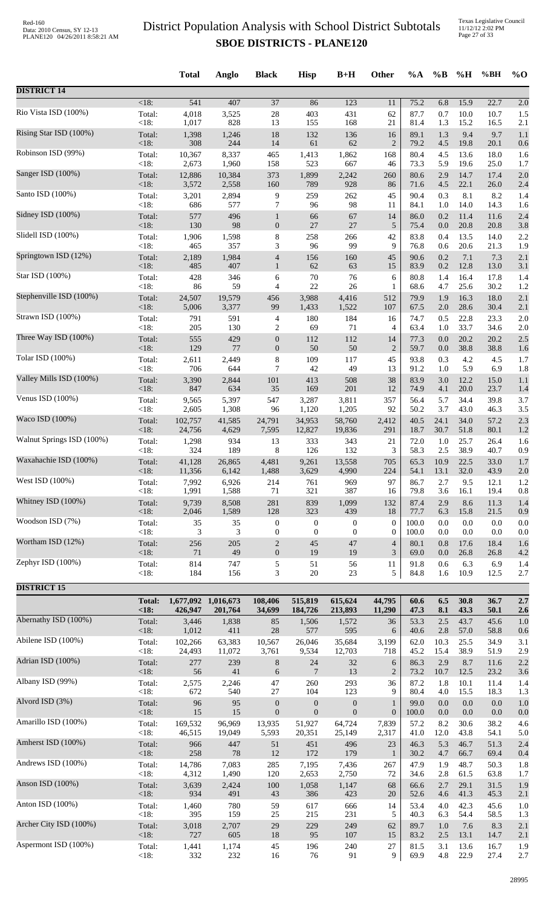# District Population Analysis with School District Subtotals
## SBOE DISTRICTS - PLANE120

| | | Total | Anglo | Black | Hisp | B+H | Other | %A | %B | %H | %BH | %O |
|---|---|---|---|---|---|---|---|---|---|---|---|---|
| **DISTRICT 14** | | | | | | | | | | | | |
| | <18: | 541 | 407 | 37 | 86 | 123 | 11 | 75.2 | 6.8 | 15.9 | 22.7 | 2.0 |
| Rio Vista ISD (100%) | Total: | 4,018 | 3,525 | 28 | 403 | 431 | 62 | 87.7 | 0.7 | 10.0 | 10.7 | 1.5 |
| | <18: | 1,017 | 828 | 13 | 155 | 168 | 21 | 81.4 | 1.3 | 15.2 | 16.5 | 2.1 |
| Rising Star ISD (100%) | Total: | 1,398 | 1,246 | 18 | 132 | 136 | 16 | 89.1 | 1.3 | 9.4 | 9.7 | 1.1 |
| | <18: | 308 | 244 | 14 | 61 | 62 | 2 | 79.2 | 4.5 | 19.8 | 20.1 | 0.6 |
| Robinson ISD (99%) | Total: | 10,367 | 8,337 | 465 | 1,413 | 1,862 | 168 | 80.4 | 4.5 | 13.6 | 18.0 | 1.6 |
| | <18: | 2,673 | 1,960 | 158 | 523 | 667 | 46 | 73.3 | 5.9 | 19.6 | 25.0 | 1.7 |
| Sanger ISD (100%) | Total: | 12,886 | 10,384 | 373 | 1,899 | 2,242 | 260 | 80.6 | 2.9 | 14.7 | 17.4 | 2.0 |
| | <18: | 3,572 | 2,558 | 160 | 789 | 928 | 86 | 71.6 | 4.5 | 22.1 | 26.0 | 2.4 |
| Santo ISD (100%) | Total: | 3,201 | 2,894 | 9 | 259 | 262 | 45 | 90.4 | 0.3 | 8.1 | 8.2 | 1.4 |
| | <18: | 686 | 577 | 7 | 96 | 98 | 11 | 84.1 | 1.0 | 14.0 | 14.3 | 1.6 |
| Sidney ISD (100%) | Total: | 577 | 496 | 1 | 66 | 67 | 14 | 86.0 | 0.2 | 11.4 | 11.6 | 2.4 |
| | <18: | 130 | 98 | 0 | 27 | 27 | 5 | 75.4 | 0.0 | 20.8 | 20.8 | 3.8 |
| Slidell ISD (100%) | Total: | 1,906 | 1,598 | 8 | 258 | 266 | 42 | 83.8 | 0.4 | 13.5 | 14.0 | 2.2 |
| | <18: | 465 | 357 | 3 | 96 | 99 | 9 | 76.8 | 0.6 | 20.6 | 21.3 | 1.9 |
| Springtown ISD (12%) | Total: | 2,189 | 1,984 | 4 | 156 | 160 | 45 | 90.6 | 0.2 | 7.1 | 7.3 | 2.1 |
| | <18: | 485 | 407 | 1 | 62 | 63 | 15 | 83.9 | 0.2 | 12.8 | 13.0 | 3.1 |
| Star ISD (100%) | Total: | 428 | 346 | 6 | 70 | 76 | 6 | 80.8 | 1.4 | 16.4 | 17.8 | 1.4 |
| | <18: | 86 | 59 | 4 | 22 | 26 | 1 | 68.6 | 4.7 | 25.6 | 30.2 | 1.2 |
| Stephenville ISD (100%) | Total: | 24,507 | 19,579 | 456 | 3,988 | 4,416 | 512 | 79.9 | 1.9 | 16.3 | 18.0 | 2.1 |
| | <18: | 5,006 | 3,377 | 99 | 1,433 | 1,522 | 107 | 67.5 | 2.0 | 28.6 | 30.4 | 2.1 |
| Strawn ISD (100%) | Total: | 791 | 591 | 4 | 180 | 184 | 16 | 74.7 | 0.5 | 22.8 | 23.3 | 2.0 |
| | <18: | 205 | 130 | 2 | 69 | 71 | 4 | 63.4 | 1.0 | 33.7 | 34.6 | 2.0 |
| Three Way ISD (100%) | Total: | 555 | 429 | 0 | 112 | 112 | 14 | 77.3 | 0.0 | 20.2 | 20.2 | 2.5 |
| | <18: | 129 | 77 | 0 | 50 | 50 | 2 | 59.7 | 0.0 | 38.8 | 38.8 | 1.6 |
| Tolar ISD (100%) | Total: | 2,611 | 2,449 | 8 | 109 | 117 | 45 | 93.8 | 0.3 | 4.2 | 4.5 | 1.7 |
| | <18: | 706 | 644 | 7 | 42 | 49 | 13 | 91.2 | 1.0 | 5.9 | 6.9 | 1.8 |
| Valley Mills ISD (100%) | Total: | 3,390 | 2,844 | 101 | 413 | 508 | 38 | 83.9 | 3.0 | 12.2 | 15.0 | 1.1 |
| | <18: | 847 | 634 | 35 | 169 | 201 | 12 | 74.9 | 4.1 | 20.0 | 23.7 | 1.4 |
| Venus ISD (100%) | Total: | 9,565 | 5,397 | 547 | 3,287 | 3,811 | 357 | 56.4 | 5.7 | 34.4 | 39.8 | 3.7 |
| | <18: | 2,605 | 1,308 | 96 | 1,120 | 1,205 | 92 | 50.2 | 3.7 | 43.0 | 46.3 | 3.5 |
| Waco ISD (100%) | Total: | 102,757 | 41,585 | 24,791 | 34,953 | 58,760 | 2,412 | 40.5 | 24.1 | 34.0 | 57.2 | 2.3 |
| | <18: | 24,756 | 4,629 | 7,595 | 12,827 | 19,836 | 291 | 18.7 | 30.7 | 51.8 | 80.1 | 1.2 |
| Walnut Springs ISD (100%) | Total: | 1,298 | 934 | 13 | 333 | 343 | 21 | 72.0 | 1.0 | 25.7 | 26.4 | 1.6 |
| | <18: | 324 | 189 | 8 | 126 | 132 | 3 | 58.3 | 2.5 | 38.9 | 40.7 | 0.9 |
| Waxahachie ISD (100%) | Total: | 41,128 | 26,865 | 4,481 | 9,261 | 13,558 | 705 | 65.3 | 10.9 | 22.5 | 33.0 | 1.7 |
| | <18: | 11,356 | 6,142 | 1,488 | 3,629 | 4,990 | 224 | 54.1 | 13.1 | 32.0 | 43.9 | 2.0 |
| West ISD (100%) | Total: | 7,992 | 6,926 | 214 | 761 | 969 | 97 | 86.7 | 2.7 | 9.5 | 12.1 | 1.2 |
| | <18: | 1,991 | 1,588 | 71 | 321 | 387 | 16 | 79.8 | 3.6 | 16.1 | 19.4 | 0.8 |
| Whitney ISD (100%) | Total: | 9,739 | 8,508 | 281 | 839 | 1,099 | 132 | 87.4 | 2.9 | 8.6 | 11.3 | 1.4 |
| | <18: | 2,046 | 1,589 | 128 | 323 | 439 | 18 | 77.7 | 6.3 | 15.8 | 21.5 | 0.9 |
| Woodson ISD (7%) | Total: | 35 | 35 | 0 | 0 | 0 | 0 | 100.0 | 0.0 | 0.0 | 0.0 | 0.0 |
| | <18: | 3 | 3 | 0 | 0 | 0 | 0 | 100.0 | 0.0 | 0.0 | 0.0 | 0.0 |
| Wortham ISD (12%) | Total: | 256 | 205 | 2 | 45 | 47 | 4 | 80.1 | 0.8 | 17.6 | 18.4 | 1.6 |
| | <18: | 71 | 49 | 0 | 19 | 19 | 3 | 69.0 | 0.0 | 26.8 | 26.8 | 4.2 |
| Zephyr ISD (100%) | Total: | 814 | 747 | 5 | 51 | 56 | 11 | 91.8 | 0.6 | 6.3 | 6.9 | 1.4 |
| | <18: | 184 | 156 | 3 | 20 | 23 | 5 | 84.8 | 1.6 | 10.9 | 12.5 | 2.7 |
| **DISTRICT 15** | | | | | | | | | | | | |
| | **Total:** | **1,677,092** | **1,016,673** | **108,406** | **515,819** | **615,624** | **44,795** | **60.6** | **6.5** | **30.8** | **36.7** | **2.7** |
| | **<18:** | **426,947** | **201,764** | **34,699** | **184,726** | **213,893** | **11,290** | **47.3** | **8.1** | **43.3** | **50.1** | **2.6** |
| Abernathy ISD (100%) | Total: | 3,446 | 1,838 | 85 | 1,506 | 1,572 | 36 | 53.3 | 2.5 | 43.7 | 45.6 | 1.0 |
| | <18: | 1,012 | 411 | 28 | 577 | 595 | 6 | 40.6 | 2.8 | 57.0 | 58.8 | 0.6 |
| Abilene ISD (100%) | Total: | 102,266 | 63,383 | 10,567 | 26,046 | 35,684 | 3,199 | 62.0 | 10.3 | 25.5 | 34.9 | 3.1 |
| | <18: | 24,493 | 11,072 | 3,761 | 9,534 | 12,703 | 718 | 45.2 | 15.4 | 38.9 | 51.9 | 2.9 |
| Adrian ISD (100%) | Total: | 277 | 239 | 8 | 24 | 32 | 6 | 86.3 | 2.9 | 8.7 | 11.6 | 2.2 |
| | <18: | 56 | 41 | 6 | 7 | 13 | 2 | 73.2 | 10.7 | 12.5 | 23.2 | 3.6 |
| Albany ISD (99%) | Total: | 2,575 | 2,246 | 47 | 260 | 293 | 36 | 87.2 | 1.8 | 10.1 | 11.4 | 1.4 |
| | <18: | 672 | 540 | 27 | 104 | 123 | 9 | 80.4 | 4.0 | 15.5 | 18.3 | 1.3 |
| Alvord ISD (3%) | Total: | 96 | 95 | 0 | 0 | 0 | 1 | 99.0 | 0.0 | 0.0 | 0.0 | 1.0 |
| | <18: | 15 | 15 | 0 | 0 | 0 | 0 | 100.0 | 0.0 | 0.0 | 0.0 | 0.0 |
| Amarillo ISD (100%) | Total: | 169,532 | 96,969 | 13,935 | 51,927 | 64,724 | 7,839 | 57.2 | 8.2 | 30.6 | 38.2 | 4.6 |
| | <18: | 46,515 | 19,049 | 5,593 | 20,351 | 25,149 | 2,317 | 41.0 | 12.0 | 43.8 | 54.1 | 5.0 |
| Amherst ISD (100%) | Total: | 966 | 447 | 51 | 451 | 496 | 23 | 46.3 | 5.3 | 46.7 | 51.3 | 2.4 |
| | <18: | 258 | 78 | 12 | 172 | 179 | 1 | 30.2 | 4.7 | 66.7 | 69.4 | 0.4 |
| Andrews ISD (100%) | Total: | 14,786 | 7,083 | 285 | 7,195 | 7,436 | 267 | 47.9 | 1.9 | 48.7 | 50.3 | 1.8 |
| | <18: | 4,312 | 1,490 | 120 | 2,653 | 2,750 | 72 | 34.6 | 2.8 | 61.5 | 63.8 | 1.7 |
| Anson ISD (100%) | Total: | 3,639 | 2,424 | 100 | 1,058 | 1,147 | 68 | 66.6 | 2.7 | 29.1 | 31.5 | 1.9 |
| | <18: | 934 | 491 | 43 | 386 | 423 | 20 | 52.6 | 4.6 | 41.3 | 45.3 | 2.1 |
| Anton ISD (100%) | Total: | 1,460 | 780 | 59 | 617 | 666 | 14 | 53.4 | 4.0 | 42.3 | 45.6 | 1.0 |
| | <18: | 395 | 159 | 25 | 215 | 231 | 5 | 40.3 | 6.3 | 54.4 | 58.5 | 1.3 |
| Archer City ISD (100%) | Total: | 3,018 | 2,707 | 29 | 229 | 249 | 62 | 89.7 | 1.0 | 7.6 | 8.3 | 2.1 |
| | <18: | 727 | 605 | 18 | 95 | 107 | 15 | 83.2 | 2.5 | 13.1 | 14.7 | 2.1 |
| Aspermont ISD (100%) | Total: | 1,441 | 1,174 | 45 | 196 | 240 | 27 | 81.5 | 3.1 | 13.6 | 16.7 | 1.9 |
| | <18: | 332 | 232 | 16 | 76 | 91 | 9 | 69.9 | 4.8 | 22.9 | 27.4 | 2.7 |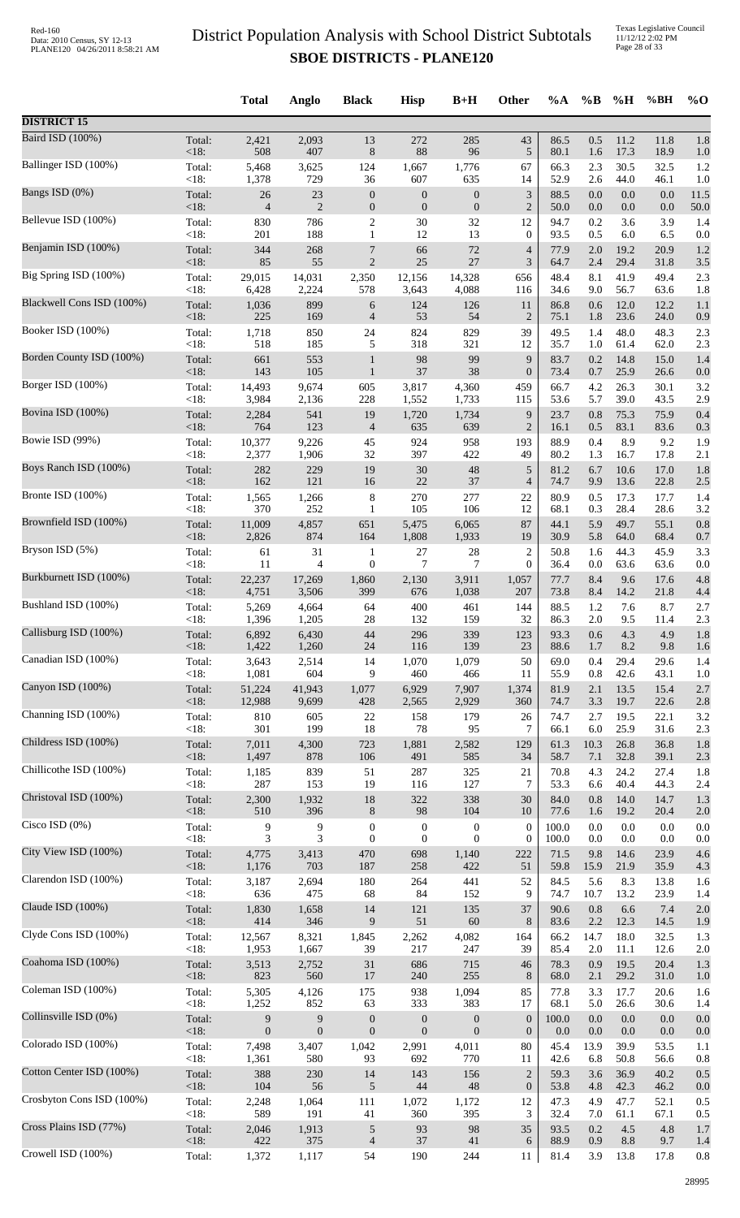# District Population Analysis with School District Subtotals

## SBOE DISTRICTS - PLANE120

| | | Total | Anglo | Black | Hisp | B+H | Other | %A | %B | %H | %BH | %O |
|---|---|---|---|---|---|---|---|---|---|---|---|---|
| **DISTRICT 15** | | | | | | | | | | | | |
| Baird ISD (100%) | Total: | 2,421 | 2,093 | 13 | 272 | 285 | 43 | 86.5 | 0.5 | 11.2 | 11.8 | 1.8 |
| | <18: | 508 | 407 | 8 | 88 | 96 | 5 | 80.1 | 1.6 | 17.3 | 18.9 | 1.0 |
| Ballinger ISD (100%) | Total: | 5,468 | 3,625 | 124 | 1,667 | 1,776 | 67 | 66.3 | 2.3 | 30.5 | 32.5 | 1.2 |
| | <18: | 1,378 | 729 | 36 | 607 | 635 | 14 | 52.9 | 2.6 | 44.0 | 46.1 | 1.0 |
| Bangs ISD (0%) | Total: | 26 | 23 | 0 | 0 | 0 | 3 | 88.5 | 0.0 | 0.0 | 0.0 | 11.5 |
| | <18: | 4 | 2 | 0 | 0 | 0 | 2 | 50.0 | 0.0 | 0.0 | 0.0 | 50.0 |
| Bellevue ISD (100%) | Total: | 830 | 786 | 2 | 30 | 32 | 12 | 94.7 | 0.2 | 3.6 | 3.9 | 1.4 |
| | <18: | 201 | 188 | 1 | 12 | 13 | 0 | 93.5 | 0.5 | 6.0 | 6.5 | 0.0 |
| Benjamin ISD (100%) | Total: | 344 | 268 | 7 | 66 | 72 | 4 | 77.9 | 2.0 | 19.2 | 20.9 | 1.2 |
| | <18: | 85 | 55 | 2 | 25 | 27 | 3 | 64.7 | 2.4 | 29.4 | 31.8 | 3.5 |
| Big Spring ISD (100%) | Total: | 29,015 | 14,031 | 2,350 | 12,156 | 14,328 | 656 | 48.4 | 8.1 | 41.9 | 49.4 | 2.3 |
| | <18: | 6,428 | 2,224 | 578 | 3,643 | 4,088 | 116 | 34.6 | 9.0 | 56.7 | 63.6 | 1.8 |
| Blackwell Cons ISD (100%) | Total: | 1,036 | 899 | 6 | 124 | 126 | 11 | 86.8 | 0.6 | 12.0 | 12.2 | 1.1 |
| | <18: | 225 | 169 | 4 | 53 | 54 | 2 | 75.1 | 1.8 | 23.6 | 24.0 | 0.9 |
| Booker ISD (100%) | Total: | 1,718 | 850 | 24 | 824 | 829 | 39 | 49.5 | 1.4 | 48.0 | 48.3 | 2.3 |
| | <18: | 518 | 185 | 5 | 318 | 321 | 12 | 35.7 | 1.0 | 61.4 | 62.0 | 2.3 |
| Borden County ISD (100%) | Total: | 661 | 553 | 1 | 98 | 99 | 9 | 83.7 | 0.2 | 14.8 | 15.0 | 1.4 |
| | <18: | 143 | 105 | 1 | 37 | 38 | 0 | 73.4 | 0.7 | 25.9 | 26.6 | 0.0 |
| Borger ISD (100%) | Total: | 14,493 | 9,674 | 605 | 3,817 | 4,360 | 459 | 66.7 | 4.2 | 26.3 | 30.1 | 3.2 |
| | <18: | 3,984 | 2,136 | 228 | 1,552 | 1,733 | 115 | 53.6 | 5.7 | 39.0 | 43.5 | 2.9 |
| Bovina ISD (100%) | Total: | 2,284 | 541 | 19 | 1,720 | 1,734 | 9 | 23.7 | 0.8 | 75.3 | 75.9 | 0.4 |
| | <18: | 764 | 123 | 4 | 635 | 639 | 2 | 16.1 | 0.5 | 83.1 | 83.6 | 0.3 |
| Bowie ISD (99%) | Total: | 10,377 | 9,226 | 45 | 924 | 958 | 193 | 88.9 | 0.4 | 8.9 | 9.2 | 1.9 |
| | <18: | 2,377 | 1,906 | 32 | 397 | 422 | 49 | 80.2 | 1.3 | 16.7 | 17.8 | 2.1 |
| Boys Ranch ISD (100%) | Total: | 282 | 229 | 19 | 30 | 48 | 5 | 81.2 | 6.7 | 10.6 | 17.0 | 1.8 |
| | <18: | 162 | 121 | 16 | 22 | 37 | 4 | 74.7 | 9.9 | 13.6 | 22.8 | 2.5 |
| Bronte ISD (100%) | Total: | 1,565 | 1,266 | 8 | 270 | 277 | 22 | 80.9 | 0.5 | 17.3 | 17.7 | 1.4 |
| | <18: | 370 | 252 | 1 | 105 | 106 | 12 | 68.1 | 0.3 | 28.4 | 28.6 | 3.2 |
| Brownfield ISD (100%) | Total: | 11,009 | 4,857 | 651 | 5,475 | 6,065 | 87 | 44.1 | 5.9 | 49.7 | 55.1 | 0.8 |
| | <18: | 2,826 | 874 | 164 | 1,808 | 1,933 | 19 | 30.9 | 5.8 | 64.0 | 68.4 | 0.7 |
| Bryson ISD (5%) | Total: | 61 | 31 | 1 | 27 | 28 | 2 | 50.8 | 1.6 | 44.3 | 45.9 | 3.3 |
| | <18: | 11 | 4 | 0 | 7 | 7 | 0 | 36.4 | 0.0 | 63.6 | 63.6 | 0.0 |
| Burkburnett ISD (100%) | Total: | 22,237 | 17,269 | 1,860 | 2,130 | 3,911 | 1,057 | 77.7 | 8.4 | 9.6 | 17.6 | 4.8 |
| | <18: | 4,751 | 3,506 | 399 | 676 | 1,038 | 207 | 73.8 | 8.4 | 14.2 | 21.8 | 4.4 |
| Bushland ISD (100%) | Total: | 5,269 | 4,664 | 64 | 400 | 461 | 144 | 88.5 | 1.2 | 7.6 | 8.7 | 2.7 |
| | <18: | 1,396 | 1,205 | 28 | 132 | 159 | 32 | 86.3 | 2.0 | 9.5 | 11.4 | 2.3 |
| Callisburg ISD (100%) | Total: | 6,892 | 6,430 | 44 | 296 | 339 | 123 | 93.3 | 0.6 | 4.3 | 4.9 | 1.8 |
| | <18: | 1,422 | 1,260 | 24 | 116 | 139 | 23 | 88.6 | 1.7 | 8.2 | 9.8 | 1.6 |
| Canadian ISD (100%) | Total: | 3,643 | 2,514 | 14 | 1,070 | 1,079 | 50 | 69.0 | 0.4 | 29.4 | 29.6 | 1.4 |
| | <18: | 1,081 | 604 | 9 | 460 | 466 | 11 | 55.9 | 0.8 | 42.6 | 43.1 | 1.0 |
| Canyon ISD (100%) | Total: | 51,224 | 41,943 | 1,077 | 6,929 | 7,907 | 1,374 | 81.9 | 2.1 | 13.5 | 15.4 | 2.7 |
| | <18: | 12,988 | 9,699 | 428 | 2,565 | 2,929 | 360 | 74.7 | 3.3 | 19.7 | 22.6 | 2.8 |
| Channing ISD (100%) | Total: | 810 | 605 | 22 | 158 | 179 | 26 | 74.7 | 2.7 | 19.5 | 22.1 | 3.2 |
| | <18: | 301 | 199 | 18 | 78 | 95 | 7 | 66.1 | 6.0 | 25.9 | 31.6 | 2.3 |
| Childress ISD (100%) | Total: | 7,011 | 4,300 | 723 | 1,881 | 2,582 | 129 | 61.3 | 10.3 | 26.8 | 36.8 | 1.8 |
| | <18: | 1,497 | 878 | 106 | 491 | 585 | 34 | 58.7 | 7.1 | 32.8 | 39.1 | 2.3 |
| Chillicothe ISD (100%) | Total: | 1,185 | 839 | 51 | 287 | 325 | 21 | 70.8 | 4.3 | 24.2 | 27.4 | 1.8 |
| | <18: | 287 | 153 | 19 | 116 | 127 | 7 | 53.3 | 6.6 | 40.4 | 44.3 | 2.4 |
| Christoval ISD (100%) | Total: | 2,300 | 1,932 | 18 | 322 | 338 | 30 | 84.0 | 0.8 | 14.0 | 14.7 | 1.3 |
| | <18: | 510 | 396 | 8 | 98 | 104 | 10 | 77.6 | 1.6 | 19.2 | 20.4 | 2.0 |
| Cisco ISD (0%) | Total: | 9 | 9 | 0 | 0 | 0 | 0 | 100.0 | 0.0 | 0.0 | 0.0 | 0.0 |
| | <18: | 3 | 3 | 0 | 0 | 0 | 0 | 100.0 | 0.0 | 0.0 | 0.0 | 0.0 |
| City View ISD (100%) | Total: | 4,775 | 3,413 | 470 | 698 | 1,140 | 222 | 71.5 | 9.8 | 14.6 | 23.9 | 4.6 |
| | <18: | 1,176 | 703 | 187 | 258 | 422 | 51 | 59.8 | 15.9 | 21.9 | 35.9 | 4.3 |
| Clarendon ISD (100%) | Total: | 3,187 | 2,694 | 180 | 264 | 441 | 52 | 84.5 | 5.6 | 8.3 | 13.8 | 1.6 |
| | <18: | 636 | 475 | 68 | 84 | 152 | 9 | 74.7 | 10.7 | 13.2 | 23.9 | 1.4 |
| Claude ISD (100%) | Total: | 1,830 | 1,658 | 14 | 121 | 135 | 37 | 90.6 | 0.8 | 6.6 | 7.4 | 2.0 |
| | <18: | 414 | 346 | 9 | 51 | 60 | 8 | 83.6 | 2.2 | 12.3 | 14.5 | 1.9 |
| Clyde Cons ISD (100%) | Total: | 12,567 | 8,321 | 1,845 | 2,262 | 4,082 | 164 | 66.2 | 14.7 | 18.0 | 32.5 | 1.3 |
| | <18: | 1,953 | 1,667 | 39 | 217 | 247 | 39 | 85.4 | 2.0 | 11.1 | 12.6 | 2.0 |
| Coahoma ISD (100%) | Total: | 3,513 | 2,752 | 31 | 686 | 715 | 46 | 78.3 | 0.9 | 19.5 | 20.4 | 1.3 |
| | <18: | 823 | 560 | 17 | 240 | 255 | 8 | 68.0 | 2.1 | 29.2 | 31.0 | 1.0 |
| Coleman ISD (100%) | Total: | 5,305 | 4,126 | 175 | 938 | 1,094 | 85 | 77.8 | 3.3 | 17.7 | 20.6 | 1.6 |
| | <18: | 1,252 | 852 | 63 | 333 | 383 | 17 | 68.1 | 5.0 | 26.6 | 30.6 | 1.4 |
| Collinsville ISD (0%) | Total: | 9 | 9 | 0 | 0 | 0 | 0 | 100.0 | 0.0 | 0.0 | 0.0 | 0.0 |
| | <18: | 0 | 0 | 0 | 0 | 0 | 0 | 0.0 | 0.0 | 0.0 | 0.0 | 0.0 |
| Colorado ISD (100%) | Total: | 7,498 | 3,407 | 1,042 | 2,991 | 4,011 | 80 | 45.4 | 13.9 | 39.9 | 53.5 | 1.1 |
| | <18: | 1,361 | 580 | 93 | 692 | 770 | 11 | 42.6 | 6.8 | 50.8 | 56.6 | 0.8 |
| Cotton Center ISD (100%) | Total: | 388 | 230 | 14 | 143 | 156 | 2 | 59.3 | 3.6 | 36.9 | 40.2 | 0.5 |
| | <18: | 104 | 56 | 5 | 44 | 48 | 0 | 53.8 | 4.8 | 42.3 | 46.2 | 0.0 |
| Crosbyton Cons ISD (100%) | Total: | 2,248 | 1,064 | 111 | 1,072 | 1,172 | 12 | 47.3 | 4.9 | 47.7 | 52.1 | 0.5 |
| | <18: | 589 | 191 | 41 | 360 | 395 | 3 | 32.4 | 7.0 | 61.1 | 67.1 | 0.5 |
| Cross Plains ISD (77%) | Total: | 2,046 | 1,913 | 5 | 93 | 98 | 35 | 93.5 | 0.2 | 4.5 | 4.8 | 1.7 |
| | <18: | 422 | 375 | 4 | 37 | 41 | 6 | 88.9 | 0.9 | 8.8 | 9.7 | 1.4 |
| Crowell ISD (100%) | Total: | 1,372 | 1,117 | 54 | 190 | 244 | 11 | 81.4 | 3.9 | 13.8 | 17.8 | 0.8 |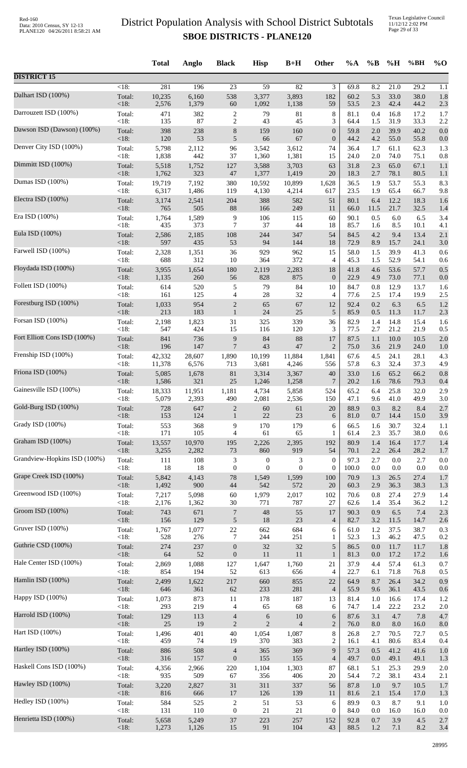# District Population Analysis with School District Subtotals

## SBOE DISTRICTS - PLANE120

| | | Total | Anglo | Black | Hisp | B+H | Other | %A | %B | %H | %BH | %O |
|---|---|---|---|---|---|---|---|---|---|---|---|---|
| **DISTRICT 15** | | | | | | | | | | | | |
| | <18: | 281 | 196 | 23 | 59 | 82 | 3 | 69.8 | 8.2 | 21.0 | 29.2 | 1.1 |
| Dalhart ISD (100%) | Total: | 10,235 | 6,160 | 538 | 3,377 | 3,893 | 182 | 60.2 | 5.3 | 33.0 | 38.0 | 1.8 |
| | <18: | 2,576 | 1,379 | 60 | 1,092 | 1,138 | 59 | 53.5 | 2.3 | 42.4 | 44.2 | 2.3 |
| Darrouzett ISD (100%) | Total: | 471 | 382 | 2 | 79 | 81 | 8 | 81.1 | 0.4 | 16.8 | 17.2 | 1.7 |
| | <18: | 135 | 87 | 2 | 43 | 45 | 3 | 64.4 | 1.5 | 31.9 | 33.3 | 2.2 |
| Dawson ISD (Dawson) (100%) | Total: | 398 | 238 | 8 | 159 | 160 | 0 | 59.8 | 2.0 | 39.9 | 40.2 | 0.0 |
| | <18: | 120 | 53 | 5 | 66 | 67 | 0 | 44.2 | 4.2 | 55.0 | 55.8 | 0.0 |
| Denver City ISD (100%) | Total: | 5,798 | 2,112 | 96 | 3,542 | 3,612 | 74 | 36.4 | 1.7 | 61.1 | 62.3 | 1.3 |
| | <18: | 1,838 | 442 | 37 | 1,360 | 1,381 | 15 | 24.0 | 2.0 | 74.0 | 75.1 | 0.8 |
| Dimmitt ISD (100%) | Total: | 5,518 | 1,752 | 127 | 3,588 | 3,703 | 63 | 31.8 | 2.3 | 65.0 | 67.1 | 1.1 |
| | <18: | 1,762 | 323 | 47 | 1,377 | 1,419 | 20 | 18.3 | 2.7 | 78.1 | 80.5 | 1.1 |
| Dumas ISD (100%) | Total: | 19,719 | 7,192 | 380 | 10,592 | 10,899 | 1,628 | 36.5 | 1.9 | 53.7 | 55.3 | 8.3 |
| | <18: | 6,317 | 1,486 | 119 | 4,130 | 4,214 | 617 | 23.5 | 1.9 | 65.4 | 66.7 | 9.8 |
| Electra ISD (100%) | Total: | 3,174 | 2,541 | 204 | 388 | 582 | 51 | 80.1 | 6.4 | 12.2 | 18.3 | 1.6 |
| | <18: | 765 | 505 | 88 | 166 | 249 | 11 | 66.0 | 11.5 | 21.7 | 32.5 | 1.4 |
| Era ISD (100%) | Total: | 1,764 | 1,589 | 9 | 106 | 115 | 60 | 90.1 | 0.5 | 6.0 | 6.5 | 3.4 |
| | <18: | 435 | 373 | 7 | 37 | 44 | 18 | 85.7 | 1.6 | 8.5 | 10.1 | 4.1 |
| Eula ISD (100%) | Total: | 2,586 | 2,185 | 108 | 244 | 347 | 54 | 84.5 | 4.2 | 9.4 | 13.4 | 2.1 |
| | <18: | 597 | 435 | 53 | 94 | 144 | 18 | 72.9 | 8.9 | 15.7 | 24.1 | 3.0 |
| Farwell ISD (100%) | Total: | 2,328 | 1,351 | 36 | 929 | 962 | 15 | 58.0 | 1.5 | 39.9 | 41.3 | 0.6 |
| | <18: | 688 | 312 | 10 | 364 | 372 | 4 | 45.3 | 1.5 | 52.9 | 54.1 | 0.6 |
| Floydada ISD (100%) | Total: | 3,955 | 1,654 | 180 | 2,119 | 2,283 | 18 | 41.8 | 4.6 | 53.6 | 57.7 | 0.5 |
| | <18: | 1,135 | 260 | 56 | 828 | 875 | 0 | 22.9 | 4.9 | 73.0 | 77.1 | 0.0 |
| Follett ISD (100%) | Total: | 614 | 520 | 5 | 79 | 84 | 10 | 84.7 | 0.8 | 12.9 | 13.7 | 1.6 |
| | <18: | 161 | 125 | 4 | 28 | 32 | 4 | 77.6 | 2.5 | 17.4 | 19.9 | 2.5 |
| Forestburg ISD (100%) | Total: | 1,033 | 954 | 2 | 65 | 67 | 12 | 92.4 | 0.2 | 6.3 | 6.5 | 1.2 |
| | <18: | 213 | 183 | 1 | 24 | 25 | 5 | 85.9 | 0.5 | 11.3 | 11.7 | 2.3 |
| Forsan ISD (100%) | Total: | 2,198 | 1,823 | 31 | 325 | 339 | 36 | 82.9 | 1.4 | 14.8 | 15.4 | 1.6 |
| | <18: | 547 | 424 | 15 | 116 | 120 | 3 | 77.5 | 2.7 | 21.2 | 21.9 | 0.5 |
| Fort Elliott Cons ISD (100%) | Total: | 841 | 736 | 9 | 84 | 88 | 17 | 87.5 | 1.1 | 10.0 | 10.5 | 2.0 |
| | <18: | 196 | 147 | 7 | 43 | 47 | 2 | 75.0 | 3.6 | 21.9 | 24.0 | 1.0 |
| Frenship ISD (100%) | Total: | 42,332 | 28,607 | 1,890 | 10,199 | 11,884 | 1,841 | 67.6 | 4.5 | 24.1 | 28.1 | 4.3 |
| | <18: | 11,378 | 6,576 | 713 | 3,681 | 4,246 | 556 | 57.8 | 6.3 | 32.4 | 37.3 | 4.9 |
| Friona ISD (100%) | Total: | 5,085 | 1,678 | 81 | 3,314 | 3,367 | 40 | 33.0 | 1.6 | 65.2 | 66.2 | 0.8 |
| | <18: | 1,586 | 321 | 25 | 1,246 | 1,258 | 7 | 20.2 | 1.6 | 78.6 | 79.3 | 0.4 |
| Gainesville ISD (100%) | Total: | 18,333 | 11,951 | 1,181 | 4,734 | 5,858 | 524 | 65.2 | 6.4 | 25.8 | 32.0 | 2.9 |
| | <18: | 5,079 | 2,393 | 490 | 2,081 | 2,536 | 150 | 47.1 | 9.6 | 41.0 | 49.9 | 3.0 |
| Gold-Burg ISD (100%) | Total: | 728 | 647 | 2 | 60 | 61 | 20 | 88.9 | 0.3 | 8.2 | 8.4 | 2.7 |
| | <18: | 153 | 124 | 1 | 22 | 23 | 6 | 81.0 | 0.7 | 14.4 | 15.0 | 3.9 |
| Grady ISD (100%) | Total: | 553 | 368 | 9 | 170 | 179 | 6 | 66.5 | 1.6 | 30.7 | 32.4 | 1.1 |
| | <18: | 171 | 105 | 4 | 61 | 65 | 1 | 61.4 | 2.3 | 35.7 | 38.0 | 0.6 |
| Graham ISD (100%) | Total: | 13,557 | 10,970 | 195 | 2,226 | 2,395 | 192 | 80.9 | 1.4 | 16.4 | 17.7 | 1.4 |
| | <18: | 3,255 | 2,282 | 73 | 860 | 919 | 54 | 70.1 | 2.2 | 26.4 | 28.2 | 1.7 |
| Grandview-Hopkins ISD (100%) | Total: | 111 | 108 | 3 | 0 | 3 | 0 | 97.3 | 2.7 | 0.0 | 2.7 | 0.0 |
| | <18: | 18 | 18 | 0 | 0 | 0 | 0 | 100.0 | 0.0 | 0.0 | 0.0 | 0.0 |
| Grape Creek ISD (100%) | Total: | 5,842 | 4,143 | 78 | 1,549 | 1,599 | 100 | 70.9 | 1.3 | 26.5 | 27.4 | 1.7 |
| | <18: | 1,492 | 900 | 44 | 542 | 572 | 20 | 60.3 | 2.9 | 36.3 | 38.3 | 1.3 |
| Greenwood ISD (100%) | Total: | 7,217 | 5,098 | 60 | 1,979 | 2,017 | 102 | 70.6 | 0.8 | 27.4 | 27.9 | 1.4 |
| | <18: | 2,176 | 1,362 | 30 | 771 | 787 | 27 | 62.6 | 1.4 | 35.4 | 36.2 | 1.2 |
| Groom ISD (100%) | Total: | 743 | 671 | 7 | 48 | 55 | 17 | 90.3 | 0.9 | 6.5 | 7.4 | 2.3 |
| | <18: | 156 | 129 | 5 | 18 | 23 | 4 | 82.7 | 3.2 | 11.5 | 14.7 | 2.6 |
| Gruver ISD (100%) | Total: | 1,767 | 1,077 | 22 | 662 | 684 | 6 | 61.0 | 1.2 | 37.5 | 38.7 | 0.3 |
| | <18: | 528 | 276 | 7 | 244 | 251 | 1 | 52.3 | 1.3 | 46.2 | 47.5 | 0.2 |
| Guthrie CSD (100%) | Total: | 274 | 237 | 0 | 32 | 32 | 5 | 86.5 | 0.0 | 11.7 | 11.7 | 1.8 |
| | <18: | 64 | 52 | 0 | 11 | 11 | 1 | 81.3 | 0.0 | 17.2 | 17.2 | 1.6 |
| Hale Center ISD (100%) | Total: | 2,869 | 1,088 | 127 | 1,647 | 1,760 | 21 | 37.9 | 4.4 | 57.4 | 61.3 | 0.7 |
| | <18: | 854 | 194 | 52 | 613 | 656 | 4 | 22.7 | 6.1 | 71.8 | 76.8 | 0.5 |
| Hamlin ISD (100%) | Total: | 2,499 | 1,622 | 217 | 660 | 855 | 22 | 64.9 | 8.7 | 26.4 | 34.2 | 0.9 |
| | <18: | 646 | 361 | 62 | 233 | 281 | 4 | 55.9 | 9.6 | 36.1 | 43.5 | 0.6 |
| Happy ISD (100%) | Total: | 1,073 | 873 | 11 | 178 | 187 | 13 | 81.4 | 1.0 | 16.6 | 17.4 | 1.2 |
| | <18: | 293 | 219 | 4 | 65 | 68 | 6 | 74.7 | 1.4 | 22.2 | 23.2 | 2.0 |
| Harrold ISD (100%) | Total: | 129 | 113 | 4 | 6 | 10 | 6 | 87.6 | 3.1 | 4.7 | 7.8 | 4.7 |
| | <18: | 25 | 19 | 2 | 2 | 4 | 2 | 76.0 | 8.0 | 8.0 | 16.0 | 8.0 |
| Hart ISD (100%) | Total: | 1,496 | 401 | 40 | 1,054 | 1,087 | 8 | 26.8 | 2.7 | 70.5 | 72.7 | 0.5 |
| | <18: | 459 | 74 | 19 | 370 | 383 | 2 | 16.1 | 4.1 | 80.6 | 83.4 | 0.4 |
| Hartley ISD (100%) | Total: | 886 | 508 | 4 | 365 | 369 | 9 | 57.3 | 0.5 | 41.2 | 41.6 | 1.0 |
| | <18: | 316 | 157 | 0 | 155 | 155 | 4 | 49.7 | 0.0 | 49.1 | 49.1 | 1.3 |
| Haskell Cons ISD (100%) | Total: | 4,356 | 2,966 | 220 | 1,104 | 1,303 | 87 | 68.1 | 5.1 | 25.3 | 29.9 | 2.0 |
| | <18: | 935 | 509 | 67 | 356 | 406 | 20 | 54.4 | 7.2 | 38.1 | 43.4 | 2.1 |
| Hawley ISD (100%) | Total: | 3,220 | 2,827 | 31 | 311 | 337 | 56 | 87.8 | 1.0 | 9.7 | 10.5 | 1.7 |
| | <18: | 816 | 666 | 17 | 126 | 139 | 11 | 81.6 | 2.1 | 15.4 | 17.0 | 1.3 |
| Hedley ISD (100%) | Total: | 584 | 525 | 2 | 51 | 53 | 6 | 89.9 | 0.3 | 8.7 | 9.1 | 1.0 |
| | <18: | 131 | 110 | 0 | 21 | 21 | 0 | 84.0 | 0.0 | 16.0 | 16.0 | 0.0 |
| Henrietta ISD (100%) | Total: | 5,658 | 5,249 | 37 | 223 | 257 | 152 | 92.8 | 0.7 | 3.9 | 4.5 | 2.7 |
| | <18: | 1,273 | 1,126 | 15 | 91 | 104 | 43 | 88.5 | 1.2 | 7.1 | 8.2 | 3.4 |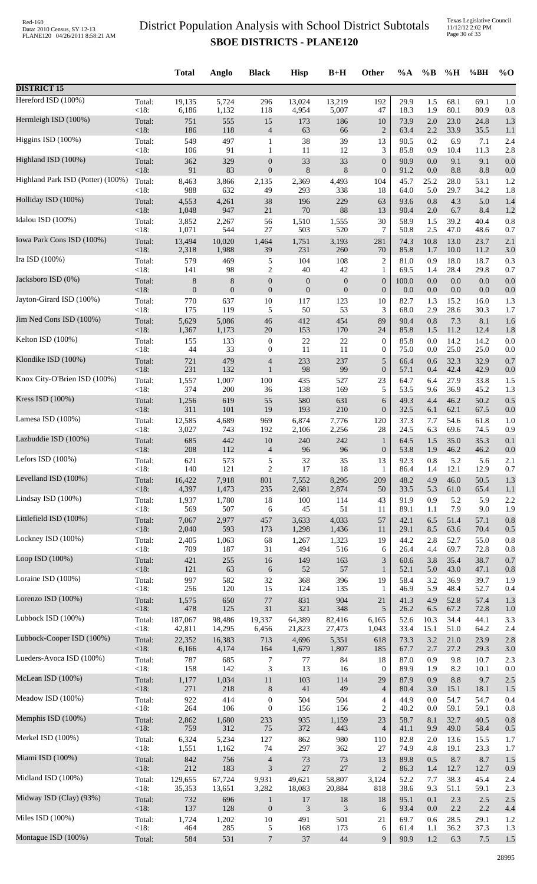# District Population Analysis with School District Subtotals
## SBOE DISTRICTS - PLANE120

| | | Total | Anglo | Black | Hisp | B+H | Other | %A | %B | %H | %BH | %O |
|---|---|---|---|---|---|---|---|---|---|---|---|---|
| **DISTRICT 15** | | | | | | | | | | | | |
| Hereford ISD (100%) | Total: | 19,135 | 5,724 | 296 | 13,024 | 13,219 | 192 | 29.9 | 1.5 | 68.1 | 69.1 | 1.0 |
| | <18: | 6,186 | 1,132 | 118 | 4,954 | 5,007 | 47 | 18.3 | 1.9 | 80.1 | 80.9 | 0.8 |
| Hermleigh ISD (100%) | Total: | 751 | 555 | 15 | 173 | 186 | 10 | 73.9 | 2.0 | 23.0 | 24.8 | 1.3 |
| | <18: | 186 | 118 | 4 | 63 | 66 | 2 | 63.4 | 2.2 | 33.9 | 35.5 | 1.1 |
| Higgins ISD (100%) | Total: | 549 | 497 | 1 | 38 | 39 | 13 | 90.5 | 0.2 | 6.9 | 7.1 | 2.4 |
| | <18: | 106 | 91 | 1 | 11 | 12 | 3 | 85.8 | 0.9 | 10.4 | 11.3 | 2.8 |
| Highland ISD (100%) | Total: | 362 | 329 | 0 | 33 | 33 | 0 | 90.9 | 0.0 | 9.1 | 9.1 | 0.0 |
| | <18: | 91 | 83 | 0 | 8 | 8 | 0 | 91.2 | 0.0 | 8.8 | 8.8 | 0.0 |
| Highland Park ISD (Potter) (100%) | Total: | 8,463 | 3,866 | 2,135 | 2,369 | 4,493 | 104 | 45.7 | 25.2 | 28.0 | 53.1 | 1.2 |
| | <18: | 988 | 632 | 49 | 293 | 338 | 18 | 64.0 | 5.0 | 29.7 | 34.2 | 1.8 |
| Holliday ISD (100%) | Total: | 4,553 | 4,261 | 38 | 196 | 229 | 63 | 93.6 | 0.8 | 4.3 | 5.0 | 1.4 |
| | <18: | 1,048 | 947 | 21 | 70 | 88 | 13 | 90.4 | 2.0 | 6.7 | 8.4 | 1.2 |
| Idalou ISD (100%) | Total: | 3,852 | 2,267 | 56 | 1,510 | 1,555 | 30 | 58.9 | 1.5 | 39.2 | 40.4 | 0.8 |
| | <18: | 1,071 | 544 | 27 | 503 | 520 | 7 | 50.8 | 2.5 | 47.0 | 48.6 | 0.7 |
| Iowa Park Cons ISD (100%) | Total: | 13,494 | 10,020 | 1,464 | 1,751 | 3,193 | 281 | 74.3 | 10.8 | 13.0 | 23.7 | 2.1 |
| | <18: | 2,318 | 1,988 | 39 | 231 | 260 | 70 | 85.8 | 1.7 | 10.0 | 11.2 | 3.0 |
| Ira ISD (100%) | Total: | 579 | 469 | 5 | 104 | 108 | 2 | 81.0 | 0.9 | 18.0 | 18.7 | 0.3 |
| | <18: | 141 | 98 | 2 | 40 | 42 | 1 | 69.5 | 1.4 | 28.4 | 29.8 | 0.7 |
| Jacksboro ISD (0%) | Total: | 8 | 8 | 0 | 0 | 0 | 0 | 100.0 | 0.0 | 0.0 | 0.0 | 0.0 |
| | <18: | 0 | 0 | 0 | 0 | 0 | 0 | 0.0 | 0.0 | 0.0 | 0.0 | 0.0 |
| Jayton-Girard ISD (100%) | Total: | 770 | 637 | 10 | 117 | 123 | 10 | 82.7 | 1.3 | 15.2 | 16.0 | 1.3 |
| | <18: | 175 | 119 | 5 | 50 | 53 | 3 | 68.0 | 2.9 | 28.6 | 30.3 | 1.7 |
| Jim Ned Cons ISD (100%) | Total: | 5,629 | 5,086 | 46 | 412 | 454 | 89 | 90.4 | 0.8 | 7.3 | 8.1 | 1.6 |
| | <18: | 1,367 | 1,173 | 20 | 153 | 170 | 24 | 85.8 | 1.5 | 11.2 | 12.4 | 1.8 |
| Kelton ISD (100%) | Total: | 155 | 133 | 0 | 22 | 22 | 0 | 85.8 | 0.0 | 14.2 | 14.2 | 0.0 |
| | <18: | 44 | 33 | 0 | 11 | 11 | 0 | 75.0 | 0.0 | 25.0 | 25.0 | 0.0 |
| Klondike ISD (100%) | Total: | 721 | 479 | 4 | 233 | 237 | 5 | 66.4 | 0.6 | 32.3 | 32.9 | 0.7 |
| | <18: | 231 | 132 | 1 | 98 | 99 | 0 | 57.1 | 0.4 | 42.4 | 42.9 | 0.0 |
| Knox City-O'Brien ISD (100%) | Total: | 1,557 | 1,007 | 100 | 435 | 527 | 23 | 64.7 | 6.4 | 27.9 | 33.8 | 1.5 |
| | <18: | 374 | 200 | 36 | 138 | 169 | 5 | 53.5 | 9.6 | 36.9 | 45.2 | 1.3 |
| Kress ISD (100%) | Total: | 1,256 | 619 | 55 | 580 | 631 | 6 | 49.3 | 4.4 | 46.2 | 50.2 | 0.5 |
| | <18: | 311 | 101 | 19 | 193 | 210 | 0 | 32.5 | 6.1 | 62.1 | 67.5 | 0.0 |
| Lamesa ISD (100%) | Total: | 12,585 | 4,689 | 969 | 6,874 | 7,776 | 120 | 37.3 | 7.7 | 54.6 | 61.8 | 1.0 |
| | <18: | 3,027 | 743 | 192 | 2,106 | 2,256 | 28 | 24.5 | 6.3 | 69.6 | 74.5 | 0.9 |
| Lazbuddie ISD (100%) | Total: | 685 | 442 | 10 | 240 | 242 | 1 | 64.5 | 1.5 | 35.0 | 35.3 | 0.1 |
| | <18: | 208 | 112 | 4 | 96 | 96 | 0 | 53.8 | 1.9 | 46.2 | 46.2 | 0.0 |
| Lefors ISD (100%) | Total: | 621 | 573 | 5 | 32 | 35 | 13 | 92.3 | 0.8 | 5.2 | 5.6 | 2.1 |
| | <18: | 140 | 121 | 2 | 17 | 18 | 1 | 86.4 | 1.4 | 12.1 | 12.9 | 0.7 |
| Levelland ISD (100%) | Total: | 16,422 | 7,918 | 801 | 7,552 | 8,295 | 209 | 48.2 | 4.9 | 46.0 | 50.5 | 1.3 |
| | <18: | 4,397 | 1,473 | 235 | 2,681 | 2,874 | 50 | 33.5 | 5.3 | 61.0 | 65.4 | 1.1 |
| Lindsay ISD (100%) | Total: | 1,937 | 1,780 | 18 | 100 | 114 | 43 | 91.9 | 0.9 | 5.2 | 5.9 | 2.2 |
| | <18: | 569 | 507 | 6 | 45 | 51 | 11 | 89.1 | 1.1 | 7.9 | 9.0 | 1.9 |
| Littlefield ISD (100%) | Total: | 7,067 | 2,977 | 457 | 3,633 | 4,033 | 57 | 42.1 | 6.5 | 51.4 | 57.1 | 0.8 |
| | <18: | 2,040 | 593 | 173 | 1,298 | 1,436 | 11 | 29.1 | 8.5 | 63.6 | 70.4 | 0.5 |
| Lockney ISD (100%) | Total: | 2,405 | 1,063 | 68 | 1,267 | 1,323 | 19 | 44.2 | 2.8 | 52.7 | 55.0 | 0.8 |
| | <18: | 709 | 187 | 31 | 494 | 516 | 6 | 26.4 | 4.4 | 69.7 | 72.8 | 0.8 |
| Loop ISD (100%) | Total: | 421 | 255 | 16 | 149 | 163 | 3 | 60.6 | 3.8 | 35.4 | 38.7 | 0.7 |
| | <18: | 121 | 63 | 6 | 52 | 57 | 1 | 52.1 | 5.0 | 43.0 | 47.1 | 0.8 |
| Loraine ISD (100%) | Total: | 997 | 582 | 32 | 368 | 396 | 19 | 58.4 | 3.2 | 36.9 | 39.7 | 1.9 |
| | <18: | 256 | 120 | 15 | 124 | 135 | 1 | 46.9 | 5.9 | 48.4 | 52.7 | 0.4 |
| Lorenzo ISD (100%) | Total: | 1,575 | 650 | 77 | 831 | 904 | 21 | 41.3 | 4.9 | 52.8 | 57.4 | 1.3 |
| | <18: | 478 | 125 | 31 | 321 | 348 | 5 | 26.2 | 6.5 | 67.2 | 72.8 | 1.0 |
| Lubbock ISD (100%) | Total: | 187,067 | 98,486 | 19,337 | 64,389 | 82,416 | 6,165 | 52.6 | 10.3 | 34.4 | 44.1 | 3.3 |
| | <18: | 42,811 | 14,295 | 6,456 | 21,823 | 27,473 | 1,043 | 33.4 | 15.1 | 51.0 | 64.2 | 2.4 |
| Lubbock-Cooper ISD (100%) | Total: | 22,352 | 16,383 | 713 | 4,696 | 5,351 | 618 | 73.3 | 3.2 | 21.0 | 23.9 | 2.8 |
| | <18: | 6,166 | 4,174 | 164 | 1,679 | 1,807 | 185 | 67.7 | 2.7 | 27.2 | 29.3 | 3.0 |
| Lueders-Avoca ISD (100%) | Total: | 787 | 685 | 7 | 77 | 84 | 18 | 87.0 | 0.9 | 9.8 | 10.7 | 2.3 |
| | <18: | 158 | 142 | 3 | 13 | 16 | 0 | 89.9 | 1.9 | 8.2 | 10.1 | 0.0 |
| McLean ISD (100%) | Total: | 1,177 | 1,034 | 11 | 103 | 114 | 29 | 87.9 | 0.9 | 8.8 | 9.7 | 2.5 |
| | <18: | 271 | 218 | 8 | 41 | 49 | 4 | 80.4 | 3.0 | 15.1 | 18.1 | 1.5 |
| Meadow ISD (100%) | Total: | 922 | 414 | 0 | 504 | 504 | 4 | 44.9 | 0.0 | 54.7 | 54.7 | 0.4 |
| | <18: | 264 | 106 | 0 | 156 | 156 | 2 | 40.2 | 0.0 | 59.1 | 59.1 | 0.8 |
| Memphis ISD (100%) | Total: | 2,862 | 1,680 | 233 | 935 | 1,159 | 23 | 58.7 | 8.1 | 32.7 | 40.5 | 0.8 |
| | <18: | 759 | 312 | 75 | 372 | 443 | 4 | 41.1 | 9.9 | 49.0 | 58.4 | 0.5 |
| Merkel ISD (100%) | Total: | 6,324 | 5,234 | 127 | 862 | 980 | 110 | 82.8 | 2.0 | 13.6 | 15.5 | 1.7 |
| | <18: | 1,551 | 1,162 | 74 | 297 | 362 | 27 | 74.9 | 4.8 | 19.1 | 23.3 | 1.7 |
| Miami ISD (100%) | Total: | 842 | 756 | 4 | 73 | 73 | 13 | 89.8 | 0.5 | 8.7 | 8.7 | 1.5 |
| | <18: | 212 | 183 | 3 | 27 | 27 | 2 | 86.3 | 1.4 | 12.7 | 12.7 | 0.9 |
| Midland ISD (100%) | Total: | 129,655 | 67,724 | 9,931 | 49,621 | 58,807 | 3,124 | 52.2 | 7.7 | 38.3 | 45.4 | 2.4 |
| | <18: | 35,353 | 13,651 | 3,282 | 18,083 | 20,884 | 818 | 38.6 | 9.3 | 51.1 | 59.1 | 2.3 |
| Midway ISD (Clay) (93%) | Total: | 732 | 696 | 1 | 17 | 18 | 18 | 95.1 | 0.1 | 2.3 | 2.5 | 2.5 |
| | <18: | 137 | 128 | 0 | 3 | 3 | 6 | 93.4 | 0.0 | 2.2 | 2.2 | 4.4 |
| Miles ISD (100%) | Total: | 1,724 | 1,202 | 10 | 491 | 501 | 21 | 69.7 | 0.6 | 28.5 | 29.1 | 1.2 |
| | <18: | 464 | 285 | 5 | 168 | 173 | 6 | 61.4 | 1.1 | 36.2 | 37.3 | 1.3 |
| Montague ISD (100%) | Total: | 584 | 531 | 7 | 37 | 44 | 9 | 90.9 | 1.2 | 6.3 | 7.5 | 1.5 |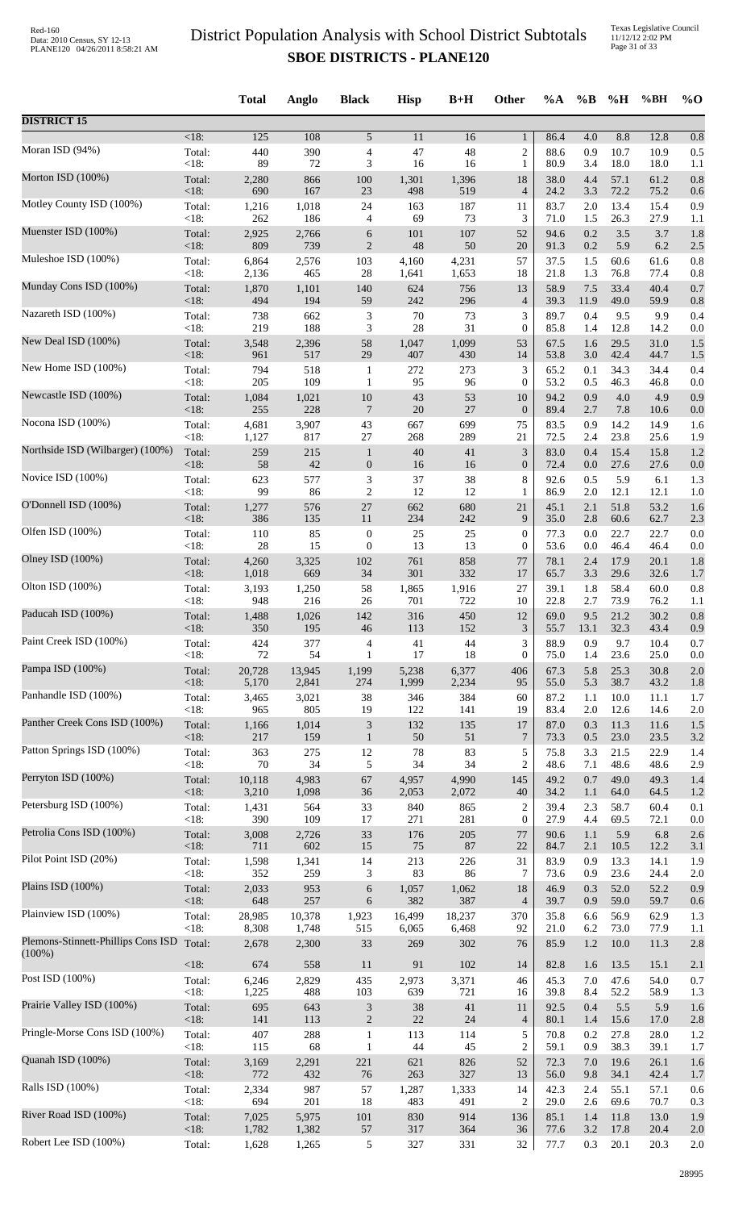# District Population Analysis with School District Subtotals

## SBOE DISTRICTS - PLANE120

Red-160
Data: 2010 Census, SY 12-13
PLANE120 04/26/2011 8:58:21 AM

Texas Legislative Council
11/12/12 2:02 PM

| | | Total | Anglo | Black | Hisp | B+H | Other | %A | %B | %H | %BH | %O |
|---|---|---|---|---|---|---|---|---|---|---|---|---|
| **DISTRICT 15** | | | | | | | | | | | | |
| | <18: | 125 | 108 | 5 | 11 | 16 | 1 | 86.4 | 4.0 | 8.8 | 12.8 | 0.8 |
| Moran ISD (94%) | Total: | 440 | 390 | 4 | 47 | 48 | 2 | 88.6 | 0.9 | 10.7 | 10.9 | 0.5 |
| | <18: | 89 | 72 | 3 | 16 | 16 | 1 | 80.9 | 3.4 | 18.0 | 18.0 | 1.1 |
| Morton ISD (100%) | Total: | 2,280 | 866 | 100 | 1,301 | 1,396 | 18 | 38.0 | 4.4 | 57.1 | 61.2 | 0.8 |
| | <18: | 690 | 167 | 23 | 498 | 519 | 4 | 24.2 | 3.3 | 72.2 | 75.2 | 0.6 |
| Motley County ISD (100%) | Total: | 1,216 | 1,018 | 24 | 163 | 187 | 11 | 83.7 | 2.0 | 13.4 | 15.4 | 0.9 |
| | <18: | 262 | 186 | 4 | 69 | 73 | 3 | 71.0 | 1.5 | 26.3 | 27.9 | 1.1 |
| Muenster ISD (100%) | Total: | 2,925 | 2,766 | 6 | 101 | 107 | 52 | 94.6 | 0.2 | 3.5 | 3.7 | 1.8 |
| | <18: | 809 | 739 | 2 | 48 | 50 | 20 | 91.3 | 0.2 | 5.9 | 6.2 | 2.5 |
| Muleshoe ISD (100%) | Total: | 6,864 | 2,576 | 103 | 4,160 | 4,231 | 57 | 37.5 | 1.5 | 60.6 | 61.6 | 0.8 |
| | <18: | 2,136 | 465 | 28 | 1,641 | 1,653 | 18 | 21.8 | 1.3 | 76.8 | 77.4 | 0.8 |
| Munday Cons ISD (100%) | Total: | 1,870 | 1,101 | 140 | 624 | 756 | 13 | 58.9 | 7.5 | 33.4 | 40.4 | 0.7 |
| | <18: | 494 | 194 | 59 | 242 | 296 | 4 | 39.3 | 11.9 | 49.0 | 59.9 | 0.8 |
| Nazareth ISD (100%) | Total: | 738 | 662 | 3 | 70 | 73 | 3 | 89.7 | 0.4 | 9.5 | 9.9 | 0.4 |
| | <18: | 219 | 188 | 3 | 28 | 31 | 0 | 85.8 | 1.4 | 12.8 | 14.2 | 0.0 |
| New Deal ISD (100%) | Total: | 3,548 | 2,396 | 58 | 1,047 | 1,099 | 53 | 67.5 | 1.6 | 29.5 | 31.0 | 1.5 |
| | <18: | 961 | 517 | 29 | 407 | 430 | 14 | 53.8 | 3.0 | 42.4 | 44.7 | 1.5 |
| New Home ISD (100%) | Total: | 794 | 518 | 1 | 272 | 273 | 3 | 65.2 | 0.1 | 34.3 | 34.4 | 0.4 |
| | <18: | 205 | 109 | 1 | 95 | 96 | 0 | 53.2 | 0.5 | 46.3 | 46.8 | 0.0 |
| Newcastle ISD (100%) | Total: | 1,084 | 1,021 | 10 | 43 | 53 | 10 | 94.2 | 0.9 | 4.0 | 4.9 | 0.9 |
| | <18: | 255 | 228 | 7 | 20 | 27 | 0 | 89.4 | 2.7 | 7.8 | 10.6 | 0.0 |
| Nocona ISD (100%) | Total: | 4,681 | 3,907 | 43 | 667 | 699 | 75 | 83.5 | 0.9 | 14.2 | 14.9 | 1.6 |
| | <18: | 1,127 | 817 | 27 | 268 | 289 | 21 | 72.5 | 2.4 | 23.8 | 25.6 | 1.9 |
| Northside ISD (Wilbarger) (100%) | Total: | 259 | 215 | 1 | 40 | 41 | 3 | 83.0 | 0.4 | 15.4 | 15.8 | 1.2 |
| | <18: | 58 | 42 | 0 | 16 | 16 | 0 | 72.4 | 0.0 | 27.6 | 27.6 | 0.0 |
| Novice ISD (100%) | Total: | 623 | 577 | 3 | 37 | 38 | 8 | 92.6 | 0.5 | 5.9 | 6.1 | 1.3 |
| | <18: | 99 | 86 | 2 | 12 | 12 | 1 | 86.9 | 2.0 | 12.1 | 12.1 | 1.0 |
| O'Donnell ISD (100%) | Total: | 1,277 | 576 | 27 | 662 | 680 | 21 | 45.1 | 2.1 | 51.8 | 53.2 | 1.6 |
| | <18: | 386 | 135 | 11 | 234 | 242 | 9 | 35.0 | 2.8 | 60.6 | 62.7 | 2.3 |
| Olfen ISD (100%) | Total: | 110 | 85 | 0 | 25 | 25 | 0 | 77.3 | 0.0 | 22.7 | 22.7 | 0.0 |
| | <18: | 28 | 15 | 0 | 13 | 13 | 0 | 53.6 | 0.0 | 46.4 | 46.4 | 0.0 |
| Olney ISD (100%) | Total: | 4,260 | 3,325 | 102 | 761 | 858 | 77 | 78.1 | 2.4 | 17.9 | 20.1 | 1.8 |
| | <18: | 1,018 | 669 | 34 | 301 | 332 | 17 | 65.7 | 3.3 | 29.6 | 32.6 | 1.7 |
| Olton ISD (100%) | Total: | 3,193 | 1,250 | 58 | 1,865 | 1,916 | 27 | 39.1 | 1.8 | 58.4 | 60.0 | 0.8 |
| | <18: | 948 | 216 | 26 | 701 | 722 | 10 | 22.8 | 2.7 | 73.9 | 76.2 | 1.1 |
| Paducah ISD (100%) | Total: | 1,488 | 1,026 | 142 | 316 | 450 | 12 | 69.0 | 9.5 | 21.2 | 30.2 | 0.8 |
| | <18: | 350 | 195 | 46 | 113 | 152 | 3 | 55.7 | 13.1 | 32.3 | 43.4 | 0.9 |
| Paint Creek ISD (100%) | Total: | 424 | 377 | 4 | 41 | 44 | 3 | 88.9 | 0.9 | 9.7 | 10.4 | 0.7 |
| | <18: | 72 | 54 | 1 | 17 | 18 | 0 | 75.0 | 1.4 | 23.6 | 25.0 | 0.0 |
| Pampa ISD (100%) | Total: | 20,728 | 13,945 | 1,199 | 5,238 | 6,377 | 406 | 67.3 | 5.8 | 25.3 | 30.8 | 2.0 |
| | <18: | 5,170 | 2,841 | 274 | 1,999 | 2,234 | 95 | 55.0 | 5.3 | 38.7 | 43.2 | 1.8 |
| Panhandle ISD (100%) | Total: | 3,465 | 3,021 | 38 | 346 | 384 | 60 | 87.2 | 1.1 | 10.0 | 11.1 | 1.7 |
| | <18: | 965 | 805 | 19 | 122 | 141 | 19 | 83.4 | 2.0 | 12.6 | 14.6 | 2.0 |
| Panther Creek Cons ISD (100%) | Total: | 1,166 | 1,014 | 3 | 132 | 135 | 17 | 87.0 | 0.3 | 11.3 | 11.6 | 1.5 |
| | <18: | 217 | 159 | 1 | 50 | 51 | 7 | 73.3 | 0.5 | 23.0 | 23.5 | 3.2 |
| Patton Springs ISD (100%) | Total: | 363 | 275 | 12 | 78 | 83 | 5 | 75.8 | 3.3 | 21.5 | 22.9 | 1.4 |
| | <18: | 70 | 34 | 5 | 34 | 34 | 2 | 48.6 | 7.1 | 48.6 | 48.6 | 2.9 |
| Perryton ISD (100%) | Total: | 10,118 | 4,983 | 67 | 4,957 | 4,990 | 145 | 49.2 | 0.7 | 49.0 | 49.3 | 1.4 |
| | <18: | 3,210 | 1,098 | 36 | 2,053 | 2,072 | 40 | 34.2 | 1.1 | 64.0 | 64.5 | 1.2 |
| Petersburg ISD (100%) | Total: | 1,431 | 564 | 33 | 840 | 865 | 2 | 39.4 | 2.3 | 58.7 | 60.4 | 0.1 |
| | <18: | 390 | 109 | 17 | 271 | 281 | 0 | 27.9 | 4.4 | 69.5 | 72.1 | 0.0 |
| Petrolia Cons ISD (100%) | Total: | 3,008 | 2,726 | 33 | 176 | 205 | 77 | 90.6 | 1.1 | 5.9 | 6.8 | 2.6 |
| | <18: | 711 | 602 | 15 | 75 | 87 | 22 | 84.7 | 2.1 | 10.5 | 12.2 | 3.1 |
| Pilot Point ISD (20%) | Total: | 1,598 | 1,341 | 14 | 213 | 226 | 31 | 83.9 | 0.9 | 13.3 | 14.1 | 1.9 |
| | <18: | 352 | 259 | 3 | 83 | 86 | 7 | 73.6 | 0.9 | 23.6 | 24.4 | 2.0 |
| Plains ISD (100%) | Total: | 2,033 | 953 | 6 | 1,057 | 1,062 | 18 | 46.9 | 0.3 | 52.0 | 52.2 | 0.9 |
| | <18: | 648 | 257 | 6 | 382 | 387 | 4 | 39.7 | 0.9 | 59.0 | 59.7 | 0.6 |
| Plainview ISD (100%) | Total: | 28,985 | 10,378 | 1,923 | 16,499 | 18,237 | 370 | 35.8 | 6.6 | 56.9 | 62.9 | 1.3 |
| | <18: | 8,308 | 1,748 | 515 | 6,065 | 6,468 | 92 | 21.0 | 6.2 | 73.0 | 77.9 | 1.1 |
| Plemons-Stinnett-Phillips Cons ISD (100%) | Total: | 2,678 | 2,300 | 33 | 269 | 302 | 76 | 85.9 | 1.2 | 10.0 | 11.3 | 2.8 |
| | <18: | 674 | 558 | 11 | 91 | 102 | 14 | 82.8 | 1.6 | 13.5 | 15.1 | 2.1 |
| Post ISD (100%) | Total: | 6,246 | 2,829 | 435 | 2,973 | 3,371 | 46 | 45.3 | 7.0 | 47.6 | 54.0 | 0.7 |
| | <18: | 1,225 | 488 | 103 | 639 | 721 | 16 | 39.8 | 8.4 | 52.2 | 58.9 | 1.3 |
| Prairie Valley ISD (100%) | Total: | 695 | 643 | 3 | 38 | 41 | 11 | 92.5 | 0.4 | 5.5 | 5.9 | 1.6 |
| | <18: | 141 | 113 | 2 | 22 | 24 | 4 | 80.1 | 1.4 | 15.6 | 17.0 | 2.8 |
| Pringle-Morse Cons ISD (100%) | Total: | 407 | 288 | 1 | 113 | 114 | 5 | 70.8 | 0.2 | 27.8 | 28.0 | 1.2 |
| | <18: | 115 | 68 | 1 | 44 | 45 | 2 | 59.1 | 0.9 | 38.3 | 39.1 | 1.7 |
| Quanah ISD (100%) | Total: | 3,169 | 2,291 | 221 | 621 | 826 | 52 | 72.3 | 7.0 | 19.6 | 26.1 | 1.6 |
| | <18: | 772 | 432 | 76 | 263 | 327 | 13 | 56.0 | 9.8 | 34.1 | 42.4 | 1.7 |
| Ralls ISD (100%) | Total: | 2,334 | 987 | 57 | 1,287 | 1,333 | 14 | 42.3 | 2.4 | 55.1 | 57.1 | 0.6 |
| | <18: | 694 | 201 | 18 | 483 | 491 | 2 | 29.0 | 2.6 | 69.6 | 70.7 | 0.3 |
| River Road ISD (100%) | Total: | 7,025 | 5,975 | 101 | 830 | 914 | 136 | 85.1 | 1.4 | 11.8 | 13.0 | 1.9 |
| | <18: | 1,782 | 1,382 | 57 | 317 | 364 | 36 | 77.6 | 3.2 | 17.8 | 20.4 | 2.0 |
| Robert Lee ISD (100%) | Total: | 1,628 | 1,265 | 5 | 327 | 331 | 32 | 77.7 | 0.3 | 20.1 | 20.3 | 2.0 |

28995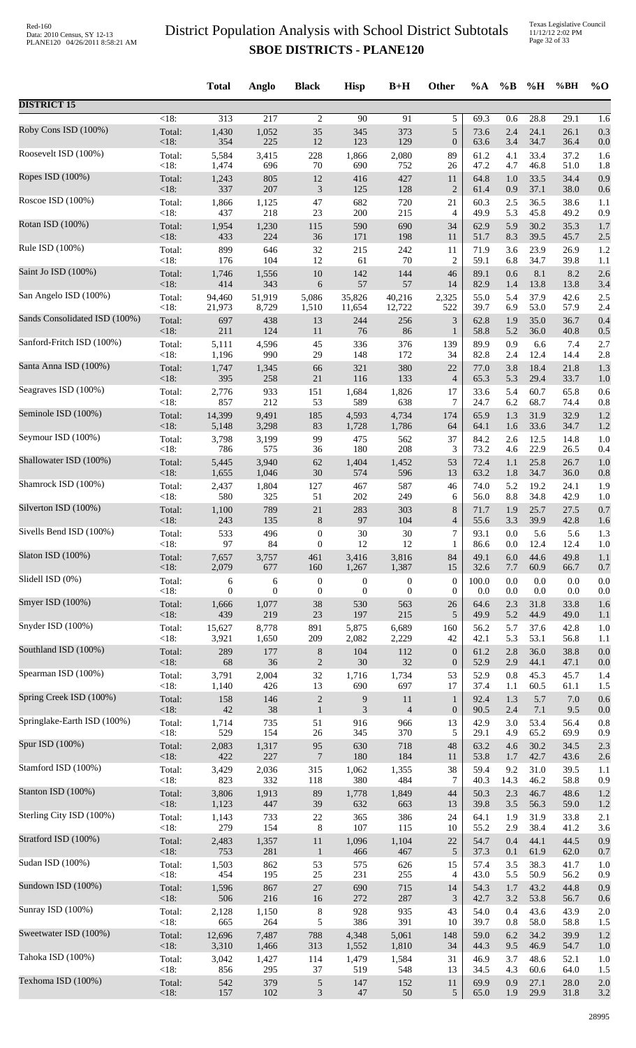# District Population Analysis with School District Subtotals

## SBOE DISTRICTS - PLANE120

| | | Total | Anglo | Black | Hisp | B+H | Other | %A | %B | %H | %BH | %O |
|---|---|---|---|---|---|---|---|---|---|---|---|---|
| **DISTRICT 15** | | | | | | | | | | | | |
| | <18: | 313 | 217 | 2 | 90 | 91 | 5 | 69.3 | 0.6 | 28.8 | 29.1 | 1.6 |
| Roby Cons ISD (100%) | Total: | 1,430 | 1,052 | 35 | 345 | 373 | 5 | 73.6 | 2.4 | 24.1 | 26.1 | 0.3 |
| | <18: | 354 | 225 | 12 | 123 | 129 | 0 | 63.6 | 3.4 | 34.7 | 36.4 | 0.0 |
| Roosevelt ISD (100%) | Total: | 5,584 | 3,415 | 228 | 1,866 | 2,080 | 89 | 61.2 | 4.1 | 33.4 | 37.2 | 1.6 |
| | <18: | 1,474 | 696 | 70 | 690 | 752 | 26 | 47.2 | 4.7 | 46.8 | 51.0 | 1.8 |
| Ropes ISD (100%) | Total: | 1,243 | 805 | 12 | 416 | 427 | 11 | 64.8 | 1.0 | 33.5 | 34.4 | 0.9 |
| | <18: | 337 | 207 | 3 | 125 | 128 | 2 | 61.4 | 0.9 | 37.1 | 38.0 | 0.6 |
| Roscoe ISD (100%) | Total: | 1,866 | 1,125 | 47 | 682 | 720 | 21 | 60.3 | 2.5 | 36.5 | 38.6 | 1.1 |
| | <18: | 437 | 218 | 23 | 200 | 215 | 4 | 49.9 | 5.3 | 45.8 | 49.2 | 0.9 |
| Rotan ISD (100%) | Total: | 1,954 | 1,230 | 115 | 590 | 690 | 34 | 62.9 | 5.9 | 30.2 | 35.3 | 1.7 |
| | <18: | 433 | 224 | 36 | 171 | 198 | 11 | 51.7 | 8.3 | 39.5 | 45.7 | 2.5 |
| Rule ISD (100%) | Total: | 899 | 646 | 32 | 215 | 242 | 11 | 71.9 | 3.6 | 23.9 | 26.9 | 1.2 |
| | <18: | 176 | 104 | 12 | 61 | 70 | 2 | 59.1 | 6.8 | 34.7 | 39.8 | 1.1 |
| Saint Jo ISD (100%) | Total: | 1,746 | 1,556 | 10 | 142 | 144 | 46 | 89.1 | 0.6 | 8.1 | 8.2 | 2.6 |
| | <18: | 414 | 343 | 6 | 57 | 57 | 14 | 82.9 | 1.4 | 13.8 | 13.8 | 3.4 |
| San Angelo ISD (100%) | Total: | 94,460 | 51,919 | 5,086 | 35,826 | 40,216 | 2,325 | 55.0 | 5.4 | 37.9 | 42.6 | 2.5 |
| | <18: | 21,973 | 8,729 | 1,510 | 11,654 | 12,722 | 522 | 39.7 | 6.9 | 53.0 | 57.9 | 2.4 |
| Sands Consolidated ISD (100%) | Total: | 697 | 438 | 13 | 244 | 256 | 3 | 62.8 | 1.9 | 35.0 | 36.7 | 0.4 |
| | <18: | 211 | 124 | 11 | 76 | 86 | 1 | 58.8 | 5.2 | 36.0 | 40.8 | 0.5 |
| Sanford-Fritch ISD (100%) | Total: | 5,111 | 4,596 | 45 | 336 | 376 | 139 | 89.9 | 0.9 | 6.6 | 7.4 | 2.7 |
| | <18: | 1,196 | 990 | 29 | 148 | 172 | 34 | 82.8 | 2.4 | 12.4 | 14.4 | 2.8 |
| Santa Anna ISD (100%) | Total: | 1,747 | 1,345 | 66 | 321 | 380 | 22 | 77.0 | 3.8 | 18.4 | 21.8 | 1.3 |
| | <18: | 395 | 258 | 21 | 116 | 133 | 4 | 65.3 | 5.3 | 29.4 | 33.7 | 1.0 |
| Seagraves ISD (100%) | Total: | 2,776 | 933 | 151 | 1,684 | 1,826 | 17 | 33.6 | 5.4 | 60.7 | 65.8 | 0.6 |
| | <18: | 857 | 212 | 53 | 589 | 638 | 7 | 24.7 | 6.2 | 68.7 | 74.4 | 0.8 |
| Seminole ISD (100%) | Total: | 14,399 | 9,491 | 185 | 4,593 | 4,734 | 174 | 65.9 | 1.3 | 31.9 | 32.9 | 1.2 |
| | <18: | 5,148 | 3,298 | 83 | 1,728 | 1,786 | 64 | 64.1 | 1.6 | 33.6 | 34.7 | 1.2 |
| Seymour ISD (100%) | Total: | 3,798 | 3,199 | 99 | 475 | 562 | 37 | 84.2 | 2.6 | 12.5 | 14.8 | 1.0 |
| | <18: | 786 | 575 | 36 | 180 | 208 | 3 | 73.2 | 4.6 | 22.9 | 26.5 | 0.4 |
| Shallowater ISD (100%) | Total: | 5,445 | 3,940 | 62 | 1,404 | 1,452 | 53 | 72.4 | 1.1 | 25.8 | 26.7 | 1.0 |
| | <18: | 1,655 | 1,046 | 30 | 574 | 596 | 13 | 63.2 | 1.8 | 34.7 | 36.0 | 0.8 |
| Shamrock ISD (100%) | Total: | 2,437 | 1,804 | 127 | 467 | 587 | 46 | 74.0 | 5.2 | 19.2 | 24.1 | 1.9 |
| | <18: | 580 | 325 | 51 | 202 | 249 | 6 | 56.0 | 8.8 | 34.8 | 42.9 | 1.0 |
| Silverton ISD (100%) | Total: | 1,100 | 789 | 21 | 283 | 303 | 8 | 71.7 | 1.9 | 25.7 | 27.5 | 0.7 |
| | <18: | 243 | 135 | 8 | 97 | 104 | 4 | 55.6 | 3.3 | 39.9 | 42.8 | 1.6 |
| Sivells Bend ISD (100%) | Total: | 533 | 496 | 0 | 30 | 30 | 7 | 93.1 | 0.0 | 5.6 | 5.6 | 1.3 |
| | <18: | 97 | 84 | 0 | 12 | 12 | 1 | 86.6 | 0.0 | 12.4 | 12.4 | 1.0 |
| Slaton ISD (100%) | Total: | 7,657 | 3,757 | 461 | 3,416 | 3,816 | 84 | 49.1 | 6.0 | 44.6 | 49.8 | 1.1 |
| | <18: | 2,079 | 677 | 160 | 1,267 | 1,387 | 15 | 32.6 | 7.7 | 60.9 | 66.7 | 0.7 |
| Slidell ISD (0%) | Total: | 6 | 6 | 0 | 0 | 0 | 0 | 100.0 | 0.0 | 0.0 | 0.0 | 0.0 |
| | <18: | 0 | 0 | 0 | 0 | 0 | 0 | 0.0 | 0.0 | 0.0 | 0.0 | 0.0 |
| Smyer ISD (100%) | Total: | 1,666 | 1,077 | 38 | 530 | 563 | 26 | 64.6 | 2.3 | 31.8 | 33.8 | 1.6 |
| | <18: | 439 | 219 | 23 | 197 | 215 | 5 | 49.9 | 5.2 | 44.9 | 49.0 | 1.1 |
| Snyder ISD (100%) | Total: | 15,627 | 8,778 | 891 | 5,875 | 6,689 | 160 | 56.2 | 5.7 | 37.6 | 42.8 | 1.0 |
| | <18: | 3,921 | 1,650 | 209 | 2,082 | 2,229 | 42 | 42.1 | 5.3 | 53.1 | 56.8 | 1.1 |
| Southland ISD (100%) | Total: | 289 | 177 | 8 | 104 | 112 | 0 | 61.2 | 2.8 | 36.0 | 38.8 | 0.0 |
| | <18: | 68 | 36 | 2 | 30 | 32 | 0 | 52.9 | 2.9 | 44.1 | 47.1 | 0.0 |
| Spearman ISD (100%) | Total: | 3,791 | 2,004 | 32 | 1,716 | 1,734 | 53 | 52.9 | 0.8 | 45.3 | 45.7 | 1.4 |
| | <18: | 1,140 | 426 | 13 | 690 | 697 | 17 | 37.4 | 1.1 | 60.5 | 61.1 | 1.5 |
| Spring Creek ISD (100%) | Total: | 158 | 146 | 2 | 9 | 11 | 1 | 92.4 | 1.3 | 5.7 | 7.0 | 0.6 |
| | <18: | 42 | 38 | 1 | 3 | 4 | 0 | 90.5 | 2.4 | 7.1 | 9.5 | 0.0 |
| Springlake-Earth ISD (100%) | Total: | 1,714 | 735 | 51 | 916 | 966 | 13 | 42.9 | 3.0 | 53.4 | 56.4 | 0.8 |
| | <18: | 529 | 154 | 26 | 345 | 370 | 5 | 29.1 | 4.9 | 65.2 | 69.9 | 0.9 |
| Spur ISD (100%) | Total: | 2,083 | 1,317 | 95 | 630 | 718 | 48 | 63.2 | 4.6 | 30.2 | 34.5 | 2.3 |
| | <18: | 422 | 227 | 7 | 180 | 184 | 11 | 53.8 | 1.7 | 42.7 | 43.6 | 2.6 |
| Stamford ISD (100%) | Total: | 3,429 | 2,036 | 315 | 1,062 | 1,355 | 38 | 59.4 | 9.2 | 31.0 | 39.5 | 1.1 |
| | <18: | 823 | 332 | 118 | 380 | 484 | 7 | 40.3 | 14.3 | 46.2 | 58.8 | 0.9 |
| Stanton ISD (100%) | Total: | 3,806 | 1,913 | 89 | 1,778 | 1,849 | 44 | 50.3 | 2.3 | 46.7 | 48.6 | 1.2 |
| | <18: | 1,123 | 447 | 39 | 632 | 663 | 13 | 39.8 | 3.5 | 56.3 | 59.0 | 1.2 |
| Sterling City ISD (100%) | Total: | 1,143 | 733 | 22 | 365 | 386 | 24 | 64.1 | 1.9 | 31.9 | 33.8 | 2.1 |
| | <18: | 279 | 154 | 8 | 107 | 115 | 10 | 55.2 | 2.9 | 38.4 | 41.2 | 3.6 |
| Stratford ISD (100%) | Total: | 2,483 | 1,357 | 11 | 1,096 | 1,104 | 22 | 54.7 | 0.4 | 44.1 | 44.5 | 0.9 |
| | <18: | 753 | 281 | 1 | 466 | 467 | 5 | 37.3 | 0.1 | 61.9 | 62.0 | 0.7 |
| Sudan ISD (100%) | Total: | 1,503 | 862 | 53 | 575 | 626 | 15 | 57.4 | 3.5 | 38.3 | 41.7 | 1.0 |
| | <18: | 454 | 195 | 25 | 231 | 255 | 4 | 43.0 | 5.5 | 50.9 | 56.2 | 0.9 |
| Sundown ISD (100%) | Total: | 1,596 | 867 | 27 | 690 | 715 | 14 | 54.3 | 1.7 | 43.2 | 44.8 | 0.9 |
| | <18: | 506 | 216 | 16 | 272 | 287 | 3 | 42.7 | 3.2 | 53.8 | 56.7 | 0.6 |
| Sunray ISD (100%) | Total: | 2,128 | 1,150 | 8 | 928 | 935 | 43 | 54.0 | 0.4 | 43.6 | 43.9 | 2.0 |
| | <18: | 665 | 264 | 5 | 386 | 391 | 10 | 39.7 | 0.8 | 58.0 | 58.8 | 1.5 |
| Sweetwater ISD (100%) | Total: | 12,696 | 7,487 | 788 | 4,348 | 5,061 | 148 | 59.0 | 6.2 | 34.2 | 39.9 | 1.2 |
| | <18: | 3,310 | 1,466 | 313 | 1,552 | 1,810 | 34 | 44.3 | 9.5 | 46.9 | 54.7 | 1.0 |
| Tahoka ISD (100%) | Total: | 3,042 | 1,427 | 114 | 1,479 | 1,584 | 31 | 46.9 | 3.7 | 48.6 | 52.1 | 1.0 |
| | <18: | 856 | 295 | 37 | 519 | 548 | 13 | 34.5 | 4.3 | 60.6 | 64.0 | 1.5 |
| Texhoma ISD (100%) | Total: | 542 | 379 | 5 | 147 | 152 | 11 | 69.9 | 0.9 | 27.1 | 28.0 | 2.0 |
| | <18: | 157 | 102 | 3 | 47 | 50 | 5 | 65.0 | 1.9 | 29.9 | 31.8 | 3.2 |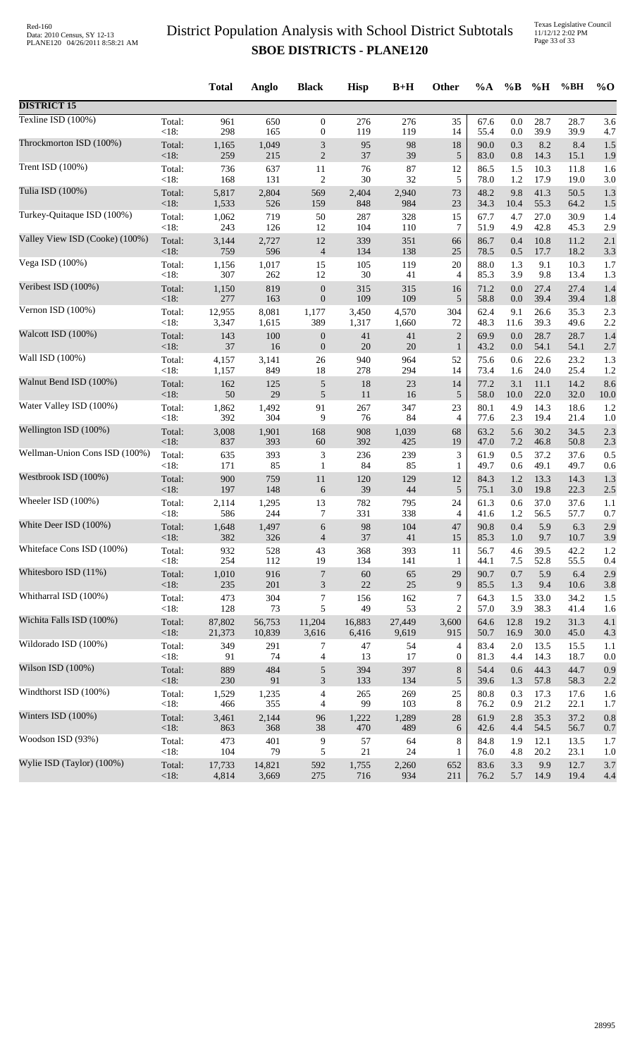# District Population Analysis with School District Subtotals

## SBOE DISTRICTS - PLANE120

| | | Total | Anglo | Black | Hisp | B+H | Other | %A | %B | %H | %BH | %O |
|---|---|---|---|---|---|---|---|---|---|---|---|---|
| **DISTRICT 15** | | | | | | | | | | | | |
| Texline ISD (100%) | Total: | 961 | 650 | 0 | 276 | 276 | 35 | 67.6 | 0.0 | 28.7 | 28.7 | 3.6 |
| | <18: | 298 | 165 | 0 | 119 | 119 | 14 | 55.4 | 0.0 | 39.9 | 39.9 | 4.7 |
| Throckmorton ISD (100%) | Total: | 1,165 | 1,049 | 3 | 95 | 98 | 18 | 90.0 | 0.3 | 8.2 | 8.4 | 1.5 |
| | <18: | 259 | 215 | 2 | 37 | 39 | 5 | 83.0 | 0.8 | 14.3 | 15.1 | 1.9 |
| Trent ISD (100%) | Total: | 736 | 637 | 11 | 76 | 87 | 12 | 86.5 | 1.5 | 10.3 | 11.8 | 1.6 |
| | <18: | 168 | 131 | 2 | 30 | 32 | 5 | 78.0 | 1.2 | 17.9 | 19.0 | 3.0 |
| Tulia ISD (100%) | Total: | 5,817 | 2,804 | 569 | 2,404 | 2,940 | 73 | 48.2 | 9.8 | 41.3 | 50.5 | 1.3 |
| | <18: | 1,533 | 526 | 159 | 848 | 984 | 23 | 34.3 | 10.4 | 55.3 | 64.2 | 1.5 |
| Turkey-Quitaque ISD (100%) | Total: | 1,062 | 719 | 50 | 287 | 328 | 15 | 67.7 | 4.7 | 27.0 | 30.9 | 1.4 |
| | <18: | 243 | 126 | 12 | 104 | 110 | 7 | 51.9 | 4.9 | 42.8 | 45.3 | 2.9 |
| Valley View ISD (Cooke) (100%) | Total: | 3,144 | 2,727 | 12 | 339 | 351 | 66 | 86.7 | 0.4 | 10.8 | 11.2 | 2.1 |
| | <18: | 759 | 596 | 4 | 134 | 138 | 25 | 78.5 | 0.5 | 17.7 | 18.2 | 3.3 |
| Vega ISD (100%) | Total: | 1,156 | 1,017 | 15 | 105 | 119 | 20 | 88.0 | 1.3 | 9.1 | 10.3 | 1.7 |
| | <18: | 307 | 262 | 12 | 30 | 41 | 4 | 85.3 | 3.9 | 9.8 | 13.4 | 1.3 |
| Veribest ISD (100%) | Total: | 1,150 | 819 | 0 | 315 | 315 | 16 | 71.2 | 0.0 | 27.4 | 27.4 | 1.4 |
| | <18: | 277 | 163 | 0 | 109 | 109 | 5 | 58.8 | 0.0 | 39.4 | 39.4 | 1.8 |
| Vernon ISD (100%) | Total: | 12,955 | 8,081 | 1,177 | 3,450 | 4,570 | 304 | 62.4 | 9.1 | 26.6 | 35.3 | 2.3 |
| | <18: | 3,347 | 1,615 | 389 | 1,317 | 1,660 | 72 | 48.3 | 11.6 | 39.3 | 49.6 | 2.2 |
| Walcott ISD (100%) | Total: | 143 | 100 | 0 | 41 | 41 | 2 | 69.9 | 0.0 | 28.7 | 28.7 | 1.4 |
| | <18: | 37 | 16 | 0 | 20 | 20 | 1 | 43.2 | 0.0 | 54.1 | 54.1 | 2.7 |
| Wall ISD (100%) | Total: | 4,157 | 3,141 | 26 | 940 | 964 | 52 | 75.6 | 0.6 | 22.6 | 23.2 | 1.3 |
| | <18: | 1,157 | 849 | 18 | 278 | 294 | 14 | 73.4 | 1.6 | 24.0 | 25.4 | 1.2 |
| Walnut Bend ISD (100%) | Total: | 162 | 125 | 5 | 18 | 23 | 14 | 77.2 | 3.1 | 11.1 | 14.2 | 8.6 |
| | <18: | 50 | 29 | 5 | 11 | 16 | 5 | 58.0 | 10.0 | 22.0 | 32.0 | 10.0 |
| Water Valley ISD (100%) | Total: | 1,862 | 1,492 | 91 | 267 | 347 | 23 | 80.1 | 4.9 | 14.3 | 18.6 | 1.2 |
| | <18: | 392 | 304 | 9 | 76 | 84 | 4 | 77.6 | 2.3 | 19.4 | 21.4 | 1.0 |
| Wellington ISD (100%) | Total: | 3,008 | 1,901 | 168 | 908 | 1,039 | 68 | 63.2 | 5.6 | 30.2 | 34.5 | 2.3 |
| | <18: | 837 | 393 | 60 | 392 | 425 | 19 | 47.0 | 7.2 | 46.8 | 50.8 | 2.3 |
| Wellman-Union Cons ISD (100%) | Total: | 635 | 393 | 3 | 236 | 239 | 3 | 61.9 | 0.5 | 37.2 | 37.6 | 0.5 |
| | <18: | 171 | 85 | 1 | 84 | 85 | 1 | 49.7 | 0.6 | 49.1 | 49.7 | 0.6 |
| Westbrook ISD (100%) | Total: | 900 | 759 | 11 | 120 | 129 | 12 | 84.3 | 1.2 | 13.3 | 14.3 | 1.3 |
| | <18: | 197 | 148 | 6 | 39 | 44 | 5 | 75.1 | 3.0 | 19.8 | 22.3 | 2.5 |
| Wheeler ISD (100%) | Total: | 2,114 | 1,295 | 13 | 782 | 795 | 24 | 61.3 | 0.6 | 37.0 | 37.6 | 1.1 |
| | <18: | 586 | 244 | 7 | 331 | 338 | 4 | 41.6 | 1.2 | 56.5 | 57.7 | 0.7 |
| White Deer ISD (100%) | Total: | 1,648 | 1,497 | 6 | 98 | 104 | 47 | 90.8 | 0.4 | 5.9 | 6.3 | 2.9 |
| | <18: | 382 | 326 | 4 | 37 | 41 | 15 | 85.3 | 1.0 | 9.7 | 10.7 | 3.9 |
| Whiteface Cons ISD (100%) | Total: | 932 | 528 | 43 | 368 | 393 | 11 | 56.7 | 4.6 | 39.5 | 42.2 | 1.2 |
| | <18: | 254 | 112 | 19 | 134 | 141 | 1 | 44.1 | 7.5 | 52.8 | 55.5 | 0.4 |
| Whitesboro ISD (11%) | Total: | 1,010 | 916 | 7 | 60 | 65 | 29 | 90.7 | 0.7 | 5.9 | 6.4 | 2.9 |
| | <18: | 235 | 201 | 3 | 22 | 25 | 9 | 85.5 | 1.3 | 9.4 | 10.6 | 3.8 |
| Whitharral ISD (100%) | Total: | 473 | 304 | 7 | 156 | 162 | 7 | 64.3 | 1.5 | 33.0 | 34.2 | 1.5 |
| | <18: | 128 | 73 | 5 | 49 | 53 | 2 | 57.0 | 3.9 | 38.3 | 41.4 | 1.6 |
| Wichita Falls ISD (100%) | Total: | 87,802 | 56,753 | 11,204 | 16,883 | 27,449 | 3,600 | 64.6 | 12.8 | 19.2 | 31.3 | 4.1 |
| | <18: | 21,373 | 10,839 | 3,616 | 6,416 | 9,619 | 915 | 50.7 | 16.9 | 30.0 | 45.0 | 4.3 |
| Wildorado ISD (100%) | Total: | 349 | 291 | 7 | 47 | 54 | 4 | 83.4 | 2.0 | 13.5 | 15.5 | 1.1 |
| | <18: | 91 | 74 | 4 | 13 | 17 | 0 | 81.3 | 4.4 | 14.3 | 18.7 | 0.0 |
| Wilson ISD (100%) | Total: | 889 | 484 | 5 | 394 | 397 | 8 | 54.4 | 0.6 | 44.3 | 44.7 | 0.9 |
| | <18: | 230 | 91 | 3 | 133 | 134 | 5 | 39.6 | 1.3 | 57.8 | 58.3 | 2.2 |
| Windthorst ISD (100%) | Total: | 1,529 | 1,235 | 4 | 265 | 269 | 25 | 80.8 | 0.3 | 17.3 | 17.6 | 1.6 |
| | <18: | 466 | 355 | 4 | 99 | 103 | 8 | 76.2 | 0.9 | 21.2 | 22.1 | 1.7 |
| Winters ISD (100%) | Total: | 3,461 | 2,144 | 96 | 1,222 | 1,289 | 28 | 61.9 | 2.8 | 35.3 | 37.2 | 0.8 |
| | <18: | 863 | 368 | 38 | 470 | 489 | 6 | 42.6 | 4.4 | 54.5 | 56.7 | 0.7 |
| Woodson ISD (93%) | Total: | 473 | 401 | 9 | 57 | 64 | 8 | 84.8 | 1.9 | 12.1 | 13.5 | 1.7 |
| | <18: | 104 | 79 | 5 | 21 | 24 | 1 | 76.0 | 4.8 | 20.2 | 23.1 | 1.0 |
| Wylie ISD (Taylor) (100%) | Total: | 17,733 | 14,821 | 592 | 1,755 | 2,260 | 652 | 83.6 | 3.3 | 9.9 | 12.7 | 3.7 |
| | <18: | 4,814 | 3,669 | 275 | 716 | 934 | 211 | 76.2 | 5.7 | 14.9 | 19.4 | 4.4 |